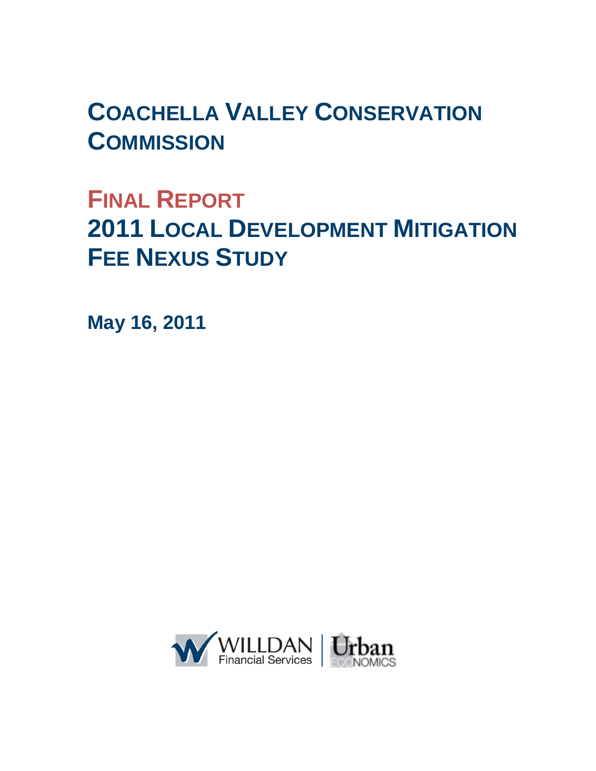# Coachella Valley Conservation Commission

## Final Report

## 2011 Local Development Mitigation Fee Nexus Study

**May 16, 2011**

WILLDAN Financial Services | Urban Economics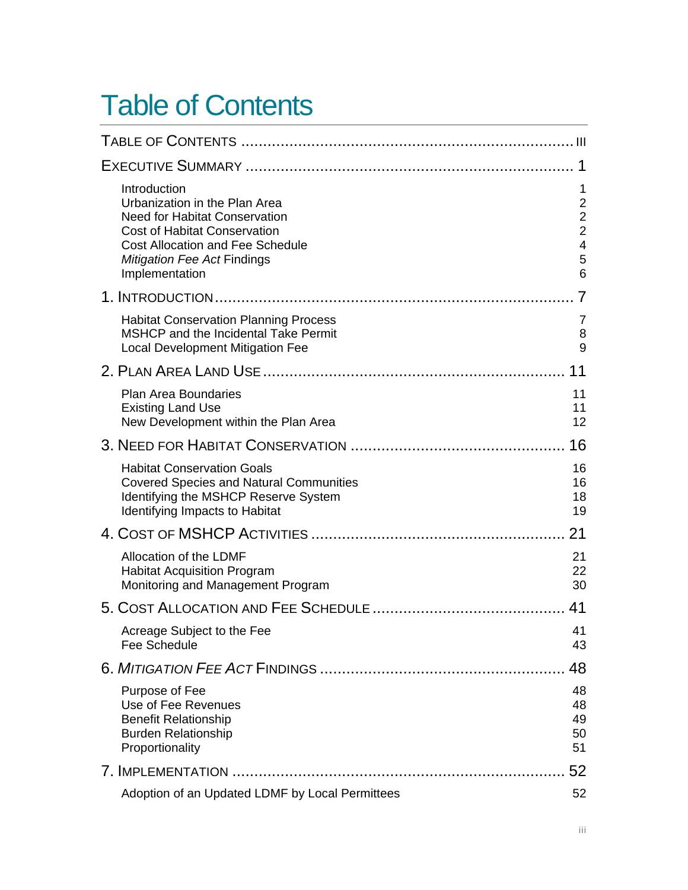# Table of Contents

| | |
|---|---|
| TABLE OF CONTENTS | III |
| EXECUTIVE SUMMARY | 1 |
| Introduction | 1 |
| Urbanization in the Plan Area | 2 |
| Need for Habitat Conservation | 2 |
| Cost of Habitat Conservation | 2 |
| Cost Allocation and Fee Schedule | 4 |
| *Mitigation Fee Act* Findings | 5 |
| Implementation | 6 |
| 1. INTRODUCTION | 7 |
| Habitat Conservation Planning Process | 7 |
| MSHCP and the Incidental Take Permit | 8 |
| Local Development Mitigation Fee | 9 |
| 2. PLAN AREA LAND USE | 11 |
| Plan Area Boundaries | 11 |
| Existing Land Use | 11 |
| New Development within the Plan Area | 12 |
| 3. NEED FOR HABITAT CONSERVATION | 16 |
| Habitat Conservation Goals | 16 |
| Covered Species and Natural Communities | 16 |
| Identifying the MSHCP Reserve System | 18 |
| Identifying Impacts to Habitat | 19 |
| 4. COST OF MSHCP ACTIVITIES | 21 |
| Allocation of the LDMF | 21 |
| Habitat Acquisition Program | 22 |
| Monitoring and Management Program | 30 |
| 5. COST ALLOCATION AND FEE SCHEDULE | 41 |
| Acreage Subject to the Fee | 41 |
| Fee Schedule | 43 |
| 6. *MITIGATION FEE ACT* FINDINGS | 48 |
| Purpose of Fee | 48 |
| Use of Fee Revenues | 48 |
| Benefit Relationship | 49 |
| Burden Relationship | 50 |
| Proportionality | 51 |
| 7. IMPLEMENTATION | 52 |
| Adoption of an Updated LDMF by Local Permittees | 52 |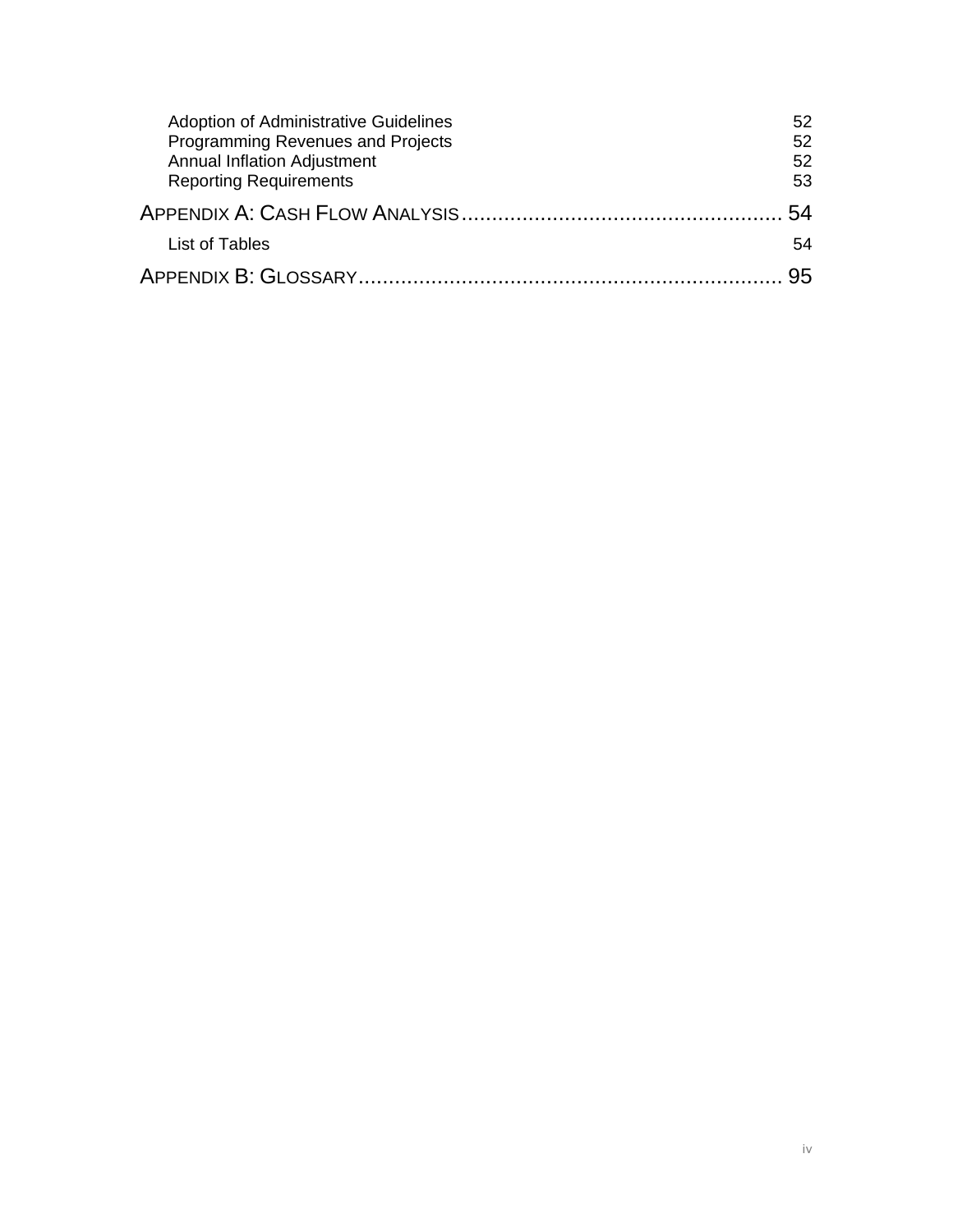Adoption of Administrative Guidelines 52
Programming Revenues and Projects 52
Annual Inflation Adjustment 52
Reporting Requirements 53

APPENDIX A: CASH FLOW ANALYSIS.................................................... 54

List of Tables 54

APPENDIX B: GLOSSARY..................................................................... 95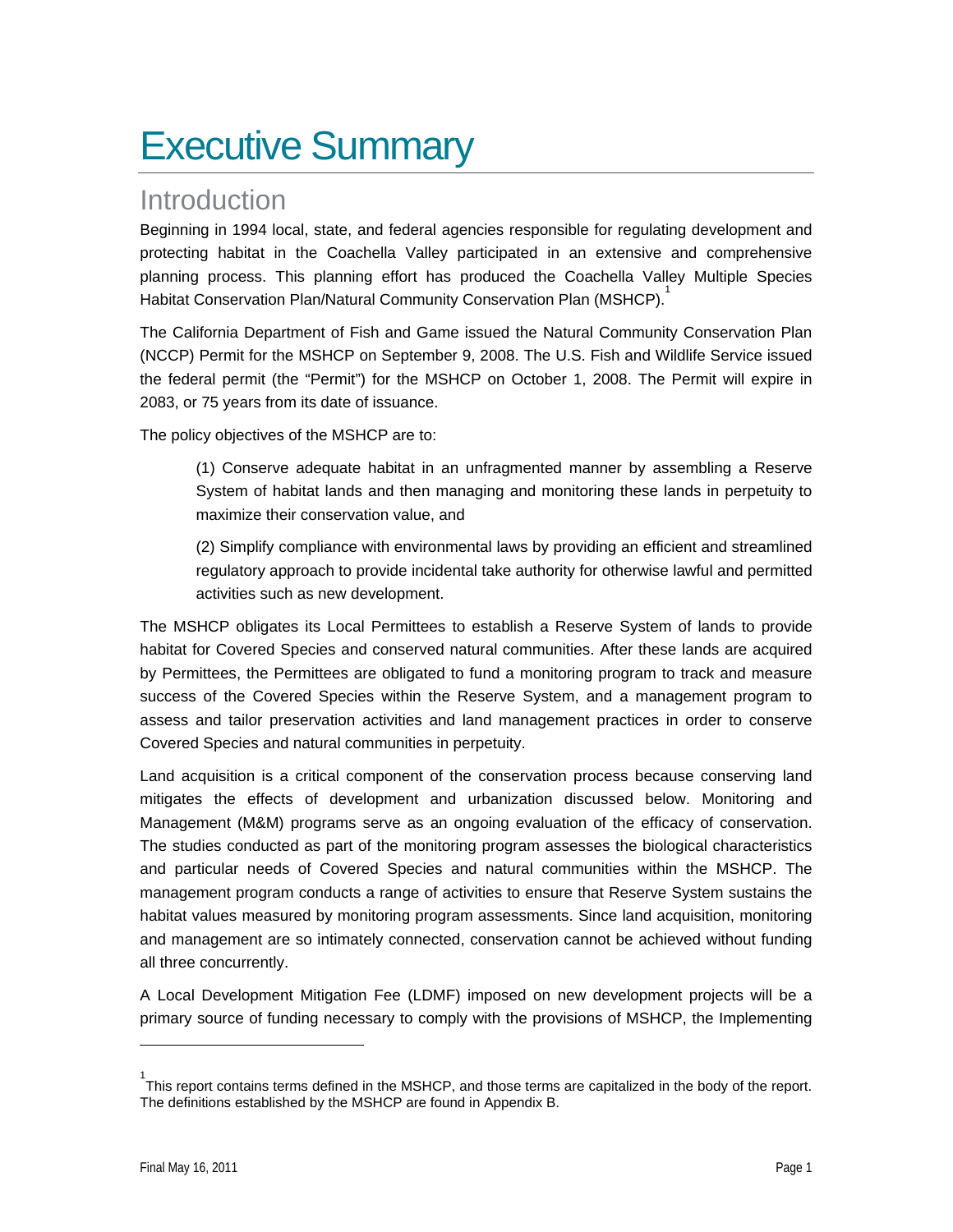# Executive Summary

## Introduction

Beginning in 1994 local, state, and federal agencies responsible for regulating development and protecting habitat in the Coachella Valley participated in an extensive and comprehensive planning process. This planning effort has produced the Coachella Valley Multiple Species Habitat Conservation Plan/Natural Community Conservation Plan (MSHCP).[1]

The California Department of Fish and Game issued the Natural Community Conservation Plan (NCCP) Permit for the MSHCP on September 9, 2008. The U.S. Fish and Wildlife Service issued the federal permit (the "Permit") for the MSHCP on October 1, 2008. The Permit will expire in 2083, or 75 years from its date of issuance.

The policy objectives of the MSHCP are to:

> (1) Conserve adequate habitat in an unfragmented manner by assembling a Reserve System of habitat lands and then managing and monitoring these lands in perpetuity to maximize their conservation value, and
>
> (2) Simplify compliance with environmental laws by providing an efficient and streamlined regulatory approach to provide incidental take authority for otherwise lawful and permitted activities such as new development.

The MSHCP obligates its Local Permittees to establish a Reserve System of lands to provide habitat for Covered Species and conserved natural communities. After these lands are acquired by Permittees, the Permittees are obligated to fund a monitoring program to track and measure success of the Covered Species within the Reserve System, and a management program to assess and tailor preservation activities and land management practices in order to conserve Covered Species and natural communities in perpetuity.

Land acquisition is a critical component of the conservation process because conserving land mitigates the effects of development and urbanization discussed below. Monitoring and Management (M&M) programs serve as an ongoing evaluation of the efficacy of conservation. The studies conducted as part of the monitoring program assesses the biological characteristics and particular needs of Covered Species and natural communities within the MSHCP. The management program conducts a range of activities to ensure that Reserve System sustains the habitat values measured by monitoring program assessments. Since land acquisition, monitoring and management are so intimately connected, conservation cannot be achieved without funding all three concurrently.

A Local Development Mitigation Fee (LDMF) imposed on new development projects will be a primary source of funding necessary to comply with the provisions of MSHCP, the Implementing

---

[1] This report contains terms defined in the MSHCP, and those terms are capitalized in the body of the report. The definitions established by the MSHCP are found in Appendix B.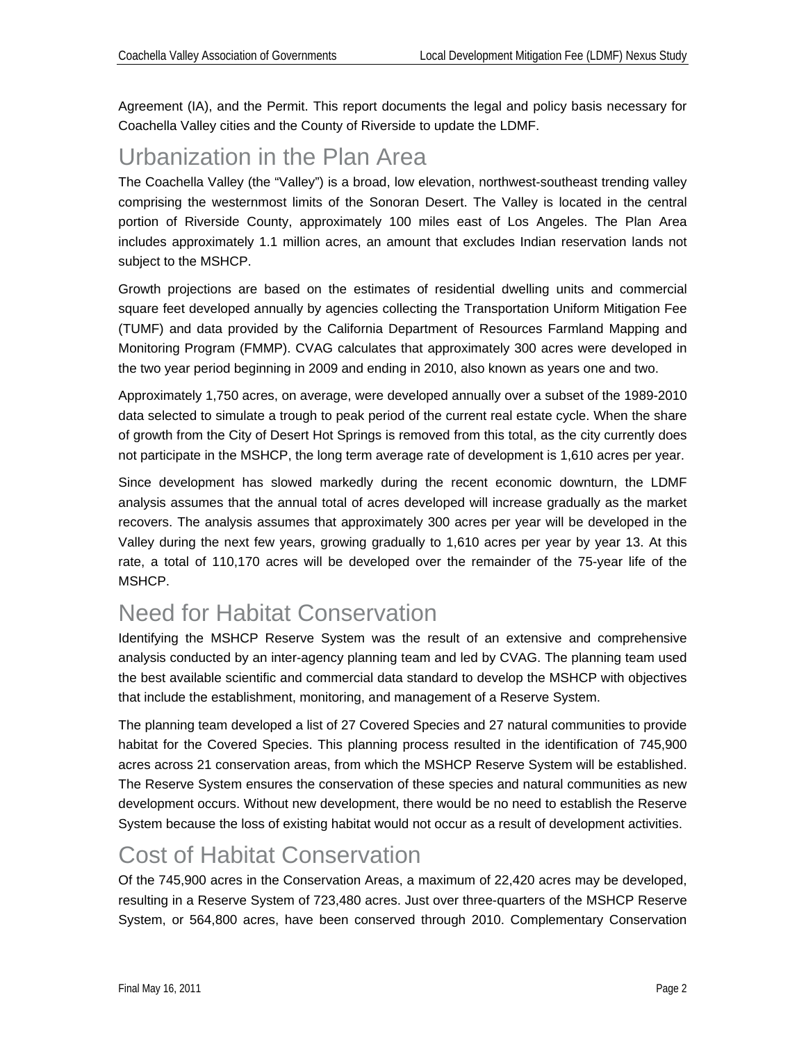Agreement (IA), and the Permit. This report documents the legal and policy basis necessary for Coachella Valley cities and the County of Riverside to update the LDMF.

# Urbanization in the Plan Area

The Coachella Valley (the "Valley") is a broad, low elevation, northwest-southeast trending valley comprising the westernmost limits of the Sonoran Desert. The Valley is located in the central portion of Riverside County, approximately 100 miles east of Los Angeles. The Plan Area includes approximately 1.1 million acres, an amount that excludes Indian reservation lands not subject to the MSHCP.

Growth projections are based on the estimates of residential dwelling units and commercial square feet developed annually by agencies collecting the Transportation Uniform Mitigation Fee (TUMF) and data provided by the California Department of Resources Farmland Mapping and Monitoring Program (FMMP). CVAG calculates that approximately 300 acres were developed in the two year period beginning in 2009 and ending in 2010, also known as years one and two.

Approximately 1,750 acres, on average, were developed annually over a subset of the 1989-2010 data selected to simulate a trough to peak period of the current real estate cycle. When the share of growth from the City of Desert Hot Springs is removed from this total, as the city currently does not participate in the MSHCP, the long term average rate of development is 1,610 acres per year.

Since development has slowed markedly during the recent economic downturn, the LDMF analysis assumes that the annual total of acres developed will increase gradually as the market recovers. The analysis assumes that approximately 300 acres per year will be developed in the Valley during the next few years, growing gradually to 1,610 acres per year by year 13. At this rate, a total of 110,170 acres will be developed over the remainder of the 75-year life of the MSHCP.

# Need for Habitat Conservation

Identifying the MSHCP Reserve System was the result of an extensive and comprehensive analysis conducted by an inter-agency planning team and led by CVAG. The planning team used the best available scientific and commercial data standard to develop the MSHCP with objectives that include the establishment, monitoring, and management of a Reserve System.

The planning team developed a list of 27 Covered Species and 27 natural communities to provide habitat for the Covered Species. This planning process resulted in the identification of 745,900 acres across 21 conservation areas, from which the MSHCP Reserve System will be established. The Reserve System ensures the conservation of these species and natural communities as new development occurs. Without new development, there would be no need to establish the Reserve System because the loss of existing habitat would not occur as a result of development activities.

# Cost of Habitat Conservation

Of the 745,900 acres in the Conservation Areas, a maximum of 22,420 acres may be developed, resulting in a Reserve System of 723,480 acres. Just over three-quarters of the MSHCP Reserve System, or 564,800 acres, have been conserved through 2010. Complementary Conservation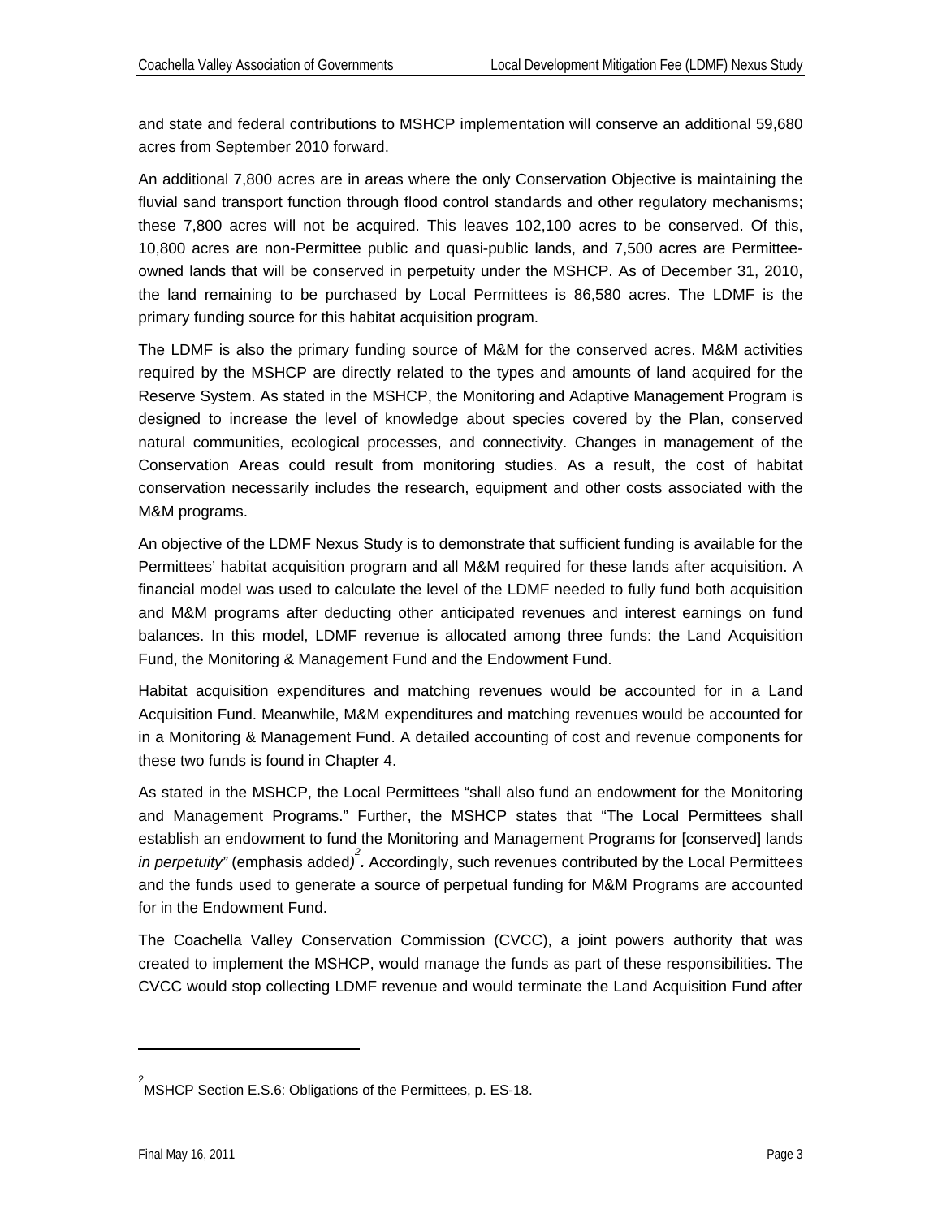and state and federal contributions to MSHCP implementation will conserve an additional 59,680 acres from September 2010 forward.

An additional 7,800 acres are in areas where the only Conservation Objective is maintaining the fluvial sand transport function through flood control standards and other regulatory mechanisms; these 7,800 acres will not be acquired. This leaves 102,100 acres to be conserved. Of this, 10,800 acres are non-Permittee public and quasi-public lands, and 7,500 acres are Permittee-owned lands that will be conserved in perpetuity under the MSHCP. As of December 31, 2010, the land remaining to be purchased by Local Permittees is 86,580 acres. The LDMF is the primary funding source for this habitat acquisition program.

The LDMF is also the primary funding source of M&M for the conserved acres. M&M activities required by the MSHCP are directly related to the types and amounts of land acquired for the Reserve System. As stated in the MSHCP, the Monitoring and Adaptive Management Program is designed to increase the level of knowledge about species covered by the Plan, conserved natural communities, ecological processes, and connectivity. Changes in management of the Conservation Areas could result from monitoring studies. As a result, the cost of habitat conservation necessarily includes the research, equipment and other costs associated with the M&M programs.

An objective of the LDMF Nexus Study is to demonstrate that sufficient funding is available for the Permittees' habitat acquisition program and all M&M required for these lands after acquisition. A financial model was used to calculate the level of the LDMF needed to fully fund both acquisition and M&M programs after deducting other anticipated revenues and interest earnings on fund balances. In this model, LDMF revenue is allocated among three funds: the Land Acquisition Fund, the Monitoring & Management Fund and the Endowment Fund.

Habitat acquisition expenditures and matching revenues would be accounted for in a Land Acquisition Fund. Meanwhile, M&M expenditures and matching revenues would be accounted for in a Monitoring & Management Fund. A detailed accounting of cost and revenue components for these two funds is found in Chapter 4.

As stated in the MSHCP, the Local Permittees "shall also fund an endowment for the Monitoring and Management Programs." Further, the MSHCP states that "The Local Permittees shall establish an endowment to fund the Monitoring and Management Programs for [conserved] lands *in perpetuity"* (emphasis added)[2]. Accordingly, such revenues contributed by the Local Permittees and the funds used to generate a source of perpetual funding for M&M Programs are accounted for in the Endowment Fund.

The Coachella Valley Conservation Commission (CVCC), a joint powers authority that was created to implement the MSHCP, would manage the funds as part of these responsibilities. The CVCC would stop collecting LDMF revenue and would terminate the Land Acquisition Fund after

---

[2] MSHCP Section E.S.6: Obligations of the Permittees, p. ES-18.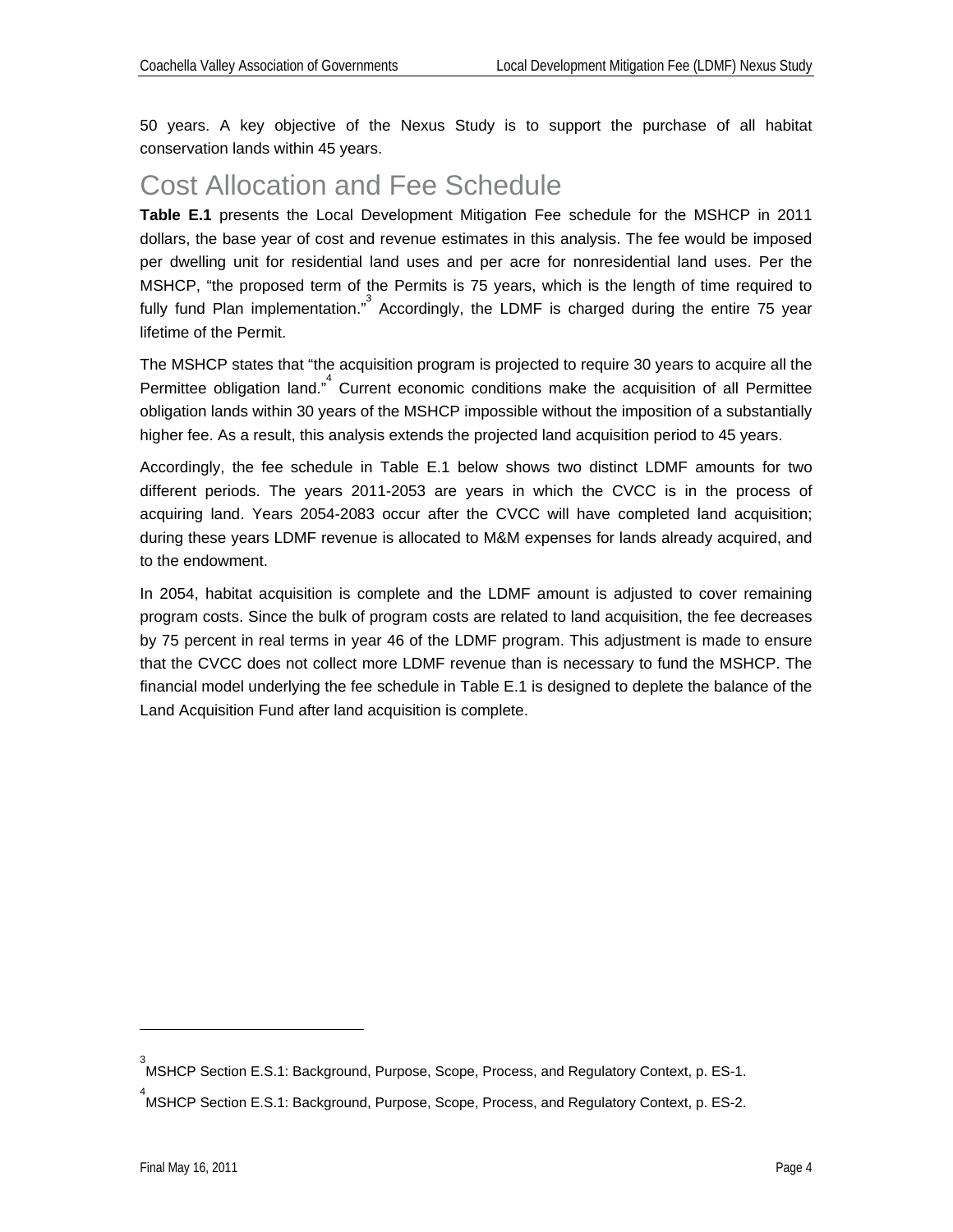50 years. A key objective of the Nexus Study is to support the purchase of all habitat conservation lands within 45 years.

# Cost Allocation and Fee Schedule

**Table E.1** presents the Local Development Mitigation Fee schedule for the MSHCP in 2011 dollars, the base year of cost and revenue estimates in this analysis. The fee would be imposed per dwelling unit for residential land uses and per acre for nonresidential land uses. Per the MSHCP, "the proposed term of the Permits is 75 years, which is the length of time required to fully fund Plan implementation."[3] Accordingly, the LDMF is charged during the entire 75 year lifetime of the Permit.

The MSHCP states that "the acquisition program is projected to require 30 years to acquire all the Permittee obligation land."[4] Current economic conditions make the acquisition of all Permittee obligation lands within 30 years of the MSHCP impossible without the imposition of a substantially higher fee. As a result, this analysis extends the projected land acquisition period to 45 years.

Accordingly, the fee schedule in Table E.1 below shows two distinct LDMF amounts for two different periods. The years 2011-2053 are years in which the CVCC is in the process of acquiring land. Years 2054-2083 occur after the CVCC will have completed land acquisition; during these years LDMF revenue is allocated to M&M expenses for lands already acquired, and to the endowment.

In 2054, habitat acquisition is complete and the LDMF amount is adjusted to cover remaining program costs. Since the bulk of program costs are related to land acquisition, the fee decreases by 75 percent in real terms in year 46 of the LDMF program. This adjustment is made to ensure that the CVCC does not collect more LDMF revenue than is necessary to fund the MSHCP. The financial model underlying the fee schedule in Table E.1 is designed to deplete the balance of the Land Acquisition Fund after land acquisition is complete.

---

[3] MSHCP Section E.S.1: Background, Purpose, Scope, Process, and Regulatory Context, p. ES-1.

[4] MSHCP Section E.S.1: Background, Purpose, Scope, Process, and Regulatory Context, p. ES-2.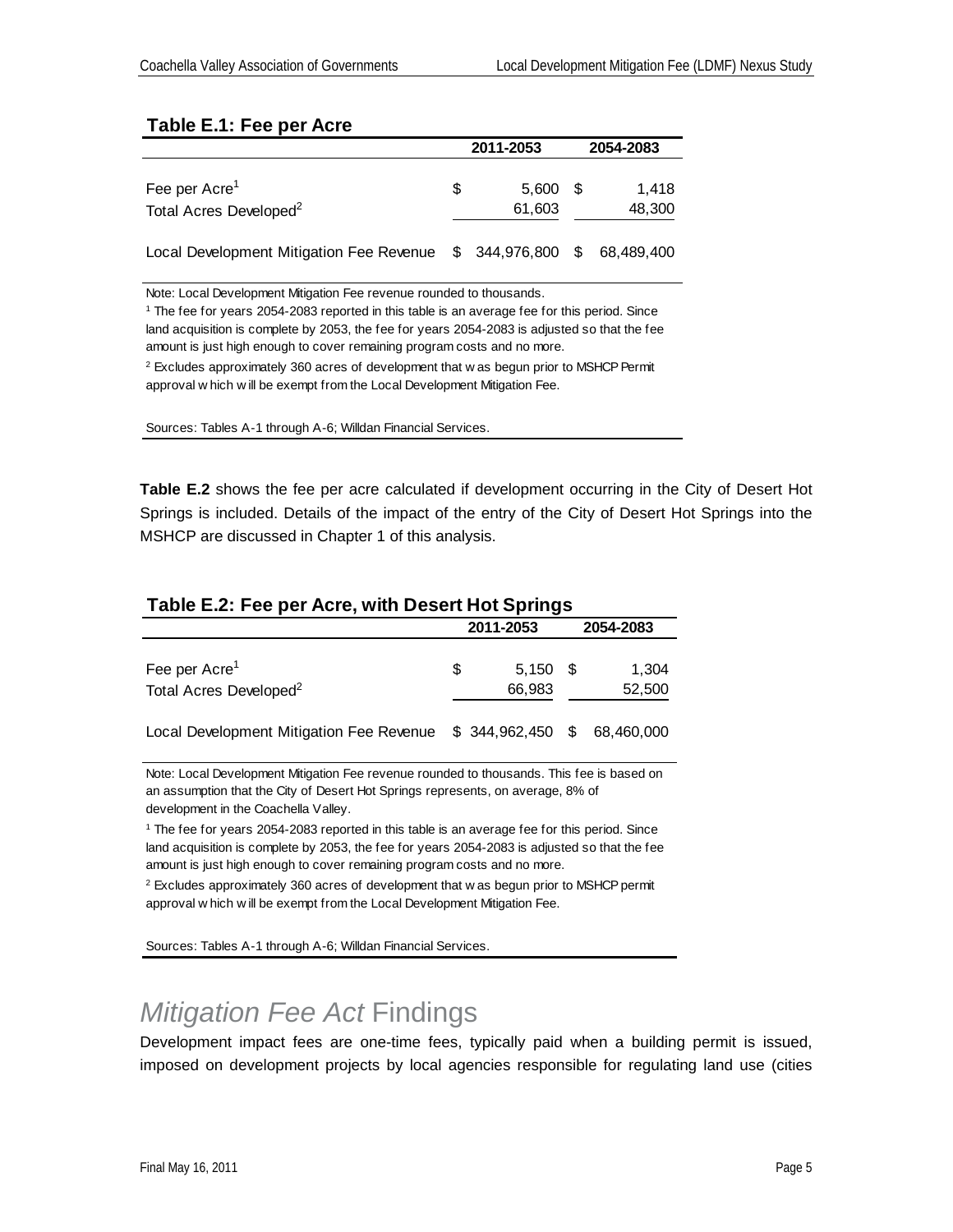**Table E.1: Fee per Acre**

| | 2011-2053 | 2054-2083 |
|---|---|---|
| Fee per Acre[1] | $ 5,600 | $ 1,418 |
| Total Acres Developed[2] | 61,603 | 48,300 |
| Local Development Mitigation Fee Revenue | $ 344,976,800 | $ 68,489,400 |

Note: Local Development Mitigation Fee revenue rounded to thousands.

[1] The fee for years 2054-2083 reported in this table is an average fee for this period. Since land acquisition is complete by 2053, the fee for years 2054-2083 is adjusted so that the fee amount is just high enough to cover remaining program costs and no more.

[2] Excludes approximately 360 acres of development that was begun prior to MSHCP Permit approval which will be exempt from the Local Development Mitigation Fee.

Sources: Tables A-1 through A-6; Willdan Financial Services.

**Table E.2** shows the fee per acre calculated if development occurring in the City of Desert Hot Springs is included. Details of the impact of the entry of the City of Desert Hot Springs into the MSHCP are discussed in Chapter 1 of this analysis.

**Table E.2: Fee per Acre, with Desert Hot Springs**

| | 2011-2053 | 2054-2083 |
|---|---|---|
| Fee per Acre[1] | $ 5,150 | $ 1,304 |
| Total Acres Developed[2] | 66,983 | 52,500 |
| Local Development Mitigation Fee Revenue | $ 344,962,450 | $ 68,460,000 |

Note: Local Development Mitigation Fee revenue rounded to thousands. This fee is based on an assumption that the City of Desert Hot Springs represents, on average, 8% of development in the Coachella Valley.

[1] The fee for years 2054-2083 reported in this table is an average fee for this period. Since land acquisition is complete by 2053, the fee for years 2054-2083 is adjusted so that the fee amount is just high enough to cover remaining program costs and no more.

[2] Excludes approximately 360 acres of development that was begun prior to MSHCP permit approval which will be exempt from the Local Development Mitigation Fee.

Sources: Tables A-1 through A-6; Willdan Financial Services.

# *Mitigation Fee Act* Findings

Development impact fees are one-time fees, typically paid when a building permit is issued, imposed on development projects by local agencies responsible for regulating land use (cities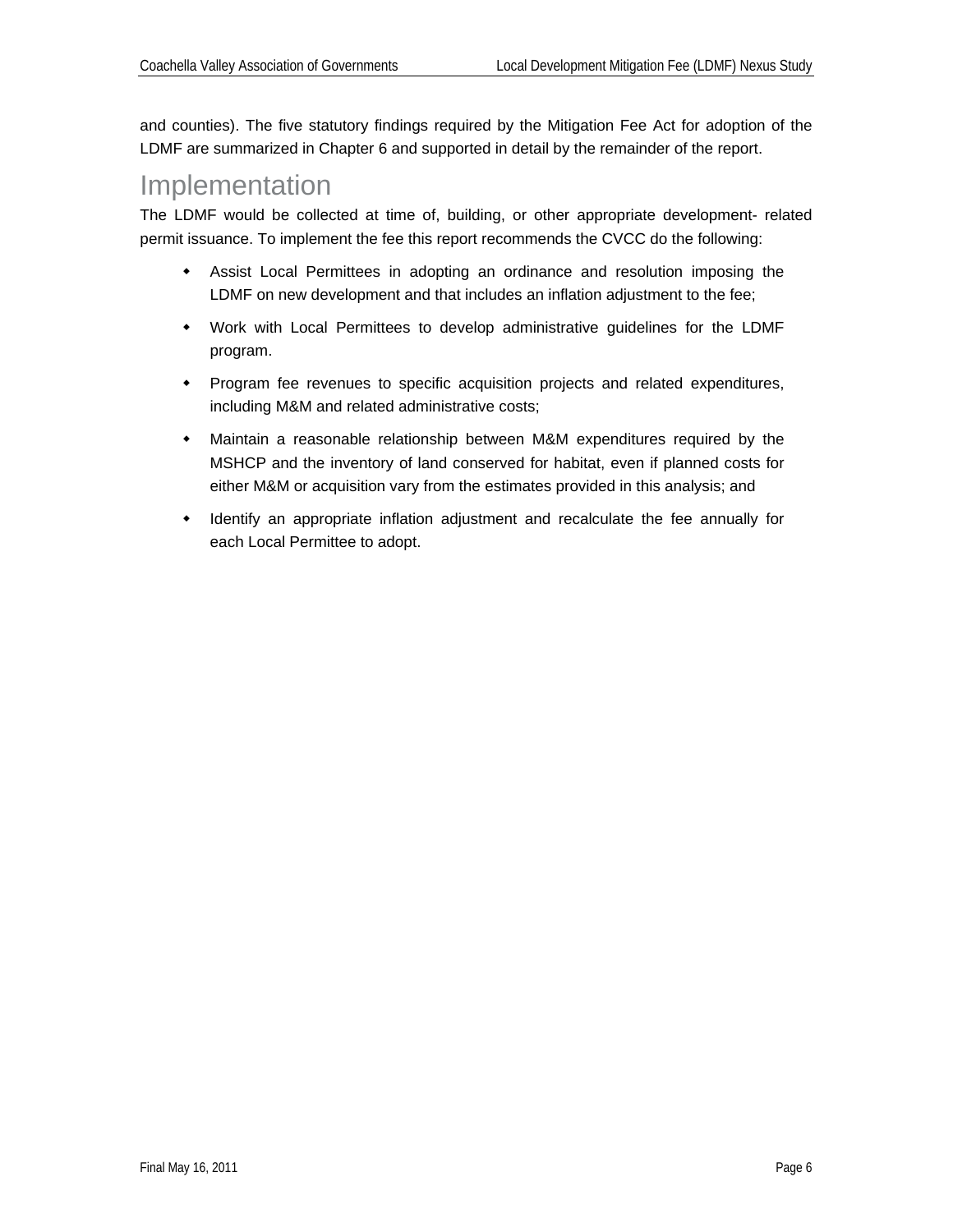and counties). The five statutory findings required by the Mitigation Fee Act for adoption of the LDMF are summarized in Chapter 6 and supported in detail by the remainder of the report.

# Implementation

The LDMF would be collected at time of, building, or other appropriate development- related permit issuance. To implement the fee this report recommends the CVCC do the following:

- Assist Local Permittees in adopting an ordinance and resolution imposing the LDMF on new development and that includes an inflation adjustment to the fee;
- Work with Local Permittees to develop administrative guidelines for the LDMF program.
- Program fee revenues to specific acquisition projects and related expenditures, including M&M and related administrative costs;
- Maintain a reasonable relationship between M&M expenditures required by the MSHCP and the inventory of land conserved for habitat, even if planned costs for either M&M or acquisition vary from the estimates provided in this analysis; and
- Identify an appropriate inflation adjustment and recalculate the fee annually for each Local Permittee to adopt.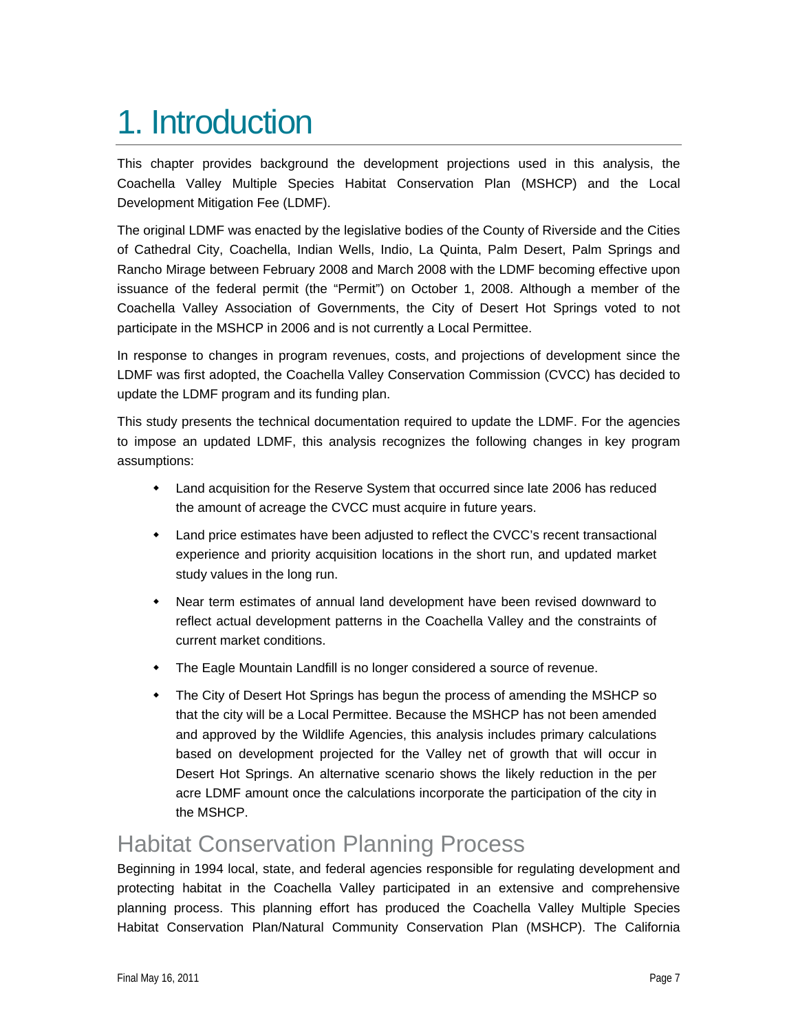# 1. Introduction

This chapter provides background the development projections used in this analysis, the Coachella Valley Multiple Species Habitat Conservation Plan (MSHCP) and the Local Development Mitigation Fee (LDMF).

The original LDMF was enacted by the legislative bodies of the County of Riverside and the Cities of Cathedral City, Coachella, Indian Wells, Indio, La Quinta, Palm Desert, Palm Springs and Rancho Mirage between February 2008 and March 2008 with the LDMF becoming effective upon issuance of the federal permit (the "Permit") on October 1, 2008. Although a member of the Coachella Valley Association of Governments, the City of Desert Hot Springs voted to not participate in the MSHCP in 2006 and is not currently a Local Permittee.

In response to changes in program revenues, costs, and projections of development since the LDMF was first adopted, the Coachella Valley Conservation Commission (CVCC) has decided to update the LDMF program and its funding plan.

This study presents the technical documentation required to update the LDMF. For the agencies to impose an updated LDMF, this analysis recognizes the following changes in key program assumptions:

- Land acquisition for the Reserve System that occurred since late 2006 has reduced the amount of acreage the CVCC must acquire in future years.
- Land price estimates have been adjusted to reflect the CVCC's recent transactional experience and priority acquisition locations in the short run, and updated market study values in the long run.
- Near term estimates of annual land development have been revised downward to reflect actual development patterns in the Coachella Valley and the constraints of current market conditions.
- The Eagle Mountain Landfill is no longer considered a source of revenue.
- The City of Desert Hot Springs has begun the process of amending the MSHCP so that the city will be a Local Permittee. Because the MSHCP has not been amended and approved by the Wildlife Agencies, this analysis includes primary calculations based on development projected for the Valley net of growth that will occur in Desert Hot Springs. An alternative scenario shows the likely reduction in the per acre LDMF amount once the calculations incorporate the participation of the city in the MSHCP.

## Habitat Conservation Planning Process

Beginning in 1994 local, state, and federal agencies responsible for regulating development and protecting habitat in the Coachella Valley participated in an extensive and comprehensive planning process. This planning effort has produced the Coachella Valley Multiple Species Habitat Conservation Plan/Natural Community Conservation Plan (MSHCP). The California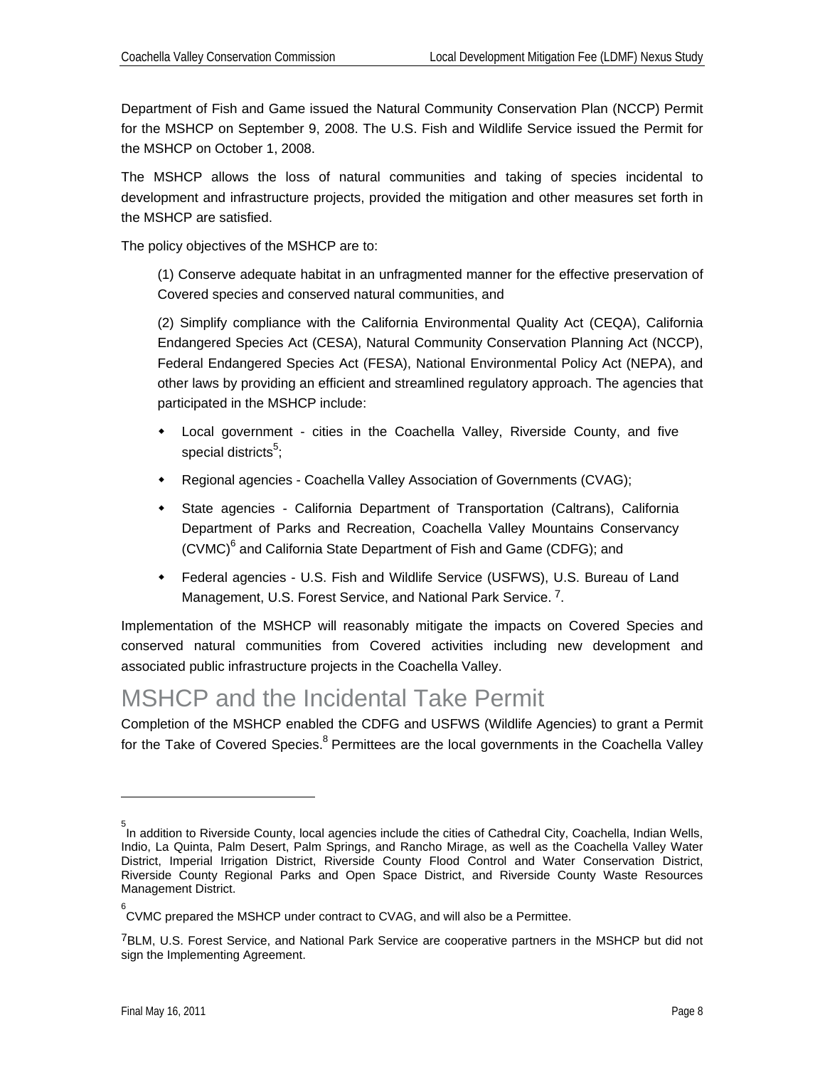Department of Fish and Game issued the Natural Community Conservation Plan (NCCP) Permit for the MSHCP on September 9, 2008. The U.S. Fish and Wildlife Service issued the Permit for the MSHCP on October 1, 2008.

The MSHCP allows the loss of natural communities and taking of species incidental to development and infrastructure projects, provided the mitigation and other measures set forth in the MSHCP are satisfied.

The policy objectives of the MSHCP are to:

> (1) Conserve adequate habitat in an unfragmented manner for the effective preservation of Covered species and conserved natural communities, and
>
> (2) Simplify compliance with the California Environmental Quality Act (CEQA), California Endangered Species Act (CESA), Natural Community Conservation Planning Act (NCCP), Federal Endangered Species Act (FESA), National Environmental Policy Act (NEPA), and other laws by providing an efficient and streamlined regulatory approach. The agencies that participated in the MSHCP include:

- Local government - cities in the Coachella Valley, Riverside County, and five special districts[5];
- Regional agencies - Coachella Valley Association of Governments (CVAG);
- State agencies - California Department of Transportation (Caltrans), California Department of Parks and Recreation, Coachella Valley Mountains Conservancy (CVMC)[6] and California State Department of Fish and Game (CDFG); and
- Federal agencies - U.S. Fish and Wildlife Service (USFWS), U.S. Bureau of Land Management, U.S. Forest Service, and National Park Service. [7].

Implementation of the MSHCP will reasonably mitigate the impacts on Covered Species and conserved natural communities from Covered activities including new development and associated public infrastructure projects in the Coachella Valley.

# MSHCP and the Incidental Take Permit

Completion of the MSHCP enabled the CDFG and USFWS (Wildlife Agencies) to grant a Permit for the Take of Covered Species.[8] Permittees are the local governments in the Coachella Valley

---

[5] In addition to Riverside County, local agencies include the cities of Cathedral City, Coachella, Indian Wells, Indio, La Quinta, Palm Desert, Palm Springs, and Rancho Mirage, as well as the Coachella Valley Water District, Imperial Irrigation District, Riverside County Flood Control and Water Conservation District, Riverside County Regional Parks and Open Space District, and Riverside County Waste Resources Management District.

[6] CVMC prepared the MSHCP under contract to CVAG, and will also be a Permittee.

[7] BLM, U.S. Forest Service, and National Park Service are cooperative partners in the MSHCP but did not sign the Implementing Agreement.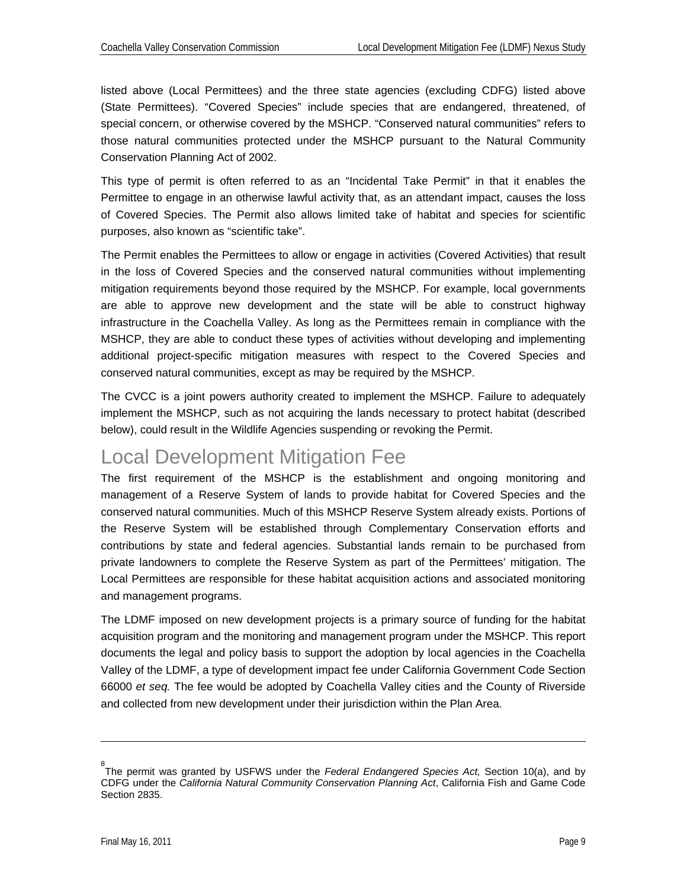listed above (Local Permittees) and the three state agencies (excluding CDFG) listed above (State Permittees). “Covered Species” include species that are endangered, threatened, of special concern, or otherwise covered by the MSHCP. “Conserved natural communities” refers to those natural communities protected under the MSHCP pursuant to the Natural Community Conservation Planning Act of 2002.

This type of permit is often referred to as an “Incidental Take Permit” in that it enables the Permittee to engage in an otherwise lawful activity that, as an attendant impact, causes the loss of Covered Species. The Permit also allows limited take of habitat and species for scientific purposes, also known as “scientific take”.

The Permit enables the Permittees to allow or engage in activities (Covered Activities) that result in the loss of Covered Species and the conserved natural communities without implementing mitigation requirements beyond those required by the MSHCP. For example, local governments are able to approve new development and the state will be able to construct highway infrastructure in the Coachella Valley. As long as the Permittees remain in compliance with the MSHCP, they are able to conduct these types of activities without developing and implementing additional project-specific mitigation measures with respect to the Covered Species and conserved natural communities, except as may be required by the MSHCP.

The CVCC is a joint powers authority created to implement the MSHCP. Failure to adequately implement the MSHCP, such as not acquiring the lands necessary to protect habitat (described below), could result in the Wildlife Agencies suspending or revoking the Permit.

# Local Development Mitigation Fee

The first requirement of the MSHCP is the establishment and ongoing monitoring and management of a Reserve System of lands to provide habitat for Covered Species and the conserved natural communities. Much of this MSHCP Reserve System already exists. Portions of the Reserve System will be established through Complementary Conservation efforts and contributions by state and federal agencies. Substantial lands remain to be purchased from private landowners to complete the Reserve System as part of the Permittees’ mitigation. The Local Permittees are responsible for these habitat acquisition actions and associated monitoring and management programs.

The LDMF imposed on new development projects is a primary source of funding for the habitat acquisition program and the monitoring and management program under the MSHCP. This report documents the legal and policy basis to support the adoption by local agencies in the Coachella Valley of the LDMF, a type of development impact fee under California Government Code Section 66000 *et seq.* The fee would be adopted by Coachella Valley cities and the County of Riverside and collected from new development under their jurisdiction within the Plan Area.

---

[8] The permit was granted by USFWS under the *Federal Endangered Species Act,* Section 10(a), and by CDFG under the *California Natural Community Conservation Planning Act*, California Fish and Game Code Section 2835.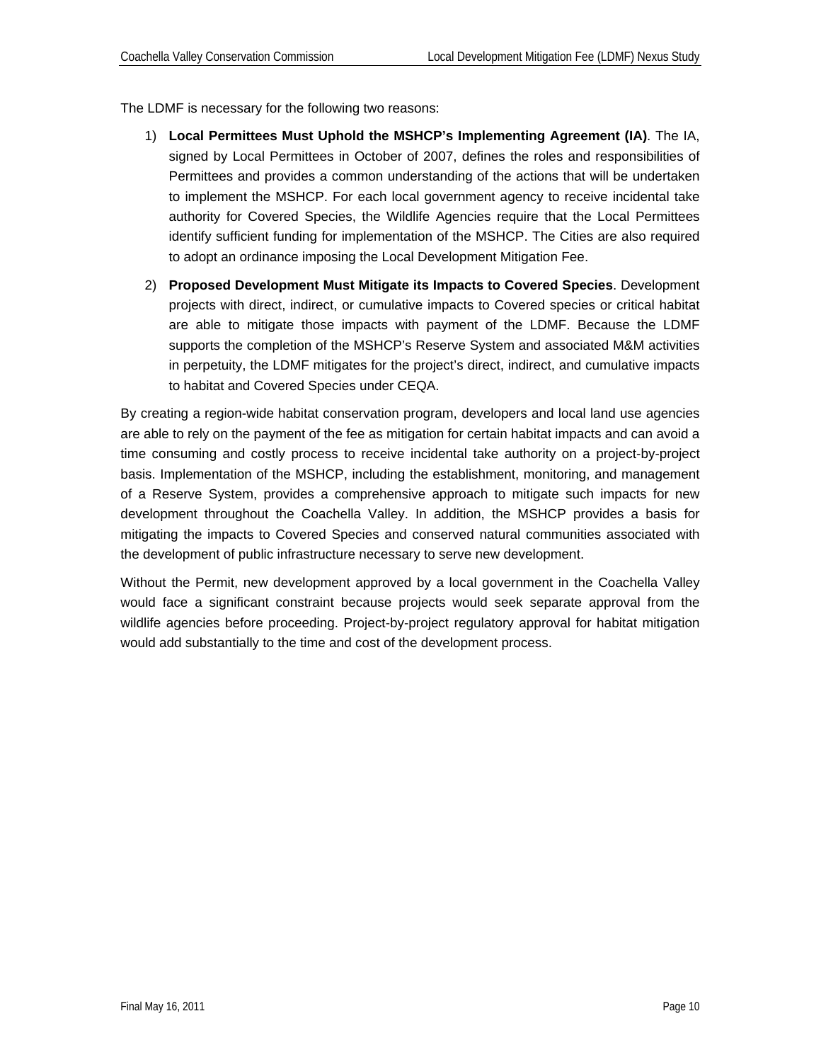The LDMF is necessary for the following two reasons:

1) **Local Permittees Must Uphold the MSHCP's Implementing Agreement (IA)**. The IA, signed by Local Permittees in October of 2007, defines the roles and responsibilities of Permittees and provides a common understanding of the actions that will be undertaken to implement the MSHCP. For each local government agency to receive incidental take authority for Covered Species, the Wildlife Agencies require that the Local Permittees identify sufficient funding for implementation of the MSHCP. The Cities are also required to adopt an ordinance imposing the Local Development Mitigation Fee.

2) **Proposed Development Must Mitigate its Impacts to Covered Species**. Development projects with direct, indirect, or cumulative impacts to Covered species or critical habitat are able to mitigate those impacts with payment of the LDMF. Because the LDMF supports the completion of the MSHCP's Reserve System and associated M&M activities in perpetuity, the LDMF mitigates for the project's direct, indirect, and cumulative impacts to habitat and Covered Species under CEQA.

By creating a region-wide habitat conservation program, developers and local land use agencies are able to rely on the payment of the fee as mitigation for certain habitat impacts and can avoid a time consuming and costly process to receive incidental take authority on a project-by-project basis. Implementation of the MSHCP, including the establishment, monitoring, and management of a Reserve System, provides a comprehensive approach to mitigate such impacts for new development throughout the Coachella Valley. In addition, the MSHCP provides a basis for mitigating the impacts to Covered Species and conserved natural communities associated with the development of public infrastructure necessary to serve new development.

Without the Permit, new development approved by a local government in the Coachella Valley would face a significant constraint because projects would seek separate approval from the wildlife agencies before proceeding. Project-by-project regulatory approval for habitat mitigation would add substantially to the time and cost of the development process.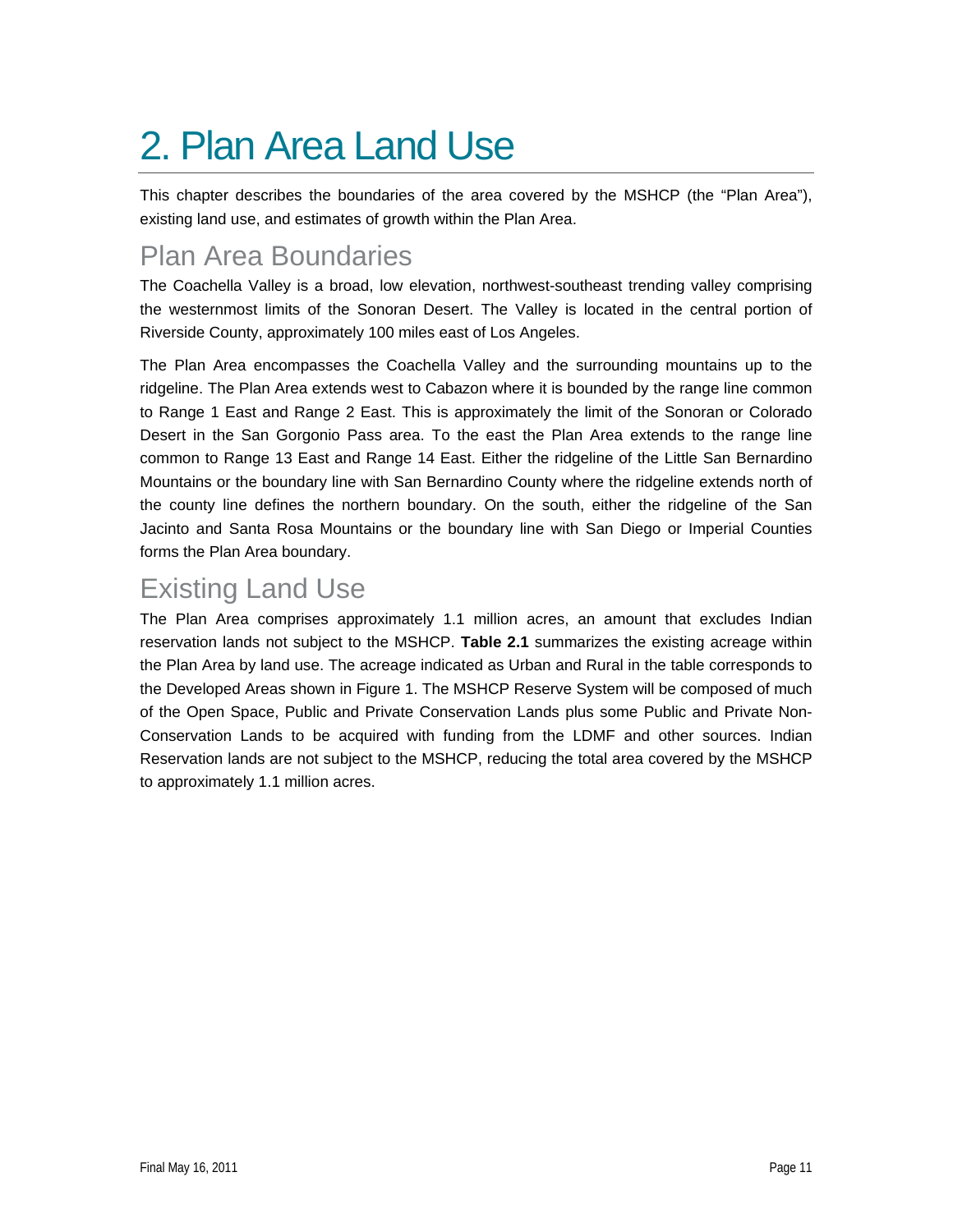# 2. Plan Area Land Use

This chapter describes the boundaries of the area covered by the MSHCP (the "Plan Area"), existing land use, and estimates of growth within the Plan Area.

## Plan Area Boundaries

The Coachella Valley is a broad, low elevation, northwest-southeast trending valley comprising the westernmost limits of the Sonoran Desert. The Valley is located in the central portion of Riverside County, approximately 100 miles east of Los Angeles.

The Plan Area encompasses the Coachella Valley and the surrounding mountains up to the ridgeline. The Plan Area extends west to Cabazon where it is bounded by the range line common to Range 1 East and Range 2 East. This is approximately the limit of the Sonoran or Colorado Desert in the San Gorgonio Pass area. To the east the Plan Area extends to the range line common to Range 13 East and Range 14 East. Either the ridgeline of the Little San Bernardino Mountains or the boundary line with San Bernardino County where the ridgeline extends north of the county line defines the northern boundary. On the south, either the ridgeline of the San Jacinto and Santa Rosa Mountains or the boundary line with San Diego or Imperial Counties forms the Plan Area boundary.

## Existing Land Use

The Plan Area comprises approximately 1.1 million acres, an amount that excludes Indian reservation lands not subject to the MSHCP. **Table 2.1** summarizes the existing acreage within the Plan Area by land use. The acreage indicated as Urban and Rural in the table corresponds to the Developed Areas shown in Figure 1. The MSHCP Reserve System will be composed of much of the Open Space, Public and Private Conservation Lands plus some Public and Private Non-Conservation Lands to be acquired with funding from the LDMF and other sources. Indian Reservation lands are not subject to the MSHCP, reducing the total area covered by the MSHCP to approximately 1.1 million acres.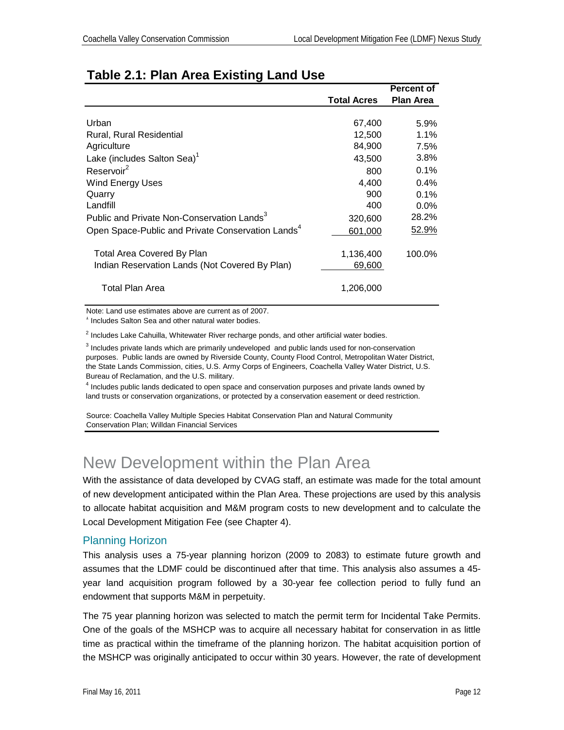## Table 2.1: Plan Area Existing Land Use

| | Total Acres | Percent of Plan Area |
|---|---|---|
| Urban | 67,400 | 5.9% |
| Rural, Rural Residential | 12,500 | 1.1% |
| Agriculture | 84,900 | 7.5% |
| Lake (includes Salton Sea)[1] | 43,500 | 3.8% |
| Reservoir[2] | 800 | 0.1% |
| Wind Energy Uses | 4,400 | 0.4% |
| Quarry | 900 | 0.1% |
| Landfill | 400 | 0.0% |
| Public and Private Non-Conservation Lands[3] | 320,600 | 28.2% |
| Open Space-Public and Private Conservation Lands[4] | 601,000 | 52.9% |
| Total Area Covered By Plan | 1,136,400 | 100.0% |
| Indian Reservation Lands (Not Covered By Plan) | 69,600 | |
| Total Plan Area | 1,206,000 | |

Note: Land use estimates above are current as of 2007.

[1] Includes Salton Sea and other natural water bodies.

[2] Includes Lake Cahuilla, Whitewater River recharge ponds, and other artificial water bodies.

[3] Includes private lands which are primarily undeveloped and public lands used for non-conservation purposes. Public lands are owned by Riverside County, County Flood Control, Metropolitan Water District, the State Lands Commission, cities, U.S. Army Corps of Engineers, Coachella Valley Water District, U.S. Bureau of Reclamation, and the U.S. military.

[4] Includes public lands dedicated to open space and conservation purposes and private lands owned by land trusts or conservation organizations, or protected by a conservation easement or deed restriction.

Source: Coachella Valley Multiple Species Habitat Conservation Plan and Natural Community Conservation Plan; Willdan Financial Services

# New Development within the Plan Area

With the assistance of data developed by CVAG staff, an estimate was made for the total amount of new development anticipated within the Plan Area. These projections are used by this analysis to allocate habitat acquisition and M&M program costs to new development and to calculate the Local Development Mitigation Fee (see Chapter 4).

## Planning Horizon

This analysis uses a 75-year planning horizon (2009 to 2083) to estimate future growth and assumes that the LDMF could be discontinued after that time. This analysis also assumes a 45-year land acquisition program followed by a 30-year fee collection period to fully fund an endowment that supports M&M in perpetuity.

The 75 year planning horizon was selected to match the permit term for Incidental Take Permits. One of the goals of the MSHCP was to acquire all necessary habitat for conservation in as little time as practical within the timeframe of the planning horizon. The habitat acquisition portion of the MSHCP was originally anticipated to occur within 30 years. However, the rate of development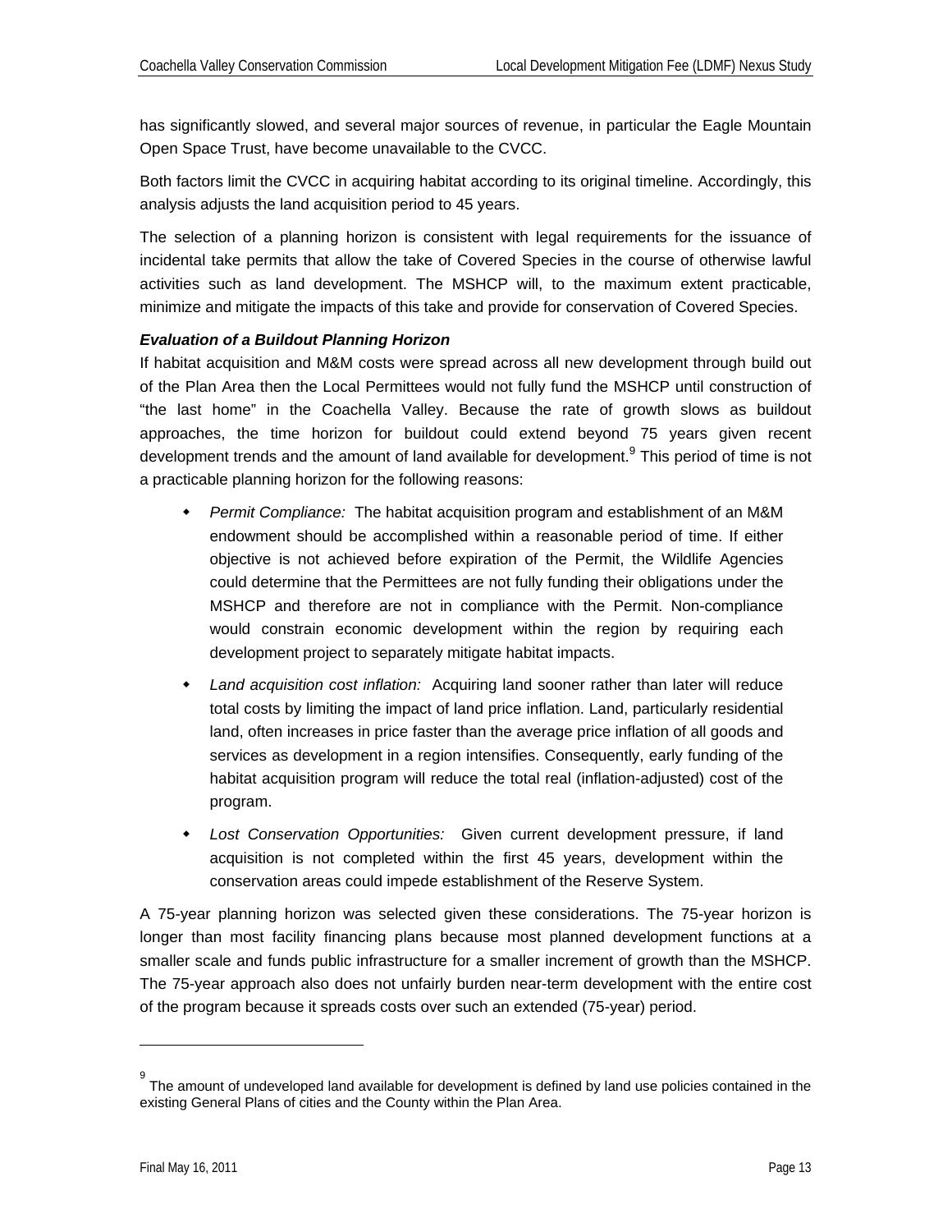has significantly slowed, and several major sources of revenue, in particular the Eagle Mountain Open Space Trust, have become unavailable to the CVCC.

Both factors limit the CVCC in acquiring habitat according to its original timeline. Accordingly, this analysis adjusts the land acquisition period to 45 years.

The selection of a planning horizon is consistent with legal requirements for the issuance of incidental take permits that allow the take of Covered Species in the course of otherwise lawful activities such as land development. The MSHCP will, to the maximum extent practicable, minimize and mitigate the impacts of this take and provide for conservation of Covered Species.

***Evaluation of a Buildout Planning Horizon***

If habitat acquisition and M&M costs were spread across all new development through build out of the Plan Area then the Local Permittees would not fully fund the MSHCP until construction of "the last home" in the Coachella Valley. Because the rate of growth slows as buildout approaches, the time horizon for buildout could extend beyond 75 years given recent development trends and the amount of land available for development.[9] This period of time is not a practicable planning horizon for the following reasons:

- *Permit Compliance:* The habitat acquisition program and establishment of an M&M endowment should be accomplished within a reasonable period of time. If either objective is not achieved before expiration of the Permit, the Wildlife Agencies could determine that the Permittees are not fully funding their obligations under the MSHCP and therefore are not in compliance with the Permit. Non-compliance would constrain economic development within the region by requiring each development project to separately mitigate habitat impacts.
- *Land acquisition cost inflation:* Acquiring land sooner rather than later will reduce total costs by limiting the impact of land price inflation. Land, particularly residential land, often increases in price faster than the average price inflation of all goods and services as development in a region intensifies. Consequently, early funding of the habitat acquisition program will reduce the total real (inflation-adjusted) cost of the program.
- *Lost Conservation Opportunities:* Given current development pressure, if land acquisition is not completed within the first 45 years, development within the conservation areas could impede establishment of the Reserve System.

A 75-year planning horizon was selected given these considerations. The 75-year horizon is longer than most facility financing plans because most planned development functions at a smaller scale and funds public infrastructure for a smaller increment of growth than the MSHCP. The 75-year approach also does not unfairly burden near-term development with the entire cost of the program because it spreads costs over such an extended (75-year) period.

[9] The amount of undeveloped land available for development is defined by land use policies contained in the existing General Plans of cities and the County within the Plan Area.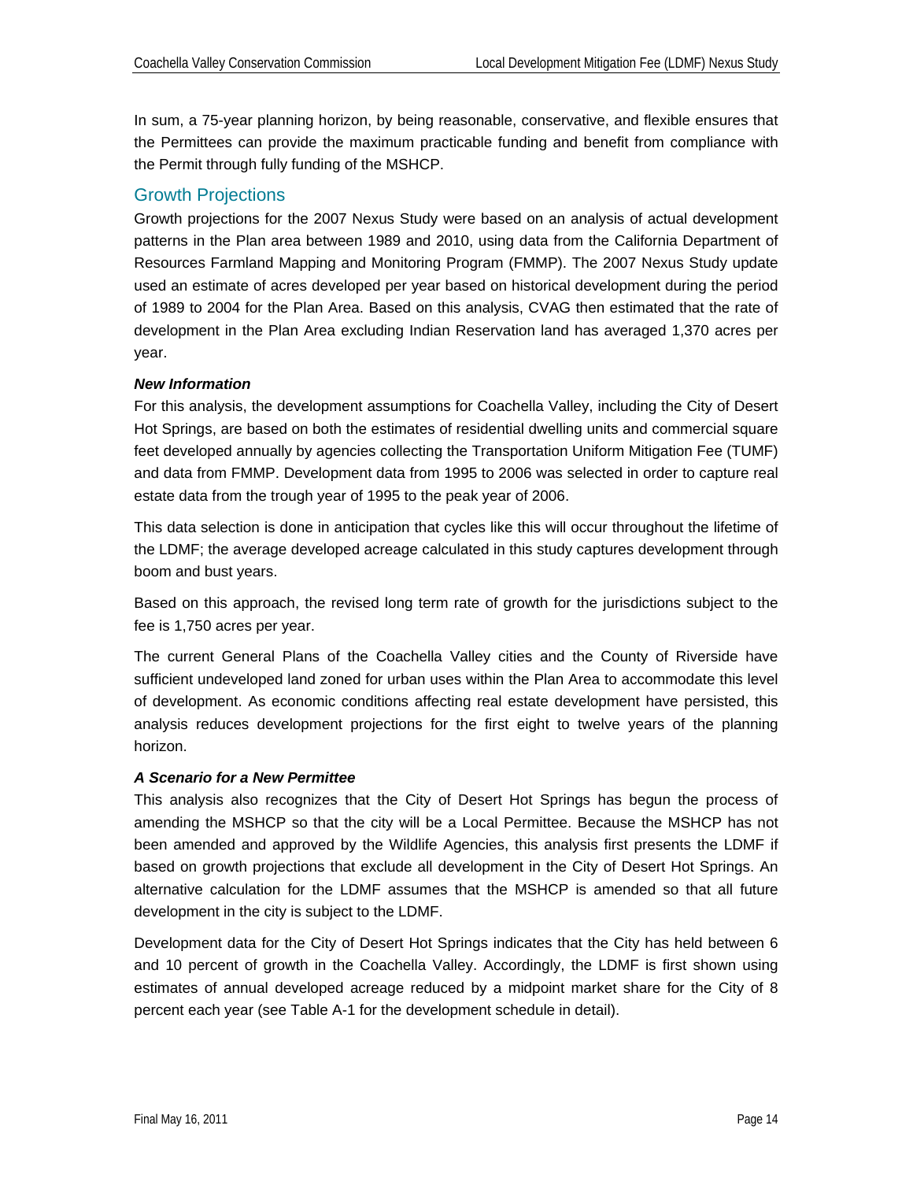In sum, a 75-year planning horizon, by being reasonable, conservative, and flexible ensures that the Permittees can provide the maximum practicable funding and benefit from compliance with the Permit through fully funding of the MSHCP.

## Growth Projections

Growth projections for the 2007 Nexus Study were based on an analysis of actual development patterns in the Plan area between 1989 and 2010, using data from the California Department of Resources Farmland Mapping and Monitoring Program (FMMP). The 2007 Nexus Study update used an estimate of acres developed per year based on historical development during the period of 1989 to 2004 for the Plan Area. Based on this analysis, CVAG then estimated that the rate of development in the Plan Area excluding Indian Reservation land has averaged 1,370 acres per year.

### *New Information*

For this analysis, the development assumptions for Coachella Valley, including the City of Desert Hot Springs, are based on both the estimates of residential dwelling units and commercial square feet developed annually by agencies collecting the Transportation Uniform Mitigation Fee (TUMF) and data from FMMP. Development data from 1995 to 2006 was selected in order to capture real estate data from the trough year of 1995 to the peak year of 2006.

This data selection is done in anticipation that cycles like this will occur throughout the lifetime of the LDMF; the average developed acreage calculated in this study captures development through boom and bust years.

Based on this approach, the revised long term rate of growth for the jurisdictions subject to the fee is 1,750 acres per year.

The current General Plans of the Coachella Valley cities and the County of Riverside have sufficient undeveloped land zoned for urban uses within the Plan Area to accommodate this level of development. As economic conditions affecting real estate development have persisted, this analysis reduces development projections for the first eight to twelve years of the planning horizon.

### *A Scenario for a New Permittee*

This analysis also recognizes that the City of Desert Hot Springs has begun the process of amending the MSHCP so that the city will be a Local Permittee. Because the MSHCP has not been amended and approved by the Wildlife Agencies, this analysis first presents the LDMF if based on growth projections that exclude all development in the City of Desert Hot Springs. An alternative calculation for the LDMF assumes that the MSHCP is amended so that all future development in the city is subject to the LDMF.

Development data for the City of Desert Hot Springs indicates that the City has held between 6 and 10 percent of growth in the Coachella Valley. Accordingly, the LDMF is first shown using estimates of annual developed acreage reduced by a midpoint market share for the City of 8 percent each year (see Table A-1 for the development schedule in detail).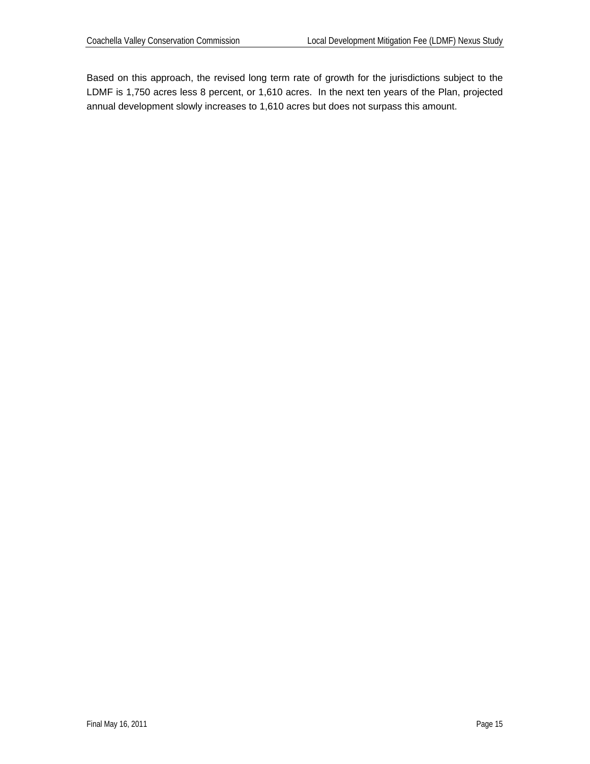Based on this approach, the revised long term rate of growth for the jurisdictions subject to the LDMF is 1,750 acres less 8 percent, or 1,610 acres. In the next ten years of the Plan, projected annual development slowly increases to 1,610 acres but does not surpass this amount.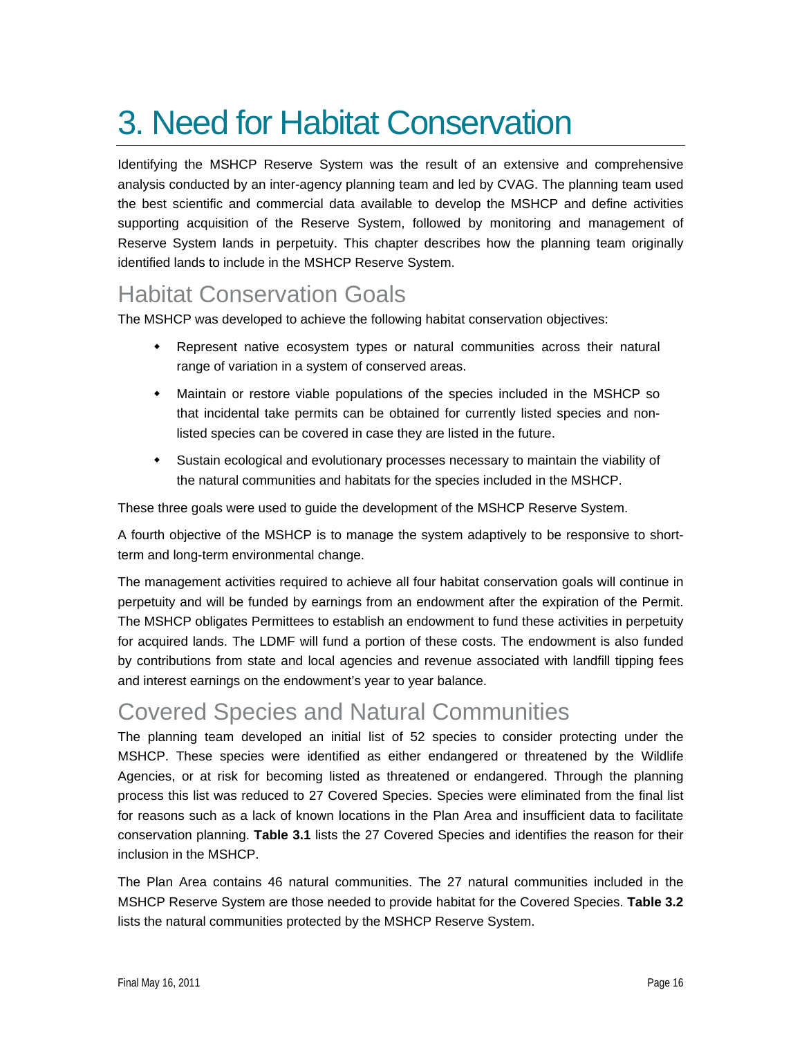# 3. Need for Habitat Conservation

Identifying the MSHCP Reserve System was the result of an extensive and comprehensive analysis conducted by an inter-agency planning team and led by CVAG. The planning team used the best scientific and commercial data available to develop the MSHCP and define activities supporting acquisition of the Reserve System, followed by monitoring and management of Reserve System lands in perpetuity. This chapter describes how the planning team originally identified lands to include in the MSHCP Reserve System.

## Habitat Conservation Goals

The MSHCP was developed to achieve the following habitat conservation objectives:

- Represent native ecosystem types or natural communities across their natural range of variation in a system of conserved areas.
- Maintain or restore viable populations of the species included in the MSHCP so that incidental take permits can be obtained for currently listed species and non-listed species can be covered in case they are listed in the future.
- Sustain ecological and evolutionary processes necessary to maintain the viability of the natural communities and habitats for the species included in the MSHCP.

These three goals were used to guide the development of the MSHCP Reserve System.

A fourth objective of the MSHCP is to manage the system adaptively to be responsive to short-term and long-term environmental change.

The management activities required to achieve all four habitat conservation goals will continue in perpetuity and will be funded by earnings from an endowment after the expiration of the Permit. The MSHCP obligates Permittees to establish an endowment to fund these activities in perpetuity for acquired lands. The LDMF will fund a portion of these costs. The endowment is also funded by contributions from state and local agencies and revenue associated with landfill tipping fees and interest earnings on the endowment's year to year balance.

## Covered Species and Natural Communities

The planning team developed an initial list of 52 species to consider protecting under the MSHCP. These species were identified as either endangered or threatened by the Wildlife Agencies, or at risk for becoming listed as threatened or endangered. Through the planning process this list was reduced to 27 Covered Species. Species were eliminated from the final list for reasons such as a lack of known locations in the Plan Area and insufficient data to facilitate conservation planning. **Table 3.1** lists the 27 Covered Species and identifies the reason for their inclusion in the MSHCP.

The Plan Area contains 46 natural communities. The 27 natural communities included in the MSHCP Reserve System are those needed to provide habitat for the Covered Species. **Table 3.2** lists the natural communities protected by the MSHCP Reserve System.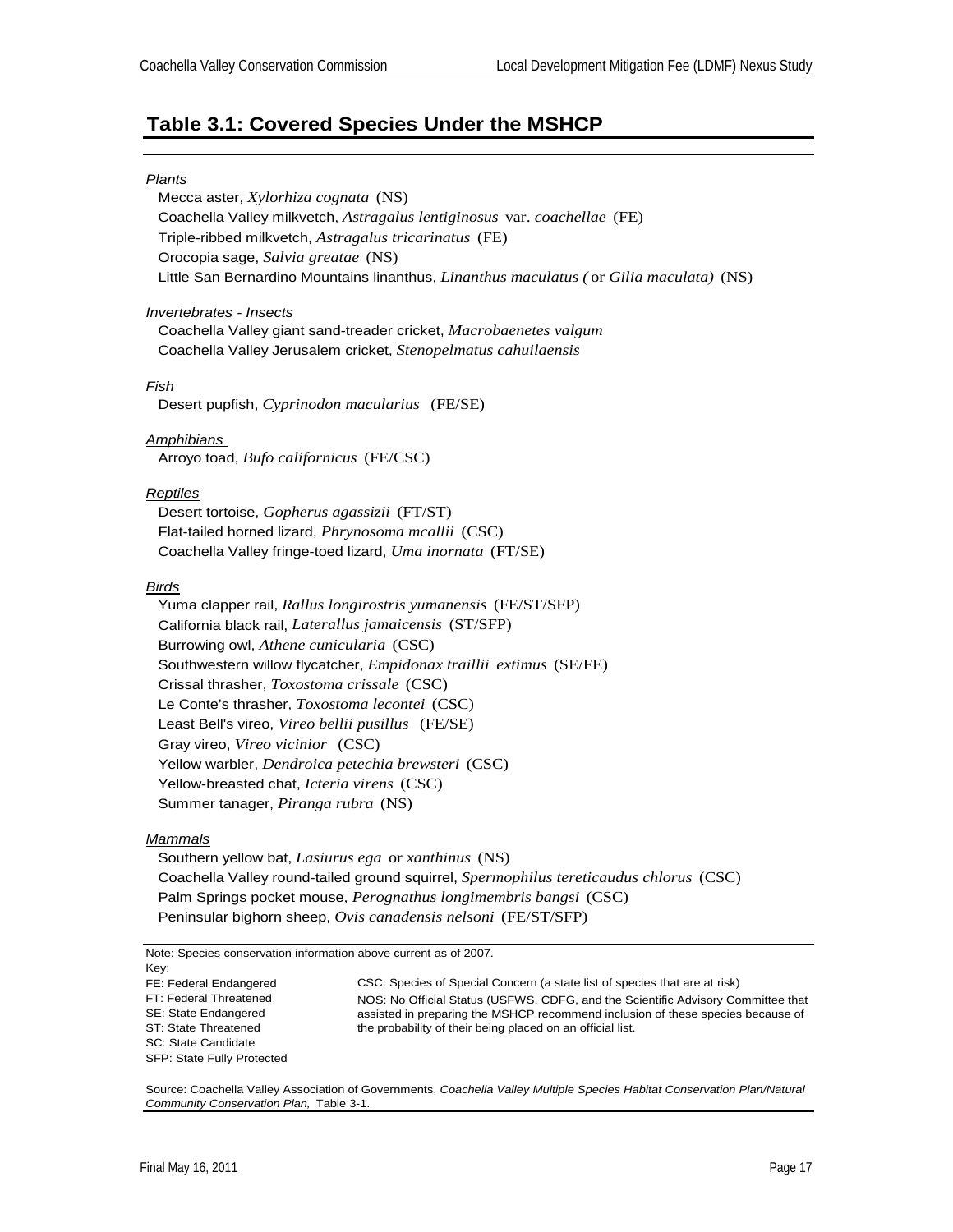## Table 3.1: Covered Species Under the MSHCP

*Plants*

Mecca aster, *Xylorhiza cognata* (NS)
Coachella Valley milkvetch, *Astragalus lentiginosus* var. *coachellae* (FE)
Triple-ribbed milkvetch, *Astragalus tricarinatus* (FE)
Orocopia sage, *Salvia greatae* (NS)
Little San Bernardino Mountains linanthus, *Linanthus maculatus (* or *Gilia maculata)* (NS)

*Invertebrates - Insects*

Coachella Valley giant sand-treader cricket, *Macrobaenetes valgum*
Coachella Valley Jerusalem cricket, *Stenopelmatus cahuilaensis*

*Fish*

Desert pupfish, *Cyprinodon macularius* (FE/SE)

*Amphibians*

Arroyo toad, *Bufo californicus* (FE/CSC)

*Reptiles*

Desert tortoise, *Gopherus agassizii* (FT/ST)
Flat-tailed horned lizard, *Phrynosoma mcallii* (CSC)
Coachella Valley fringe-toed lizard, *Uma inornata* (FT/SE)

*Birds*

Yuma clapper rail, *Rallus longirostris yumanensis* (FE/ST/SFP)
California black rail, *Laterallus jamaicensis* (ST/SFP)
Burrowing owl, *Athene cunicularia* (CSC)
Southwestern willow flycatcher, *Empidonax traillii extimus* (SE/FE)
Crissal thrasher, *Toxostoma crissale* (CSC)
Le Conte's thrasher, *Toxostoma lecontei* (CSC)
Least Bell's vireo, *Vireo bellii pusillus* (FE/SE)
Gray vireo, *Vireo vicinior* (CSC)
Yellow warbler, *Dendroica petechia brewsteri* (CSC)
Yellow-breasted chat, *Icteria virens* (CSC)
Summer tanager, *Piranga rubra* (NS)

*Mammals*

Southern yellow bat, *Lasiurus ega* or *xanthinus* (NS)
Coachella Valley round-tailed ground squirrel, *Spermophilus tereticaudus chlorus* (CSC)
Palm Springs pocket mouse, *Perognathus longimembris bangsi* (CSC)
Peninsular bighorn sheep, *Ovis canadensis nelsoni* (FE/ST/SFP)

Note: Species conservation information above current as of 2007.

Key:

FE: Federal Endangered
FT: Federal Threatened
SE: State Endangered
ST: State Threatened
SC: State Candidate
SFP: State Fully Protected

CSC: Species of Special Concern (a state list of species that are at risk)
NOS: No Official Status (USFWS, CDFG, and the Scientific Advisory Committee that assisted in preparing the MSHCP recommend inclusion of these species because of the probability of their being placed on an official list.

Source: Coachella Valley Association of Governments, *Coachella Valley Multiple Species Habitat Conservation Plan/Natural Community Conservation Plan,* Table 3-1.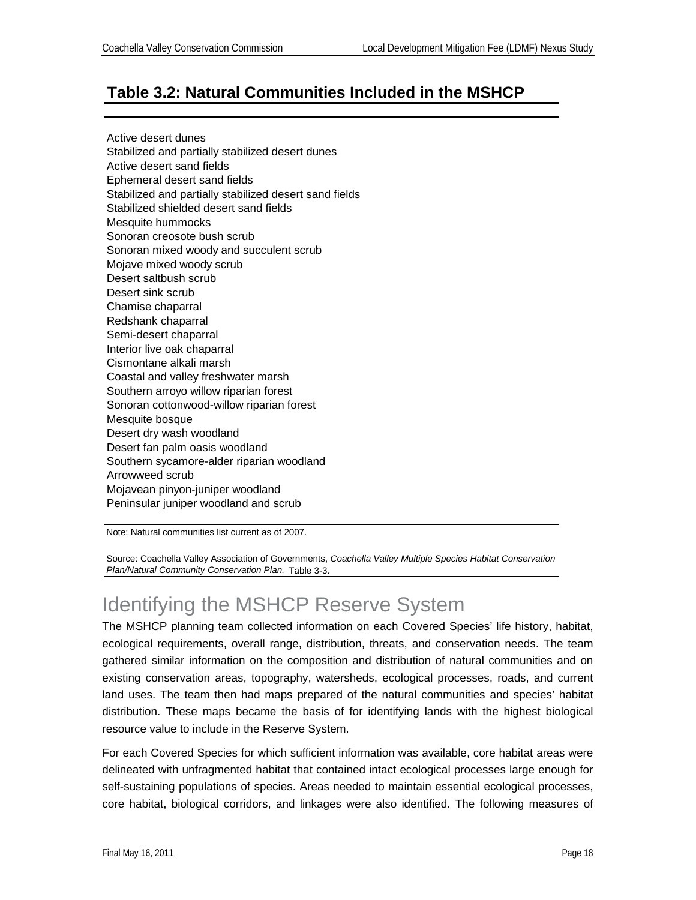## Table 3.2: Natural Communities Included in the MSHCP

| |
|---|
| Active desert dunes |
| Stabilized and partially stabilized desert dunes |
| Active desert sand fields |
| Ephemeral desert sand fields |
| Stabilized and partially stabilized desert sand fields |
| Stabilized shielded desert sand fields |
| Mesquite hummocks |
| Sonoran creosote bush scrub |
| Sonoran mixed woody and succulent scrub |
| Mojave mixed woody scrub |
| Desert saltbush scrub |
| Desert sink scrub |
| Chamise chaparral |
| Redshank chaparral |
| Semi-desert chaparral |
| Interior live oak chaparral |
| Cismontane alkali marsh |
| Coastal and valley freshwater marsh |
| Southern arroyo willow riparian forest |
| Sonoran cottonwood-willow riparian forest |
| Mesquite bosque |
| Desert dry wash woodland |
| Desert fan palm oasis woodland |
| Southern sycamore-alder riparian woodland |
| Arrowweed scrub |
| Mojavean pinyon-juniper woodland |
| Peninsular juniper woodland and scrub |

Note: Natural communities list current as of 2007.

Source: Coachella Valley Association of Governments, *Coachella Valley Multiple Species Habitat Conservation Plan/Natural Community Conservation Plan,* Table 3-3.

# Identifying the MSHCP Reserve System

The MSHCP planning team collected information on each Covered Species' life history, habitat, ecological requirements, overall range, distribution, threats, and conservation needs. The team gathered similar information on the composition and distribution of natural communities and on existing conservation areas, topography, watersheds, ecological processes, roads, and current land uses. The team then had maps prepared of the natural communities and species' habitat distribution. These maps became the basis of for identifying lands with the highest biological resource value to include in the Reserve System.

For each Covered Species for which sufficient information was available, core habitat areas were delineated with unfragmented habitat that contained intact ecological processes large enough for self-sustaining populations of species. Areas needed to maintain essential ecological processes, core habitat, biological corridors, and linkages were also identified. The following measures of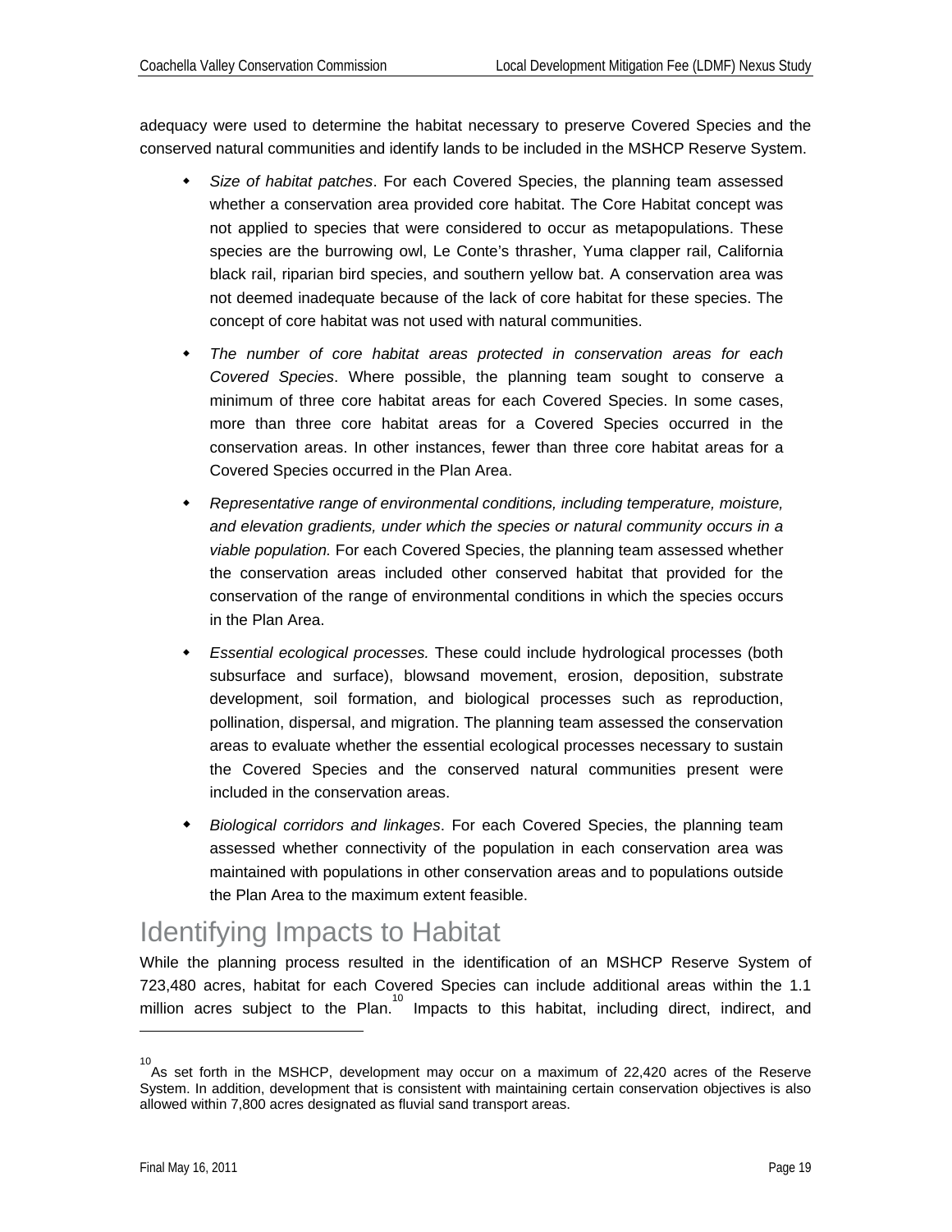adequacy were used to determine the habitat necessary to preserve Covered Species and the conserved natural communities and identify lands to be included in the MSHCP Reserve System.

- *Size of habitat patches*. For each Covered Species, the planning team assessed whether a conservation area provided core habitat. The Core Habitat concept was not applied to species that were considered to occur as metapopulations. These species are the burrowing owl, Le Conte's thrasher, Yuma clapper rail, California black rail, riparian bird species, and southern yellow bat. A conservation area was not deemed inadequate because of the lack of core habitat for these species. The concept of core habitat was not used with natural communities.
- *The number of core habitat areas protected in conservation areas for each Covered Species*. Where possible, the planning team sought to conserve a minimum of three core habitat areas for each Covered Species. In some cases, more than three core habitat areas for a Covered Species occurred in the conservation areas. In other instances, fewer than three core habitat areas for a Covered Species occurred in the Plan Area.
- *Representative range of environmental conditions, including temperature, moisture, and elevation gradients, under which the species or natural community occurs in a viable population.* For each Covered Species, the planning team assessed whether the conservation areas included other conserved habitat that provided for the conservation of the range of environmental conditions in which the species occurs in the Plan Area.
- *Essential ecological processes.* These could include hydrological processes (both subsurface and surface), blowsand movement, erosion, deposition, substrate development, soil formation, and biological processes such as reproduction, pollination, dispersal, and migration. The planning team assessed the conservation areas to evaluate whether the essential ecological processes necessary to sustain the Covered Species and the conserved natural communities present were included in the conservation areas.
- *Biological corridors and linkages*. For each Covered Species, the planning team assessed whether connectivity of the population in each conservation area was maintained with populations in other conservation areas and to populations outside the Plan Area to the maximum extent feasible.

# Identifying Impacts to Habitat

While the planning process resulted in the identification of an MSHCP Reserve System of 723,480 acres, habitat for each Covered Species can include additional areas within the 1.1 million acres subject to the Plan.[10] Impacts to this habitat, including direct, indirect, and

[10] As set forth in the MSHCP, development may occur on a maximum of 22,420 acres of the Reserve System. In addition, development that is consistent with maintaining certain conservation objectives is also allowed within 7,800 acres designated as fluvial sand transport areas.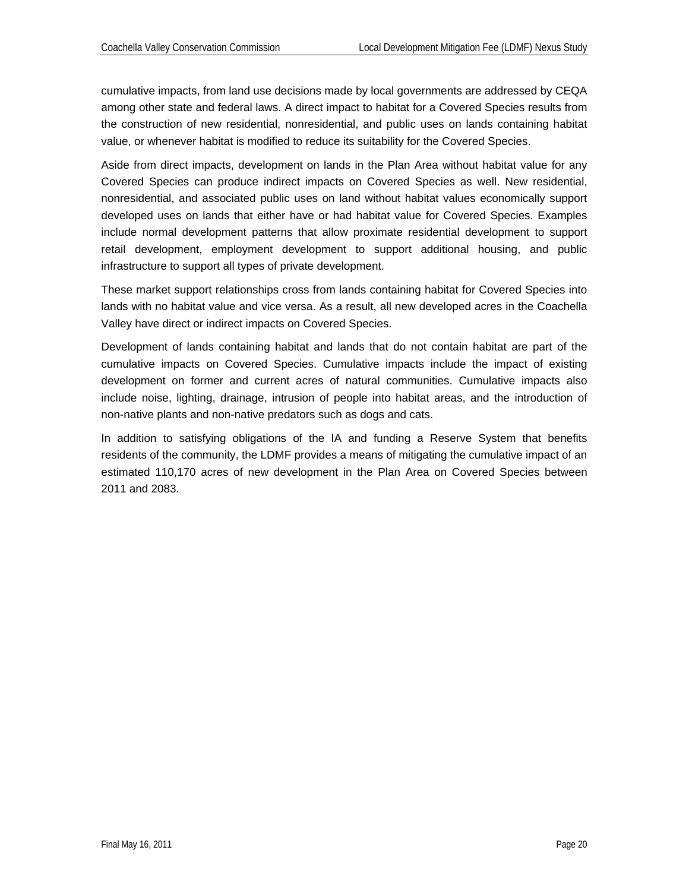cumulative impacts, from land use decisions made by local governments are addressed by CEQA among other state and federal laws. A direct impact to habitat for a Covered Species results from the construction of new residential, nonresidential, and public uses on lands containing habitat value, or whenever habitat is modified to reduce its suitability for the Covered Species.

Aside from direct impacts, development on lands in the Plan Area without habitat value for any Covered Species can produce indirect impacts on Covered Species as well. New residential, nonresidential, and associated public uses on land without habitat values economically support developed uses on lands that either have or had habitat value for Covered Species. Examples include normal development patterns that allow proximate residential development to support retail development, employment development to support additional housing, and public infrastructure to support all types of private development.

These market support relationships cross from lands containing habitat for Covered Species into lands with no habitat value and vice versa. As a result, all new developed acres in the Coachella Valley have direct or indirect impacts on Covered Species.

Development of lands containing habitat and lands that do not contain habitat are part of the cumulative impacts on Covered Species. Cumulative impacts include the impact of existing development on former and current acres of natural communities. Cumulative impacts also include noise, lighting, drainage, intrusion of people into habitat areas, and the introduction of non-native plants and non-native predators such as dogs and cats.

In addition to satisfying obligations of the IA and funding a Reserve System that benefits residents of the community, the LDMF provides a means of mitigating the cumulative impact of an estimated 110,170 acres of new development in the Plan Area on Covered Species between 2011 and 2083.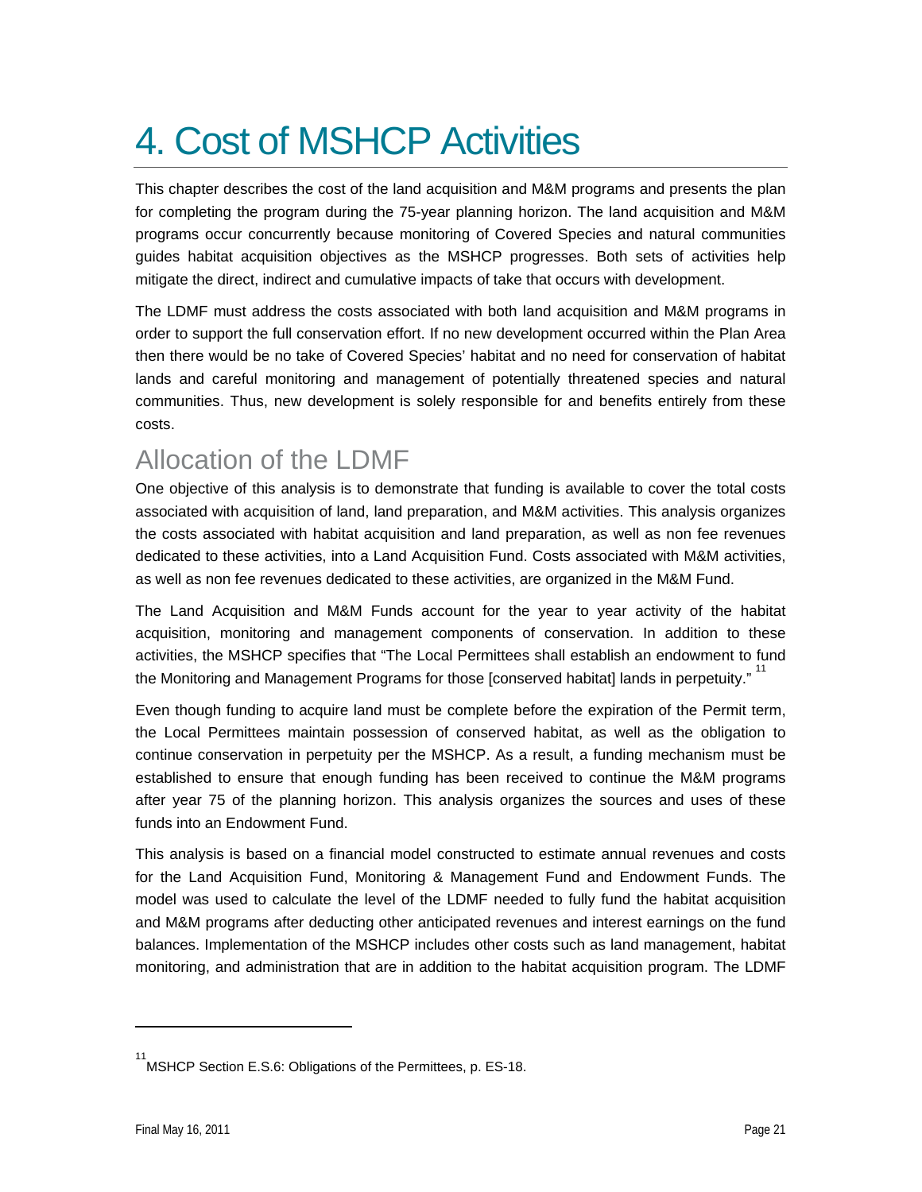# 4. Cost of MSHCP Activities

This chapter describes the cost of the land acquisition and M&M programs and presents the plan for completing the program during the 75-year planning horizon. The land acquisition and M&M programs occur concurrently because monitoring of Covered Species and natural communities guides habitat acquisition objectives as the MSHCP progresses. Both sets of activities help mitigate the direct, indirect and cumulative impacts of take that occurs with development.

The LDMF must address the costs associated with both land acquisition and M&M programs in order to support the full conservation effort. If no new development occurred within the Plan Area then there would be no take of Covered Species' habitat and no need for conservation of habitat lands and careful monitoring and management of potentially threatened species and natural communities. Thus, new development is solely responsible for and benefits entirely from these costs.

## Allocation of the LDMF

One objective of this analysis is to demonstrate that funding is available to cover the total costs associated with acquisition of land, land preparation, and M&M activities. This analysis organizes the costs associated with habitat acquisition and land preparation, as well as non fee revenues dedicated to these activities, into a Land Acquisition Fund. Costs associated with M&M activities, as well as non fee revenues dedicated to these activities, are organized in the M&M Fund.

The Land Acquisition and M&M Funds account for the year to year activity of the habitat acquisition, monitoring and management components of conservation. In addition to these activities, the MSHCP specifies that "The Local Permittees shall establish an endowment to fund the Monitoring and Management Programs for those [conserved habitat] lands in perpetuity." [11]

Even though funding to acquire land must be complete before the expiration of the Permit term, the Local Permittees maintain possession of conserved habitat, as well as the obligation to continue conservation in perpetuity per the MSHCP. As a result, a funding mechanism must be established to ensure that enough funding has been received to continue the M&M programs after year 75 of the planning horizon. This analysis organizes the sources and uses of these funds into an Endowment Fund.

This analysis is based on a financial model constructed to estimate annual revenues and costs for the Land Acquisition Fund, Monitoring & Management Fund and Endowment Funds. The model was used to calculate the level of the LDMF needed to fully fund the habitat acquisition and M&M programs after deducting other anticipated revenues and interest earnings on the fund balances. Implementation of the MSHCP includes other costs such as land management, habitat monitoring, and administration that are in addition to the habitat acquisition program. The LDMF

[11] MSHCP Section E.S.6: Obligations of the Permittees, p. ES-18.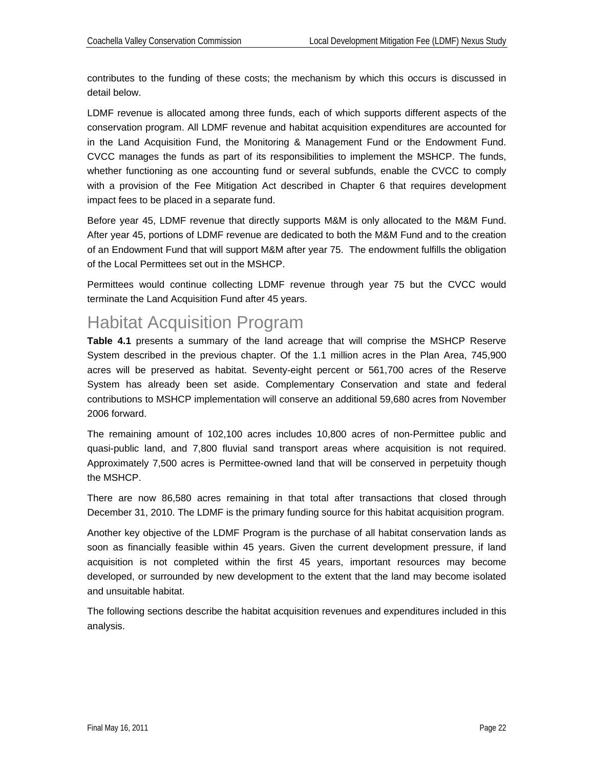contributes to the funding of these costs; the mechanism by which this occurs is discussed in detail below.

LDMF revenue is allocated among three funds, each of which supports different aspects of the conservation program. All LDMF revenue and habitat acquisition expenditures are accounted for in the Land Acquisition Fund, the Monitoring & Management Fund or the Endowment Fund. CVCC manages the funds as part of its responsibilities to implement the MSHCP. The funds, whether functioning as one accounting fund or several subfunds, enable the CVCC to comply with a provision of the Fee Mitigation Act described in Chapter 6 that requires development impact fees to be placed in a separate fund.

Before year 45, LDMF revenue that directly supports M&M is only allocated to the M&M Fund. After year 45, portions of LDMF revenue are dedicated to both the M&M Fund and to the creation of an Endowment Fund that will support M&M after year 75. The endowment fulfills the obligation of the Local Permittees set out in the MSHCP.

Permittees would continue collecting LDMF revenue through year 75 but the CVCC would terminate the Land Acquisition Fund after 45 years.

# Habitat Acquisition Program

**Table 4.1** presents a summary of the land acreage that will comprise the MSHCP Reserve System described in the previous chapter. Of the 1.1 million acres in the Plan Area, 745,900 acres will be preserved as habitat. Seventy-eight percent or 561,700 acres of the Reserve System has already been set aside. Complementary Conservation and state and federal contributions to MSHCP implementation will conserve an additional 59,680 acres from November 2006 forward.

The remaining amount of 102,100 acres includes 10,800 acres of non-Permittee public and quasi-public land, and 7,800 fluvial sand transport areas where acquisition is not required. Approximately 7,500 acres is Permittee-owned land that will be conserved in perpetuity though the MSHCP.

There are now 86,580 acres remaining in that total after transactions that closed through December 31, 2010. The LDMF is the primary funding source for this habitat acquisition program.

Another key objective of the LDMF Program is the purchase of all habitat conservation lands as soon as financially feasible within 45 years. Given the current development pressure, if land acquisition is not completed within the first 45 years, important resources may become developed, or surrounded by new development to the extent that the land may become isolated and unsuitable habitat.

The following sections describe the habitat acquisition revenues and expenditures included in this analysis.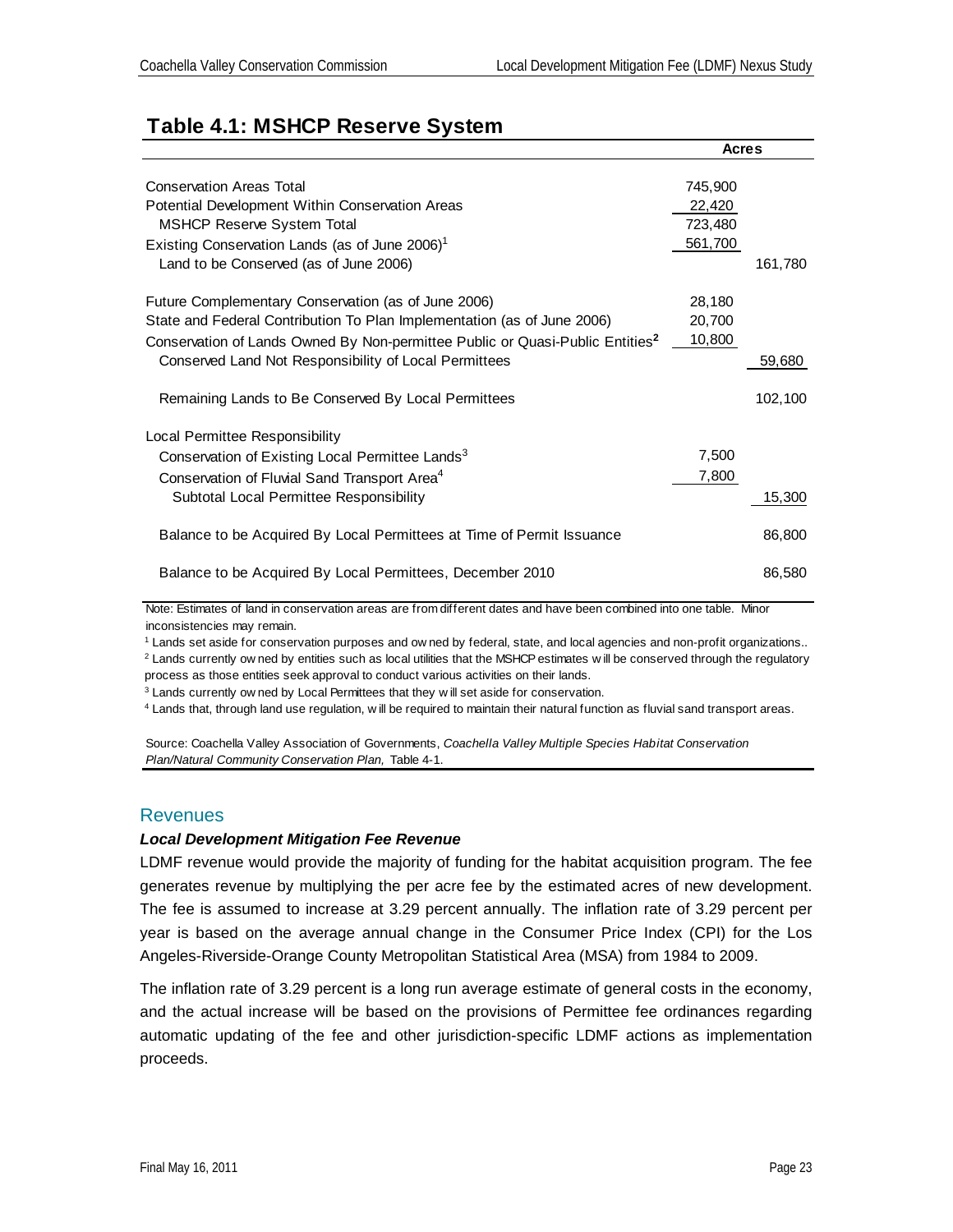## Table 4.1: MSHCP Reserve System

| | Acres | |
|---|---|---|
| Conservation Areas Total | 745,900 | |
| Potential Development Within Conservation Areas | 22,420 | |
| MSHCP Reserve System Total | 723,480 | |
| Existing Conservation Lands (as of June 2006)[1] | 561,700 | |
| Land to be Conserved (as of June 2006) | | 161,780 |
| Future Complementary Conservation (as of June 2006) | 28,180 | |
| State and Federal Contribution To Plan Implementation (as of June 2006) | 20,700 | |
| Conservation of Lands Owned By Non-permittee Public or Quasi-Public Entities[2] | 10,800 | |
| Conserved Land Not Responsibility of Local Permittees | | 59,680 |
| Remaining Lands to Be Conserved By Local Permittees | | 102,100 |
| Local Permittee Responsibility | | |
| Conservation of Existing Local Permittee Lands[3] | 7,500 | |
| Conservation of Fluvial Sand Transport Area[4] | 7,800 | |
| Subtotal Local Permittee Responsibility | | 15,300 |
| Balance to be Acquired By Local Permittees at Time of Permit Issuance | | 86,800 |
| Balance to be Acquired By Local Permittees, December 2010 | | 86,580 |

Note: Estimates of land in conservation areas are from different dates and have been combined into one table. Minor inconsistencies may remain.

[1] Lands set aside for conservation purposes and owned by federal, state, and local agencies and non-profit organizations..

[2] Lands currently owned by entities such as local utilities that the MSHCP estimates will be conserved through the regulatory process as those entities seek approval to conduct various activities on their lands.

[3] Lands currently owned by Local Permittees that they will set aside for conservation.

[4] Lands that, through land use regulation, will be required to maintain their natural function as fluvial sand transport areas.

Source: Coachella Valley Association of Governments, *Coachella Valley Multiple Species Habitat Conservation Plan/Natural Community Conservation Plan,* Table 4-1.

## Revenues

### *Local Development Mitigation Fee Revenue*

LDMF revenue would provide the majority of funding for the habitat acquisition program. The fee generates revenue by multiplying the per acre fee by the estimated acres of new development. The fee is assumed to increase at 3.29 percent annually. The inflation rate of 3.29 percent per year is based on the average annual change in the Consumer Price Index (CPI) for the Los Angeles-Riverside-Orange County Metropolitan Statistical Area (MSA) from 1984 to 2009.

The inflation rate of 3.29 percent is a long run average estimate of general costs in the economy, and the actual increase will be based on the provisions of Permittee fee ordinances regarding automatic updating of the fee and other jurisdiction-specific LDMF actions as implementation proceeds.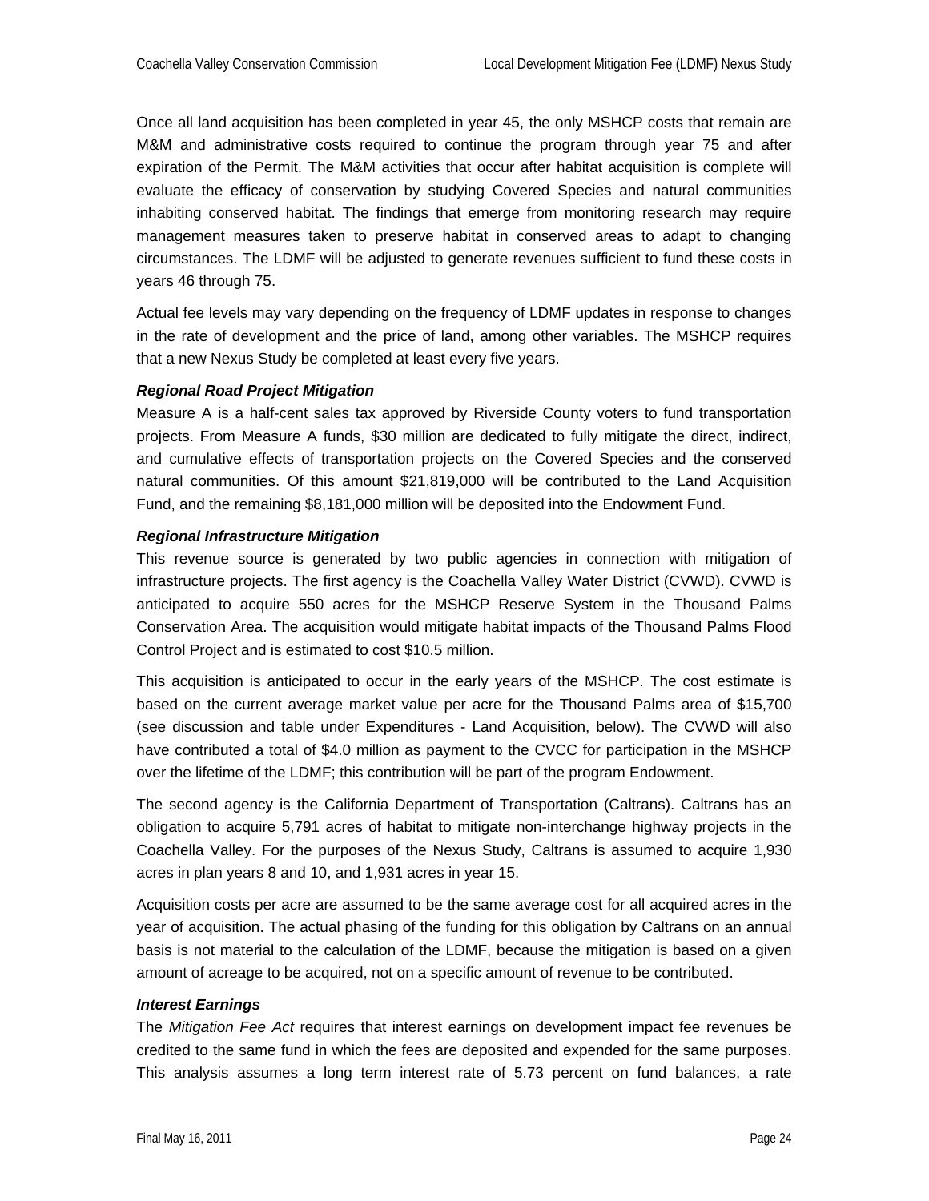Once all land acquisition has been completed in year 45, the only MSHCP costs that remain are M&M and administrative costs required to continue the program through year 75 and after expiration of the Permit. The M&M activities that occur after habitat acquisition is complete will evaluate the efficacy of conservation by studying Covered Species and natural communities inhabiting conserved habitat. The findings that emerge from monitoring research may require management measures taken to preserve habitat in conserved areas to adapt to changing circumstances. The LDMF will be adjusted to generate revenues sufficient to fund these costs in years 46 through 75.

Actual fee levels may vary depending on the frequency of LDMF updates in response to changes in the rate of development and the price of land, among other variables. The MSHCP requires that a new Nexus Study be completed at least every five years.

***Regional Road Project Mitigation***

Measure A is a half-cent sales tax approved by Riverside County voters to fund transportation projects. From Measure A funds, $30 million are dedicated to fully mitigate the direct, indirect, and cumulative effects of transportation projects on the Covered Species and the conserved natural communities. Of this amount $21,819,000 will be contributed to the Land Acquisition Fund, and the remaining $8,181,000 million will be deposited into the Endowment Fund.

***Regional Infrastructure Mitigation***

This revenue source is generated by two public agencies in connection with mitigation of infrastructure projects. The first agency is the Coachella Valley Water District (CVWD). CVWD is anticipated to acquire 550 acres for the MSHCP Reserve System in the Thousand Palms Conservation Area. The acquisition would mitigate habitat impacts of the Thousand Palms Flood Control Project and is estimated to cost $10.5 million.

This acquisition is anticipated to occur in the early years of the MSHCP. The cost estimate is based on the current average market value per acre for the Thousand Palms area of $15,700 (see discussion and table under Expenditures - Land Acquisition, below). The CVWD will also have contributed a total of $4.0 million as payment to the CVCC for participation in the MSHCP over the lifetime of the LDMF; this contribution will be part of the program Endowment.

The second agency is the California Department of Transportation (Caltrans). Caltrans has an obligation to acquire 5,791 acres of habitat to mitigate non-interchange highway projects in the Coachella Valley. For the purposes of the Nexus Study, Caltrans is assumed to acquire 1,930 acres in plan years 8 and 10, and 1,931 acres in year 15.

Acquisition costs per acre are assumed to be the same average cost for all acquired acres in the year of acquisition. The actual phasing of the funding for this obligation by Caltrans on an annual basis is not material to the calculation of the LDMF, because the mitigation is based on a given amount of acreage to be acquired, not on a specific amount of revenue to be contributed.

***Interest Earnings***

The *Mitigation Fee Act* requires that interest earnings on development impact fee revenues be credited to the same fund in which the fees are deposited and expended for the same purposes. This analysis assumes a long term interest rate of 5.73 percent on fund balances, a rate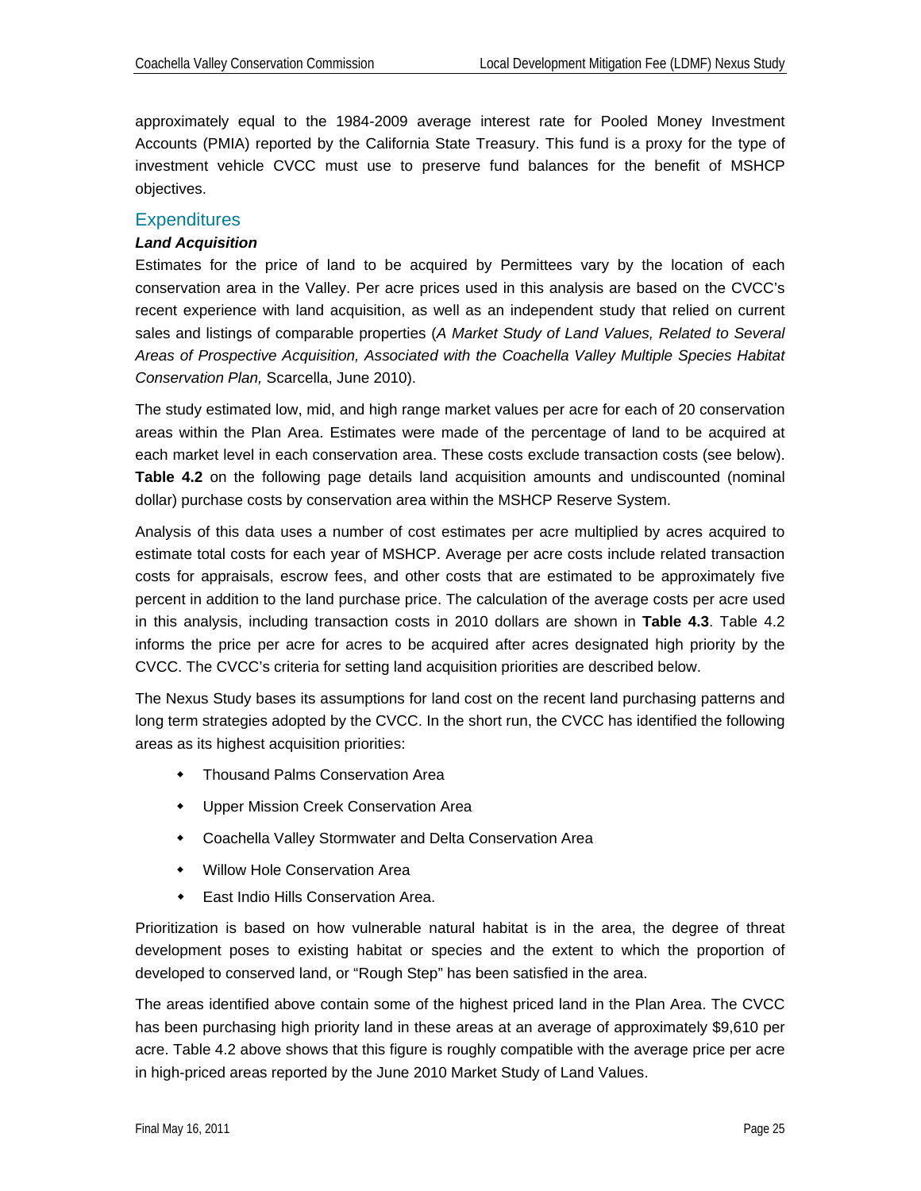approximately equal to the 1984-2009 average interest rate for Pooled Money Investment Accounts (PMIA) reported by the California State Treasury. This fund is a proxy for the type of investment vehicle CVCC must use to preserve fund balances for the benefit of MSHCP objectives.

## Expenditures

### *Land Acquisition*

Estimates for the price of land to be acquired by Permittees vary by the location of each conservation area in the Valley. Per acre prices used in this analysis are based on the CVCC's recent experience with land acquisition, as well as an independent study that relied on current sales and listings of comparable properties (*A Market Study of Land Values, Related to Several Areas of Prospective Acquisition, Associated with the Coachella Valley Multiple Species Habitat Conservation Plan,* Scarcella, June 2010).

The study estimated low, mid, and high range market values per acre for each of 20 conservation areas within the Plan Area. Estimates were made of the percentage of land to be acquired at each market level in each conservation area. These costs exclude transaction costs (see below). **Table 4.2** on the following page details land acquisition amounts and undiscounted (nominal dollar) purchase costs by conservation area within the MSHCP Reserve System.

Analysis of this data uses a number of cost estimates per acre multiplied by acres acquired to estimate total costs for each year of MSHCP. Average per acre costs include related transaction costs for appraisals, escrow fees, and other costs that are estimated to be approximately five percent in addition to the land purchase price. The calculation of the average costs per acre used in this analysis, including transaction costs in 2010 dollars are shown in **Table 4.3**. Table 4.2 informs the price per acre for acres to be acquired after acres designated high priority by the CVCC. The CVCC's criteria for setting land acquisition priorities are described below.

The Nexus Study bases its assumptions for land cost on the recent land purchasing patterns and long term strategies adopted by the CVCC. In the short run, the CVCC has identified the following areas as its highest acquisition priorities:

- Thousand Palms Conservation Area
- Upper Mission Creek Conservation Area
- Coachella Valley Stormwater and Delta Conservation Area
- Willow Hole Conservation Area
- East Indio Hills Conservation Area.

Prioritization is based on how vulnerable natural habitat is in the area, the degree of threat development poses to existing habitat or species and the extent to which the proportion of developed to conserved land, or "Rough Step" has been satisfied in the area.

The areas identified above contain some of the highest priced land in the Plan Area. The CVCC has been purchasing high priority land in these areas at an average of approximately $9,610 per acre. Table 4.2 above shows that this figure is roughly compatible with the average price per acre in high-priced areas reported by the June 2010 Market Study of Land Values.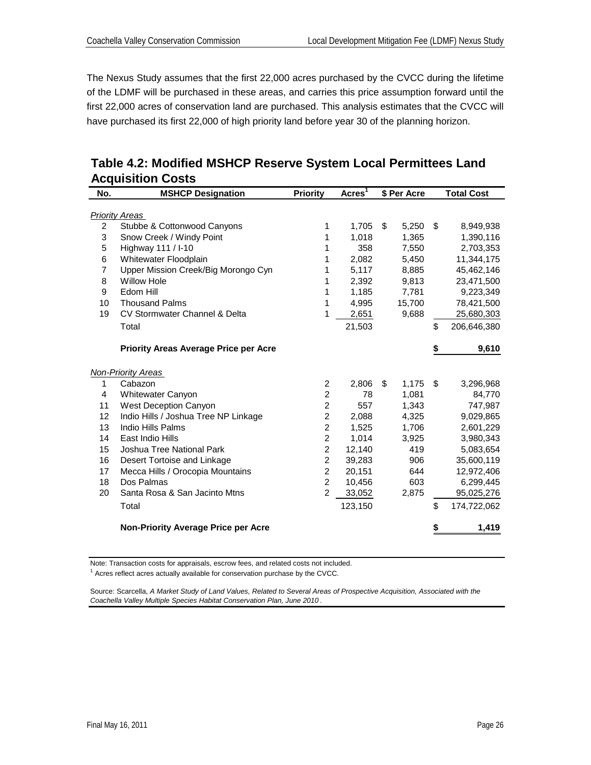The Nexus Study assumes that the first 22,000 acres purchased by the CVCC during the lifetime of the LDMF will be purchased in these areas, and carries this price assumption forward until the first 22,000 acres of conservation land are purchased. This analysis estimates that the CVCC will have purchased its first 22,000 of high priority land before year 30 of the planning horizon.

## Table 4.2: Modified MSHCP Reserve System Local Permittees Land Acquisition Costs

| No. | MSHCP Designation | Priority | Acres[1] | $ Per Acre | Total Cost |
|---|---|---|---|---|---|
| *Priority Areas* | | | | | |
| 2 | Stubbe & Cottonwood Canyons | 1 | 1,705 | $ 5,250 | $ 8,949,938 |
| 3 | Snow Creek / Windy Point | 1 | 1,018 | 1,365 | 1,390,116 |
| 5 | Highway 111 / I-10 | 1 | 358 | 7,550 | 2,703,353 |
| 6 | Whitewater Floodplain | 1 | 2,082 | 5,450 | 11,344,175 |
| 7 | Upper Mission Creek/Big Morongo Cyn | 1 | 5,117 | 8,885 | 45,462,146 |
| 8 | Willow Hole | 1 | 2,392 | 9,813 | 23,471,500 |
| 9 | Edom Hill | 1 | 1,185 | 7,781 | 9,223,349 |
| 10 | Thousand Palms | 1 | 4,995 | 15,700 | 78,421,500 |
| 19 | CV Stormwater Channel & Delta | 1 | 2,651 | 9,688 | 25,680,303 |
| | Total | | 21,503 | | $ 206,646,380 |
| | **Priority Areas Average Price per Acre** | | | | **$ 9,610** |
| *Non-Priority Areas* | | | | | |
| 1 | Cabazon | 2 | 2,806 | $ 1,175 | $ 3,296,968 |
| 4 | Whitewater Canyon | 2 | 78 | 1,081 | 84,770 |
| 11 | West Deception Canyon | 2 | 557 | 1,343 | 747,987 |
| 12 | Indio Hills / Joshua Tree NP Linkage | 2 | 2,088 | 4,325 | 9,029,865 |
| 13 | Indio Hills Palms | 2 | 1,525 | 1,706 | 2,601,229 |
| 14 | East Indio Hills | 2 | 1,014 | 3,925 | 3,980,343 |
| 15 | Joshua Tree National Park | 2 | 12,140 | 419 | 5,083,654 |
| 16 | Desert Tortoise and Linkage | 2 | 39,283 | 906 | 35,600,119 |
| 17 | Mecca Hills / Orocopia Mountains | 2 | 20,151 | 644 | 12,972,406 |
| 18 | Dos Palmas | 2 | 10,456 | 603 | 6,299,445 |
| 20 | Santa Rosa & San Jacinto Mtns | 2 | 33,052 | 2,875 | 95,025,276 |
| | Total | | 123,150 | | $ 174,722,062 |
| | **Non-Priority Average Price per Acre** | | | | **$ 1,419** |

Note: Transaction costs for appraisals, escrow fees, and related costs not included.
[1] Acres reflect acres actually available for conservation purchase by the CVCC.

Source: Scarcella, *A Market Study of Land Values, Related to Several Areas of Prospective Acquisition, Associated with the Coachella Valley Multiple Species Habitat Conservation Plan, June 2010*.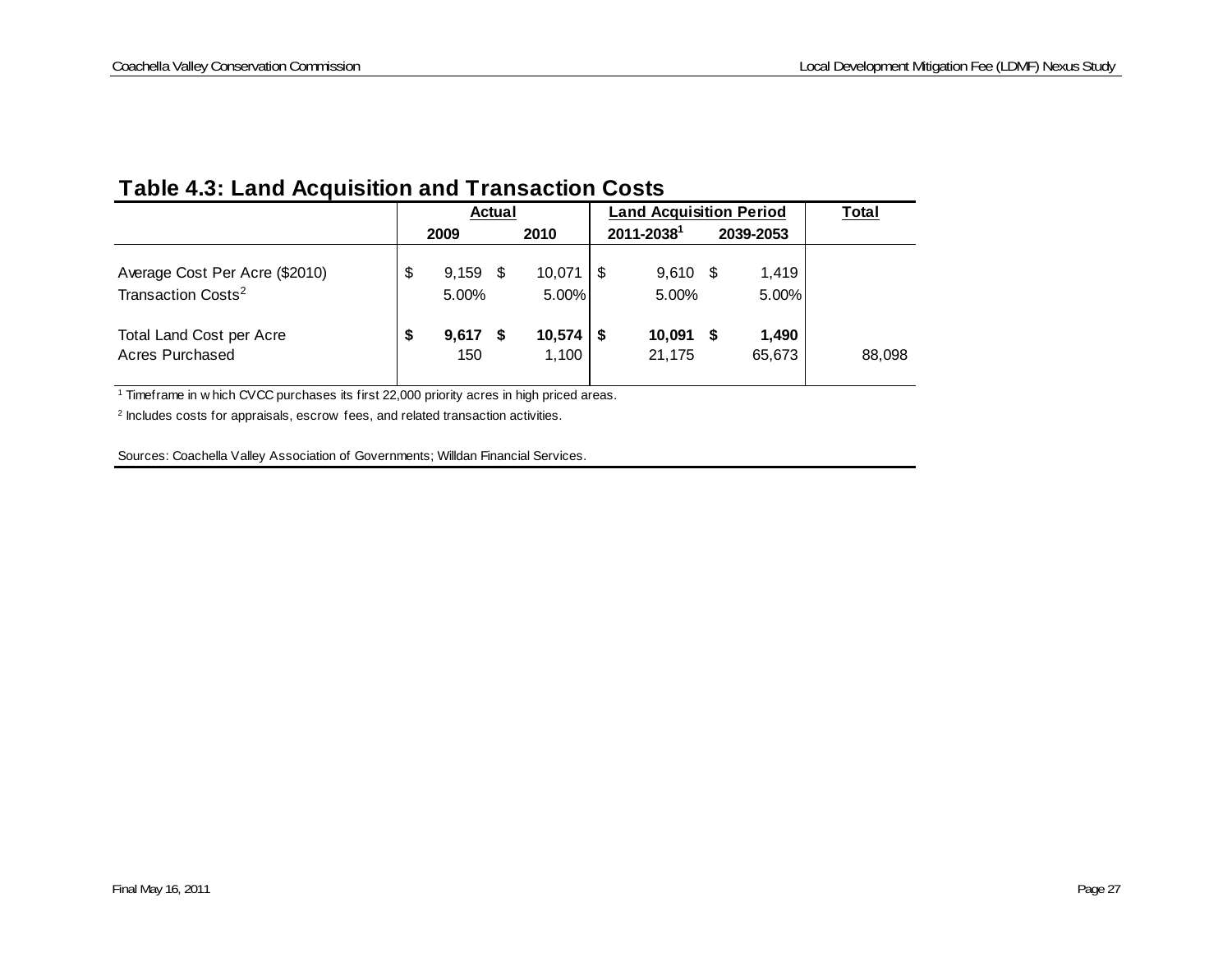## Table 4.3: Land Acquisition and Transaction Costs

| | Actual | | Land Acquisition Period | | Total |
|---|---|---|---|---|---|
| | 2009 | 2010 | 2011-2038[1] | 2039-2053 | |
| Average Cost Per Acre ($2010) | $ 9,159 | $ 10,071 | $ 9,610 | $ 1,419 | |
| Transaction Costs[2] | 5.00% | 5.00% | 5.00% | 5.00% | |
| **Total Land Cost per Acre** | **$ 9,617** | **$ 10,574** | **$ 10,091** | **$ 1,490** | |
| Acres Purchased | 150 | 1,100 | 21,175 | 65,673 | 88,098 |

[1] Timeframe in which CVCC purchases its first 22,000 priority acres in high priced areas.

[2] Includes costs for appraisals, escrow fees, and related transaction activities.

Sources: Coachella Valley Association of Governments; Willdan Financial Services.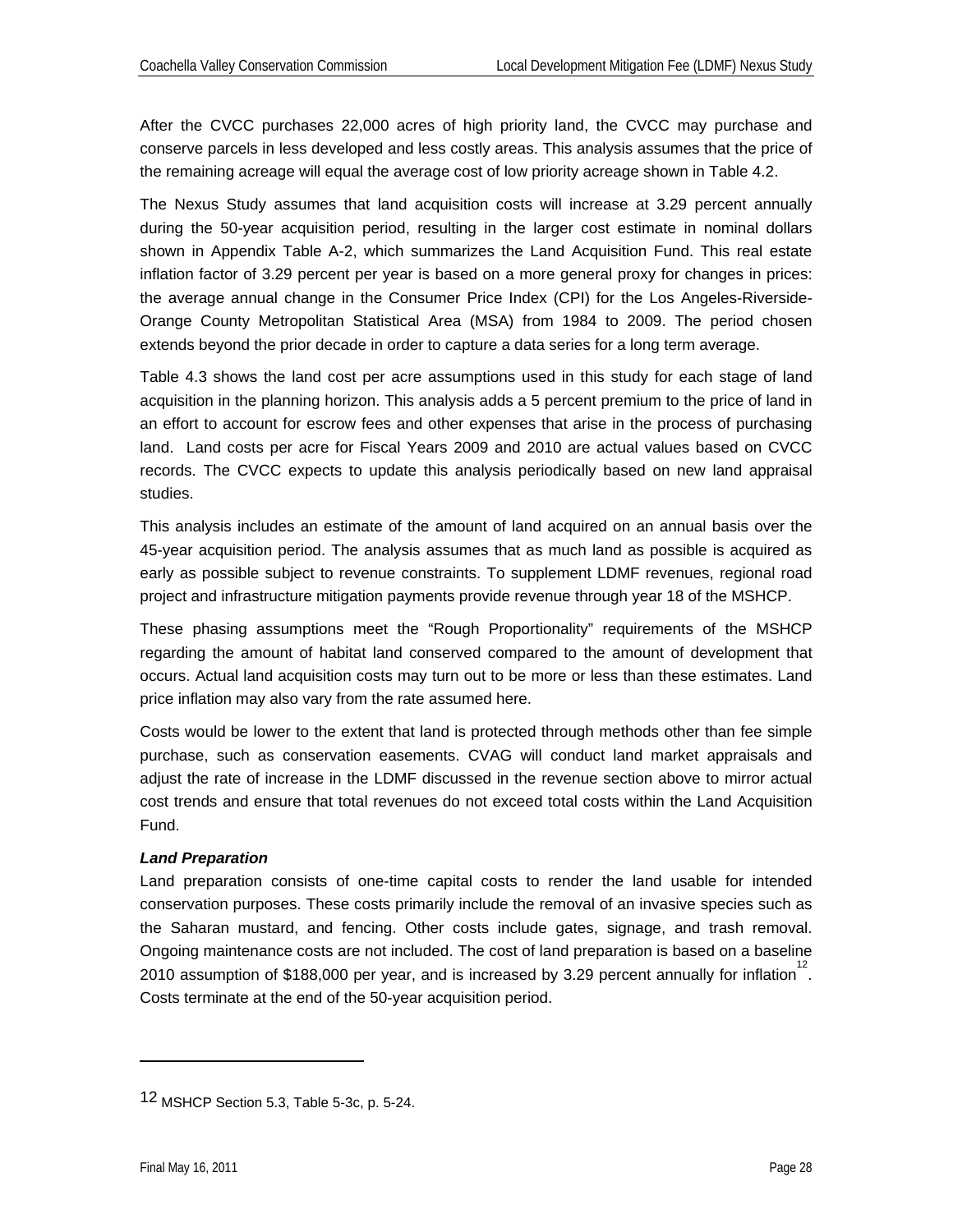After the CVCC purchases 22,000 acres of high priority land, the CVCC may purchase and conserve parcels in less developed and less costly areas. This analysis assumes that the price of the remaining acreage will equal the average cost of low priority acreage shown in Table 4.2.

The Nexus Study assumes that land acquisition costs will increase at 3.29 percent annually during the 50-year acquisition period, resulting in the larger cost estimate in nominal dollars shown in Appendix Table A-2, which summarizes the Land Acquisition Fund. This real estate inflation factor of 3.29 percent per year is based on a more general proxy for changes in prices: the average annual change in the Consumer Price Index (CPI) for the Los Angeles-Riverside-Orange County Metropolitan Statistical Area (MSA) from 1984 to 2009. The period chosen extends beyond the prior decade in order to capture a data series for a long term average.

Table 4.3 shows the land cost per acre assumptions used in this study for each stage of land acquisition in the planning horizon. This analysis adds a 5 percent premium to the price of land in an effort to account for escrow fees and other expenses that arise in the process of purchasing land. Land costs per acre for Fiscal Years 2009 and 2010 are actual values based on CVCC records. The CVCC expects to update this analysis periodically based on new land appraisal studies.

This analysis includes an estimate of the amount of land acquired on an annual basis over the 45-year acquisition period. The analysis assumes that as much land as possible is acquired as early as possible subject to revenue constraints. To supplement LDMF revenues, regional road project and infrastructure mitigation payments provide revenue through year 18 of the MSHCP.

These phasing assumptions meet the "Rough Proportionality" requirements of the MSHCP regarding the amount of habitat land conserved compared to the amount of development that occurs. Actual land acquisition costs may turn out to be more or less than these estimates. Land price inflation may also vary from the rate assumed here.

Costs would be lower to the extent that land is protected through methods other than fee simple purchase, such as conservation easements. CVAG will conduct land market appraisals and adjust the rate of increase in the LDMF discussed in the revenue section above to mirror actual cost trends and ensure that total revenues do not exceed total costs within the Land Acquisition Fund.

***Land Preparation***

Land preparation consists of one-time capital costs to render the land usable for intended conservation purposes. These costs primarily include the removal of an invasive species such as the Saharan mustard, and fencing. Other costs include gates, signage, and trash removal. Ongoing maintenance costs are not included. The cost of land preparation is based on a baseline 2010 assumption of $188,000 per year, and is increased by 3.29 percent annually for inflation[12]. Costs terminate at the end of the 50-year acquisition period.

---

12 MSHCP Section 5.3, Table 5-3c, p. 5-24.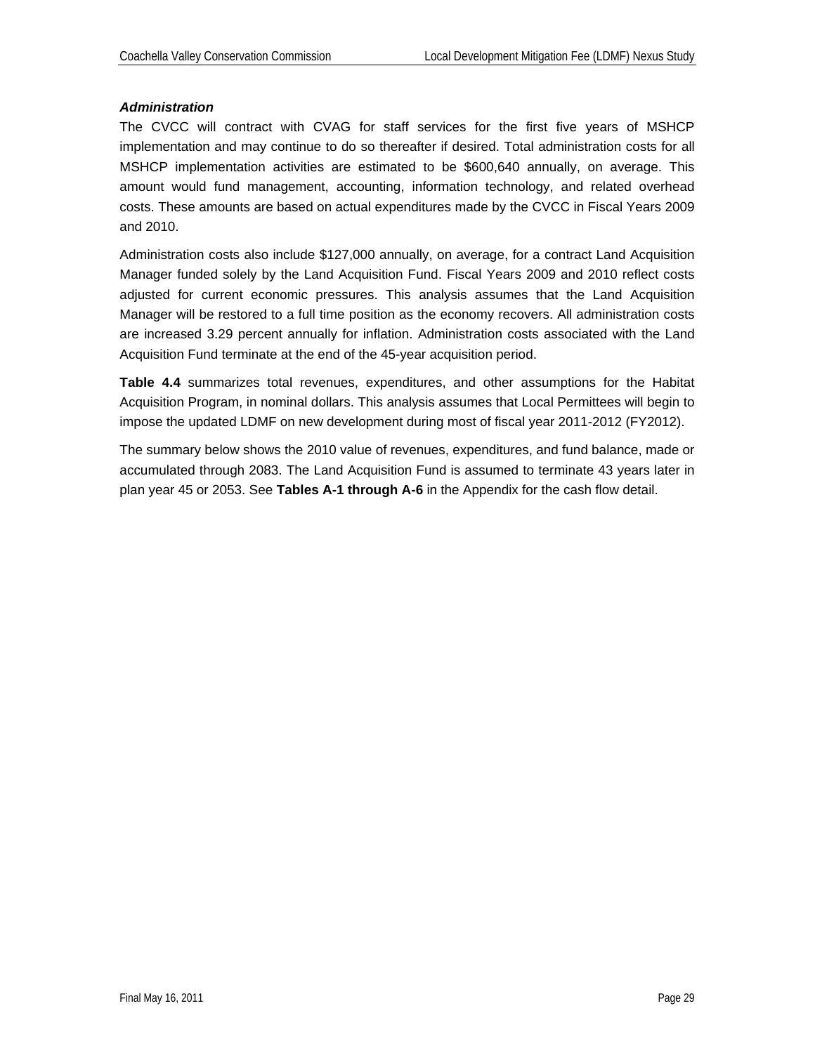***Administration***

The CVCC will contract with CVAG for staff services for the first five years of MSHCP implementation and may continue to do so thereafter if desired. Total administration costs for all MSHCP implementation activities are estimated to be $600,640 annually, on average. This amount would fund management, accounting, information technology, and related overhead costs. These amounts are based on actual expenditures made by the CVCC in Fiscal Years 2009 and 2010.

Administration costs also include $127,000 annually, on average, for a contract Land Acquisition Manager funded solely by the Land Acquisition Fund. Fiscal Years 2009 and 2010 reflect costs adjusted for current economic pressures. This analysis assumes that the Land Acquisition Manager will be restored to a full time position as the economy recovers. All administration costs are increased 3.29 percent annually for inflation. Administration costs associated with the Land Acquisition Fund terminate at the end of the 45-year acquisition period.

**Table 4.4** summarizes total revenues, expenditures, and other assumptions for the Habitat Acquisition Program, in nominal dollars. This analysis assumes that Local Permittees will begin to impose the updated LDMF on new development during most of fiscal year 2011-2012 (FY2012).

The summary below shows the 2010 value of revenues, expenditures, and fund balance, made or accumulated through 2083. The Land Acquisition Fund is assumed to terminate 43 years later in plan year 45 or 2053. See **Tables A-1 through A-6** in the Appendix for the cash flow detail.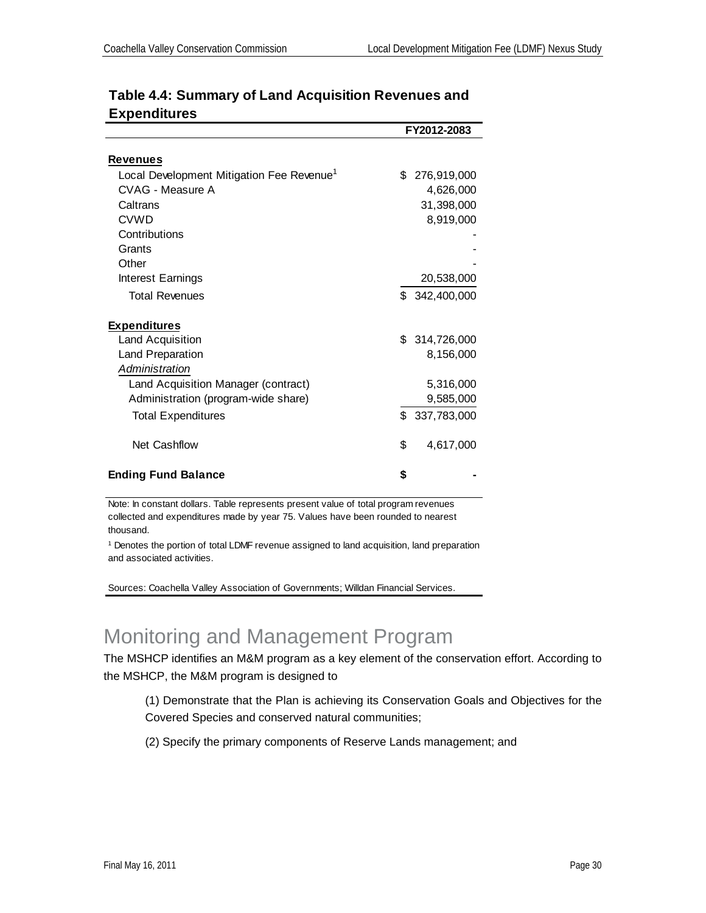**Table 4.4: Summary of Land Acquisition Revenues and Expenditures**

| | FY2012-2083 |
|---|---|
| **Revenues** | |
| Local Development Mitigation Fee Revenue[1] | $ 276,919,000 |
| CVAG - Measure A | 4,626,000 |
| Caltrans | 31,398,000 |
| CVWD | 8,919,000 |
| Contributions | - |
| Grants | - |
| Other | - |
| Interest Earnings | 20,538,000 |
| Total Revenues | $ 342,400,000 |
| **Expenditures** | |
| Land Acquisition | $ 314,726,000 |
| Land Preparation | 8,156,000 |
| *Administration* | |
| Land Acquisition Manager (contract) | 5,316,000 |
| Administration (program-wide share) | 9,585,000 |
| Total Expenditures | $ 337,783,000 |
| Net Cashflow | $ 4,617,000 |
| **Ending Fund Balance** | **$ -** |

Note: In constant dollars. Table represents present value of total program revenues collected and expenditures made by year 75. Values have been rounded to nearest thousand.

[1] Denotes the portion of total LDMF revenue assigned to land acquisition, land preparation and associated activities.

Sources: Coachella Valley Association of Governments; Willdan Financial Services.

# Monitoring and Management Program

The MSHCP identifies an M&M program as a key element of the conservation effort. According to the MSHCP, the M&M program is designed to

(1) Demonstrate that the Plan is achieving its Conservation Goals and Objectives for the Covered Species and conserved natural communities;

(2) Specify the primary components of Reserve Lands management; and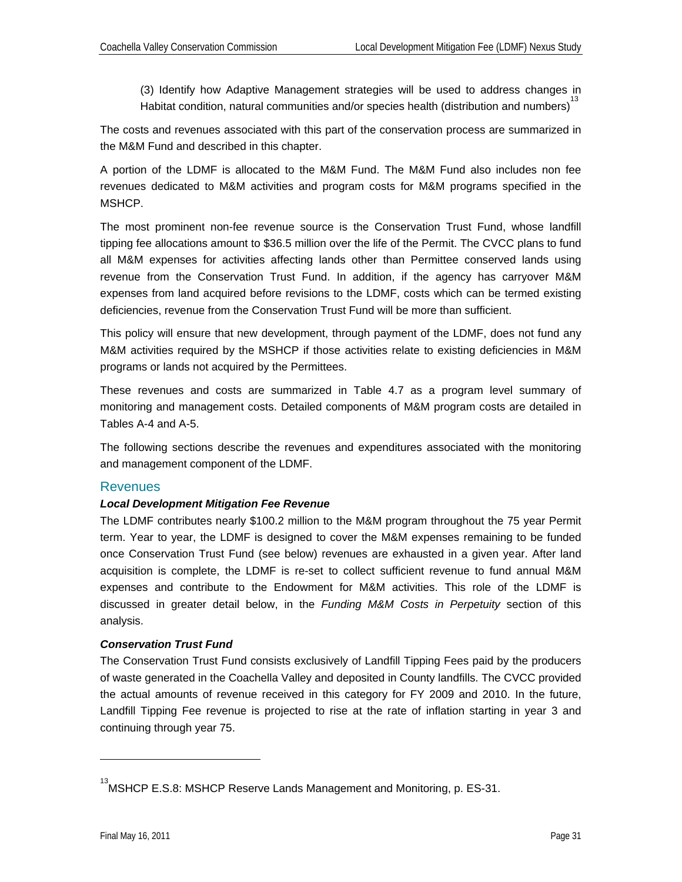(3) Identify how Adaptive Management strategies will be used to address changes in Habitat condition, natural communities and/or species health (distribution and numbers)[13]

The costs and revenues associated with this part of the conservation process are summarized in the M&M Fund and described in this chapter.

A portion of the LDMF is allocated to the M&M Fund. The M&M Fund also includes non fee revenues dedicated to M&M activities and program costs for M&M programs specified in the MSHCP.

The most prominent non-fee revenue source is the Conservation Trust Fund, whose landfill tipping fee allocations amount to $36.5 million over the life of the Permit. The CVCC plans to fund all M&M expenses for activities affecting lands other than Permittee conserved lands using revenue from the Conservation Trust Fund. In addition, if the agency has carryover M&M expenses from land acquired before revisions to the LDMF, costs which can be termed existing deficiencies, revenue from the Conservation Trust Fund will be more than sufficient.

This policy will ensure that new development, through payment of the LDMF, does not fund any M&M activities required by the MSHCP if those activities relate to existing deficiencies in M&M programs or lands not acquired by the Permittees.

These revenues and costs are summarized in Table 4.7 as a program level summary of monitoring and management costs. Detailed components of M&M program costs are detailed in Tables A-4 and A-5.

The following sections describe the revenues and expenditures associated with the monitoring and management component of the LDMF.

## Revenues

### *Local Development Mitigation Fee Revenue*

The LDMF contributes nearly $100.2 million to the M&M program throughout the 75 year Permit term. Year to year, the LDMF is designed to cover the M&M expenses remaining to be funded once Conservation Trust Fund (see below) revenues are exhausted in a given year. After land acquisition is complete, the LDMF is re-set to collect sufficient revenue to fund annual M&M expenses and contribute to the Endowment for M&M activities. This role of the LDMF is discussed in greater detail below, in the *Funding M&M Costs in Perpetuity* section of this analysis.

### *Conservation Trust Fund*

The Conservation Trust Fund consists exclusively of Landfill Tipping Fees paid by the producers of waste generated in the Coachella Valley and deposited in County landfills. The CVCC provided the actual amounts of revenue received in this category for FY 2009 and 2010. In the future, Landfill Tipping Fee revenue is projected to rise at the rate of inflation starting in year 3 and continuing through year 75.

---

[13] MSHCP E.S.8: MSHCP Reserve Lands Management and Monitoring, p. ES-31.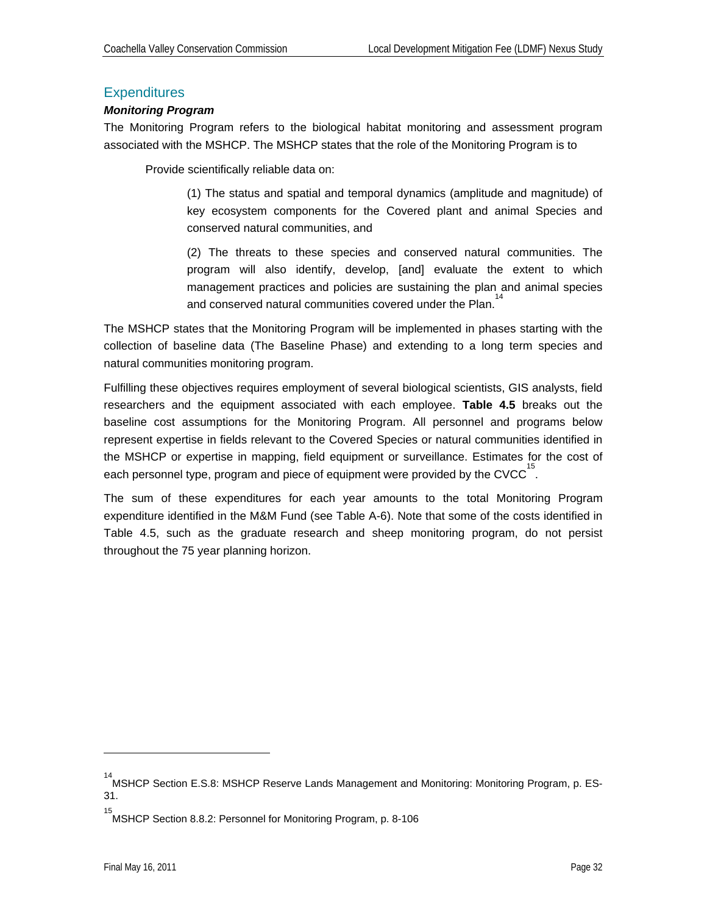## Expenditures

### *Monitoring Program*

The Monitoring Program refers to the biological habitat monitoring and assessment program associated with the MSHCP. The MSHCP states that the role of the Monitoring Program is to

> Provide scientifically reliable data on:
>
> > (1) The status and spatial and temporal dynamics (amplitude and magnitude) of key ecosystem components for the Covered plant and animal Species and conserved natural communities, and
> >
> > (2) The threats to these species and conserved natural communities. The program will also identify, develop, [and] evaluate the extent to which management practices and policies are sustaining the plan and animal species and conserved natural communities covered under the Plan.[14]

The MSHCP states that the Monitoring Program will be implemented in phases starting with the collection of baseline data (The Baseline Phase) and extending to a long term species and natural communities monitoring program.

Fulfilling these objectives requires employment of several biological scientists, GIS analysts, field researchers and the equipment associated with each employee. **Table 4.5** breaks out the baseline cost assumptions for the Monitoring Program. All personnel and programs below represent expertise in fields relevant to the Covered Species or natural communities identified in the MSHCP or expertise in mapping, field equipment or surveillance. Estimates for the cost of each personnel type, program and piece of equipment were provided by the CVCC[15].

The sum of these expenditures for each year amounts to the total Monitoring Program expenditure identified in the M&M Fund (see Table A-6). Note that some of the costs identified in Table 4.5, such as the graduate research and sheep monitoring program, do not persist throughout the 75 year planning horizon.

---

[14] MSHCP Section E.S.8: MSHCP Reserve Lands Management and Monitoring: Monitoring Program, p. ES-31.

[15] MSHCP Section 8.8.2: Personnel for Monitoring Program, p. 8-106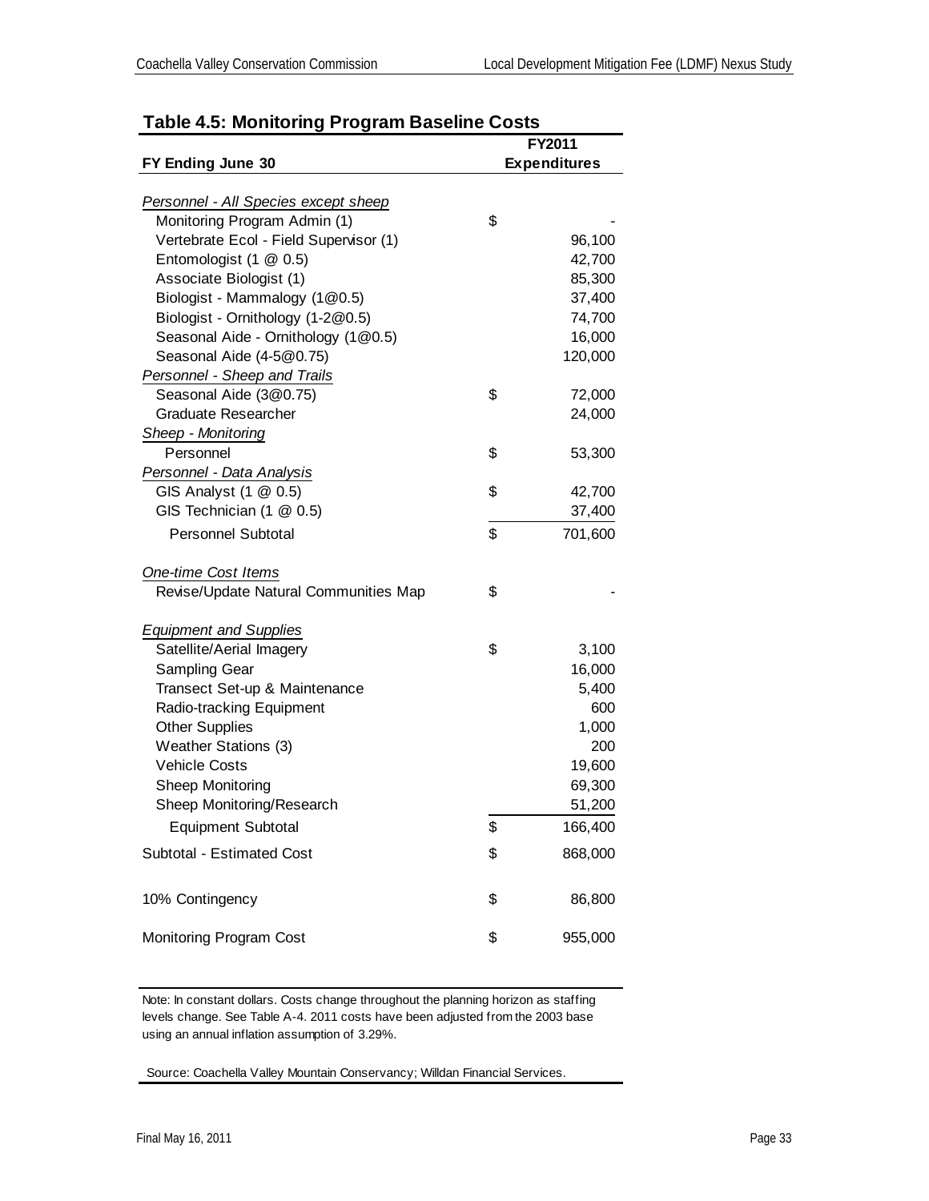## Table 4.5: Monitoring Program Baseline Costs

| FY Ending June 30 | FY2011 Expenditures |
|---|---|
| *Personnel - All Species except sheep* | |
| Monitoring Program Admin (1) | $ - |
| Vertebrate Ecol - Field Supervisor (1) | 96,100 |
| Entomologist (1 @ 0.5) | 42,700 |
| Associate Biologist (1) | 85,300 |
| Biologist - Mammalogy (1@0.5) | 37,400 |
| Biologist - Ornithology (1-2@0.5) | 74,700 |
| Seasonal Aide - Ornithology (1@0.5) | 16,000 |
| Seasonal Aide (4-5@0.75) | 120,000 |
| *Personnel - Sheep and Trails* | |
| Seasonal Aide (3@0.75) | $ 72,000 |
| Graduate Researcher | 24,000 |
| *Sheep - Monitoring* | |
| Personnel | $ 53,300 |
| *Personnel - Data Analysis* | |
| GIS Analyst (1 @ 0.5) | $ 42,700 |
| GIS Technician (1 @ 0.5) | 37,400 |
| Personnel Subtotal | $ 701,600 |
| *One-time Cost Items* | |
| Revise/Update Natural Communities Map | $ - |
| *Equipment and Supplies* | |
| Satellite/Aerial Imagery | $ 3,100 |
| Sampling Gear | 16,000 |
| Transect Set-up & Maintenance | 5,400 |
| Radio-tracking Equipment | 600 |
| Other Supplies | 1,000 |
| Weather Stations (3) | 200 |
| Vehicle Costs | 19,600 |
| Sheep Monitoring | 69,300 |
| Sheep Monitoring/Research | 51,200 |
| Equipment Subtotal | $ 166,400 |
| Subtotal - Estimated Cost | $ 868,000 |
| 10% Contingency | $ 86,800 |
| Monitoring Program Cost | $ 955,000 |

Note: In constant dollars. Costs change throughout the planning horizon as staffing levels change. See Table A-4. 2011 costs have been adjusted from the 2003 base using an annual inflation assumption of 3.29%.

Source: Coachella Valley Mountain Conservancy; Willdan Financial Services.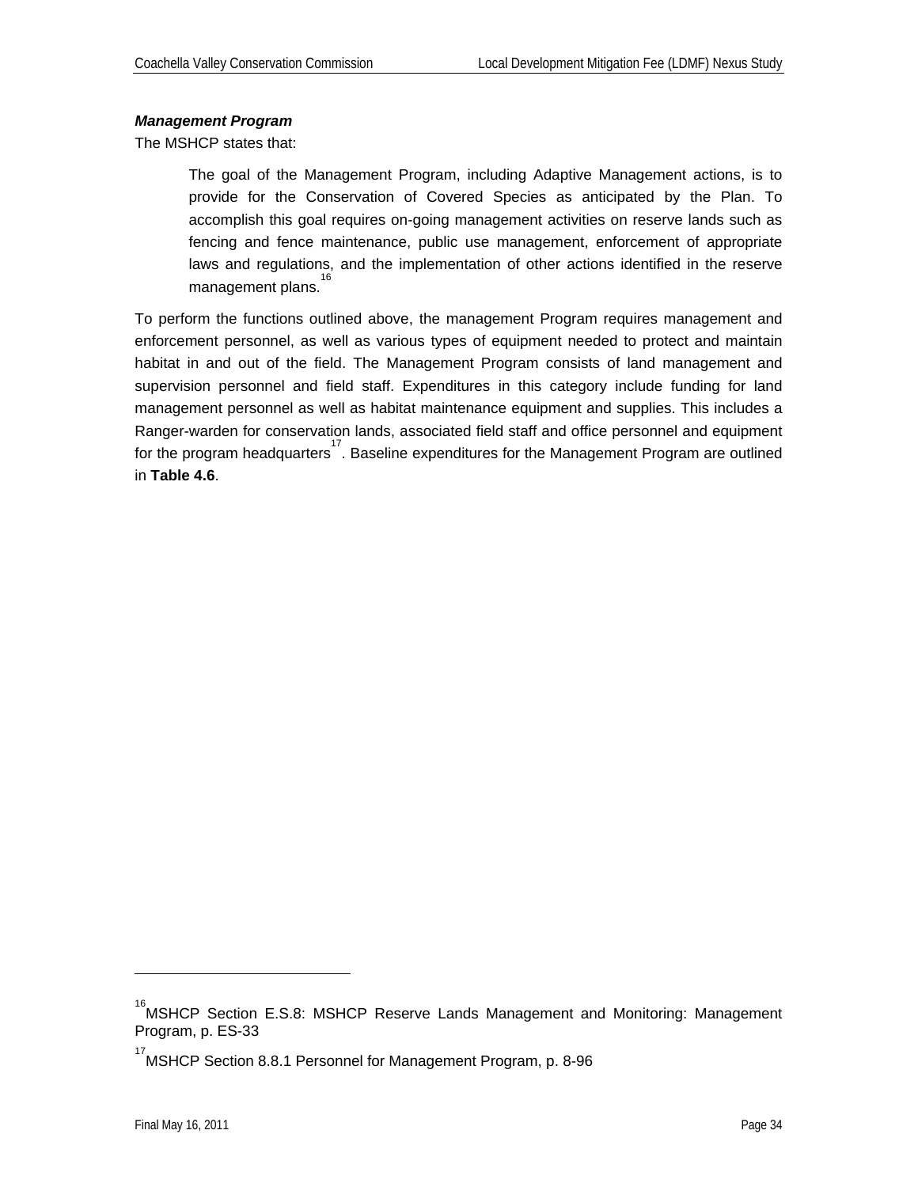***Management Program***

The MSHCP states that:

> The goal of the Management Program, including Adaptive Management actions, is to provide for the Conservation of Covered Species as anticipated by the Plan. To accomplish this goal requires on-going management activities on reserve lands such as fencing and fence maintenance, public use management, enforcement of appropriate laws and regulations, and the implementation of other actions identified in the reserve management plans.[16]

To perform the functions outlined above, the management Program requires management and enforcement personnel, as well as various types of equipment needed to protect and maintain habitat in and out of the field. The Management Program consists of land management and supervision personnel and field staff. Expenditures in this category include funding for land management personnel as well as habitat maintenance equipment and supplies. This includes a Ranger-warden for conservation lands, associated field staff and office personnel and equipment for the program headquarters[17]. Baseline expenditures for the Management Program are outlined in **Table 4.6**.

---

[16] MSHCP Section E.S.8: MSHCP Reserve Lands Management and Monitoring: Management Program, p. ES-33

[17] MSHCP Section 8.8.1 Personnel for Management Program, p. 8-96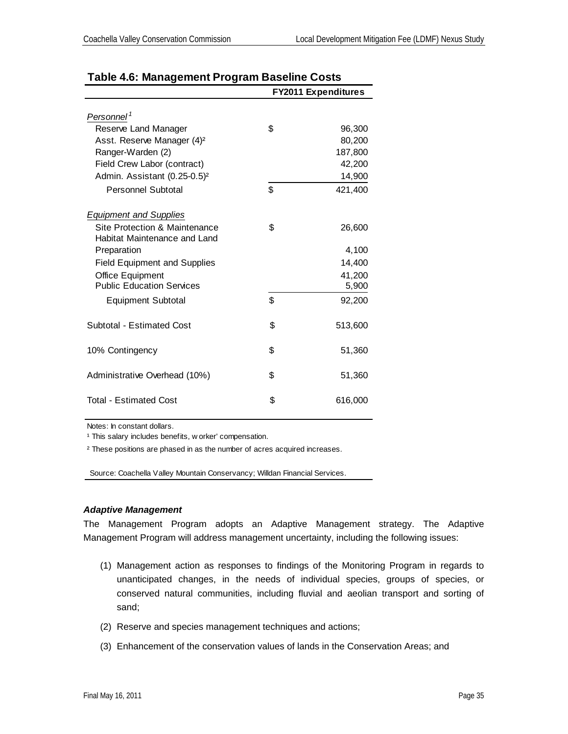## Table 4.6: Management Program Baseline Costs

| | FY2011 Expenditures |
|---|---|
| *Personnel*[1] | |
| Reserve Land Manager | $ 96,300 |
| Asst. Reserve Manager (4)[2] | 80,200 |
| Ranger-Warden (2) | 187,800 |
| Field Crew Labor (contract) | 42,200 |
| Admin. Assistant (0.25-0.5)[2] | 14,900 |
| Personnel Subtotal | $ 421,400 |
| *Equipment and Supplies* | |
| Site Protection & Maintenance | $ 26,600 |
| Habitat Maintenance and Land Preparation | 4,100 |
| Field Equipment and Supplies | 14,400 |
| Office Equipment | 41,200 |
| Public Education Services | 5,900 |
| Equipment Subtotal | $ 92,200 |
| Subtotal - Estimated Cost | $ 513,600 |
| 10% Contingency | $ 51,360 |
| Administrative Overhead (10%) | $ 51,360 |
| Total - Estimated Cost | $ 616,000 |

Notes: In constant dollars.

[1] This salary includes benefits, w orker' compensation.

[2] These positions are phased in as the number of acres acquired increases.

Source: Coachella Valley Mountain Conservancy; Willdan Financial Services.

***Adaptive Management***

The Management Program adopts an Adaptive Management strategy. The Adaptive Management Program will address management uncertainty, including the following issues:

(1) Management action as responses to findings of the Monitoring Program in regards to unanticipated changes, in the needs of individual species, groups of species, or conserved natural communities, including fluvial and aeolian transport and sorting of sand;

(2) Reserve and species management techniques and actions;

(3) Enhancement of the conservation values of lands in the Conservation Areas; and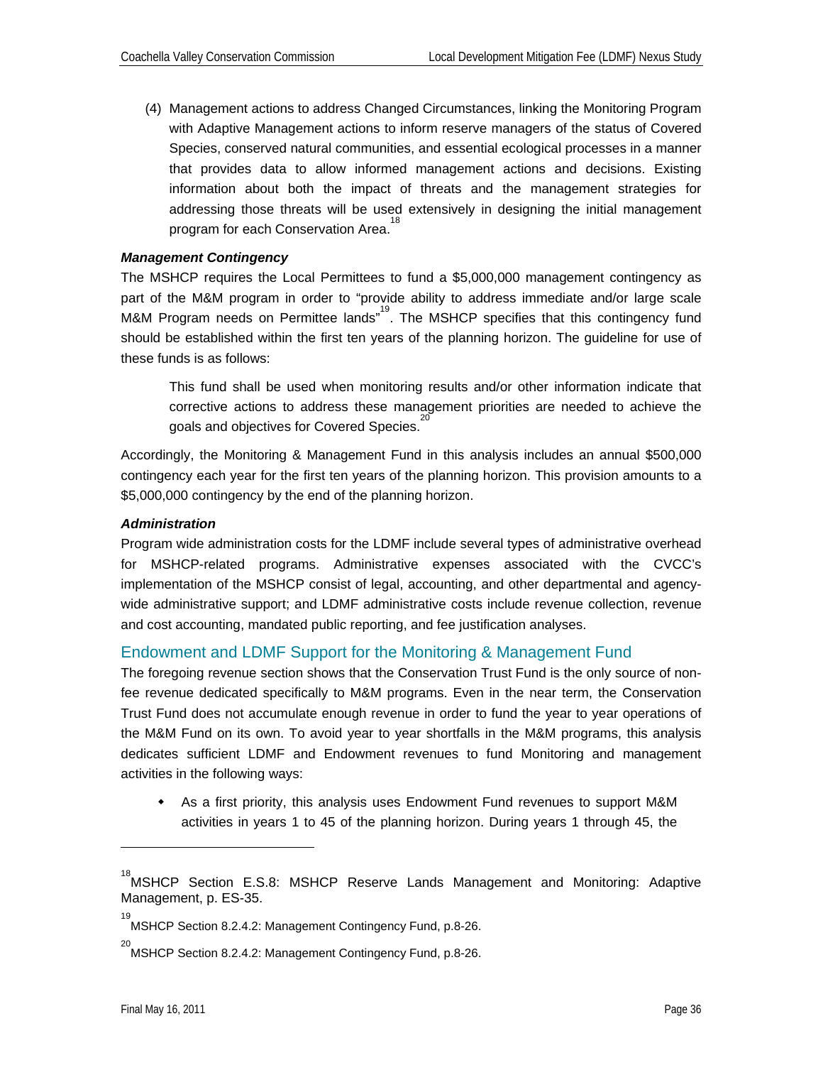(4) Management actions to address Changed Circumstances, linking the Monitoring Program with Adaptive Management actions to inform reserve managers of the status of Covered Species, conserved natural communities, and essential ecological processes in a manner that provides data to allow informed management actions and decisions. Existing information about both the impact of threats and the management strategies for addressing those threats will be used extensively in designing the initial management program for each Conservation Area.[18]

***Management Contingency***

The MSHCP requires the Local Permittees to fund a $5,000,000 management contingency as part of the M&M program in order to "provide ability to address immediate and/or large scale M&M Program needs on Permittee lands"[19]. The MSHCP specifies that this contingency fund should be established within the first ten years of the planning horizon. The guideline for use of these funds is as follows:

> This fund shall be used when monitoring results and/or other information indicate that corrective actions to address these management priorities are needed to achieve the goals and objectives for Covered Species.[20]

Accordingly, the Monitoring & Management Fund in this analysis includes an annual $500,000 contingency each year for the first ten years of the planning horizon. This provision amounts to a $5,000,000 contingency by the end of the planning horizon.

***Administration***

Program wide administration costs for the LDMF include several types of administrative overhead for MSHCP-related programs. Administrative expenses associated with the CVCC's implementation of the MSHCP consist of legal, accounting, and other departmental and agency-wide administrative support; and LDMF administrative costs include revenue collection, revenue and cost accounting, mandated public reporting, and fee justification analyses.

## Endowment and LDMF Support for the Monitoring & Management Fund

The foregoing revenue section shows that the Conservation Trust Fund is the only source of non-fee revenue dedicated specifically to M&M programs. Even in the near term, the Conservation Trust Fund does not accumulate enough revenue in order to fund the year to year operations of the M&M Fund on its own. To avoid year to year shortfalls in the M&M programs, this analysis dedicates sufficient LDMF and Endowment revenues to fund Monitoring and management activities in the following ways:

- As a first priority, this analysis uses Endowment Fund revenues to support M&M activities in years 1 to 45 of the planning horizon. During years 1 through 45, the

---

[18] MSHCP Section E.S.8: MSHCP Reserve Lands Management and Monitoring: Adaptive Management, p. ES-35.

[19] MSHCP Section 8.2.4.2: Management Contingency Fund, p.8-26.

[20] MSHCP Section 8.2.4.2: Management Contingency Fund, p.8-26.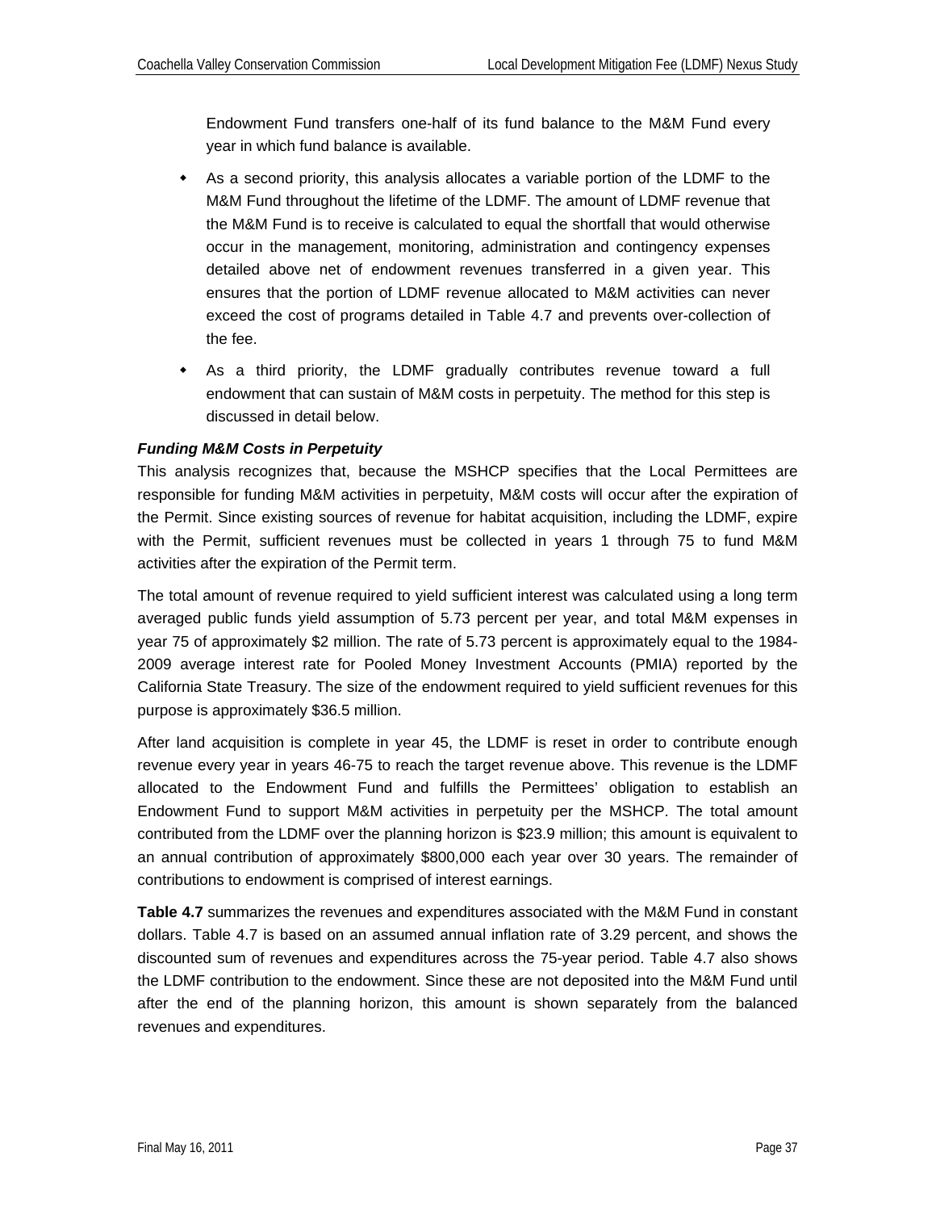Endowment Fund transfers one-half of its fund balance to the M&M Fund every year in which fund balance is available.

- As a second priority, this analysis allocates a variable portion of the LDMF to the M&M Fund throughout the lifetime of the LDMF. The amount of LDMF revenue that the M&M Fund is to receive is calculated to equal the shortfall that would otherwise occur in the management, monitoring, administration and contingency expenses detailed above net of endowment revenues transferred in a given year. This ensures that the portion of LDMF revenue allocated to M&M activities can never exceed the cost of programs detailed in Table 4.7 and prevents over-collection of the fee.
- As a third priority, the LDMF gradually contributes revenue toward a full endowment that can sustain of M&M costs in perpetuity. The method for this step is discussed in detail below.

***Funding M&M Costs in Perpetuity***

This analysis recognizes that, because the MSHCP specifies that the Local Permittees are responsible for funding M&M activities in perpetuity, M&M costs will occur after the expiration of the Permit. Since existing sources of revenue for habitat acquisition, including the LDMF, expire with the Permit, sufficient revenues must be collected in years 1 through 75 to fund M&M activities after the expiration of the Permit term.

The total amount of revenue required to yield sufficient interest was calculated using a long term averaged public funds yield assumption of 5.73 percent per year, and total M&M expenses in year 75 of approximately $2 million. The rate of 5.73 percent is approximately equal to the 1984-2009 average interest rate for Pooled Money Investment Accounts (PMIA) reported by the California State Treasury. The size of the endowment required to yield sufficient revenues for this purpose is approximately $36.5 million.

After land acquisition is complete in year 45, the LDMF is reset in order to contribute enough revenue every year in years 46-75 to reach the target revenue above. This revenue is the LDMF allocated to the Endowment Fund and fulfills the Permittees' obligation to establish an Endowment Fund to support M&M activities in perpetuity per the MSHCP. The total amount contributed from the LDMF over the planning horizon is $23.9 million; this amount is equivalent to an annual contribution of approximately $800,000 each year over 30 years. The remainder of contributions to endowment is comprised of interest earnings.

**Table 4.7** summarizes the revenues and expenditures associated with the M&M Fund in constant dollars. Table 4.7 is based on an assumed annual inflation rate of 3.29 percent, and shows the discounted sum of revenues and expenditures across the 75-year period. Table 4.7 also shows the LDMF contribution to the endowment. Since these are not deposited into the M&M Fund until after the end of the planning horizon, this amount is shown separately from the balanced revenues and expenditures.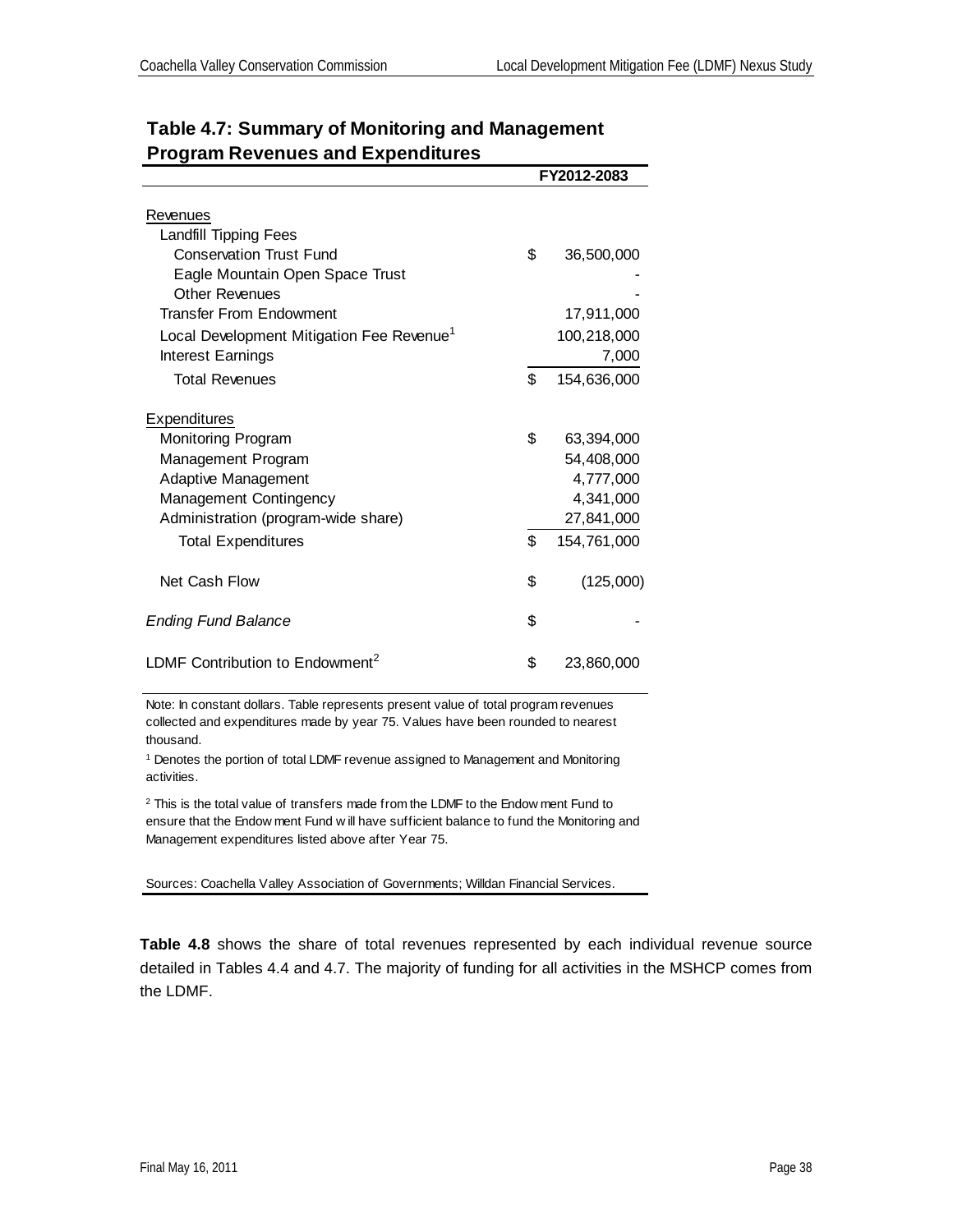**Table 4.7: Summary of Monitoring and Management Program Revenues and Expenditures**

| | FY2012-2083 |
|---|---|
| Revenues | |
| Landfill Tipping Fees | |
| Conservation Trust Fund | $ 36,500,000 |
| Eagle Mountain Open Space Trust | - |
| Other Revenues | - |
| Transfer From Endowment | 17,911,000 |
| Local Development Mitigation Fee Revenue[1] | 100,218,000 |
| Interest Earnings | 7,000 |
| Total Revenues | $ 154,636,000 |
| Expenditures | |
| Monitoring Program | $ 63,394,000 |
| Management Program | 54,408,000 |
| Adaptive Management | 4,777,000 |
| Management Contingency | 4,341,000 |
| Administration (program-wide share) | 27,841,000 |
| Total Expenditures | $ 154,761,000 |
| Net Cash Flow | $ (125,000) |
| *Ending Fund Balance* | $ - |
| LDMF Contribution to Endowment[2] | $ 23,860,000 |

Note: In constant dollars. Table represents present value of total program revenues collected and expenditures made by year 75. Values have been rounded to nearest thousand.

[1] Denotes the portion of total LDMF revenue assigned to Management and Monitoring activities.

[2] This is the total value of transfers made from the LDMF to the Endowment Fund to ensure that the Endowment Fund will have sufficient balance to fund the Monitoring and Management expenditures listed above after Year 75.

Sources: Coachella Valley Association of Governments; Willdan Financial Services.

**Table 4.8** shows the share of total revenues represented by each individual revenue source detailed in Tables 4.4 and 4.7. The majority of funding for all activities in the MSHCP comes from the LDMF.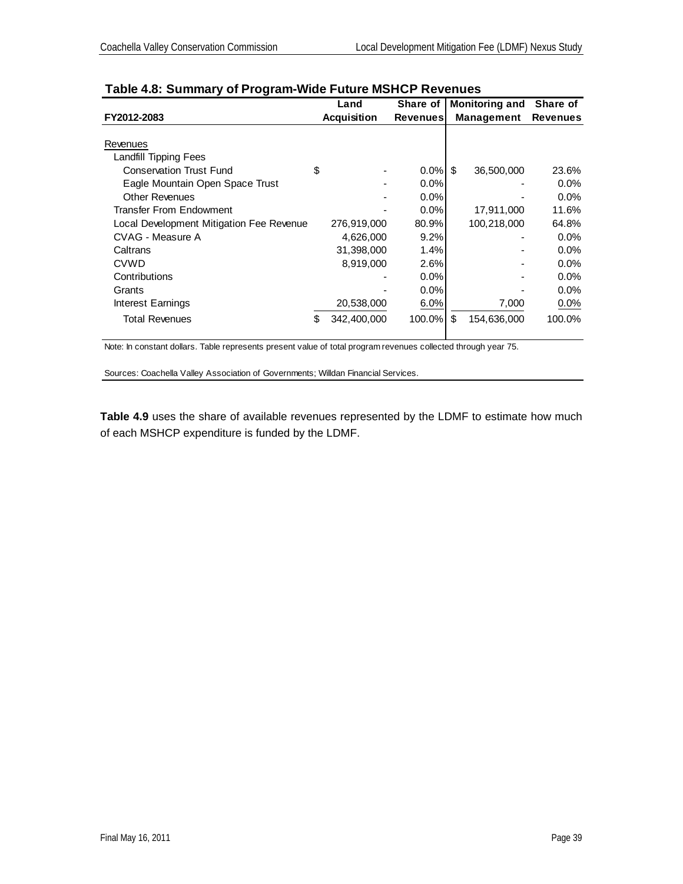**Table 4.8: Summary of Program-Wide Future MSHCP Revenues**

| FY2012-2083 | Land Acquisition | Share of Revenues | Monitoring and Management | Share of Revenues |
|---|---|---|---|---|
| Revenues | | | | |
| Landfill Tipping Fees | | | | |
| Conservation Trust Fund | $ - | 0.0% | $ 36,500,000 | 23.6% |
| Eagle Mountain Open Space Trust | - | 0.0% | - | 0.0% |
| Other Revenues | - | 0.0% | - | 0.0% |
| Transfer From Endowment | - | 0.0% | 17,911,000 | 11.6% |
| Local Development Mitigation Fee Revenue | 276,919,000 | 80.9% | 100,218,000 | 64.8% |
| CVAG - Measure A | 4,626,000 | 9.2% | - | 0.0% |
| Caltrans | 31,398,000 | 1.4% | - | 0.0% |
| CVWD | 8,919,000 | 2.6% | - | 0.0% |
| Contributions | - | 0.0% | - | 0.0% |
| Grants | - | 0.0% | - | 0.0% |
| Interest Earnings | 20,538,000 | 6.0% | 7,000 | 0.0% |
| Total Revenues | $ 342,400,000 | 100.0% | $ 154,636,000 | 100.0% |

Note: In constant dollars. Table represents present value of total program revenues collected through year 75.

Sources: Coachella Valley Association of Governments; Willdan Financial Services.

**Table 4.9** uses the share of available revenues represented by the LDMF to estimate how much of each MSHCP expenditure is funded by the LDMF.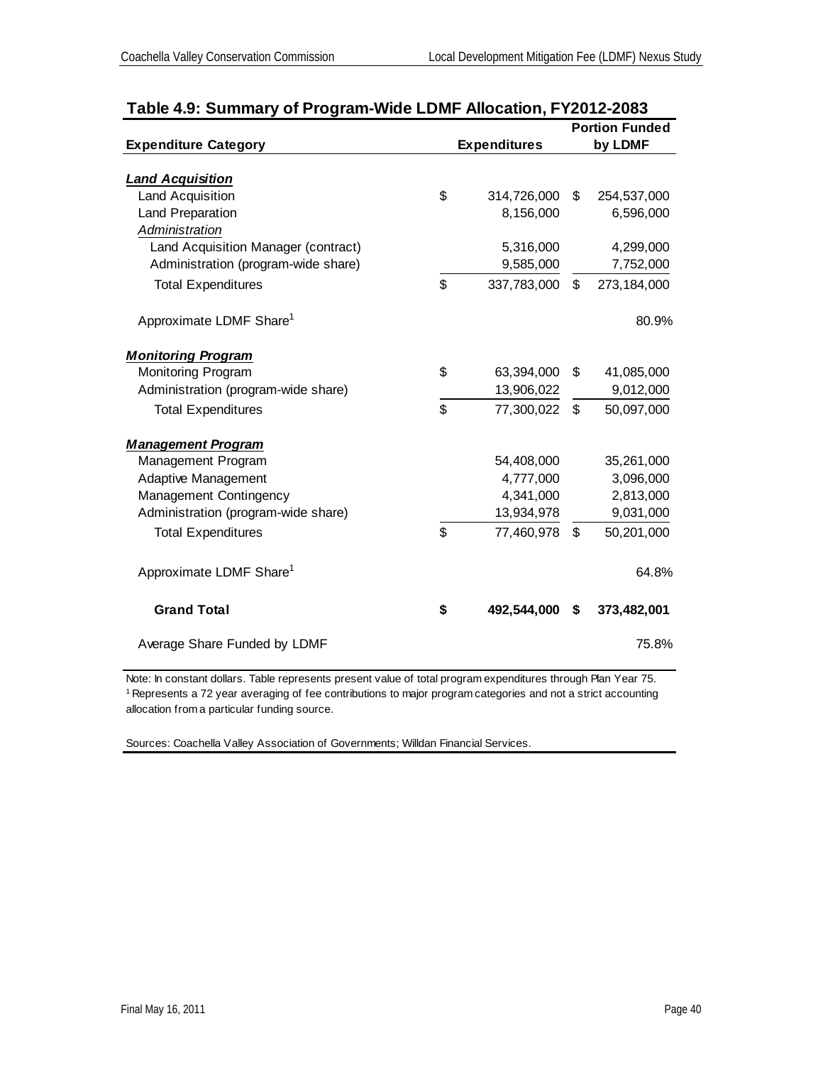## Table 4.9: Summary of Program-Wide LDMF Allocation, FY2012-2083

| Expenditure Category | Expenditures | Portion Funded by LDMF |
|---|---|---|
| ***Land Acquisition*** | | |
| Land Acquisition | $ 314,726,000 | $ 254,537,000 |
| Land Preparation | 8,156,000 | 6,596,000 |
| *Administration* | | |
| Land Acquisition Manager (contract) | 5,316,000 | 4,299,000 |
| Administration (program-wide share) | 9,585,000 | 7,752,000 |
| Total Expenditures | $ 337,783,000 | $ 273,184,000 |
| Approximate LDMF Share[1] | | 80.9% |
| ***Monitoring Program*** | | |
| Monitoring Program | $ 63,394,000 | $ 41,085,000 |
| Administration (program-wide share) | 13,906,022 | 9,012,000 |
| Total Expenditures | $ 77,300,022 | $ 50,097,000 |
| ***Management Program*** | | |
| Management Program | 54,408,000 | 35,261,000 |
| Adaptive Management | 4,777,000 | 3,096,000 |
| Management Contingency | 4,341,000 | 2,813,000 |
| Administration (program-wide share) | 13,934,978 | 9,031,000 |
| Total Expenditures | $ 77,460,978 | $ 50,201,000 |
| Approximate LDMF Share[1] | | 64.8% |
| **Grand Total** | **$ 492,544,000** | **$ 373,482,001** |
| Average Share Funded by LDMF | | 75.8% |

Note: In constant dollars. Table represents present value of total program expenditures through Plan Year 75.
[1] Represents a 72 year averaging of fee contributions to major program categories and not a strict accounting allocation from a particular funding source.

Sources: Coachella Valley Association of Governments; Willdan Financial Services.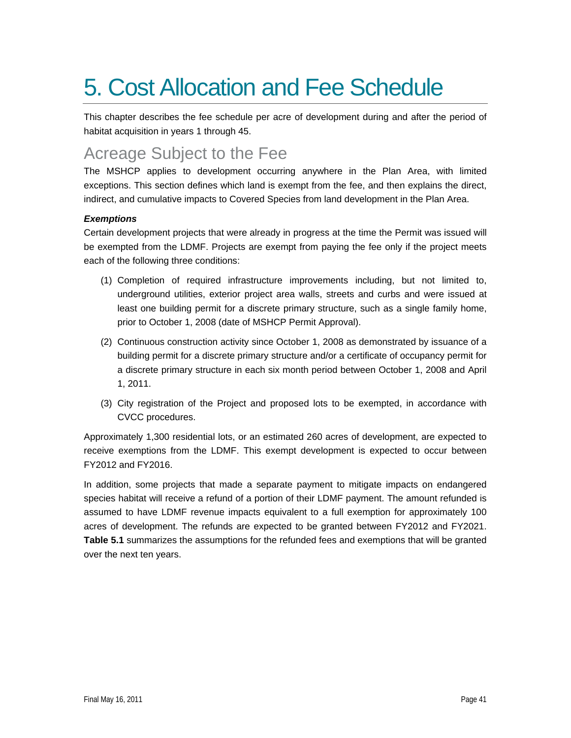# 5. Cost Allocation and Fee Schedule

This chapter describes the fee schedule per acre of development during and after the period of habitat acquisition in years 1 through 45.

## Acreage Subject to the Fee

The MSHCP applies to development occurring anywhere in the Plan Area, with limited exceptions. This section defines which land is exempt from the fee, and then explains the direct, indirect, and cumulative impacts to Covered Species from land development in the Plan Area.

### *Exemptions*

Certain development projects that were already in progress at the time the Permit was issued will be exempted from the LDMF. Projects are exempt from paying the fee only if the project meets each of the following three conditions:

(1) Completion of required infrastructure improvements including, but not limited to, underground utilities, exterior project area walls, streets and curbs and were issued at least one building permit for a discrete primary structure, such as a single family home, prior to October 1, 2008 (date of MSHCP Permit Approval).

(2) Continuous construction activity since October 1, 2008 as demonstrated by issuance of a building permit for a discrete primary structure and/or a certificate of occupancy permit for a discrete primary structure in each six month period between October 1, 2008 and April 1, 2011.

(3) City registration of the Project and proposed lots to be exempted, in accordance with CVCC procedures.

Approximately 1,300 residential lots, or an estimated 260 acres of development, are expected to receive exemptions from the LDMF. This exempt development is expected to occur between FY2012 and FY2016.

In addition, some projects that made a separate payment to mitigate impacts on endangered species habitat will receive a refund of a portion of their LDMF payment. The amount refunded is assumed to have LDMF revenue impacts equivalent to a full exemption for approximately 100 acres of development. The refunds are expected to be granted between FY2012 and FY2021. **Table 5.1** summarizes the assumptions for the refunded fees and exemptions that will be granted over the next ten years.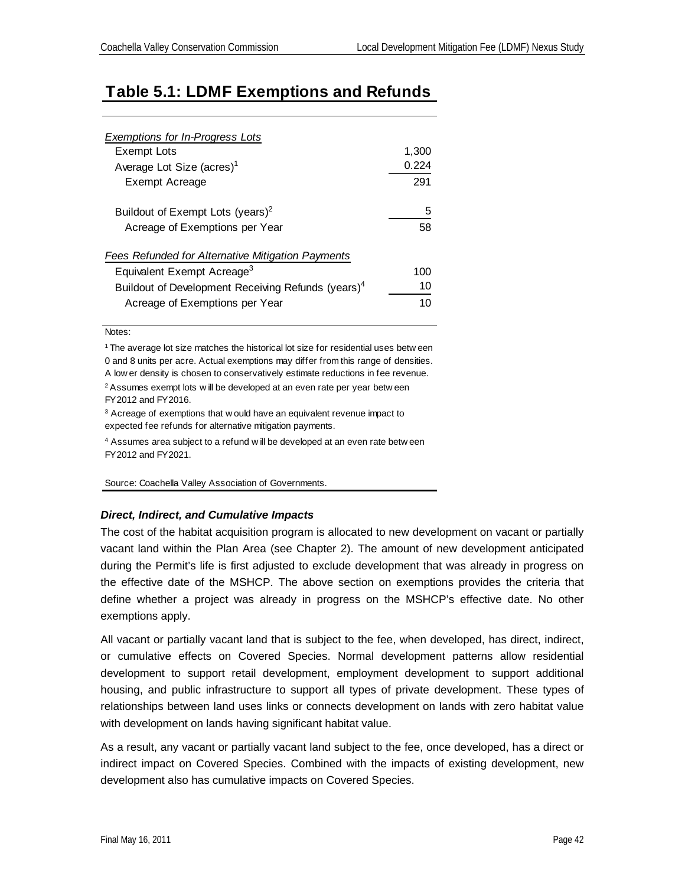## Table 5.1: LDMF Exemptions and Refunds

| | |
|---|---|
| *Exemptions for In-Progress Lots* | |
| Exempt Lots | 1,300 |
| Average Lot Size (acres)[1] | 0.224 |
| Exempt Acreage | 291 |
| | |
| Buildout of Exempt Lots (years)[2] | 5 |
| Acreage of Exemptions per Year | 58 |
| | |
| *Fees Refunded for Alternative Mitigation Payments* | |
| Equivalent Exempt Acreage[3] | 100 |
| Buildout of Development Receiving Refunds (years)[4] | 10 |
| Acreage of Exemptions per Year | 10 |

Notes:

[1] The average lot size matches the historical lot size for residential uses between 0 and 8 units per acre. Actual exemptions may differ from this range of densities. A lower density is chosen to conservatively estimate reductions in fee revenue.

[2] Assumes exempt lots will be developed at an even rate per year between FY2012 and FY2016.

[3] Acreage of exemptions that would have an equivalent revenue impact to expected fee refunds for alternative mitigation payments.

[4] Assumes area subject to a refund will be developed at an even rate between FY2012 and FY2021.

Source: Coachella Valley Association of Governments.

### *Direct, Indirect, and Cumulative Impacts*

The cost of the habitat acquisition program is allocated to new development on vacant or partially vacant land within the Plan Area (see Chapter 2). The amount of new development anticipated during the Permit's life is first adjusted to exclude development that was already in progress on the effective date of the MSHCP. The above section on exemptions provides the criteria that define whether a project was already in progress on the MSHCP's effective date. No other exemptions apply.

All vacant or partially vacant land that is subject to the fee, when developed, has direct, indirect, or cumulative effects on Covered Species. Normal development patterns allow residential development to support retail development, employment development to support additional housing, and public infrastructure to support all types of private development. These types of relationships between land uses links or connects development on lands with zero habitat value with development on lands having significant habitat value.

As a result, any vacant or partially vacant land subject to the fee, once developed, has a direct or indirect impact on Covered Species. Combined with the impacts of existing development, new development also has cumulative impacts on Covered Species.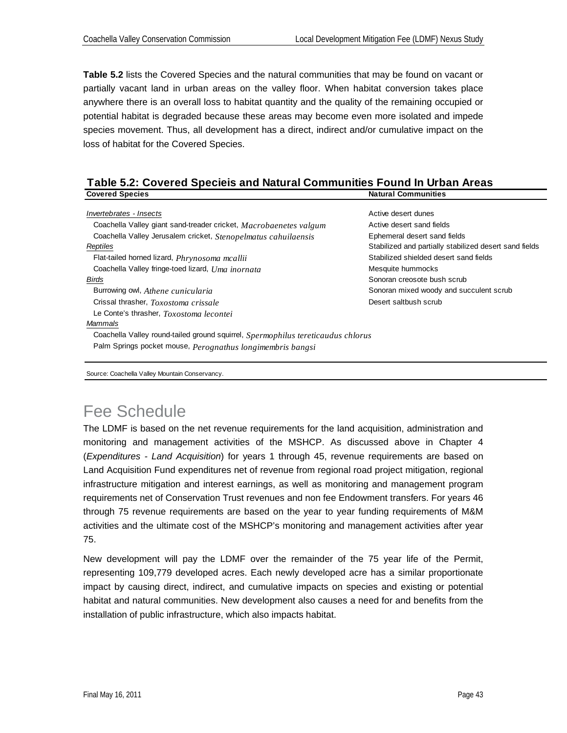**Table 5.2** lists the Covered Species and the natural communities that may be found on vacant or partially vacant land in urban areas on the valley floor. When habitat conversion takes place anywhere there is an overall loss to habitat quantity and the quality of the remaining occupied or potential habitat is degraded because these areas may become even more isolated and impede species movement. Thus, all development has a direct, indirect and/or cumulative impact on the loss of habitat for the Covered Species.

**Table 5.2: Covered Specieis and Natural Communities Found In Urban Areas**

| Covered Species | Natural Communities |
|---|---|
| *Invertebrates - Insects* | Active desert dunes |
| Coachella Valley giant sand-treader cricket, *Macrobaenetes valgum* | Active desert sand fields |
| Coachella Valley Jerusalem cricket, *Stenopelmatus cahuilaensis* | Ephemeral desert sand fields |
| *Reptiles* | Stabilized and partially stabilized desert sand fields |
| Flat-tailed horned lizard, *Phrynosoma mcallii* | Stabilized shielded desert sand fields |
| Coachella Valley fringe-toed lizard, *Uma inornata* | Mesquite hummocks |
| *Birds* | Sonoran creosote bush scrub |
| Burrowing owl, *Athene cunicularia* | Sonoran mixed woody and succulent scrub |
| Crissal thrasher, *Toxostoma crissale* | Desert saltbush scrub |
| Le Conte's thrasher, *Toxostoma lecontei* | |
| *Mammals* | |
| Coachella Valley round-tailed ground squirrel, *Spermophilus tereticaudus chlorus* | |
| Palm Springs pocket mouse, *Perognathus longimembris bangsi* | |

Source: Coachella Valley Mountain Conservancy.

# Fee Schedule

The LDMF is based on the net revenue requirements for the land acquisition, administration and monitoring and management activities of the MSHCP. As discussed above in Chapter 4 (*Expenditures - Land Acquisition*) for years 1 through 45, revenue requirements are based on Land Acquisition Fund expenditures net of revenue from regional road project mitigation, regional infrastructure mitigation and interest earnings, as well as monitoring and management program requirements net of Conservation Trust revenues and non fee Endowment transfers. For years 46 through 75 revenue requirements are based on the year to year funding requirements of M&M activities and the ultimate cost of the MSHCP's monitoring and management activities after year 75.

New development will pay the LDMF over the remainder of the 75 year life of the Permit, representing 109,779 developed acres. Each newly developed acre has a similar proportionate impact by causing direct, indirect, and cumulative impacts on species and existing or potential habitat and natural communities. New development also causes a need for and benefits from the installation of public infrastructure, which also impacts habitat.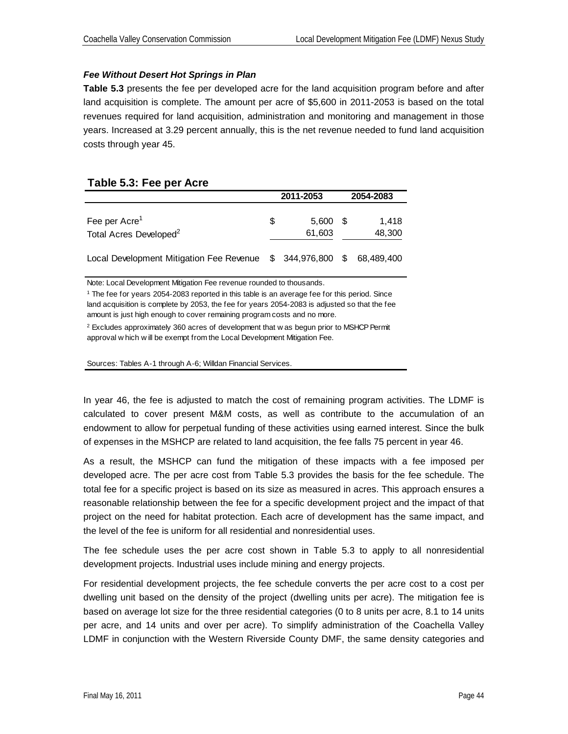### *Fee Without Desert Hot Springs in Plan*

**Table 5.3** presents the fee per developed acre for the land acquisition program before and after land acquisition is complete. The amount per acre of $5,600 in 2011-2053 is based on the total revenues required for land acquisition, administration and monitoring and management in those years. Increased at 3.29 percent annually, this is the net revenue needed to fund land acquisition costs through year 45.

**Table 5.3: Fee per Acre**

| | 2011-2053 | 2054-2083 |
|---|---|---|
| Fee per Acre[1] | $ 5,600 | $ 1,418 |
| Total Acres Developed[2] | 61,603 | 48,300 |
| Local Development Mitigation Fee Revenue | $ 344,976,800 | $ 68,489,400 |

Note: Local Development Mitigation Fee revenue rounded to thousands.

[1] The fee for years 2054-2083 reported in this table is an average fee for this period. Since land acquisition is complete by 2053, the fee for years 2054-2083 is adjusted so that the fee amount is just high enough to cover remaining program costs and no more.

[2] Excludes approximately 360 acres of development that was begun prior to MSHCP Permit approval which will be exempt from the Local Development Mitigation Fee.

Sources: Tables A-1 through A-6; Willdan Financial Services.

In year 46, the fee is adjusted to match the cost of remaining program activities. The LDMF is calculated to cover present M&M costs, as well as contribute to the accumulation of an endowment to allow for perpetual funding of these activities using earned interest. Since the bulk of expenses in the MSHCP are related to land acquisition, the fee falls 75 percent in year 46.

As a result, the MSHCP can fund the mitigation of these impacts with a fee imposed per developed acre. The per acre cost from Table 5.3 provides the basis for the fee schedule. The total fee for a specific project is based on its size as measured in acres. This approach ensures a reasonable relationship between the fee for a specific development project and the impact of that project on the need for habitat protection. Each acre of development has the same impact, and the level of the fee is uniform for all residential and nonresidential uses.

The fee schedule uses the per acre cost shown in Table 5.3 to apply to all nonresidential development projects. Industrial uses include mining and energy projects.

For residential development projects, the fee schedule converts the per acre cost to a cost per dwelling unit based on the density of the project (dwelling units per acre). The mitigation fee is based on average lot size for the three residential categories (0 to 8 units per acre, 8.1 to 14 units per acre, and 14 units and over per acre). To simplify administration of the Coachella Valley LDMF in conjunction with the Western Riverside County DMF, the same density categories and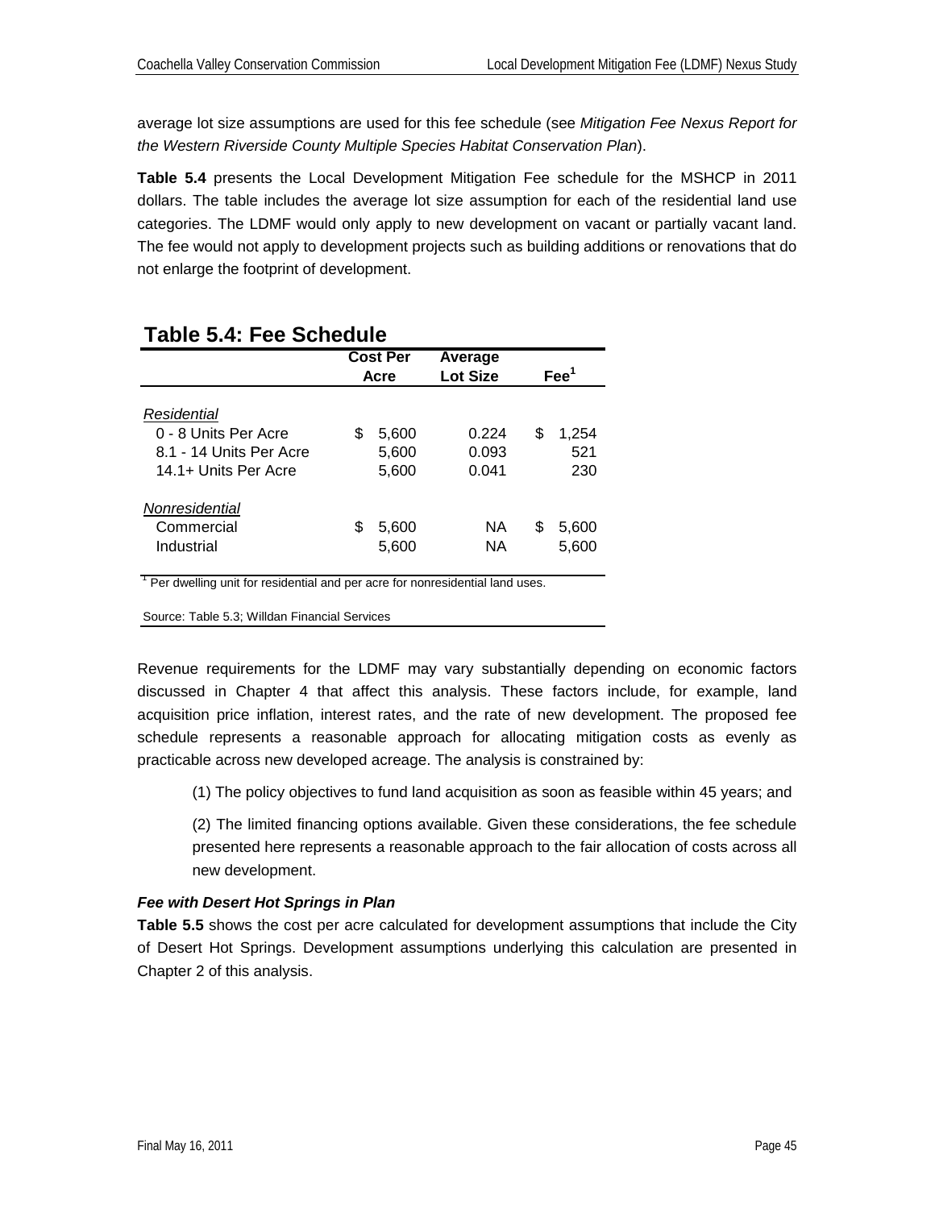average lot size assumptions are used for this fee schedule (see *Mitigation Fee Nexus Report for the Western Riverside County Multiple Species Habitat Conservation Plan*).

**Table 5.4** presents the Local Development Mitigation Fee schedule for the MSHCP in 2011 dollars. The table includes the average lot size assumption for each of the residential land use categories. The LDMF would only apply to new development on vacant or partially vacant land. The fee would not apply to development projects such as building additions or renovations that do not enlarge the footprint of development.

## Table 5.4: Fee Schedule

| | Cost Per Acre | Average Lot Size | Fee[1] |
|---|---|---|---|
| *Residential* | | | |
| 0 - 8 Units Per Acre | $ 5,600 | 0.224 | $ 1,254 |
| 8.1 - 14 Units Per Acre | 5,600 | 0.093 | 521 |
| 14.1+ Units Per Acre | 5,600 | 0.041 | 230 |
| *Nonresidential* | | | |
| Commercial | $ 5,600 | NA | $ 5,600 |
| Industrial | 5,600 | NA | 5,600 |

[1] Per dwelling unit for residential and per acre for nonresidential land uses.

Source: Table 5.3; Willdan Financial Services

Revenue requirements for the LDMF may vary substantially depending on economic factors discussed in Chapter 4 that affect this analysis. These factors include, for example, land acquisition price inflation, interest rates, and the rate of new development. The proposed fee schedule represents a reasonable approach for allocating mitigation costs as evenly as practicable across new developed acreage. The analysis is constrained by:

(1) The policy objectives to fund land acquisition as soon as feasible within 45 years; and

(2) The limited financing options available. Given these considerations, the fee schedule presented here represents a reasonable approach to the fair allocation of costs across all new development.

***Fee with Desert Hot Springs in Plan***

**Table 5.5** shows the cost per acre calculated for development assumptions that include the City of Desert Hot Springs. Development assumptions underlying this calculation are presented in Chapter 2 of this analysis.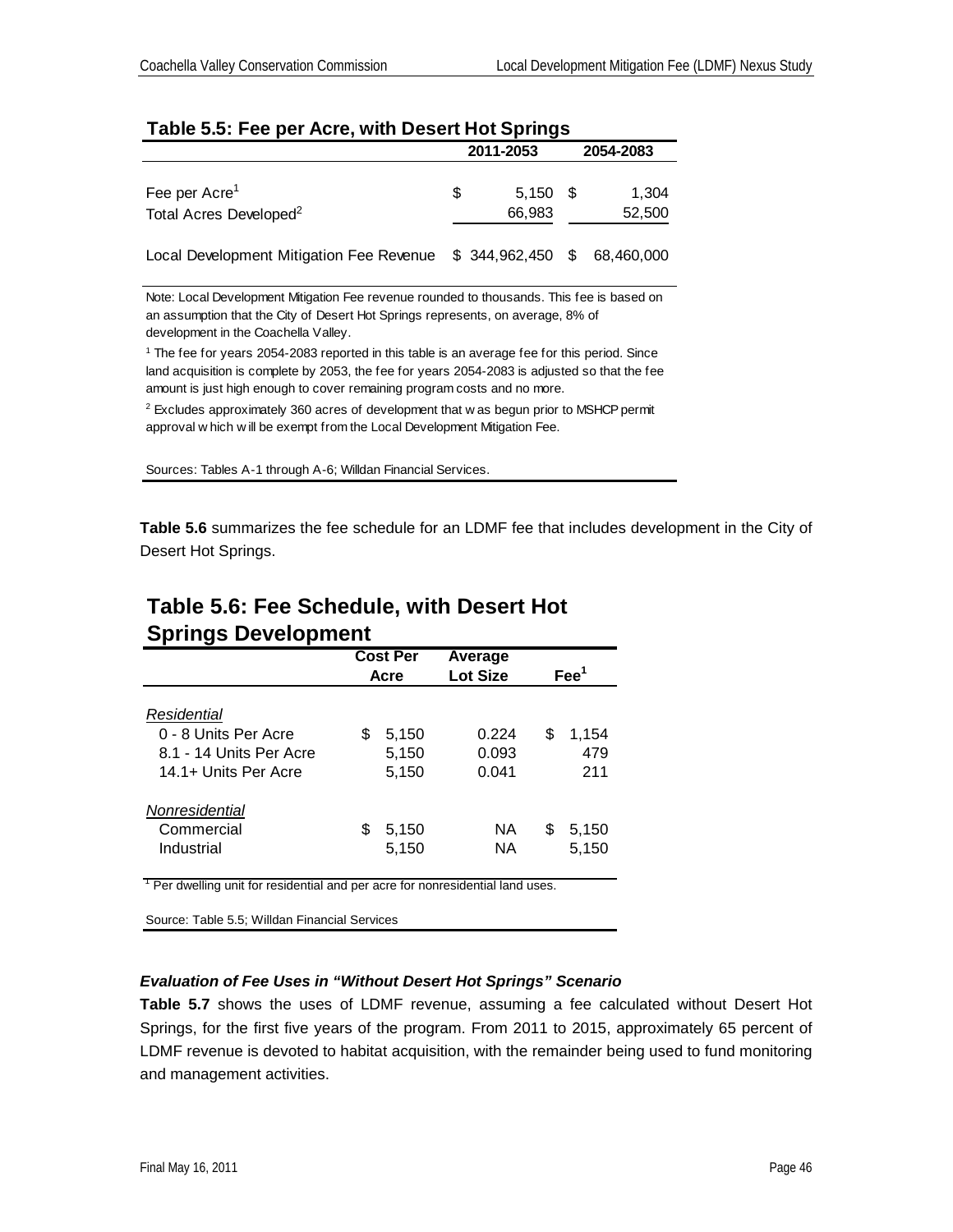**Table 5.5: Fee per Acre, with Desert Hot Springs**

| | 2011-2053 | 2054-2083 |
|---|---|---|
| Fee per Acre[1] | $ 5,150 | $ 1,304 |
| Total Acres Developed[2] | 66,983 | 52,500 |
| Local Development Mitigation Fee Revenue | $ 344,962,450 | $ 68,460,000 |

Note: Local Development Mitigation Fee revenue rounded to thousands. This fee is based on an assumption that the City of Desert Hot Springs represents, on average, 8% of development in the Coachella Valley.

[1] The fee for years 2054-2083 reported in this table is an average fee for this period. Since land acquisition is complete by 2053, the fee for years 2054-2083 is adjusted so that the fee amount is just high enough to cover remaining program costs and no more.

[2] Excludes approximately 360 acres of development that was begun prior to MSHCP permit approval which will be exempt from the Local Development Mitigation Fee.

Sources: Tables A-1 through A-6; Willdan Financial Services.

**Table 5.6** summarizes the fee schedule for an LDMF fee that includes development in the City of Desert Hot Springs.

**Table 5.6: Fee Schedule, with Desert Hot Springs Development**

| | Cost Per Acre | Average Lot Size | Fee[1] |
|---|---|---|---|
| *Residential* | | | |
| 0 - 8 Units Per Acre | $ 5,150 | 0.224 | $ 1,154 |
| 8.1 - 14 Units Per Acre | 5,150 | 0.093 | 479 |
| 14.1+ Units Per Acre | 5,150 | 0.041 | 211 |
| *Nonresidential* | | | |
| Commercial | $ 5,150 | NA | $ 5,150 |
| Industrial | 5,150 | NA | 5,150 |

[1] Per dwelling unit for residential and per acre for nonresidential land uses.

Source: Table 5.5; Willdan Financial Services

***Evaluation of Fee Uses in "Without Desert Hot Springs" Scenario***

**Table 5.7** shows the uses of LDMF revenue, assuming a fee calculated without Desert Hot Springs, for the first five years of the program. From 2011 to 2015, approximately 65 percent of LDMF revenue is devoted to habitat acquisition, with the remainder being used to fund monitoring and management activities.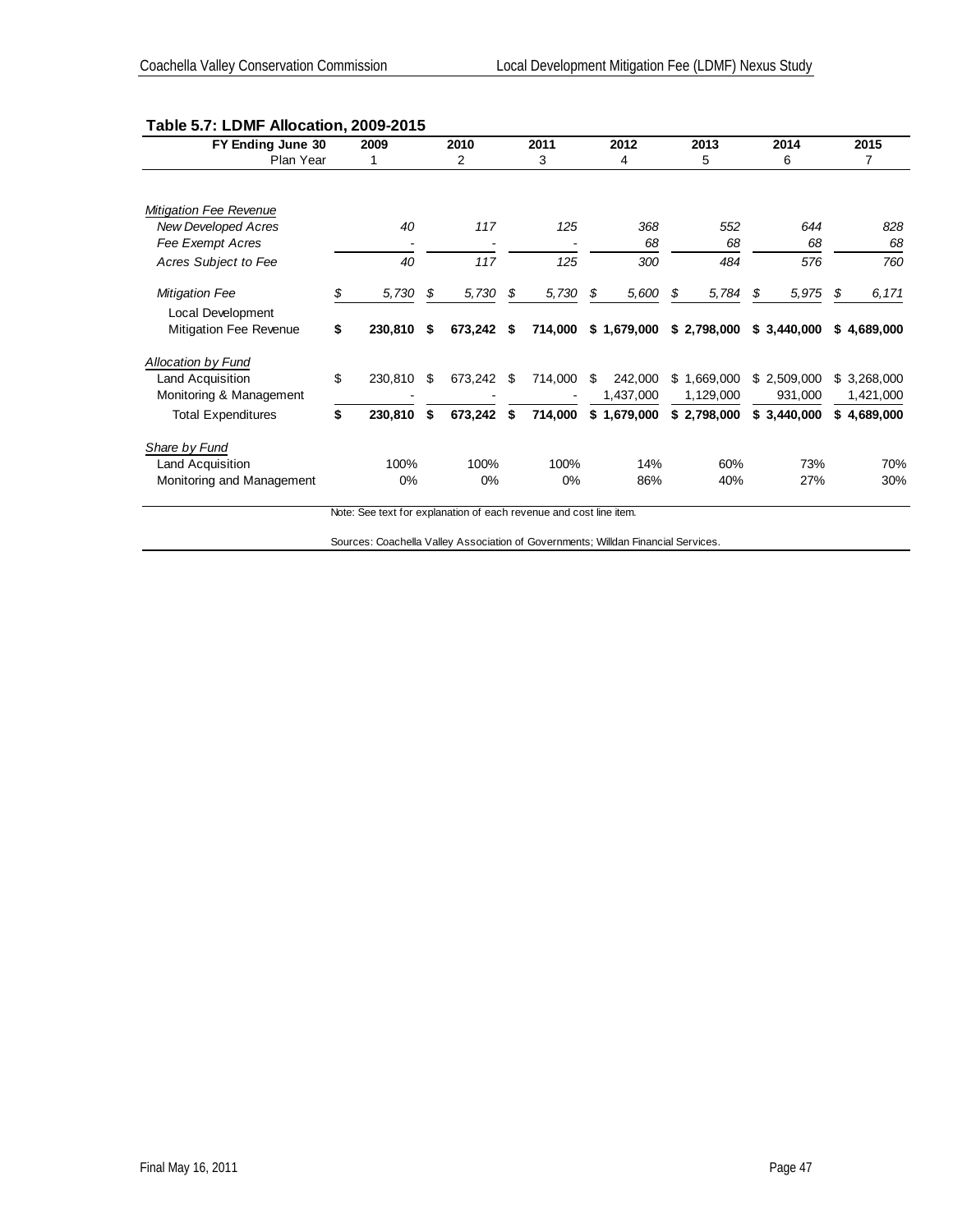**Table 5.7: LDMF Allocation, 2009-2015**

| FY Ending June 30 | 2009 | 2010 | 2011 | 2012 | 2013 | 2014 | 2015 |
|---|---|---|---|---|---|---|---|
| Plan Year | 1 | 2 | 3 | 4 | 5 | 6 | 7 |
| *Mitigation Fee Revenue* | | | | | | | |
| *New Developed Acres* | *40* | *117* | *125* | *368* | *552* | *644* | *828* |
| *Fee Exempt Acres* | - | - | - | *68* | *68* | *68* | *68* |
| *Acres Subject to Fee* | *40* | *117* | *125* | *300* | *484* | *576* | *760* |
| *Mitigation Fee* | *$ 5,730* | *$ 5,730* | *$ 5,730* | *$ 5,600* | *$ 5,784* | *$ 5,975* | *$ 6,171* |
| Local Development Mitigation Fee Revenue | **$ 230,810** | **$ 673,242** | **$ 714,000** | **$ 1,679,000** | **$ 2,798,000** | **$ 3,440,000** | **$ 4,689,000** |
| *Allocation by Fund* | | | | | | | |
| Land Acquisition | $ 230,810 | $ 673,242 | $ 714,000 | $ 242,000 | $ 1,669,000 | $ 2,509,000 | $ 3,268,000 |
| Monitoring & Management | - | - | - | 1,437,000 | 1,129,000 | 931,000 | 1,421,000 |
| Total Expenditures | **$ 230,810** | **$ 673,242** | **$ 714,000** | **$ 1,679,000** | **$ 2,798,000** | **$ 3,440,000** | **$ 4,689,000** |
| *Share by Fund* | | | | | | | |
| Land Acquisition | 100% | 100% | 100% | 14% | 60% | 73% | 70% |
| Monitoring and Management | 0% | 0% | 0% | 86% | 40% | 27% | 30% |

Note: See text for explanation of each revenue and cost line item.

Sources: Coachella Valley Association of Governments; Willdan Financial Services.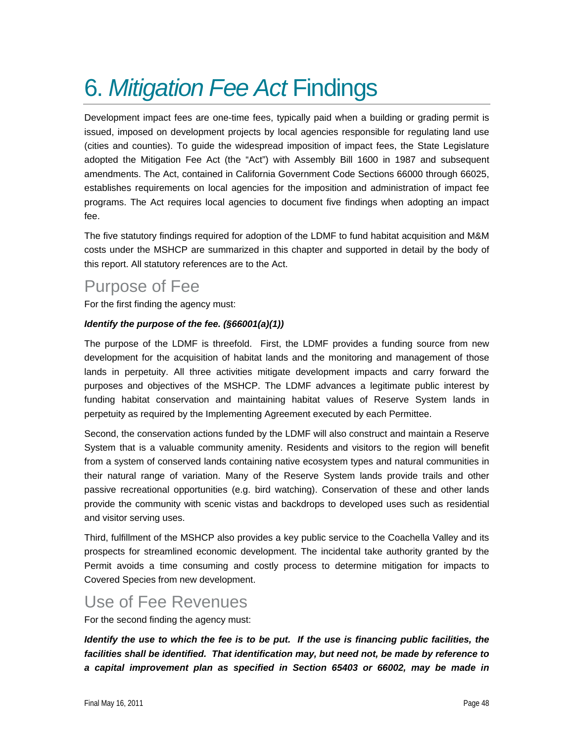# 6. *Mitigation Fee Act* Findings

Development impact fees are one-time fees, typically paid when a building or grading permit is issued, imposed on development projects by local agencies responsible for regulating land use (cities and counties). To guide the widespread imposition of impact fees, the State Legislature adopted the Mitigation Fee Act (the "Act") with Assembly Bill 1600 in 1987 and subsequent amendments. The Act, contained in California Government Code Sections 66000 through 66025, establishes requirements on local agencies for the imposition and administration of impact fee programs. The Act requires local agencies to document five findings when adopting an impact fee.

The five statutory findings required for adoption of the LDMF to fund habitat acquisition and M&M costs under the MSHCP are summarized in this chapter and supported in detail by the body of this report. All statutory references are to the Act.

## Purpose of Fee

For the first finding the agency must:

***Identify the purpose of the fee. (§66001(a)(1))***

The purpose of the LDMF is threefold. First, the LDMF provides a funding source from new development for the acquisition of habitat lands and the monitoring and management of those lands in perpetuity. All three activities mitigate development impacts and carry forward the purposes and objectives of the MSHCP. The LDMF advances a legitimate public interest by funding habitat conservation and maintaining habitat values of Reserve System lands in perpetuity as required by the Implementing Agreement executed by each Permittee.

Second, the conservation actions funded by the LDMF will also construct and maintain a Reserve System that is a valuable community amenity. Residents and visitors to the region will benefit from a system of conserved lands containing native ecosystem types and natural communities in their natural range of variation. Many of the Reserve System lands provide trails and other passive recreational opportunities (e.g. bird watching). Conservation of these and other lands provide the community with scenic vistas and backdrops to developed uses such as residential and visitor serving uses.

Third, fulfillment of the MSHCP also provides a key public service to the Coachella Valley and its prospects for streamlined economic development. The incidental take authority granted by the Permit avoids a time consuming and costly process to determine mitigation for impacts to Covered Species from new development.

## Use of Fee Revenues

For the second finding the agency must:

***Identify the use to which the fee is to be put. If the use is financing public facilities, the facilities shall be identified. That identification may, but need not, be made by reference to a capital improvement plan as specified in Section 65403 or 66002, may be made in***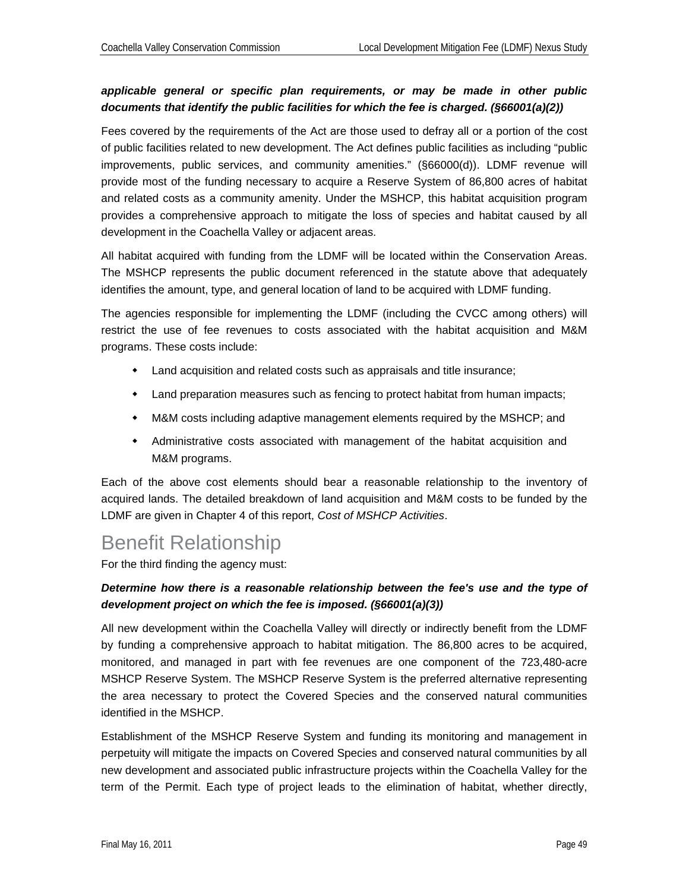***applicable general or specific plan requirements, or may be made in other public documents that identify the public facilities for which the fee is charged. (§66001(a)(2))***

Fees covered by the requirements of the Act are those used to defray all or a portion of the cost of public facilities related to new development. The Act defines public facilities as including "public improvements, public services, and community amenities." (§66000(d)). LDMF revenue will provide most of the funding necessary to acquire a Reserve System of 86,800 acres of habitat and related costs as a community amenity. Under the MSHCP, this habitat acquisition program provides a comprehensive approach to mitigate the loss of species and habitat caused by all development in the Coachella Valley or adjacent areas.

All habitat acquired with funding from the LDMF will be located within the Conservation Areas. The MSHCP represents the public document referenced in the statute above that adequately identifies the amount, type, and general location of land to be acquired with LDMF funding.

The agencies responsible for implementing the LDMF (including the CVCC among others) will restrict the use of fee revenues to costs associated with the habitat acquisition and M&M programs. These costs include:

- Land acquisition and related costs such as appraisals and title insurance;
- Land preparation measures such as fencing to protect habitat from human impacts;
- M&M costs including adaptive management elements required by the MSHCP; and
- Administrative costs associated with management of the habitat acquisition and M&M programs.

Each of the above cost elements should bear a reasonable relationship to the inventory of acquired lands. The detailed breakdown of land acquisition and M&M costs to be funded by the LDMF are given in Chapter 4 of this report, *Cost of MSHCP Activities*.

# Benefit Relationship

For the third finding the agency must:

***Determine how there is a reasonable relationship between the fee's use and the type of development project on which the fee is imposed. (§66001(a)(3))***

All new development within the Coachella Valley will directly or indirectly benefit from the LDMF by funding a comprehensive approach to habitat mitigation. The 86,800 acres to be acquired, monitored, and managed in part with fee revenues are one component of the 723,480-acre MSHCP Reserve System. The MSHCP Reserve System is the preferred alternative representing the area necessary to protect the Covered Species and the conserved natural communities identified in the MSHCP.

Establishment of the MSHCP Reserve System and funding its monitoring and management in perpetuity will mitigate the impacts on Covered Species and conserved natural communities by all new development and associated public infrastructure projects within the Coachella Valley for the term of the Permit. Each type of project leads to the elimination of habitat, whether directly,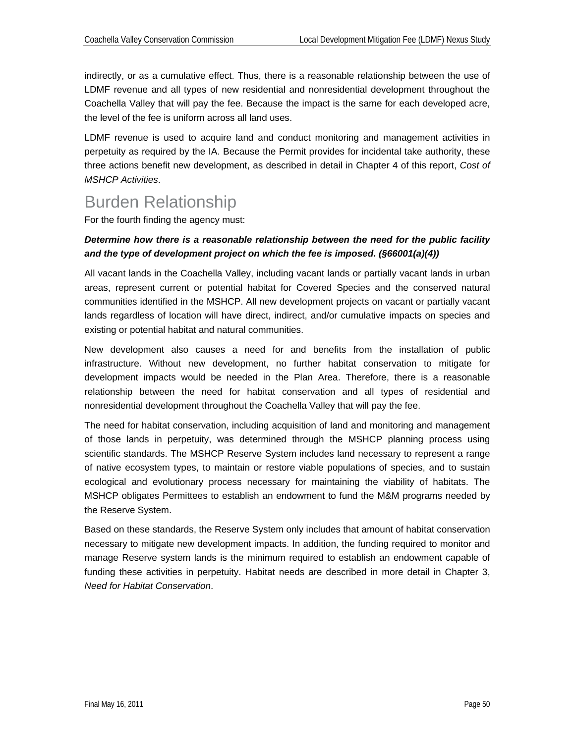indirectly, or as a cumulative effect. Thus, there is a reasonable relationship between the use of LDMF revenue and all types of new residential and nonresidential development throughout the Coachella Valley that will pay the fee. Because the impact is the same for each developed acre, the level of the fee is uniform across all land uses.

LDMF revenue is used to acquire land and conduct monitoring and management activities in perpetuity as required by the IA. Because the Permit provides for incidental take authority, these three actions benefit new development, as described in detail in Chapter 4 of this report, *Cost of MSHCP Activities*.

# Burden Relationship

For the fourth finding the agency must:

***Determine how there is a reasonable relationship between the need for the public facility and the type of development project on which the fee is imposed. (§66001(a)(4))***

All vacant lands in the Coachella Valley, including vacant lands or partially vacant lands in urban areas, represent current or potential habitat for Covered Species and the conserved natural communities identified in the MSHCP. All new development projects on vacant or partially vacant lands regardless of location will have direct, indirect, and/or cumulative impacts on species and existing or potential habitat and natural communities.

New development also causes a need for and benefits from the installation of public infrastructure. Without new development, no further habitat conservation to mitigate for development impacts would be needed in the Plan Area. Therefore, there is a reasonable relationship between the need for habitat conservation and all types of residential and nonresidential development throughout the Coachella Valley that will pay the fee.

The need for habitat conservation, including acquisition of land and monitoring and management of those lands in perpetuity, was determined through the MSHCP planning process using scientific standards. The MSHCP Reserve System includes land necessary to represent a range of native ecosystem types, to maintain or restore viable populations of species, and to sustain ecological and evolutionary process necessary for maintaining the viability of habitats. The MSHCP obligates Permittees to establish an endowment to fund the M&M programs needed by the Reserve System.

Based on these standards, the Reserve System only includes that amount of habitat conservation necessary to mitigate new development impacts. In addition, the funding required to monitor and manage Reserve system lands is the minimum required to establish an endowment capable of funding these activities in perpetuity. Habitat needs are described in more detail in Chapter 3, *Need for Habitat Conservation*.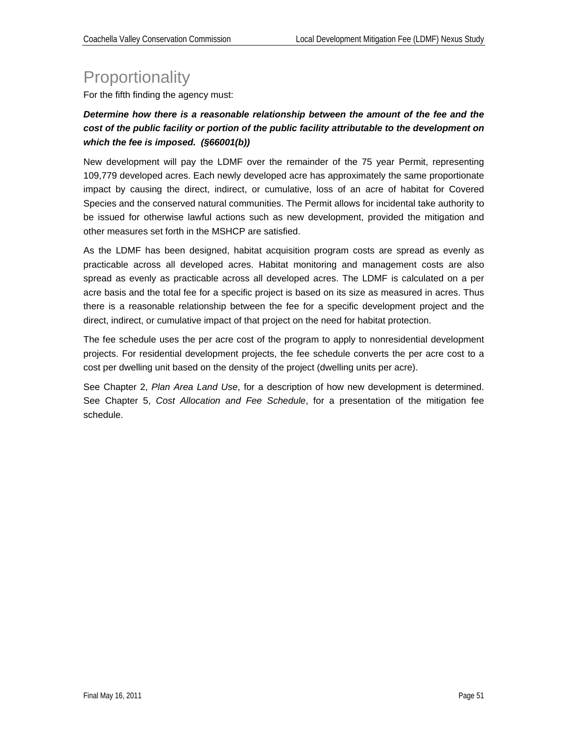## Proportionality

For the fifth finding the agency must:

***Determine how there is a reasonable relationship between the amount of the fee and the cost of the public facility or portion of the public facility attributable to the development on which the fee is imposed. (§66001(b))***

New development will pay the LDMF over the remainder of the 75 year Permit, representing 109,779 developed acres. Each newly developed acre has approximately the same proportionate impact by causing the direct, indirect, or cumulative, loss of an acre of habitat for Covered Species and the conserved natural communities. The Permit allows for incidental take authority to be issued for otherwise lawful actions such as new development, provided the mitigation and other measures set forth in the MSHCP are satisfied.

As the LDMF has been designed, habitat acquisition program costs are spread as evenly as practicable across all developed acres. Habitat monitoring and management costs are also spread as evenly as practicable across all developed acres. The LDMF is calculated on a per acre basis and the total fee for a specific project is based on its size as measured in acres. Thus there is a reasonable relationship between the fee for a specific development project and the direct, indirect, or cumulative impact of that project on the need for habitat protection.

The fee schedule uses the per acre cost of the program to apply to nonresidential development projects. For residential development projects, the fee schedule converts the per acre cost to a cost per dwelling unit based on the density of the project (dwelling units per acre).

See Chapter 2, *Plan Area Land Use*, for a description of how new development is determined. See Chapter 5, *Cost Allocation and Fee Schedule*, for a presentation of the mitigation fee schedule.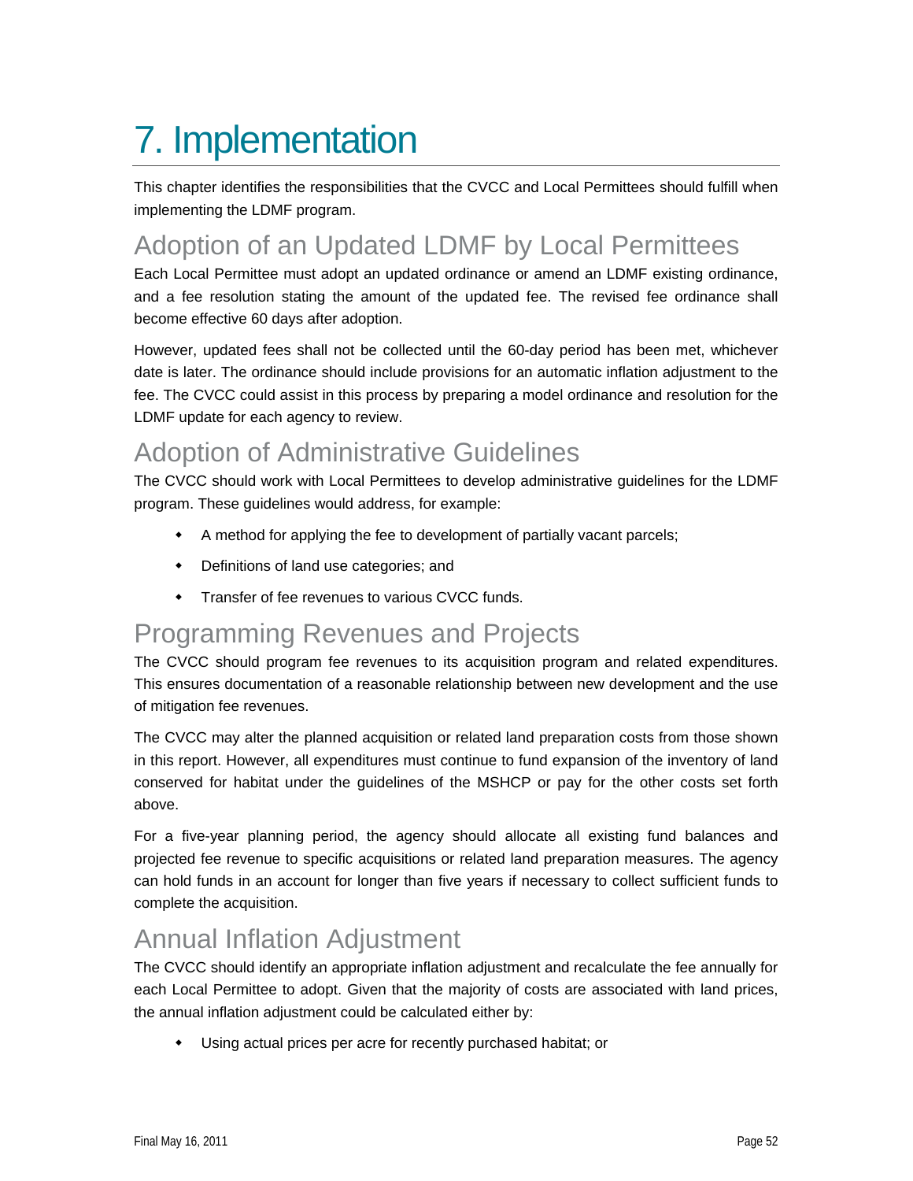# 7. Implementation

This chapter identifies the responsibilities that the CVCC and Local Permittees should fulfill when implementing the LDMF program.

## Adoption of an Updated LDMF by Local Permittees

Each Local Permittee must adopt an updated ordinance or amend an LDMF existing ordinance, and a fee resolution stating the amount of the updated fee. The revised fee ordinance shall become effective 60 days after adoption.

However, updated fees shall not be collected until the 60-day period has been met, whichever date is later. The ordinance should include provisions for an automatic inflation adjustment to the fee. The CVCC could assist in this process by preparing a model ordinance and resolution for the LDMF update for each agency to review.

## Adoption of Administrative Guidelines

The CVCC should work with Local Permittees to develop administrative guidelines for the LDMF program. These guidelines would address, for example:

- A method for applying the fee to development of partially vacant parcels;
- Definitions of land use categories; and
- Transfer of fee revenues to various CVCC funds.

## Programming Revenues and Projects

The CVCC should program fee revenues to its acquisition program and related expenditures. This ensures documentation of a reasonable relationship between new development and the use of mitigation fee revenues.

The CVCC may alter the planned acquisition or related land preparation costs from those shown in this report. However, all expenditures must continue to fund expansion of the inventory of land conserved for habitat under the guidelines of the MSHCP or pay for the other costs set forth above.

For a five-year planning period, the agency should allocate all existing fund balances and projected fee revenue to specific acquisitions or related land preparation measures. The agency can hold funds in an account for longer than five years if necessary to collect sufficient funds to complete the acquisition.

## Annual Inflation Adjustment

The CVCC should identify an appropriate inflation adjustment and recalculate the fee annually for each Local Permittee to adopt. Given that the majority of costs are associated with land prices, the annual inflation adjustment could be calculated either by:

- Using actual prices per acre for recently purchased habitat; or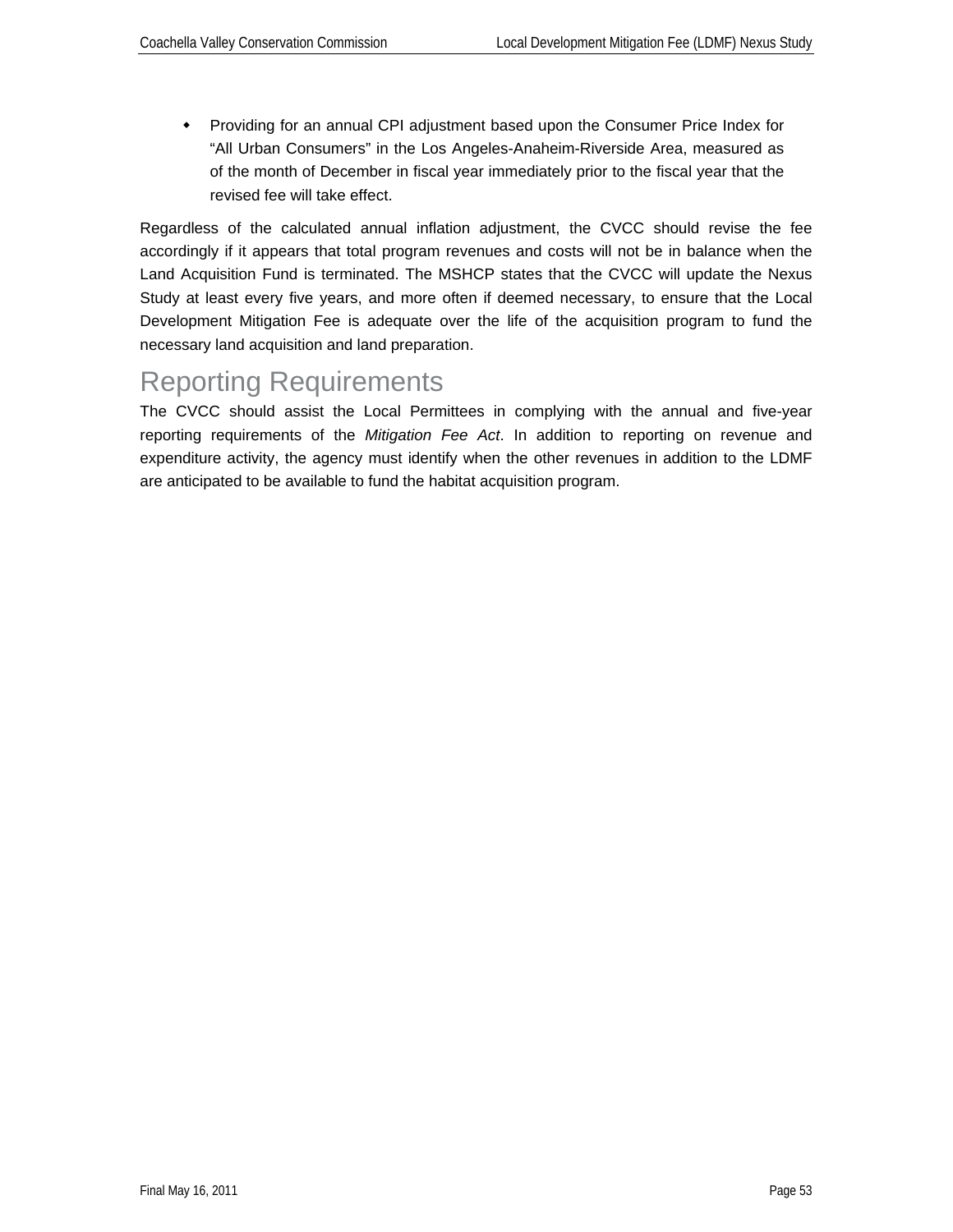- Providing for an annual CPI adjustment based upon the Consumer Price Index for "All Urban Consumers" in the Los Angeles-Anaheim-Riverside Area, measured as of the month of December in fiscal year immediately prior to the fiscal year that the revised fee will take effect.

Regardless of the calculated annual inflation adjustment, the CVCC should revise the fee accordingly if it appears that total program revenues and costs will not be in balance when the Land Acquisition Fund is terminated. The MSHCP states that the CVCC will update the Nexus Study at least every five years, and more often if deemed necessary, to ensure that the Local Development Mitigation Fee is adequate over the life of the acquisition program to fund the necessary land acquisition and land preparation.

# Reporting Requirements

The CVCC should assist the Local Permittees in complying with the annual and five-year reporting requirements of the *Mitigation Fee Act*. In addition to reporting on revenue and expenditure activity, the agency must identify when the other revenues in addition to the LDMF are anticipated to be available to fund the habitat acquisition program.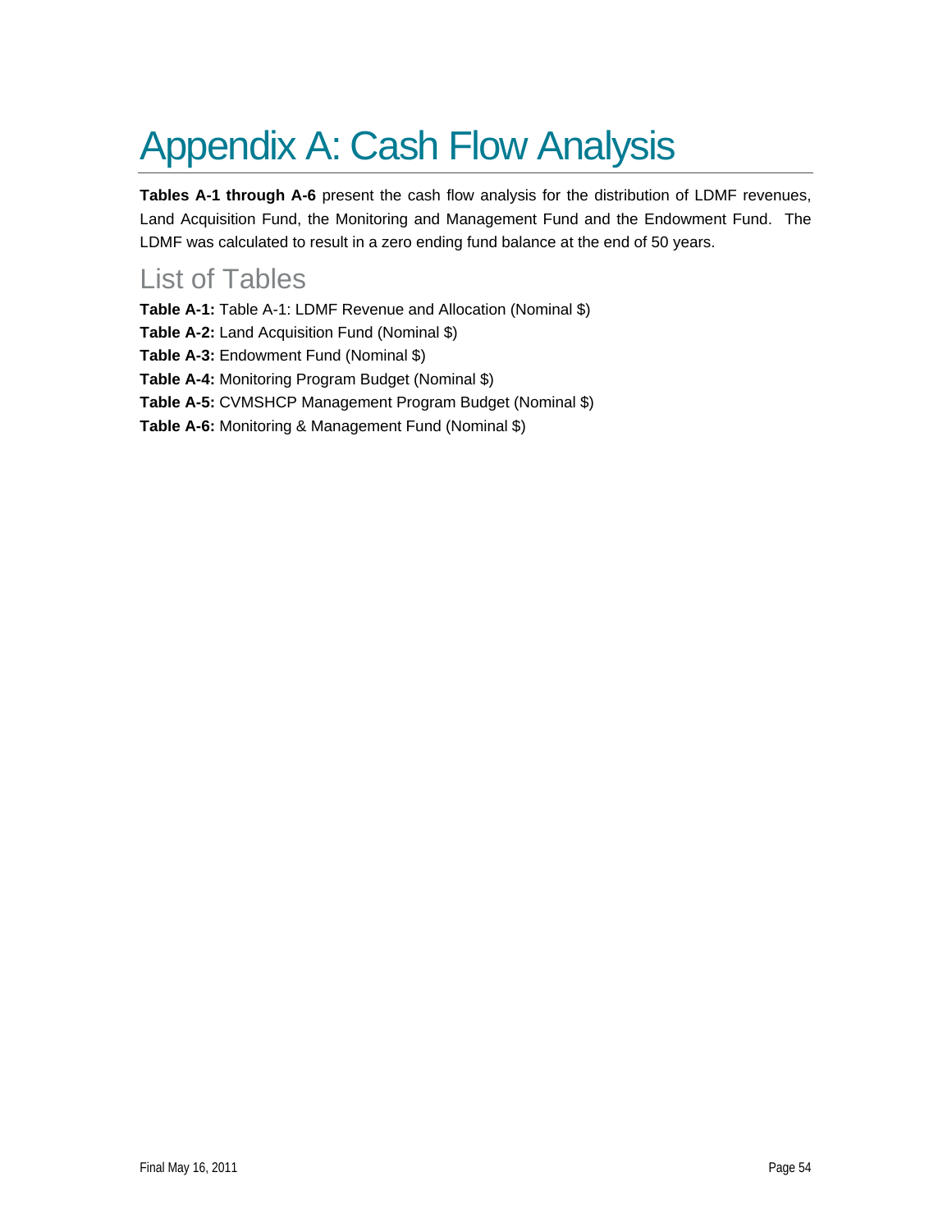# Appendix A: Cash Flow Analysis

**Tables A-1 through A-6** present the cash flow analysis for the distribution of LDMF revenues, Land Acquisition Fund, the Monitoring and Management Fund and the Endowment Fund. The LDMF was calculated to result in a zero ending fund balance at the end of 50 years.

## List of Tables

**Table A-1:** Table A-1: LDMF Revenue and Allocation (Nominal $)

**Table A-2:** Land Acquisition Fund (Nominal $)

**Table A-3:** Endowment Fund (Nominal $)

**Table A-4:** Monitoring Program Budget (Nominal $)

**Table A-5:** CVMSHCP Management Program Budget (Nominal $)

**Table A-6:** Monitoring & Management Fund (Nominal $)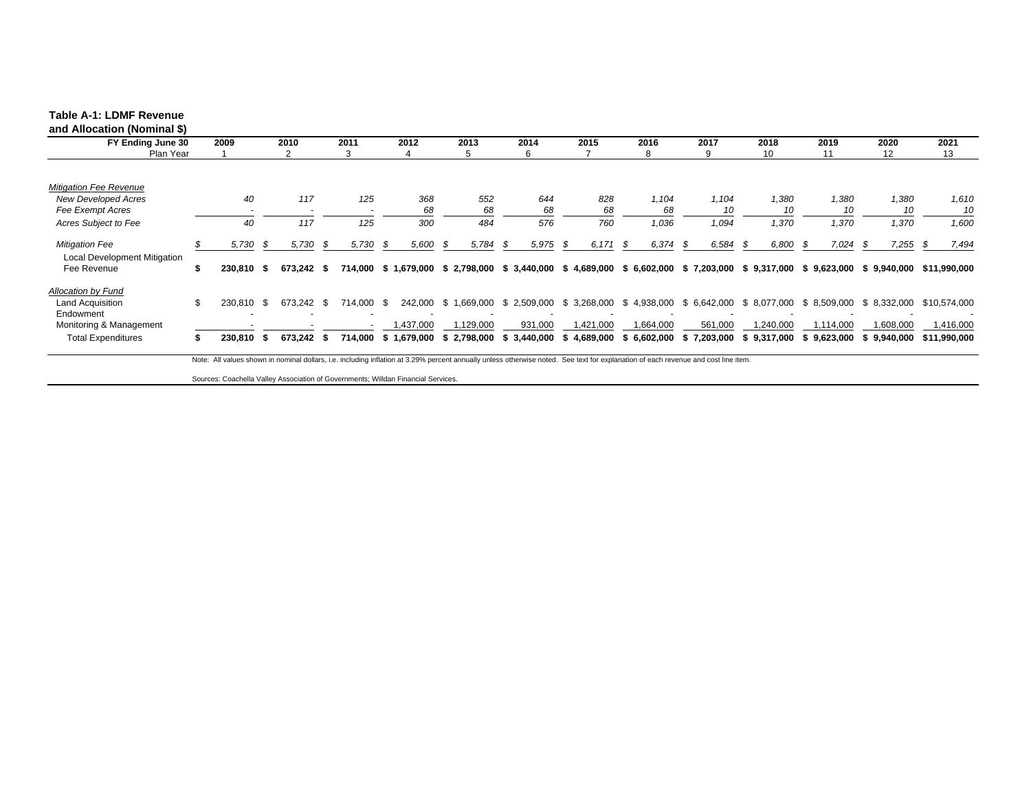**Table A-1: LDMF Revenue and Allocation (Nominal $)**

| FY Ending June 30 | 2009 | 2010 | 2011 | 2012 | 2013 | 2014 | 2015 | 2016 | 2017 | 2018 | 2019 | 2020 | 2021 |
|---|---|---|---|---|---|---|---|---|---|---|---|---|---|
| Plan Year | 1 | 2 | 3 | 4 | 5 | 6 | 7 | 8 | 9 | 10 | 11 | 12 | 13 |
| *Mitigation Fee Revenue* | | | | | | | | | | | | | |
| *New Developed Acres* | *40* | *117* | *125* | *368* | *552* | *644* | *828* | *1,104* | *1,104* | *1,380* | *1,380* | *1,380* | *1,610* |
| *Fee Exempt Acres* | *-* | *-* | *-* | *68* | *68* | *68* | *68* | *68* | *10* | *10* | *10* | *10* | *10* |
| *Acres Subject to Fee* | *40* | *117* | *125* | *300* | *484* | *576* | *760* | *1,036* | *1,094* | *1,370* | *1,370* | *1,370* | *1,600* |
| *Mitigation Fee* | *$ 5,730* | *$ 5,730* | *$ 5,730* | *$ 5,600* | *$ 5,784* | *$ 5,975* | *$ 6,171* | *$ 6,374* | *$ 6,584* | *$ 6,800* | *$ 7,024* | *$ 7,255* | *$ 7,494* |
| Local Development Mitigation Fee Revenue | **$ 230,810** | **$ 673,242** | **$ 714,000** | **$ 1,679,000** | **$ 2,798,000** | **$ 3,440,000** | **$ 4,689,000** | **$ 6,602,000** | **$ 7,203,000** | **$ 9,317,000** | **$ 9,623,000** | **$ 9,940,000** | **$11,990,000** |
| *Allocation by Fund* | | | | | | | | | | | | | |
| Land Acquisition | $ 230,810 | $ 673,242 | $ 714,000 | $ 242,000 | $ 1,669,000 | $ 2,509,000 | $ 3,268,000 | $ 4,938,000 | $ 6,642,000 | $ 8,077,000 | $ 8,509,000 | $ 8,332,000 | $10,574,000 |
| Endowment | - | - | - | - | - | - | - | - | - | - | - | - | - |
| Monitoring & Management | - | - | - | 1,437,000 | 1,129,000 | 931,000 | 1,421,000 | 1,664,000 | 561,000 | 1,240,000 | 1,114,000 | 1,608,000 | 1,416,000 |
| Total Expenditures | **$ 230,810** | **$ 673,242** | **$ 714,000** | **$ 1,679,000** | **$ 2,798,000** | **$ 3,440,000** | **$ 4,689,000** | **$ 6,602,000** | **$ 7,203,000** | **$ 9,317,000** | **$ 9,623,000** | **$ 9,940,000** | **$11,990,000** |

Note: All values shown in nominal dollars, i.e. including inflation at 3.29% percent annually unless otherwise noted. See text for explanation of each revenue and cost line item.

Sources: Coachella Valley Association of Governments; Willdan Financial Services.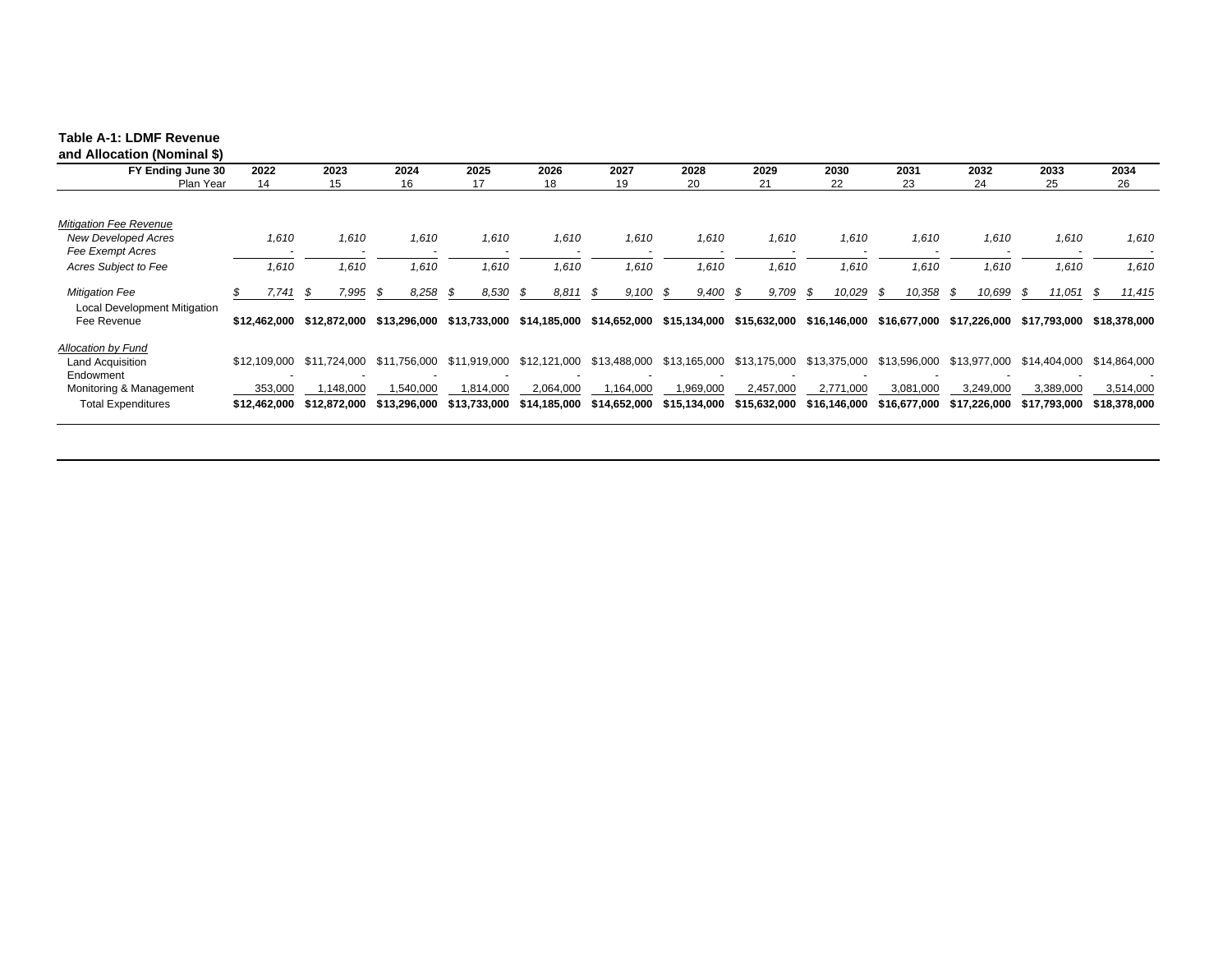**Table A-1: LDMF Revenue and Allocation (Nominal $)**

| FY Ending June 30 | 2022 | 2023 | 2024 | 2025 | 2026 | 2027 | 2028 | 2029 | 2030 | 2031 | 2032 | 2033 | 2034 |
|---|---|---|---|---|---|---|---|---|---|---|---|---|---|
| Plan Year | 14 | 15 | 16 | 17 | 18 | 19 | 20 | 21 | 22 | 23 | 24 | 25 | 26 |
| *Mitigation Fee Revenue* | | | | | | | | | | | | | |
| *New Developed Acres* | *1,610* | *1,610* | *1,610* | *1,610* | *1,610* | *1,610* | *1,610* | *1,610* | *1,610* | *1,610* | *1,610* | *1,610* | *1,610* |
| *Fee Exempt Acres* | - | - | - | - | - | - | - | - | - | - | - | - | - |
| *Acres Subject to Fee* | *1,610* | *1,610* | *1,610* | *1,610* | *1,610* | *1,610* | *1,610* | *1,610* | *1,610* | *1,610* | *1,610* | *1,610* | *1,610* |
| *Mitigation Fee* | *$ 7,741* | *$ 7,995* | *$ 8,258* | *$ 8,530* | *$ 8,811* | *$ 9,100* | *$ 9,400* | *$ 9,709* | *$ 10,029* | *$ 10,358* | *$ 10,699* | *$ 11,051* | *$ 11,415* |
| Local Development Mitigation Fee Revenue | **$12,462,000** | **$12,872,000** | **$13,296,000** | **$13,733,000** | **$14,185,000** | **$14,652,000** | **$15,134,000** | **$15,632,000** | **$16,146,000** | **$16,677,000** | **$17,226,000** | **$17,793,000** | **$18,378,000** |
| *Allocation by Fund* | | | | | | | | | | | | | |
| Land Acquisition | $12,109,000 | $11,724,000 | $11,756,000 | $11,919,000 | $12,121,000 | $13,488,000 | $13,165,000 | $13,175,000 | $13,375,000 | $13,596,000 | $13,977,000 | $14,404,000 | $14,864,000 |
| Endowment | - | - | - | - | - | - | - | - | - | - | - | - | - |
| Monitoring & Management | 353,000 | 1,148,000 | 1,540,000 | 1,814,000 | 2,064,000 | 1,164,000 | 1,969,000 | 2,457,000 | 2,771,000 | 3,081,000 | 3,249,000 | 3,389,000 | 3,514,000 |
| Total Expenditures | **$12,462,000** | **$12,872,000** | **$13,296,000** | **$13,733,000** | **$14,185,000** | **$14,652,000** | **$15,134,000** | **$15,632,000** | **$16,146,000** | **$16,677,000** | **$17,226,000** | **$17,793,000** | **$18,378,000** |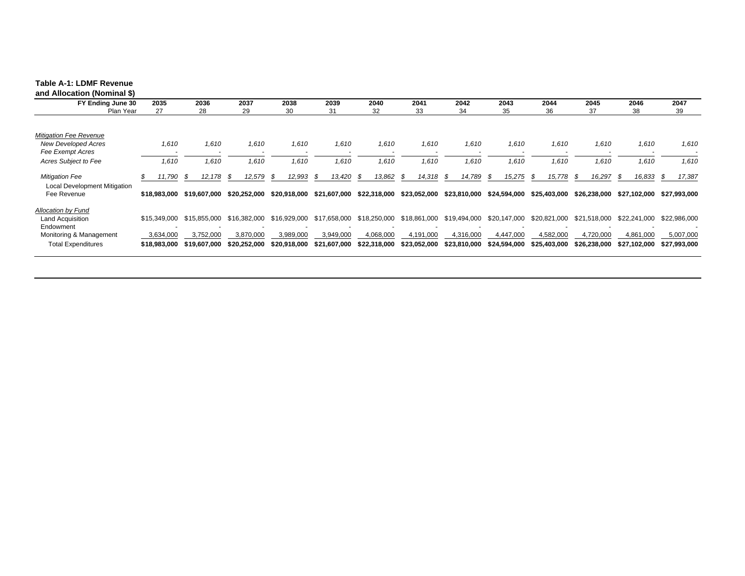**Table A-1: LDMF Revenue and Allocation (Nominal $)**

| FY Ending June 30 | 2035 | 2036 | 2037 | 2038 | 2039 | 2040 | 2041 | 2042 | 2043 | 2044 | 2045 | 2046 | 2047 |
|---|---|---|---|---|---|---|---|---|---|---|---|---|---|
| Plan Year | 27 | 28 | 29 | 30 | 31 | 32 | 33 | 34 | 35 | 36 | 37 | 38 | 39 |
| *Mitigation Fee Revenue* | | | | | | | | | | | | | |
| *New Developed Acres* | *1,610* | *1,610* | *1,610* | *1,610* | *1,610* | *1,610* | *1,610* | *1,610* | *1,610* | *1,610* | *1,610* | *1,610* | *1,610* |
| *Fee Exempt Acres* | - | - | - | - | - | - | - | - | - | - | - | - | - |
| *Acres Subject to Fee* | *1,610* | *1,610* | *1,610* | *1,610* | *1,610* | *1,610* | *1,610* | *1,610* | *1,610* | *1,610* | *1,610* | *1,610* | *1,610* |
| *Mitigation Fee* | *$ 11,790* | *$ 12,178* | *$ 12,579* | *$ 12,993* | *$ 13,420* | *$ 13,862* | *$ 14,318* | *$ 14,789* | *$ 15,275* | *$ 15,778* | *$ 16,297* | *$ 16,833* | *$ 17,387* |
| Local Development Mitigation Fee Revenue | **$18,983,000** | **$19,607,000** | **$20,252,000** | **$20,918,000** | **$21,607,000** | **$22,318,000** | **$23,052,000** | **$23,810,000** | **$24,594,000** | **$25,403,000** | **$26,238,000** | **$27,102,000** | **$27,993,000** |
| *Allocation by Fund* | | | | | | | | | | | | | |
| Land Acquisition | $15,349,000 | $15,855,000 | $16,382,000 | $16,929,000 | $17,658,000 | $18,250,000 | $18,861,000 | $19,494,000 | $20,147,000 | $20,821,000 | $21,518,000 | $22,241,000 | $22,986,000 |
| Endowment | - | - | - | - | - | - | - | - | - | - | - | - | - |
| Monitoring & Management | 3,634,000 | 3,752,000 | 3,870,000 | 3,989,000 | 3,949,000 | 4,068,000 | 4,191,000 | 4,316,000 | 4,447,000 | 4,582,000 | 4,720,000 | 4,861,000 | 5,007,000 |
| Total Expenditures | **$18,983,000** | **$19,607,000** | **$20,252,000** | **$20,918,000** | **$21,607,000** | **$22,318,000** | **$23,052,000** | **$23,810,000** | **$24,594,000** | **$25,403,000** | **$26,238,000** | **$27,102,000** | **$27,993,000** |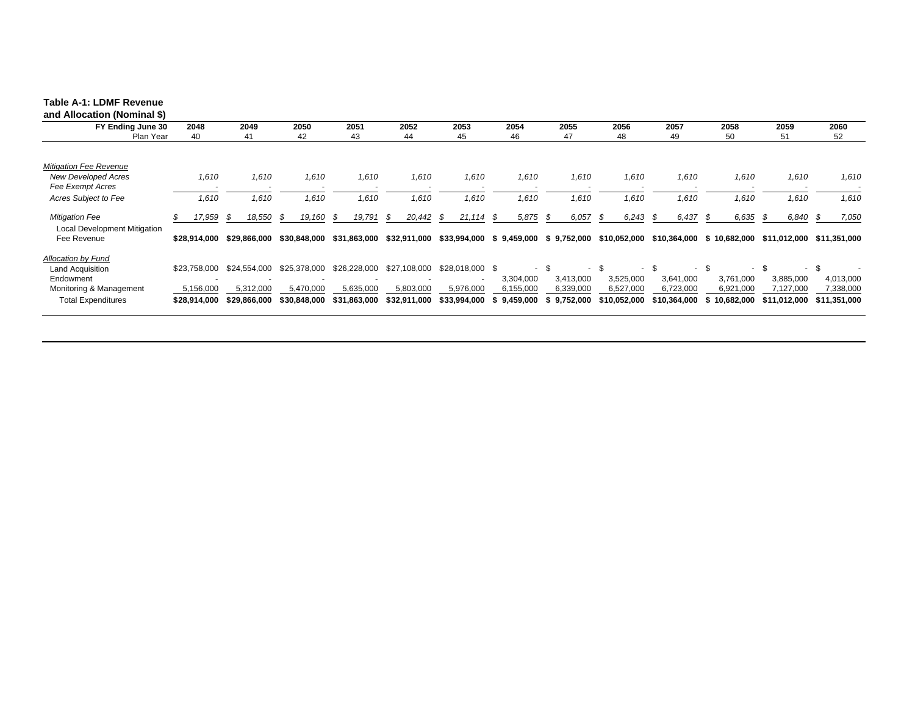**Table A-1: LDMF Revenue and Allocation (Nominal $)**

| FY Ending June 30 | 2048 | 2049 | 2050 | 2051 | 2052 | 2053 | 2054 | 2055 | 2056 | 2057 | 2058 | 2059 | 2060 |
|---|---|---|---|---|---|---|---|---|---|---|---|---|---|
| Plan Year | 40 | 41 | 42 | 43 | 44 | 45 | 46 | 47 | 48 | 49 | 50 | 51 | 52 |
| *Mitigation Fee Revenue* | | | | | | | | | | | | | |
| *New Developed Acres* | *1,610* | *1,610* | *1,610* | *1,610* | *1,610* | *1,610* | *1,610* | *1,610* | *1,610* | *1,610* | *1,610* | *1,610* | *1,610* |
| *Fee Exempt Acres* | - | - | - | - | - | - | - | - | - | - | - | - | - |
| *Acres Subject to Fee* | *1,610* | *1,610* | *1,610* | *1,610* | *1,610* | *1,610* | *1,610* | *1,610* | *1,610* | *1,610* | *1,610* | *1,610* | *1,610* |
| *Mitigation Fee* | *$ 17,959* | *$ 18,550* | *$ 19,160* | *$ 19,791* | *$ 20,442* | *$ 21,114* | *$ 5,875* | *$ 6,057* | *$ 6,243* | *$ 6,437* | *$ 6,635* | *$ 6,840* | *$ 7,050* |
| Local Development Mitigation Fee Revenue | **$28,914,000** | **$29,866,000** | **$30,848,000** | **$31,863,000** | **$32,911,000** | **$33,994,000** | **$ 9,459,000** | **$ 9,752,000** | **$10,052,000** | **$10,364,000** | **$ 10,682,000** | **$11,012,000** | **$11,351,000** |
| *Allocation by Fund* | | | | | | | | | | | | | |
| Land Acquisition | $23,758,000 | $24,554,000 | $25,378,000 | $26,228,000 | $27,108,000 | $28,018,000 | $ - | $ - | $ - | $ - | $ - | $ - | $ - |
| Endowment | - | - | - | - | - | - | 3,304,000 | 3,413,000 | 3,525,000 | 3,641,000 | 3,761,000 | 3,885,000 | 4,013,000 |
| Monitoring & Management | 5,156,000 | 5,312,000 | 5,470,000 | 5,635,000 | 5,803,000 | 5,976,000 | 6,155,000 | 6,339,000 | 6,527,000 | 6,723,000 | 6,921,000 | 7,127,000 | 7,338,000 |
| Total Expenditures | **$28,914,000** | **$29,866,000** | **$30,848,000** | **$31,863,000** | **$32,911,000** | **$33,994,000** | **$ 9,459,000** | **$ 9,752,000** | **$10,052,000** | **$10,364,000** | **$ 10,682,000** | **$11,012,000** | **$11,351,000** |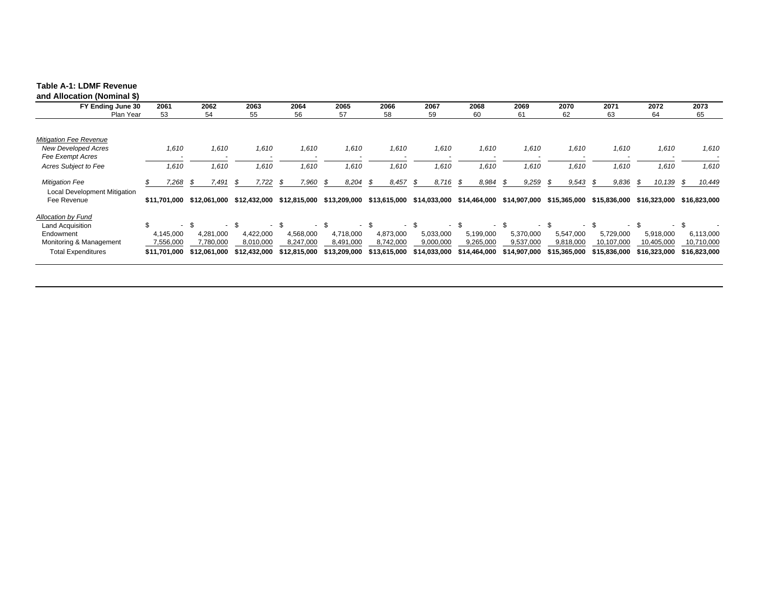**Table A-1: LDMF Revenue and Allocation (Nominal $)**

| FY Ending June 30 | 2061 | 2062 | 2063 | 2064 | 2065 | 2066 | 2067 | 2068 | 2069 | 2070 | 2071 | 2072 | 2073 |
|---|---|---|---|---|---|---|---|---|---|---|---|---|---|
| Plan Year | 53 | 54 | 55 | 56 | 57 | 58 | 59 | 60 | 61 | 62 | 63 | 64 | 65 |
| *Mitigation Fee Revenue* | | | | | | | | | | | | | |
| *New Developed Acres* | *1,610* | *1,610* | *1,610* | *1,610* | *1,610* | *1,610* | *1,610* | *1,610* | *1,610* | *1,610* | *1,610* | *1,610* | *1,610* |
| *Fee Exempt Acres* | - | - | - | - | - | - | - | - | - | - | - | - | - |
| *Acres Subject to Fee* | *1,610* | *1,610* | *1,610* | *1,610* | *1,610* | *1,610* | *1,610* | *1,610* | *1,610* | *1,610* | *1,610* | *1,610* | *1,610* |
| *Mitigation Fee* | *$ 7,268* | *$ 7,491* | *$ 7,722* | *$ 7,960* | *$ 8,204* | *$ 8,457* | *$ 8,716* | *$ 8,984* | *$ 9,259* | *$ 9,543* | *$ 9,836* | *$ 10,139* | *$ 10,449* |
| Local Development Mitigation Fee Revenue | **$11,701,000** | **$12,061,000** | **$12,432,000** | **$12,815,000** | **$13,209,000** | **$13,615,000** | **$14,033,000** | **$14,464,000** | **$14,907,000** | **$15,365,000** | **$15,836,000** | **$16,323,000** | **$16,823,000** |
| *Allocation by Fund* | | | | | | | | | | | | | |
| Land Acquisition | $ - | $ - | $ - | $ - | $ - | $ - | $ - | $ - | $ - | $ - | $ - | $ - | $ - |
| Endowment | 4,145,000 | 4,281,000 | 4,422,000 | 4,568,000 | 4,718,000 | 4,873,000 | 5,033,000 | 5,199,000 | 5,370,000 | 5,547,000 | 5,729,000 | 5,918,000 | 6,113,000 |
| Monitoring & Management | 7,556,000 | 7,780,000 | 8,010,000 | 8,247,000 | 8,491,000 | 8,742,000 | 9,000,000 | 9,265,000 | 9,537,000 | 9,818,000 | 10,107,000 | 10,405,000 | 10,710,000 |
| Total Expenditures | **$11,701,000** | **$12,061,000** | **$12,432,000** | **$12,815,000** | **$13,209,000** | **$13,615,000** | **$14,033,000** | **$14,464,000** | **$14,907,000** | **$15,365,000** | **$15,836,000** | **$16,323,000** | **$16,823,000** |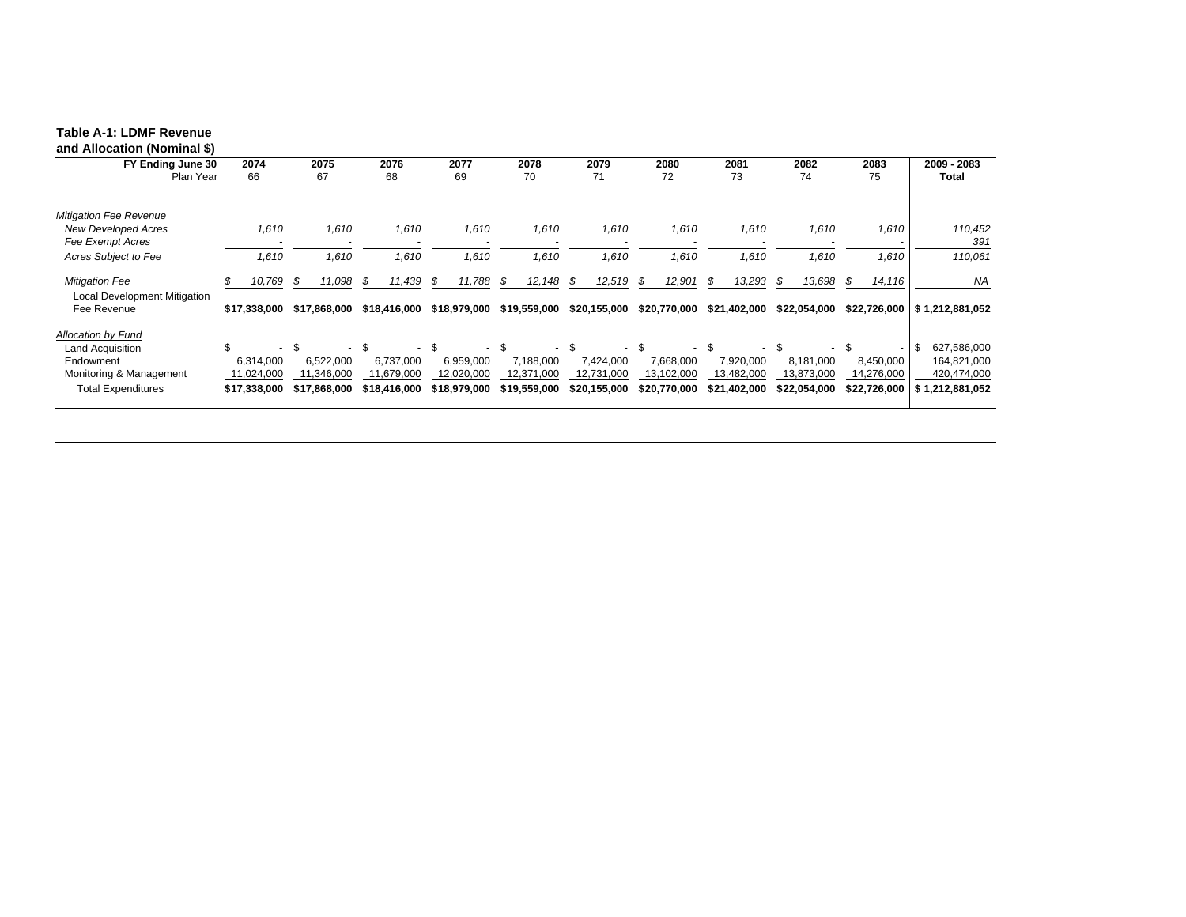**Table A-1: LDMF Revenue and Allocation (Nominal $)**

| FY Ending June 30 | 2074 | 2075 | 2076 | 2077 | 2078 | 2079 | 2080 | 2081 | 2082 | 2083 | 2009 - 2083 |
|---|---|---|---|---|---|---|---|---|---|---|---|
| Plan Year | 66 | 67 | 68 | 69 | 70 | 71 | 72 | 73 | 74 | 75 | Total |
| *Mitigation Fee Revenue* | | | | | | | | | | | |
| *New Developed Acres* | *1,610* | *1,610* | *1,610* | *1,610* | *1,610* | *1,610* | *1,610* | *1,610* | *1,610* | *1,610* | *110,452* |
| *Fee Exempt Acres* | - | - | - | - | - | - | - | - | - | - | *391* |
| *Acres Subject to Fee* | *1,610* | *1,610* | *1,610* | *1,610* | *1,610* | *1,610* | *1,610* | *1,610* | *1,610* | *1,610* | *110,061* |
| *Mitigation Fee* | *$ 10,769* | *$ 11,098* | *$ 11,439* | *$ 11,788* | *$ 12,148* | *$ 12,519* | *$ 12,901* | *$ 13,293* | *$ 13,698* | *$ 14,116* | *NA* |
| Local Development Mitigation Fee Revenue | **$17,338,000** | **$17,868,000** | **$18,416,000** | **$18,979,000** | **$19,559,000** | **$20,155,000** | **$20,770,000** | **$21,402,000** | **$22,054,000** | **$22,726,000** | **$ 1,212,881,052** |
| *Allocation by Fund* | | | | | | | | | | | |
| Land Acquisition | $ - | $ - | $ - | $ - | $ - | $ - | $ - | $ - | $ - | $ - | $ 627,586,000 |
| Endowment | 6,314,000 | 6,522,000 | 6,737,000 | 6,959,000 | 7,188,000 | 7,424,000 | 7,668,000 | 7,920,000 | 8,181,000 | 8,450,000 | 164,821,000 |
| Monitoring & Management | 11,024,000 | 11,346,000 | 11,679,000 | 12,020,000 | 12,371,000 | 12,731,000 | 13,102,000 | 13,482,000 | 13,873,000 | 14,276,000 | 420,474,000 |
| Total Expenditures | **$17,338,000** | **$17,868,000** | **$18,416,000** | **$18,979,000** | **$19,559,000** | **$20,155,000** | **$20,770,000** | **$21,402,000** | **$22,054,000** | **$22,726,000** | **$ 1,212,881,052** |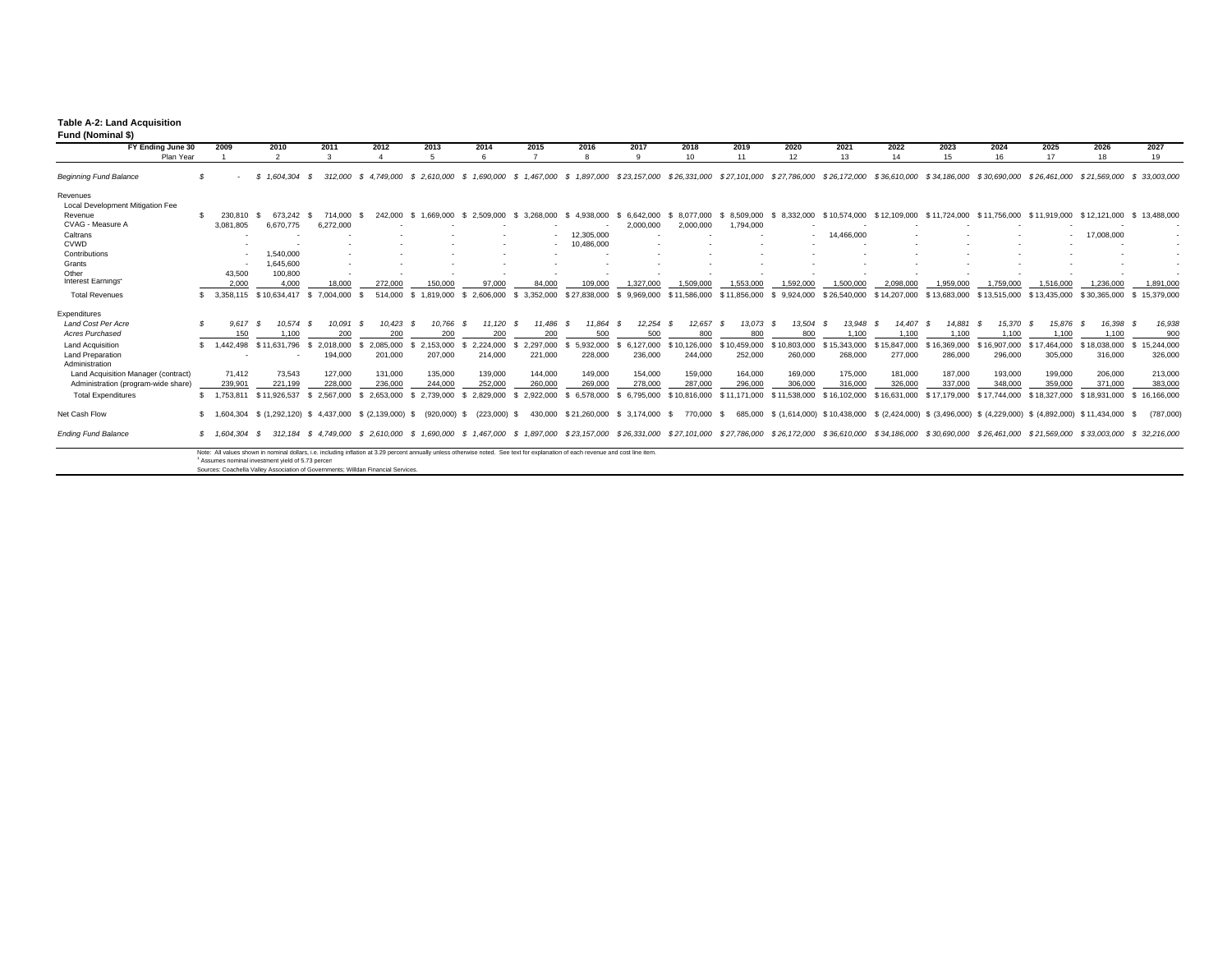**Table A-2: Land Acquisition Fund (Nominal $)**

| FY Ending June 30 | 2009 | 2010 | 2011 | 2012 | 2013 | 2014 | 2015 | 2016 | 2017 | 2018 | 2019 | 2020 | 2021 | 2022 | 2023 | 2024 | 2025 | 2026 | 2027 |
|---|---|---|---|---|---|---|---|---|---|---|---|---|---|---|---|---|---|---|---|
| Plan Year | 1 | 2 | 3 | 4 | 5 | 6 | 7 | 8 | 9 | 10 | 11 | 12 | 13 | 14 | 15 | 16 | 17 | 18 | 19 |
| *Beginning Fund Balance* | *$ -* | *$ 1,604,304* | *$ 312,000* | *$ 4,749,000* | *$ 2,610,000* | *$ 1,690,000* | *$ 1,467,000* | *$ 1,897,000* | *$ 23,157,000* | *$ 26,331,000* | *$ 27,101,000* | *$ 27,786,000* | *$ 26,172,000* | *$ 36,610,000* | *$ 34,186,000* | *$ 30,690,000* | *$ 26,461,000* | *$ 21,569,000* | *$ 33,003,000* |
| Revenues | | | | | | | | | | | | | | | | | | | |
| Local Development Mitigation Fee Revenue | $ 230,810 | $ 673,242 | $ 714,000 | $ 242,000 | $ 1,669,000 | $ 2,509,000 | $ 3,268,000 | $ 4,938,000 | $ 6,642,000 | $ 8,077,000 | $ 8,509,000 | $ 8,332,000 | $ 10,574,000 | $ 12,109,000 | $ 11,724,000 | $ 11,756,000 | $ 11,919,000 | $ 12,121,000 | $ 13,488,000 |
| CVAG - Measure A | 3,081,805 | 6,670,775 | 6,272,000 | - | - | - | - | - | 2,000,000 | 2,000,000 | 1,794,000 | - | - | - | - | - | - | - | - |
| Caltrans | - | - | - | - | - | - | - | 12,305,000 | - | - | - | - | 14,466,000 | - | - | - | - | 17,008,000 | - |
| CVWD | - | - | - | - | - | - | - | 10,486,000 | - | - | - | - | - | - | - | - | - | - | - |
| Contributions | - | 1,540,000 | - | - | - | - | - | - | - | - | - | - | - | - | - | - | - | - | - |
| Grants | - | 1,645,600 | - | - | - | - | - | - | - | - | - | - | - | - | - | - | - | - | - |
| Other | 43,500 | 100,800 | - | - | - | - | - | - | - | - | - | - | - | - | - | - | - | - | - |
| Interest Earnings[1] | 2,000 | 4,000 | 18,000 | 272,000 | 150,000 | 97,000 | 84,000 | 109,000 | 1,327,000 | 1,509,000 | 1,553,000 | 1,592,000 | 1,500,000 | 2,098,000 | 1,959,000 | 1,759,000 | 1,516,000 | 1,236,000 | 1,891,000 |
| Total Revenues | $ 3,358,115 | $ 10,634,417 | $ 7,004,000 | $ 514,000 | $ 1,819,000 | $ 2,606,000 | $ 3,352,000 | $ 27,838,000 | $ 9,969,000 | $ 11,586,000 | $ 11,856,000 | $ 9,924,000 | $ 26,540,000 | $ 14,207,000 | $ 13,683,000 | $ 13,515,000 | $ 13,435,000 | $ 30,365,000 | $ 15,379,000 |
| Expenditures | | | | | | | | | | | | | | | | | | | |
| *Land Cost Per Acre* | *$ 9,617* | *$ 10,574* | *$ 10,091* | *$ 10,423* | *$ 10,766* | *$ 11,120* | *$ 11,486* | *$ 11,864* | *$ 12,254* | *$ 12,657* | *$ 13,073* | *$ 13,504* | *$ 13,948* | *$ 14,407* | *$ 14,881* | *$ 15,370* | *$ 15,876* | *$ 16,398* | *$ 16,938* |
| *Acres Purchased* | *150* | *1,100* | *200* | *200* | *200* | *200* | *200* | *500* | *500* | *800* | *800* | *800* | *1,100* | *1,100* | *1,100* | *1,100* | *1,100* | *1,100* | *900* |
| Land Acquisition | $ 1,442,498 | $ 11,631,796 | $ 2,018,000 | $ 2,085,000 | $ 2,153,000 | $ 2,224,000 | $ 2,297,000 | $ 5,932,000 | $ 6,127,000 | $ 10,126,000 | $ 10,459,000 | $ 10,803,000 | $ 15,343,000 | $ 15,847,000 | $ 16,369,000 | $ 16,907,000 | $ 17,464,000 | $ 18,038,000 | $ 15,244,000 |
| Land Preparation | - | - | 194,000 | 201,000 | 207,000 | 214,000 | 221,000 | 228,000 | 236,000 | 244,000 | 252,000 | 260,000 | 268,000 | 277,000 | 286,000 | 296,000 | 305,000 | 316,000 | 326,000 |
| Administration | | | | | | | | | | | | | | | | | | | |
| Land Acquisition Manager (contract) | 71,412 | 73,543 | 127,000 | 131,000 | 135,000 | 139,000 | 144,000 | 149,000 | 154,000 | 159,000 | 164,000 | 169,000 | 175,000 | 181,000 | 187,000 | 193,000 | 199,000 | 206,000 | 213,000 |
| Administration (program-wide share) | 239,901 | 221,199 | 228,000 | 236,000 | 244,000 | 252,000 | 260,000 | 269,000 | 278,000 | 287,000 | 296,000 | 306,000 | 316,000 | 326,000 | 337,000 | 348,000 | 359,000 | 371,000 | 383,000 |
| Total Expenditures | $ 1,753,811 | $ 11,926,537 | $ 2,567,000 | $ 2,653,000 | $ 2,739,000 | $ 2,829,000 | $ 2,922,000 | $ 6,578,000 | $ 6,795,000 | $ 10,816,000 | $ 11,171,000 | $ 11,538,000 | $ 16,102,000 | $ 16,631,000 | $ 17,179,000 | $ 17,744,000 | $ 18,327,000 | $ 18,931,000 | $ 16,166,000 |
| Net Cash Flow | $ 1,604,304 | $ (1,292,120) | $ 4,437,000 | $ (2,139,000) | $ (920,000) | $ (223,000) | $ 430,000 | $ 21,260,000 | $ 3,174,000 | $ 770,000 | $ 685,000 | $ (1,614,000) | $ 10,438,000 | $ (2,424,000) | $ (3,496,000) | $ (4,229,000) | $ (4,892,000) | $ 11,434,000 | $ (787,000) |
| *Ending Fund Balance* | *$ 1,604,304* | *$ 312,184* | *$ 4,749,000* | *$ 2,610,000* | *$ 1,690,000* | *$ 1,467,000* | *$ 1,897,000* | *$ 23,157,000* | *$ 26,331,000* | *$ 27,101,000* | *$ 27,786,000* | *$ 26,172,000* | *$ 36,610,000* | *$ 34,186,000* | *$ 30,690,000* | *$ 26,461,000* | *$ 21,569,000* | *$ 33,003,000* | *$ 32,216,000* |

Note: All values shown in nominal dollars, i.e. including inflation at 3.29 percent annually unless otherwise noted. See text for explanation of each revenue and cost line item.

[1] Assumes nominal investment yield of 5.73 percent

Sources: Coachella Valley Association of Governments; Willdan Financial Services.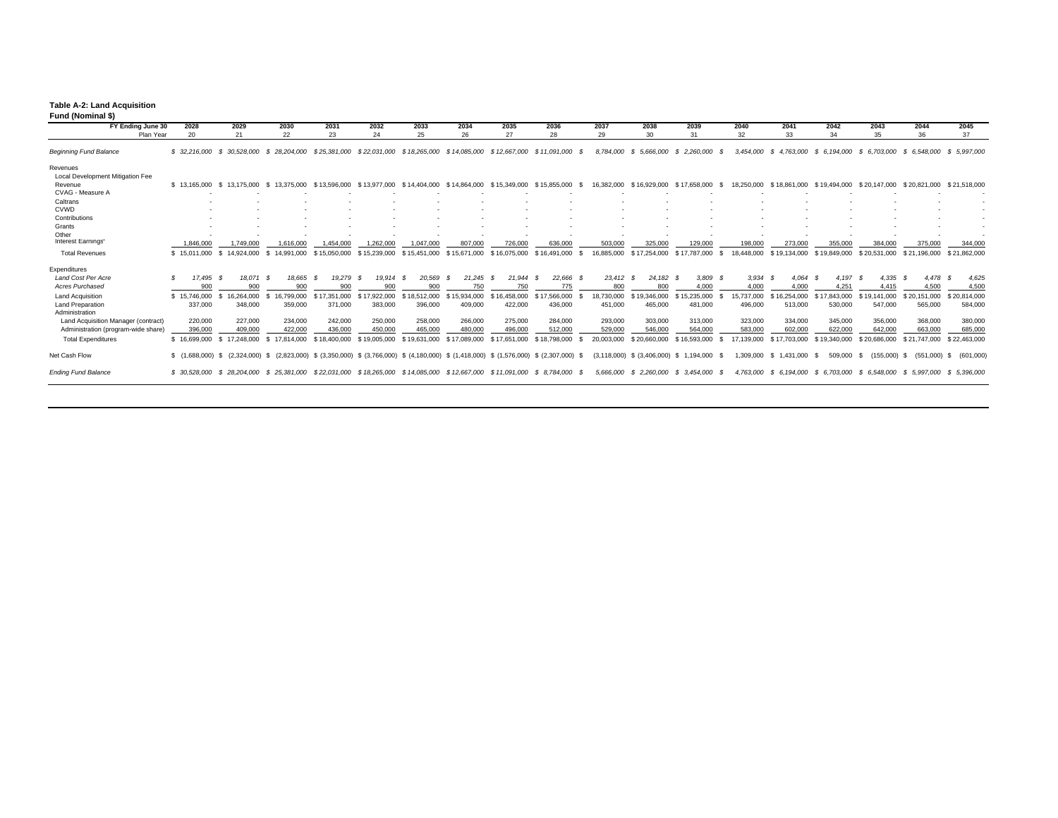**Table A-2: Land Acquisition Fund (Nominal $)**

| FY Ending June 30 | 2028 | 2029 | 2030 | 2031 | 2032 | 2033 | 2034 | 2035 | 2036 | 2037 | 2038 | 2039 | 2040 | 2041 | 2042 | 2043 | 2044 | 2045 |
|---|---|---|---|---|---|---|---|---|---|---|---|---|---|---|---|---|---|---|
| Plan Year | 20 | 21 | 22 | 23 | 24 | 25 | 26 | 27 | 28 | 29 | 30 | 31 | 32 | 33 | 34 | 35 | 36 | 37 |
| *Beginning Fund Balance* | *$ 32,216,000* | *$ 30,528,000* | *$ 28,204,000* | *$ 25,381,000* | *$ 22,031,000* | *$ 18,265,000* | *$ 14,085,000* | *$ 12,667,000* | *$ 11,091,000* | *$ 8,784,000* | *$ 5,666,000* | *$ 2,260,000* | *$ 3,454,000* | *$ 4,763,000* | *$ 6,194,000* | *$ 6,703,000* | *$ 6,548,000* | *$ 5,997,000* |
| Revenues | | | | | | | | | | | | | | | | | | |
| Local Development Mitigation Fee Revenue | $ 13,165,000 | $ 13,175,000 | $ 13,375,000 | $ 13,596,000 | $ 13,977,000 | $ 14,404,000 | $ 14,864,000 | $ 15,349,000 | $ 15,855,000 | $ 16,382,000 | $ 16,929,000 | $ 17,658,000 | $ 18,250,000 | $ 18,861,000 | $ 19,494,000 | $ 20,147,000 | $ 20,821,000 | $ 21,518,000 |
| CVAG - Measure A | - | - | - | - | - | - | - | - | - | - | - | - | - | - | - | - | - | - |
| Caltrans | - | - | - | - | - | - | - | - | - | - | - | - | - | - | - | - | - | - |
| CVWD | - | - | - | - | - | - | - | - | - | - | - | - | - | - | - | - | - | - |
| Contributions | - | - | - | - | - | - | - | - | - | - | - | - | - | - | - | - | - | - |
| Grants | - | - | - | - | - | - | - | - | - | - | - | - | - | - | - | - | - | - |
| Other | - | - | - | - | - | - | - | - | - | - | - | - | - | - | - | - | - | - |
| Interest Earnings* | 1,846,000 | 1,749,000 | 1,616,000 | 1,454,000 | 1,262,000 | 1,047,000 | 807,000 | 726,000 | 636,000 | 503,000 | 325,000 | 129,000 | 198,000 | 273,000 | 355,000 | 384,000 | 375,000 | 344,000 |
| Total Revenues | $ 15,011,000 | $ 14,924,000 | $ 14,991,000 | $ 15,050,000 | $ 15,239,000 | $ 15,451,000 | $ 15,671,000 | $ 16,075,000 | $ 16,491,000 | $ 16,885,000 | $ 17,254,000 | $ 17,787,000 | $ 18,448,000 | $ 19,134,000 | $ 19,849,000 | $ 20,531,000 | $ 21,196,000 | $ 21,862,000 |
| Expenditures | | | | | | | | | | | | | | | | | | |
| *Land Cost Per Acre* | *$ 17,495* | *$ 18,071* | *$ 18,665* | *$ 19,279* | *$ 19,914* | *$ 20,569* | *$ 21,245* | *$ 21,944* | *$ 22,666* | *$ 23,412* | *$ 24,182* | *$ 3,809* | *$ 3,934* | *$ 4,064* | *$ 4,197* | *$ 4,335* | *$ 4,478* | *$ 4,625* |
| *Acres Purchased* | *900* | *900* | *900* | *900* | *900* | *900* | *750* | *750* | *775* | *800* | *800* | *4,000* | *4,000* | *4,000* | *4,251* | *4,415* | *4,500* | *4,500* |
| Land Acquisition | $ 15,746,000 | $ 16,264,000 | $ 16,799,000 | $ 17,351,000 | $ 17,922,000 | $ 18,512,000 | $ 15,934,000 | $ 16,458,000 | $ 17,566,000 | $ 18,730,000 | $ 19,346,000 | $ 15,235,000 | $ 15,737,000 | $ 16,254,000 | $ 17,843,000 | $ 19,141,000 | $ 20,151,000 | $ 20,814,000 |
| Land Preparation | 337,000 | 348,000 | 359,000 | 371,000 | 383,000 | 396,000 | 409,000 | 422,000 | 436,000 | 451,000 | 465,000 | 481,000 | 496,000 | 513,000 | 530,000 | 547,000 | 565,000 | 584,000 |
| Administration | | | | | | | | | | | | | | | | | | |
| Land Acquisition Manager (contract) | 220,000 | 227,000 | 234,000 | 242,000 | 250,000 | 258,000 | 266,000 | 275,000 | 284,000 | 293,000 | 303,000 | 313,000 | 323,000 | 334,000 | 345,000 | 356,000 | 368,000 | 380,000 |
| Administration (program-wide share) | 396,000 | 409,000 | 422,000 | 436,000 | 450,000 | 465,000 | 480,000 | 496,000 | 512,000 | 529,000 | 546,000 | 564,000 | 583,000 | 602,000 | 622,000 | 642,000 | 663,000 | 685,000 |
| Total Expenditures | $ 16,699,000 | $ 17,248,000 | $ 17,814,000 | $ 18,400,000 | $ 19,005,000 | $ 19,631,000 | $ 17,089,000 | $ 17,651,000 | $ 18,798,000 | $ 20,003,000 | $ 20,660,000 | $ 16,593,000 | $ 17,139,000 | $ 17,703,000 | $ 19,340,000 | $ 20,686,000 | $ 21,747,000 | $ 22,463,000 |
| Net Cash Flow | $ (1,688,000) | $ (2,324,000) | $ (2,823,000) | $ (3,350,000) | $ (3,766,000) | $ (4,180,000) | $ (1,418,000) | $ (1,576,000) | $ (2,307,000) | $ (3,118,000) | $ (3,406,000) | $ 1,194,000 | $ 1,309,000 | $ 1,431,000 | $ 509,000 | $ (155,000) | $ (551,000) | $ (601,000) |
| *Ending Fund Balance* | *$ 30,528,000* | *$ 28,204,000* | *$ 25,381,000* | *$ 22,031,000* | *$ 18,265,000* | *$ 14,085,000* | *$ 12,667,000* | *$ 11,091,000* | *$ 8,784,000* | *$ 5,666,000* | *$ 2,260,000* | *$ 3,454,000* | *$ 4,763,000* | *$ 6,194,000* | *$ 6,703,000* | *$ 6,548,000* | *$ 5,997,000* | *$ 5,396,000* |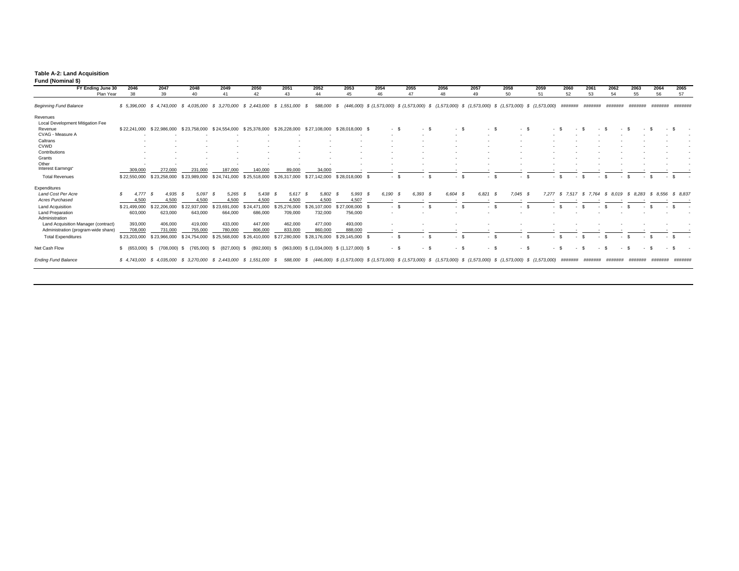**Table A-2: Land Acquisition Fund (Nominal $)**

| FY Ending June 30 | 2046 | 2047 | 2048 | 2049 | 2050 | 2051 | 2052 | 2053 | 2054 | 2055 | 2056 | 2057 | 2058 | 2059 | 2060 | 2061 | 2062 | 2063 | 2064 | 2065 |
|---|---|---|---|---|---|---|---|---|---|---|---|---|---|---|---|---|---|---|---|---|
| Plan Year | 38 | 39 | 40 | 41 | 42 | 43 | 44 | 45 | 46 | 47 | 48 | 49 | 50 | 51 | 52 | 53 | 54 | 55 | 56 | 57 |
| *Beginning Fund Balance* | *$ 5,396,000* | *$ 4,743,000* | *$ 4,035,000* | *$ 3,270,000* | *$ 2,443,000* | *$ 1,551,000* | *$ 588,000* | *$ (446,000)* | *$ (1,573,000)* | *$ (1,573,000)* | *$ (1,573,000)* | *$ (1,573,000)* | *$ (1,573,000)* | *$ (1,573,000)* | *#######* | *#######* | *#######* | *#######* | *#######* | *#######* |
| Revenues | | | | | | | | | | | | | | | | | | | | |
| Local Development Mitigation Fee Revenue | $ 22,241,000 | $ 22,986,000 | $ 23,758,000 | $ 24,554,000 | $ 25,378,000 | $ 26,228,000 | $ 27,108,000 | $ 28,018,000 | $ - | $ - | $ - | $ - | $ - | $ - | $ - | $ - | $ - | $ - | $ - | $ - |
| CVAG - Measure A | - | - | - | - | - | - | - | - | - | - | - | - | - | - | - | - | - | - | - | - |
| Caltrans | - | - | - | - | - | - | - | - | - | - | - | - | - | - | - | - | - | - | - | - |
| CVWD | - | - | - | - | - | - | - | - | - | - | - | - | - | - | - | - | - | - | - | - |
| Contributions | - | - | - | - | - | - | - | - | - | - | - | - | - | - | - | - | - | - | - | - |
| Grants | - | - | - | - | - | - | - | - | - | - | - | - | - | - | - | - | - | - | - | - |
| Other | - | - | - | - | - | - | - | - | - | - | - | - | - | - | - | - | - | - | - | - |
| Interest Earnings* | 309,000 | 272,000 | 231,000 | 187,000 | 140,000 | 89,000 | 34,000 | - | - | - | - | - | - | - | - | - | - | - | - | - |
| Total Revenues | $ 22,550,000 | $ 23,258,000 | $ 23,989,000 | $ 24,741,000 | $ 25,518,000 | $ 26,317,000 | $ 27,142,000 | $ 28,018,000 | $ - | $ - | $ - | $ - | $ - | $ - | $ - | $ - | $ - | $ - | $ - | $ - |
| Expenditures | | | | | | | | | | | | | | | | | | | | |
| *Land Cost Per Acre* | *$ 4,777* | *$ 4,935* | *$ 5,097* | *$ 5,265* | *$ 5,438* | *$ 5,617* | *$ 5,802* | *$ 5,993* | *$ 6,190* | *$ 6,393* | *$ 6,604* | *$ 6,821* | *$ 7,045* | *$ 7,277* | *$ 7,517* | *$ 7,764* | *$ 8,019* | *$ 8,283* | *$ 8,556* | *$ 8,837* |
| *Acres Purchased* | 4,500 | 4,500 | 4,500 | 4,500 | 4,500 | 4,500 | 4,500 | 4,507 | - | - | - | - | - | - | - | - | - | - | - | - |
| Land Acquisition | $ 21,499,000 | $ 22,206,000 | $ 22,937,000 | $ 23,691,000 | $ 24,471,000 | $ 25,276,000 | $ 26,107,000 | $ 27,008,000 | $ - | $ - | $ - | $ - | $ - | $ - | $ - | $ - | $ - | $ - | $ - | $ - |
| Land Preparation | 603,000 | 623,000 | 643,000 | 664,000 | 686,000 | 709,000 | 732,000 | 756,000 | - | - | - | - | - | - | - | - | - | - | - | - |
| Administration | | | | | | | | | | | | | | | | | | | | |
| Land Acquisition Manager (contract) | 393,000 | 406,000 | 419,000 | 433,000 | 447,000 | 462,000 | 477,000 | 493,000 | - | - | - | - | - | - | - | - | - | - | - | - |
| Administration (program-wide share) | 708,000 | 731,000 | 755,000 | 780,000 | 806,000 | 833,000 | 860,000 | 888,000 | - | - | - | - | - | - | - | - | - | - | - | - |
| Total Expenditures | $ 23,203,000 | $ 23,966,000 | $ 24,754,000 | $ 25,568,000 | $ 26,410,000 | $ 27,280,000 | $ 28,176,000 | $ 29,145,000 | $ - | $ - | $ - | $ - | $ - | $ - | $ - | $ - | $ - | $ - | $ - | $ - |
| Net Cash Flow | $ (653,000) | $ (708,000) | $ (765,000) | $ (827,000) | $ (892,000) | $ (963,000) | $ (1,034,000) | $ (1,127,000) | $ - | $ - | $ - | $ - | $ - | $ - | $ - | $ - | $ - | $ - | $ - | $ - |
| *Ending Fund Balance* | *$ 4,743,000* | *$ 4,035,000* | *$ 3,270,000* | *$ 2,443,000* | *$ 1,551,000* | *$ 588,000* | *$ (446,000)* | *$ (1,573,000)* | *$ (1,573,000)* | *$ (1,573,000)* | *$ (1,573,000)* | *$ (1,573,000)* | *$ (1,573,000)* | *$ (1,573,000)* | *#######* | *#######* | *#######* | *#######* | *#######* | *#######* |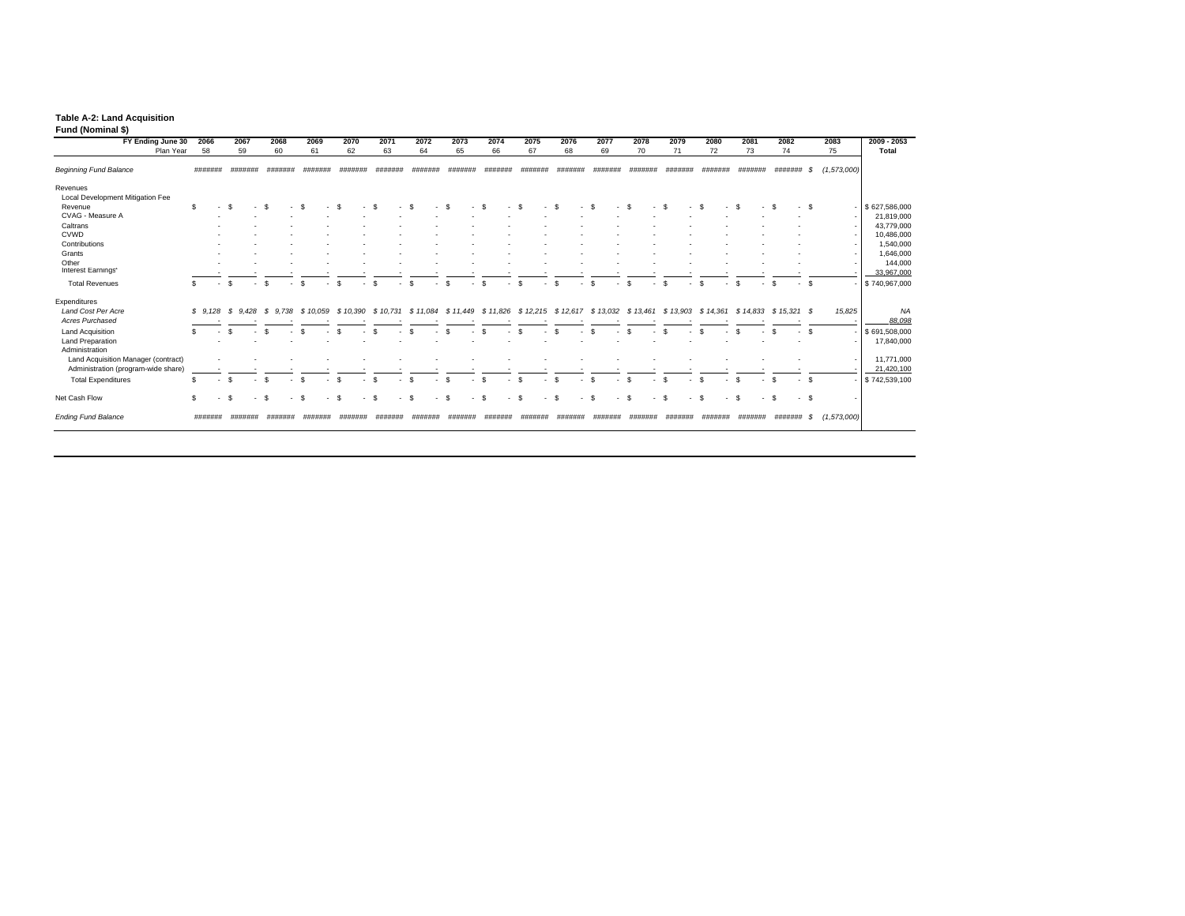**Table A-2: Land Acquisition Fund (Nominal $)**

| FY Ending June 30 | 2066 | 2067 | 2068 | 2069 | 2070 | 2071 | 2072 | 2073 | 2074 | 2075 | 2076 | 2077 | 2078 | 2079 | 2080 | 2081 | 2082 | 2083 | 2009 - 2053 |
|---|---|---|---|---|---|---|---|---|---|---|---|---|---|---|---|---|---|---|---|
| Plan Year | 58 | 59 | 60 | 61 | 62 | 63 | 64 | 65 | 66 | 67 | 68 | 69 | 70 | 71 | 72 | 73 | 74 | 75 | Total |
| *Beginning Fund Balance* | ####### | ####### | ####### | ####### | ####### | ####### | ####### | ####### | ####### | ####### | ####### | ####### | ####### | ####### | ####### | ####### | ####### | $ (1,573,000) | |
| Revenues | | | | | | | | | | | | | | | | | | | |
| Local Development Mitigation Fee Revenue | $ - | $ - | $ - | $ - | $ - | $ - | $ - | $ - | $ - | $ - | $ - | $ - | $ - | $ - | $ - | $ - | $ - | $ - | $ 627,586,000 |
| CVAG - Measure A | - | - | - | - | - | - | - | - | - | - | - | - | - | - | - | - | - | - | 21,819,000 |
| Caltrans | - | - | - | - | - | - | - | - | - | - | - | - | - | - | - | - | - | - | 43,779,000 |
| CVWD | - | - | - | - | - | - | - | - | - | - | - | - | - | - | - | - | - | - | 10,486,000 |
| Contributions | - | - | - | - | - | - | - | - | - | - | - | - | - | - | - | - | - | - | 1,540,000 |
| Grants | - | - | - | - | - | - | - | - | - | - | - | - | - | - | - | - | - | - | 1,646,000 |
| Other | - | - | - | - | - | - | - | - | - | - | - | - | - | - | - | - | - | - | 144,000 |
| Interest Earnings[1] | - | - | - | - | - | - | - | - | - | - | - | - | - | - | - | - | - | - | 33,967,000 |
| Total Revenues | $ - | $ - | $ - | $ - | $ - | $ - | $ - | $ - | $ - | $ - | $ - | $ - | $ - | $ - | $ - | $ - | $ - | $ - | $ 740,967,000 |
| Expenditures | | | | | | | | | | | | | | | | | | | |
| *Land Cost Per Acre* | *$ 9,128* | *$ 9,428* | *$ 9,738* | *$ 10,059* | *$ 10,390* | *$ 10,731* | *$ 11,084* | *$ 11,449* | *$ 11,826* | *$ 12,215* | *$ 12,617* | *$ 13,032* | *$ 13,461* | *$ 13,903* | *$ 14,361* | *$ 14,833* | *$ 15,321* | *$ 15,825* | *NA* |
| *Acres Purchased* | - | - | - | - | - | - | - | - | - | - | - | - | - | - | - | - | - | - | *88,098* |
| Land Acquisition | $ - | $ - | $ - | $ - | $ - | $ - | $ - | $ - | $ - | $ - | $ - | $ - | $ - | $ - | $ - | $ - | $ - | $ - | $ 691,508,000 |
| Land Preparation | - | - | - | - | - | - | - | - | - | - | - | - | - | - | - | - | - | - | 17,840,000 |
| Administration | | | | | | | | | | | | | | | | | | | |
| Land Acquisition Manager (contract) | - | - | - | - | - | - | - | - | - | - | - | - | - | - | - | - | - | - | 11,771,000 |
| Administration (program-wide share) | - | - | - | - | - | - | - | - | - | - | - | - | - | - | - | - | - | - | 21,420,100 |
| Total Expenditures | $ - | $ - | $ - | $ - | $ - | $ - | $ - | $ - | $ - | $ - | $ - | $ - | $ - | $ - | $ - | $ - | $ - | $ - | $ 742,539,100 |
| Net Cash Flow | $ - | $ - | $ - | $ - | $ - | $ - | $ - | $ - | $ - | $ - | $ - | $ - | $ - | $ - | $ - | $ - | $ - | $ - | |
| *Ending Fund Balance* | ####### | ####### | ####### | ####### | ####### | ####### | ####### | ####### | ####### | ####### | ####### | ####### | ####### | ####### | ####### | ####### | ####### | $ (1,573,000) | |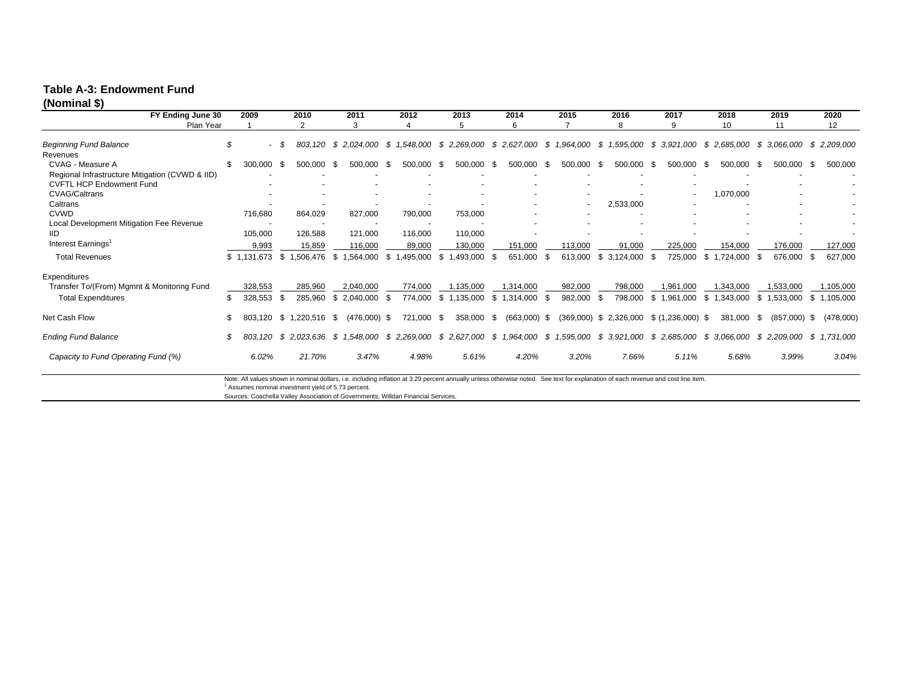**Table A-3: Endowment Fund**
**(Nominal $)**

| FY Ending June 30 | 2009 | 2010 | 2011 | 2012 | 2013 | 2014 | 2015 | 2016 | 2017 | 2018 | 2019 | 2020 |
|---|---|---|---|---|---|---|---|---|---|---|---|---|
| Plan Year | 1 | 2 | 3 | 4 | 5 | 6 | 7 | 8 | 9 | 10 | 11 | 12 |
| *Beginning Fund Balance* | *$ -* | *$ 803,120* | *$ 2,024,000* | *$ 1,548,000* | *$ 2,269,000* | *$ 2,627,000* | *$ 1,964,000* | *$ 1,595,000* | *$ 3,921,000* | *$ 2,685,000* | *$ 3,066,000* | *$ 2,209,000* |
| Revenues | | | | | | | | | | | | |
| CVAG - Measure A | $ 300,000 | $ 500,000 | $ 500,000 | $ 500,000 | $ 500,000 | $ 500,000 | $ 500,000 | $ 500,000 | $ 500,000 | $ 500,000 | $ 500,000 | $ 500,000 |
| Regional Infrastructure Mitigation (CVWD & IID) | - | - | - | - | - | - | - | - | - | - | - | - |
| CVFTL HCP Endowment Fund | - | - | - | - | - | - | - | - | - | - | - | - |
| CVAG/Caltrans | - | - | - | - | - | - | - | - | - | 1,070,000 | - | - |
| Caltrans | - | - | - | - | - | - | - | 2,533,000 | - | - | - | - |
| CVWD | 716,680 | 864,029 | 827,000 | 790,000 | 753,000 | - | - | - | - | - | - | - |
| Local Development Mitigation Fee Revenue | - | - | - | - | - | - | - | - | - | - | - | - |
| IID | 105,000 | 126,588 | 121,000 | 116,000 | 110,000 | - | - | - | - | - | - | - |
| Interest Earnings[1] | 9,993 | 15,859 | 116,000 | 89,000 | 130,000 | 151,000 | 113,000 | 91,000 | 225,000 | 154,000 | 176,000 | 127,000 |
| Total Revenues | $ 1,131,673 | $ 1,506,476 | $ 1,564,000 | $ 1,495,000 | $ 1,493,000 | $ 651,000 | $ 613,000 | $ 3,124,000 | $ 725,000 | $ 1,724,000 | $ 676,000 | $ 627,000 |
| Expenditures | | | | | | | | | | | | |
| Transfer To/(From) Mgmnt & Monitoring Fund | 328,553 | 285,960 | 2,040,000 | 774,000 | 1,135,000 | 1,314,000 | 982,000 | 798,000 | 1,961,000 | 1,343,000 | 1,533,000 | 1,105,000 |
| Total Expenditures | $ 328,553 | $ 285,960 | $ 2,040,000 | $ 774,000 | $ 1,135,000 | $ 1,314,000 | $ 982,000 | $ 798,000 | $ 1,961,000 | $ 1,343,000 | $ 1,533,000 | $ 1,105,000 |
| Net Cash Flow | $ 803,120 | $ 1,220,516 | $ (476,000) | $ 721,000 | $ 358,000 | $ (663,000) | $ (369,000) | $ 2,326,000 | $ (1,236,000) | $ 381,000 | $ (857,000) | $ (478,000) |
| *Ending Fund Balance* | *$ 803,120* | *$ 2,023,636* | *$ 1,548,000* | *$ 2,269,000* | *$ 2,627,000* | *$ 1,964,000* | *$ 1,595,000* | *$ 3,921,000* | *$ 2,685,000* | *$ 3,066,000* | *$ 2,209,000* | *$ 1,731,000* |
| *Capacity to Fund Operating Fund (%)* | *6.02%* | *21.70%* | *3.47%* | *4.98%* | *5.61%* | *4.20%* | *3.20%* | *7.66%* | *5.11%* | *5.68%* | *3.99%* | *3.04%* |

Note: All values shown in nominal dollars, i.e. including inflation at 3.29 percent annually unless otherwise noted. See text for explanation of each revenue and cost line item.
[1] Assumes nominal investment yield of 5.73 percent.
Sources: Coachella Valley Association of Governments; Willdan Financial Services.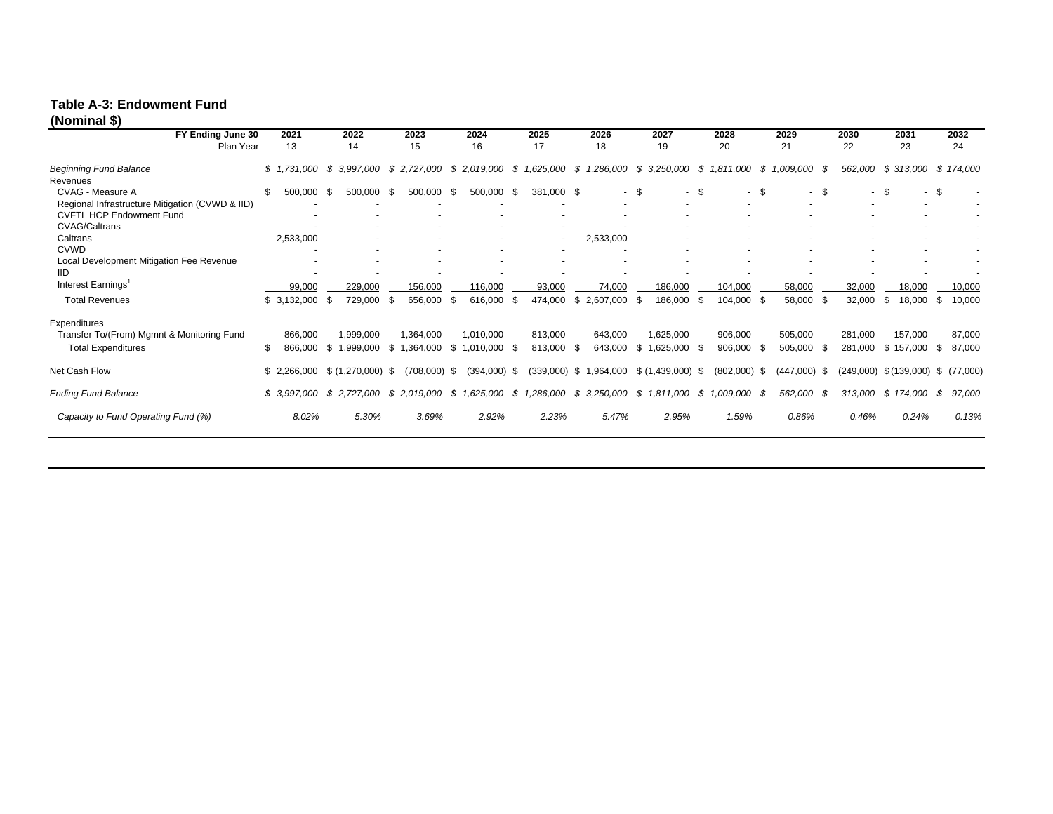**Table A-3: Endowment Fund**
**(Nominal $)**

| FY Ending June 30 | 2021 | 2022 | 2023 | 2024 | 2025 | 2026 | 2027 | 2028 | 2029 | 2030 | 2031 | 2032 |
|---|---|---|---|---|---|---|---|---|---|---|---|---|
| Plan Year | 13 | 14 | 15 | 16 | 17 | 18 | 19 | 20 | 21 | 22 | 23 | 24 |
| *Beginning Fund Balance* | *$ 1,731,000* | *$ 3,997,000* | *$ 2,727,000* | *$ 2,019,000* | *$ 1,625,000* | *$ 1,286,000* | *$ 3,250,000* | *$ 1,811,000* | *$ 1,009,000* | *$ 562,000* | *$ 313,000* | *$ 174,000* |
| Revenues | | | | | | | | | | | | |
| CVAG - Measure A | $ 500,000 | $ 500,000 | $ 500,000 | $ 500,000 | $ 381,000 | $ - | $ - | $ - | $ - | $ - | $ - | $ - |
| Regional Infrastructure Mitigation (CVWD & IID) | - | - | - | - | - | - | - | - | - | - | - | - |
| CVFTL HCP Endowment Fund | - | - | - | - | - | - | - | - | - | - | - | - |
| CVAG/Caltrans | - | - | - | - | - | - | - | - | - | - | - | - |
| Caltrans | 2,533,000 | - | - | - | - | 2,533,000 | - | - | - | - | - | - |
| CVWD | - | - | - | - | - | - | - | - | - | - | - | - |
| Local Development Mitigation Fee Revenue | - | - | - | - | - | - | - | - | - | - | - | - |
| IID | - | - | - | - | - | - | - | - | - | - | - | - |
| Interest Earnings[1] | 99,000 | 229,000 | 156,000 | 116,000 | 93,000 | 74,000 | 186,000 | 104,000 | 58,000 | 32,000 | 18,000 | 10,000 |
| Total Revenues | $ 3,132,000 | $ 729,000 | $ 656,000 | $ 616,000 | $ 474,000 | $ 2,607,000 | $ 186,000 | $ 104,000 | $ 58,000 | $ 32,000 | $ 18,000 | $ 10,000 |
| Expenditures | | | | | | | | | | | | |
| Transfer To/(From) Mgmnt & Monitoring Fund | 866,000 | 1,999,000 | 1,364,000 | 1,010,000 | 813,000 | 643,000 | 1,625,000 | 906,000 | 505,000 | 281,000 | 157,000 | 87,000 |
| Total Expenditures | $ 866,000 | $ 1,999,000 | $ 1,364,000 | $ 1,010,000 | $ 813,000 | $ 643,000 | $ 1,625,000 | $ 906,000 | $ 505,000 | $ 281,000 | $ 157,000 | $ 87,000 |
| Net Cash Flow | $ 2,266,000 | $ (1,270,000) | $ (708,000) | $ (394,000) | $ (339,000) | $ 1,964,000 | $ (1,439,000) | $ (802,000) | $ (447,000) | $ (249,000) | $ (139,000) | $ (77,000) |
| *Ending Fund Balance* | *$ 3,997,000* | *$ 2,727,000* | *$ 2,019,000* | *$ 1,625,000* | *$ 1,286,000* | *$ 3,250,000* | *$ 1,811,000* | *$ 1,009,000* | *$ 562,000* | *$ 313,000* | *$ 174,000* | *$ 97,000* |
| *Capacity to Fund Operating Fund (%)* | *8.02%* | *5.30%* | *3.69%* | *2.92%* | *2.23%* | *5.47%* | *2.95%* | *1.59%* | *0.86%* | *0.46%* | *0.24%* | *0.13%* |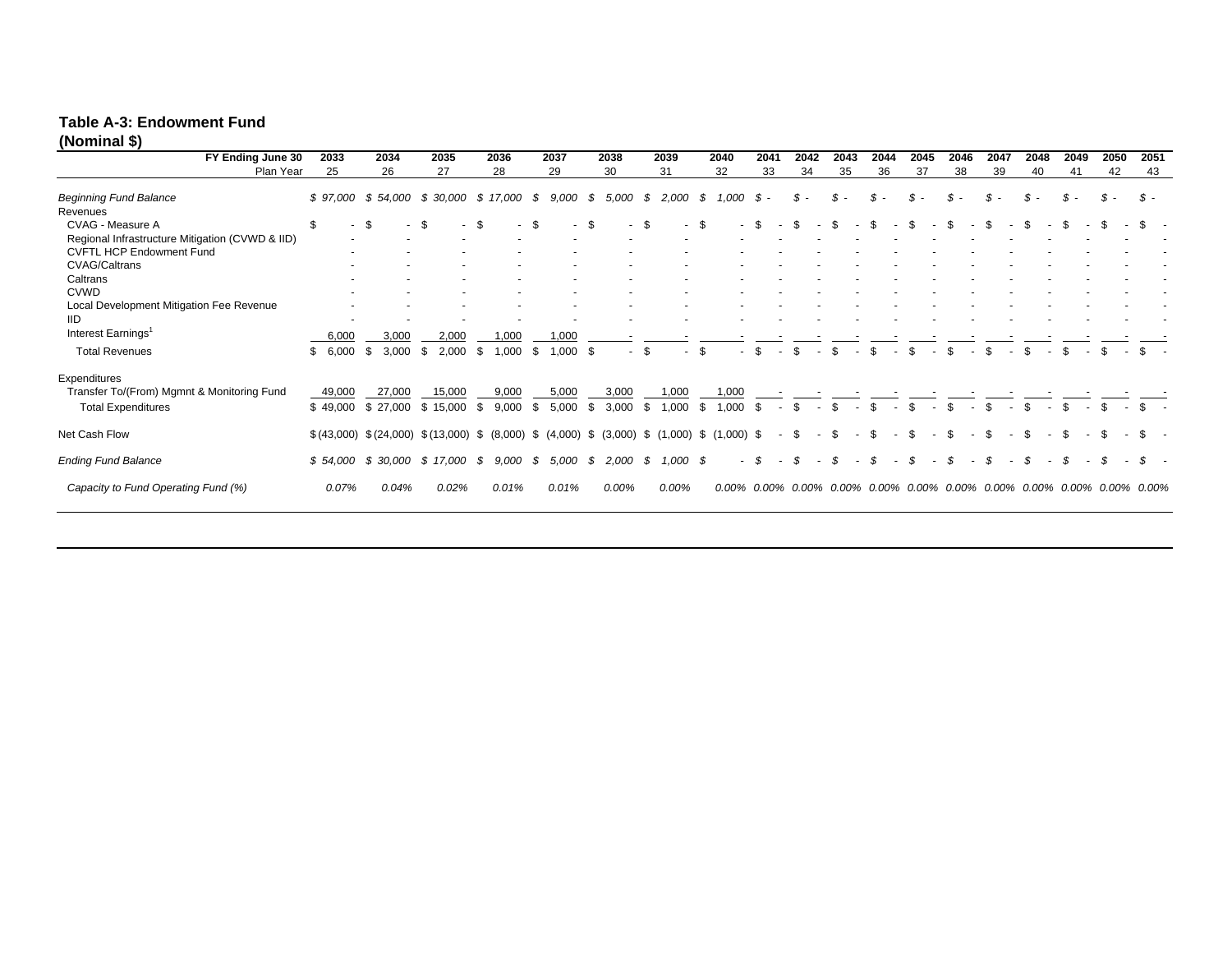**Table A-3: Endowment Fund**
**(Nominal $)**

| FY Ending June 30 | 2033 | 2034 | 2035 | 2036 | 2037 | 2038 | 2039 | 2040 | 2041 | 2042 | 2043 | 2044 | 2045 | 2046 | 2047 | 2048 | 2049 | 2050 | 2051 |
|---|---|---|---|---|---|---|---|---|---|---|---|---|---|---|---|---|---|---|---|
| Plan Year | 25 | 26 | 27 | 28 | 29 | 30 | 31 | 32 | 33 | 34 | 35 | 36 | 37 | 38 | 39 | 40 | 41 | 42 | 43 |
| *Beginning Fund Balance* | *$ 97,000* | *$ 54,000* | *$ 30,000* | *$ 17,000* | *$ 9,000* | *$ 5,000* | *$ 2,000* | *$ 1,000* | *$ -* | *$ -* | *$ -* | *$ -* | *$ -* | *$ -* | *$ -* | *$ -* | *$ -* | *$ -* | *$ -* |
| Revenues | | | | | | | | | | | | | | | | | | | |
| CVAG - Measure A | $ - | $ - | $ - | $ - | $ - | $ - | $ - | $ - | $ - | $ - | $ - | $ - | $ - | $ - | $ - | $ - | $ - | $ - | $ - |
| Regional Infrastructure Mitigation (CVWD & IID) | - | - | - | - | - | - | - | - | - | - | - | - | - | - | - | - | - | - | - |
| CVFTL HCP Endowment Fund | - | - | - | - | - | - | - | - | - | - | - | - | - | - | - | - | - | - | - |
| CVAG/Caltrans | - | - | - | - | - | - | - | - | - | - | - | - | - | - | - | - | - | - | - |
| Caltrans | - | - | - | - | - | - | - | - | - | - | - | - | - | - | - | - | - | - | - |
| CVWD | - | - | - | - | - | - | - | - | - | - | - | - | - | - | - | - | - | - | - |
| Local Development Mitigation Fee Revenue | - | - | - | - | - | - | - | - | - | - | - | - | - | - | - | - | - | - | - |
| IID | - | - | - | - | - | - | - | - | - | - | - | - | - | - | - | - | - | - | - |
| Interest Earnings[1] | 6,000 | 3,000 | 2,000 | 1,000 | 1,000 | - | - | - | - | - | - | - | - | - | - | - | - | - | - |
| Total Revenues | $ 6,000 | $ 3,000 | $ 2,000 | $ 1,000 | $ 1,000 | $ - | $ - | $ - | $ - | $ - | $ - | $ - | $ - | $ - | $ - | $ - | $ - | $ - | $ - |
| Expenditures | | | | | | | | | | | | | | | | | | | |
| Transfer To/(From) Mgmnt & Monitoring Fund | 49,000 | 27,000 | 15,000 | 9,000 | 5,000 | 3,000 | 1,000 | 1,000 | - | - | - | - | - | - | - | - | - | - | - |
| Total Expenditures | $ 49,000 | $ 27,000 | $ 15,000 | $ 9,000 | $ 5,000 | $ 3,000 | $ 1,000 | $ 1,000 | $ - | $ - | $ - | $ - | $ - | $ - | $ - | $ - | $ - | $ - | $ - |
| Net Cash Flow | $ (43,000) | $ (24,000) | $ (13,000) | $ (8,000) | $ (4,000) | $ (3,000) | $ (1,000) | $ (1,000) | $ - | $ - | $ - | $ - | $ - | $ - | $ - | $ - | $ - | $ - | $ - |
| *Ending Fund Balance* | *$ 54,000* | *$ 30,000* | *$ 17,000* | *$ 9,000* | *$ 5,000* | *$ 2,000* | *$ 1,000* | *$ -* | *$ -* | *$ -* | *$ -* | *$ -* | *$ -* | *$ -* | *$ -* | *$ -* | *$ -* | *$ -* | *$ -* |
| *Capacity to Fund Operating Fund (%)* | *0.07%* | *0.04%* | *0.02%* | *0.01%* | *0.01%* | *0.00%* | *0.00%* | *0.00%* | *0.00%* | *0.00%* | *0.00%* | *0.00%* | *0.00%* | *0.00%* | *0.00%* | *0.00%* | *0.00%* | *0.00%* | *0.00%* |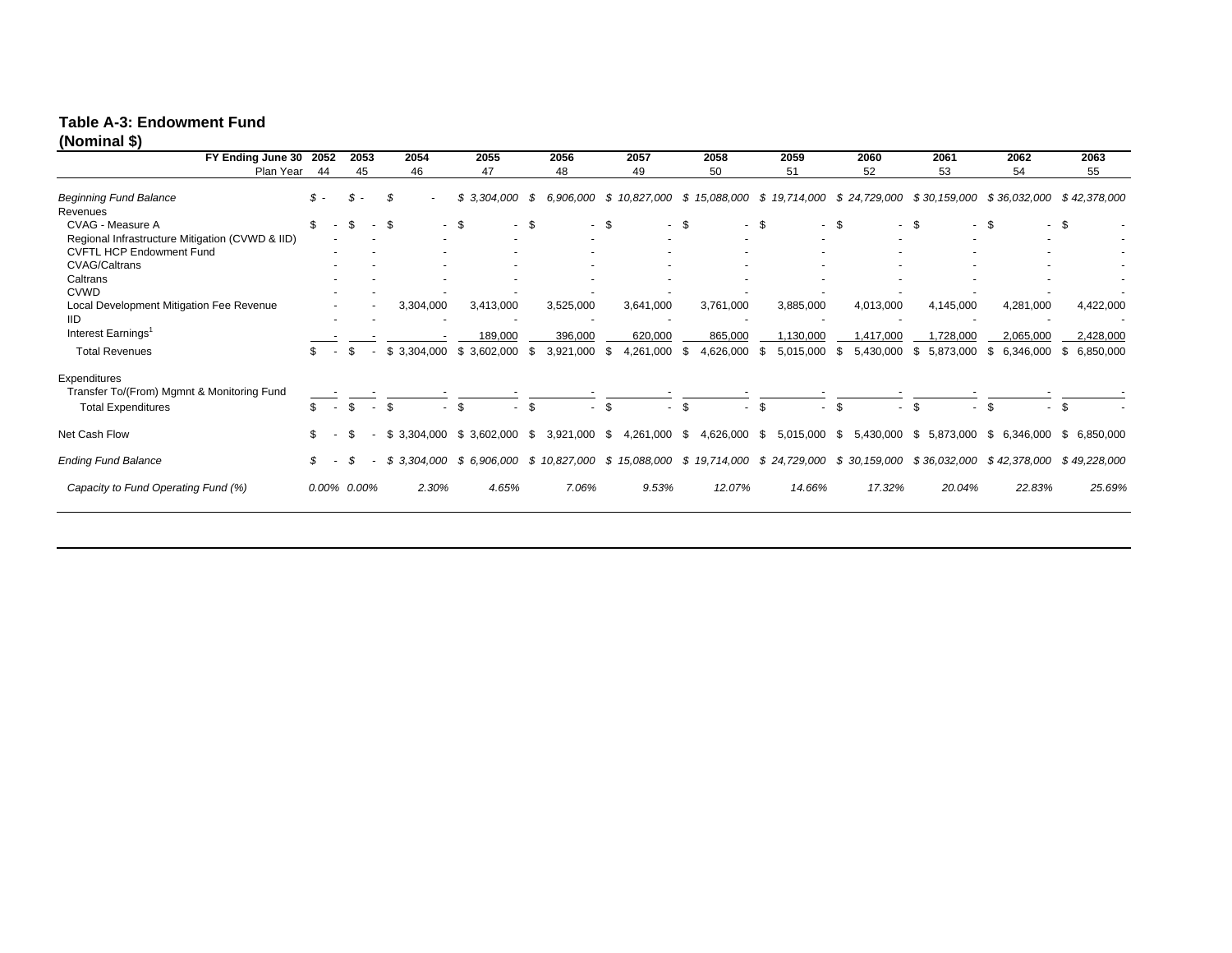**Table A-3: Endowment Fund**
**(Nominal $)**

| FY Ending June 30 | 2052 | 2053 | 2054 | 2055 | 2056 | 2057 | 2058 | 2059 | 2060 | 2061 | 2062 | 2063 |
|---|---|---|---|---|---|---|---|---|---|---|---|---|
| Plan Year | 44 | 45 | 46 | 47 | 48 | 49 | 50 | 51 | 52 | 53 | 54 | 55 |
| *Beginning Fund Balance* | *$ -* | *$ -* | *$ -* | *$ 3,304,000* | *$ 6,906,000* | *$ 10,827,000* | *$ 15,088,000* | *$ 19,714,000* | *$ 24,729,000* | *$ 30,159,000* | *$ 36,032,000* | *$ 42,378,000* |
| Revenues | | | | | | | | | | | | |
| CVAG - Measure A | $ - | $ - | $ - | $ - | $ - | $ - | $ - | $ - | $ - | $ - | $ - | $ - |
| Regional Infrastructure Mitigation (CVWD & IID) | - | - | - | - | - | - | - | - | - | - | - | - |
| CVFTL HCP Endowment Fund | - | - | - | - | - | - | - | - | - | - | - | - |
| CVAG/Caltrans | - | - | - | - | - | - | - | - | - | - | - | - |
| Caltrans | - | - | - | - | - | - | - | - | - | - | - | - |
| CVWD | - | - | - | - | - | - | - | - | - | - | - | - |
| Local Development Mitigation Fee Revenue | - | - | 3,304,000 | 3,413,000 | 3,525,000 | 3,641,000 | 3,761,000 | 3,885,000 | 4,013,000 | 4,145,000 | 4,281,000 | 4,422,000 |
| IID | - | - | - | - | - | - | - | - | - | - | - | - |
| Interest Earnings[1] | - | - | - | 189,000 | 396,000 | 620,000 | 865,000 | 1,130,000 | 1,417,000 | 1,728,000 | 2,065,000 | 2,428,000 |
| Total Revenues | $ - | $ - | $ 3,304,000 | $ 3,602,000 | $ 3,921,000 | $ 4,261,000 | $ 4,626,000 | $ 5,015,000 | $ 5,430,000 | $ 5,873,000 | $ 6,346,000 | $ 6,850,000 |
| Expenditures | | | | | | | | | | | | |
| Transfer To/(From) Mgmnt & Monitoring Fund | - | - | - | - | - | - | - | - | - | - | - | - |
| Total Expenditures | $ - | $ - | $ - | $ - | $ - | $ - | $ - | $ - | $ - | $ - | $ - | $ - |
| Net Cash Flow | $ - | $ - | $ 3,304,000 | $ 3,602,000 | $ 3,921,000 | $ 4,261,000 | $ 4,626,000 | $ 5,015,000 | $ 5,430,000 | $ 5,873,000 | $ 6,346,000 | $ 6,850,000 |
| *Ending Fund Balance* | *$ -* | *$ -* | *$ 3,304,000* | *$ 6,906,000* | *$ 10,827,000* | *$ 15,088,000* | *$ 19,714,000* | *$ 24,729,000* | *$ 30,159,000* | *$ 36,032,000* | *$ 42,378,000* | *$ 49,228,000* |
| *Capacity to Fund Operating Fund (%)* | *0.00%* | *0.00%* | *2.30%* | *4.65%* | *7.06%* | *9.53%* | *12.07%* | *14.66%* | *17.32%* | *20.04%* | *22.83%* | *25.69%* |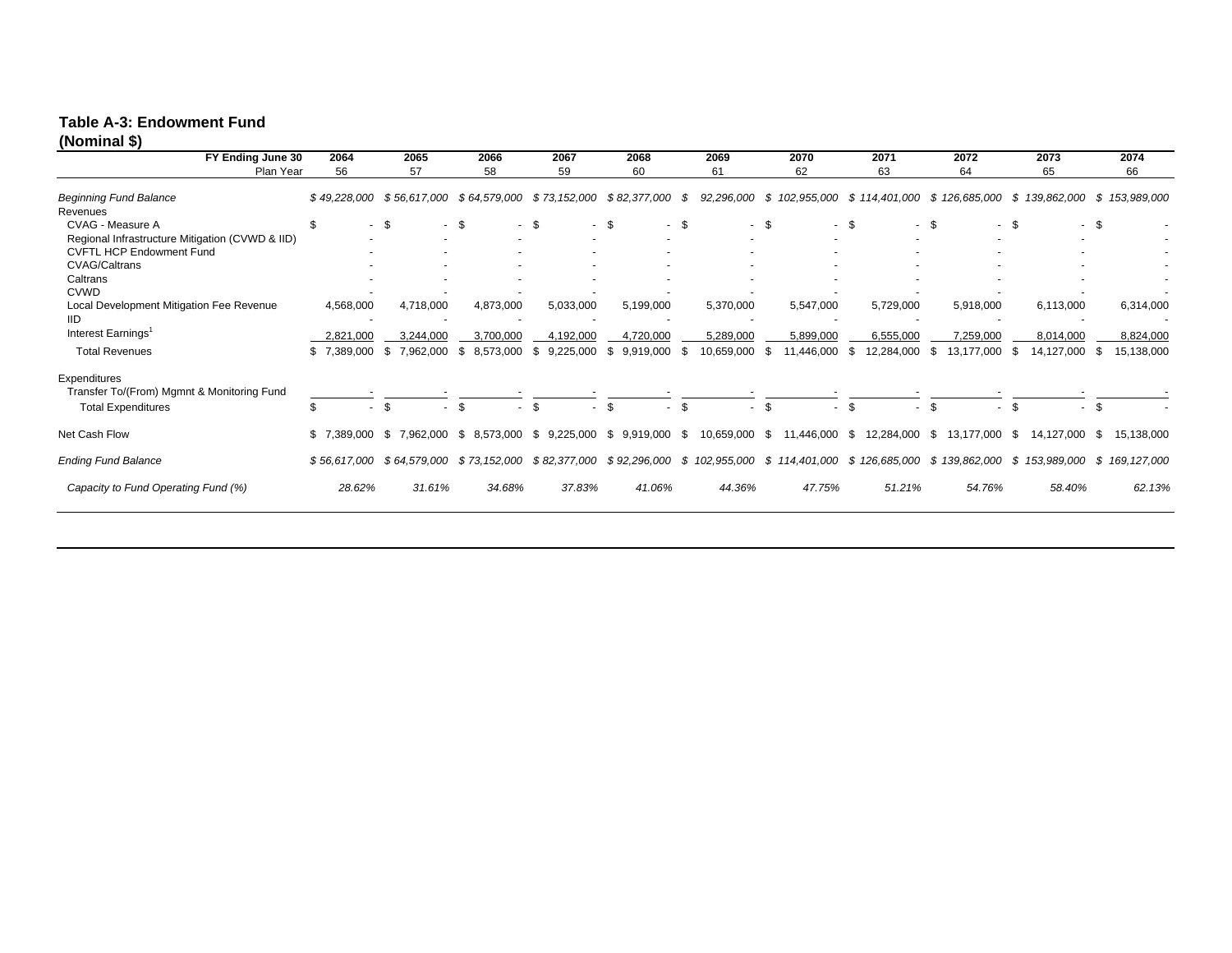**Table A-3: Endowment Fund**
**(Nominal $)**

| FY Ending June 30 | 2064 | 2065 | 2066 | 2067 | 2068 | 2069 | 2070 | 2071 | 2072 | 2073 | 2074 |
|---|---|---|---|---|---|---|---|---|---|---|---|
| Plan Year | 56 | 57 | 58 | 59 | 60 | 61 | 62 | 63 | 64 | 65 | 66 |
| *Beginning Fund Balance* | *$ 49,228,000* | *$ 56,617,000* | *$ 64,579,000* | *$ 73,152,000* | *$ 82,377,000* | *$ 92,296,000* | *$ 102,955,000* | *$ 114,401,000* | *$ 126,685,000* | *$ 139,862,000* | *$ 153,989,000* |
| Revenues | | | | | | | | | | | |
| CVAG - Measure A | $ - | $ - | $ - | $ - | $ - | $ - | $ - | $ - | $ - | $ - | $ - |
| Regional Infrastructure Mitigation (CVWD & IID) | - | - | - | - | - | - | - | - | - | - | - |
| CVFTL HCP Endowment Fund | - | - | - | - | - | - | - | - | - | - | - |
| CVAG/Caltrans | - | - | - | - | - | - | - | - | - | - | - |
| Caltrans | - | - | - | - | - | - | - | - | - | - | - |
| CVWD | - | - | - | - | - | - | - | - | - | - | - |
| Local Development Mitigation Fee Revenue | 4,568,000 | 4,718,000 | 4,873,000 | 5,033,000 | 5,199,000 | 5,370,000 | 5,547,000 | 5,729,000 | 5,918,000 | 6,113,000 | 6,314,000 |
| IID | - | - | - | - | - | - | - | - | - | - | - |
| Interest Earnings[1] | 2,821,000 | 3,244,000 | 3,700,000 | 4,192,000 | 4,720,000 | 5,289,000 | 5,899,000 | 6,555,000 | 7,259,000 | 8,014,000 | 8,824,000 |
| Total Revenues | $ 7,389,000 | $ 7,962,000 | $ 8,573,000 | $ 9,225,000 | $ 9,919,000 | $ 10,659,000 | $ 11,446,000 | $ 12,284,000 | $ 13,177,000 | $ 14,127,000 | $ 15,138,000 |
| Expenditures | | | | | | | | | | | |
| Transfer To/(From) Mgmnt & Monitoring Fund | - | - | - | - | - | - | - | - | - | - | - |
| Total Expenditures | $ - | $ - | $ - | $ - | $ - | $ - | $ - | $ - | $ - | $ - | $ - |
| Net Cash Flow | $ 7,389,000 | $ 7,962,000 | $ 8,573,000 | $ 9,225,000 | $ 9,919,000 | $ 10,659,000 | $ 11,446,000 | $ 12,284,000 | $ 13,177,000 | $ 14,127,000 | $ 15,138,000 |
| *Ending Fund Balance* | *$ 56,617,000* | *$ 64,579,000* | *$ 73,152,000* | *$ 82,377,000* | *$ 92,296,000* | *$ 102,955,000* | *$ 114,401,000* | *$ 126,685,000* | *$ 139,862,000* | *$ 153,989,000* | *$ 169,127,000* |
| *Capacity to Fund Operating Fund (%)* | *28.62%* | *31.61%* | *34.68%* | *37.83%* | *41.06%* | *44.36%* | *47.75%* | *51.21%* | *54.76%* | *58.40%* | *62.13%* |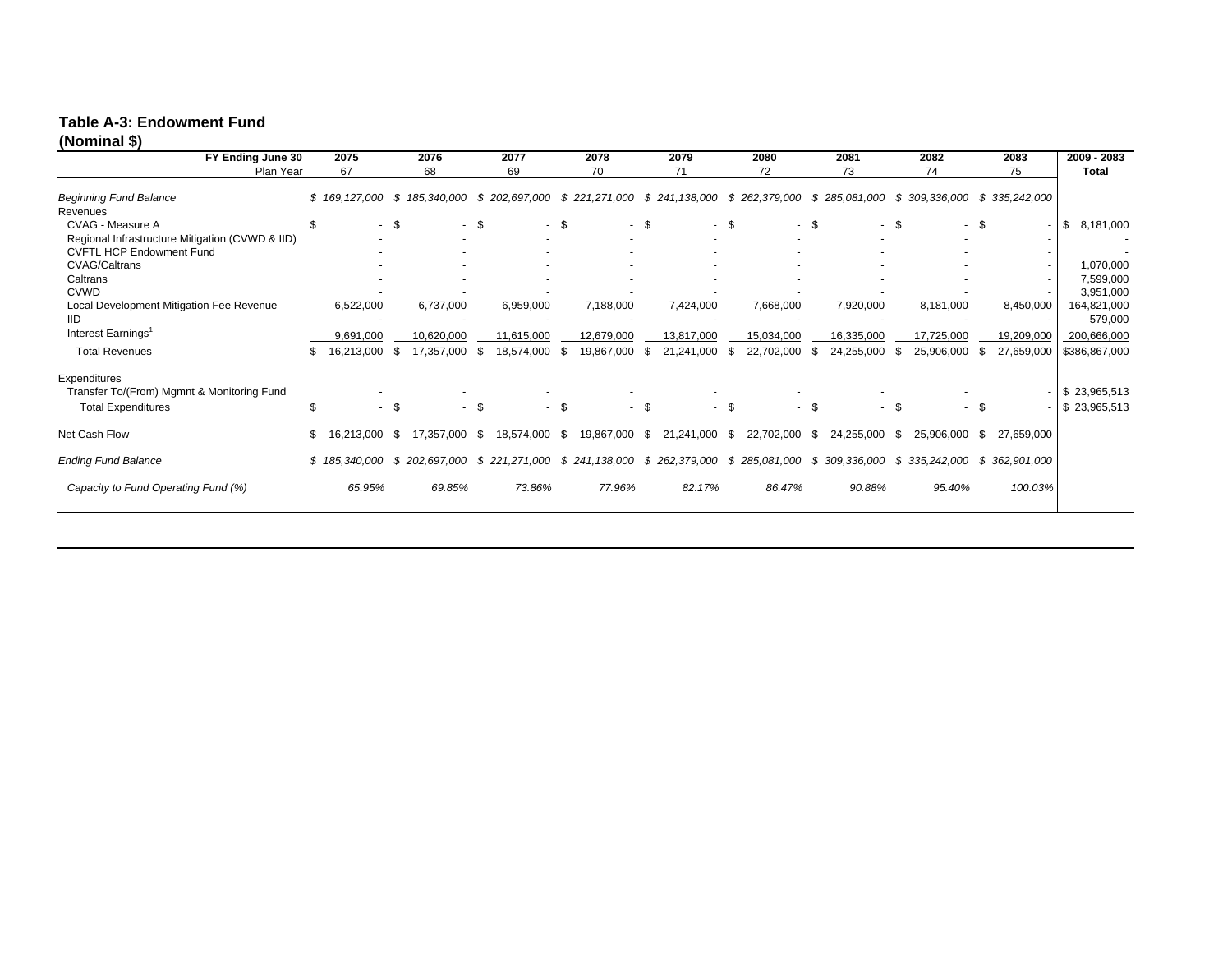**Table A-3: Endowment Fund**
**(Nominal $)**

| FY Ending June 30 | 2075 | 2076 | 2077 | 2078 | 2079 | 2080 | 2081 | 2082 | 2083 | 2009 - 2083 |
|---|---|---|---|---|---|---|---|---|---|---|
| Plan Year | 67 | 68 | 69 | 70 | 71 | 72 | 73 | 74 | 75 | Total |
| *Beginning Fund Balance* | *$ 169,127,000* | *$ 185,340,000* | *$ 202,697,000* | *$ 221,271,000* | *$ 241,138,000* | *$ 262,379,000* | *$ 285,081,000* | *$ 309,336,000* | *$ 335,242,000* | |
| Revenues | | | | | | | | | | |
| CVAG - Measure A | $ - | $ - | $ - | $ - | $ - | $ - | $ - | $ - | $ - | $ 8,181,000 |
| Regional Infrastructure Mitigation (CVWD & IID) | - | - | - | - | - | - | - | - | - | - |
| CVFTL HCP Endowment Fund | - | - | - | - | - | - | - | - | - | - |
| CVAG/Caltrans | - | - | - | - | - | - | - | - | - | 1,070,000 |
| Caltrans | - | - | - | - | - | - | - | - | - | 7,599,000 |
| CVWD | - | - | - | - | - | - | - | - | - | 3,951,000 |
| Local Development Mitigation Fee Revenue | 6,522,000 | 6,737,000 | 6,959,000 | 7,188,000 | 7,424,000 | 7,668,000 | 7,920,000 | 8,181,000 | 8,450,000 | 164,821,000 |
| IID | - | - | - | - | - | - | - | - | - | 579,000 |
| Interest Earnings[1] | 9,691,000 | 10,620,000 | 11,615,000 | 12,679,000 | 13,817,000 | 15,034,000 | 16,335,000 | 17,725,000 | 19,209,000 | 200,666,000 |
| Total Revenues | $ 16,213,000 | $ 17,357,000 | $ 18,574,000 | $ 19,867,000 | $ 21,241,000 | $ 22,702,000 | $ 24,255,000 | $ 25,906,000 | $ 27,659,000 | $386,867,000 |
| Expenditures | | | | | | | | | | |
| Transfer To/(From) Mgmnt & Monitoring Fund | - | - | - | - | - | - | - | - | - | $ 23,965,513 |
| Total Expenditures | $ - | $ - | $ - | $ - | $ - | $ - | $ - | $ - | $ - | $ 23,965,513 |
| Net Cash Flow | $ 16,213,000 | $ 17,357,000 | $ 18,574,000 | $ 19,867,000 | $ 21,241,000 | $ 22,702,000 | $ 24,255,000 | $ 25,906,000 | $ 27,659,000 | |
| *Ending Fund Balance* | *$ 185,340,000* | *$ 202,697,000* | *$ 221,271,000* | *$ 241,138,000* | *$ 262,379,000* | *$ 285,081,000* | *$ 309,336,000* | *$ 335,242,000* | *$ 362,901,000* | |
| *Capacity to Fund Operating Fund (%)* | *65.95%* | *69.85%* | *73.86%* | *77.96%* | *82.17%* | *86.47%* | *90.88%* | *95.40%* | *100.03%* | |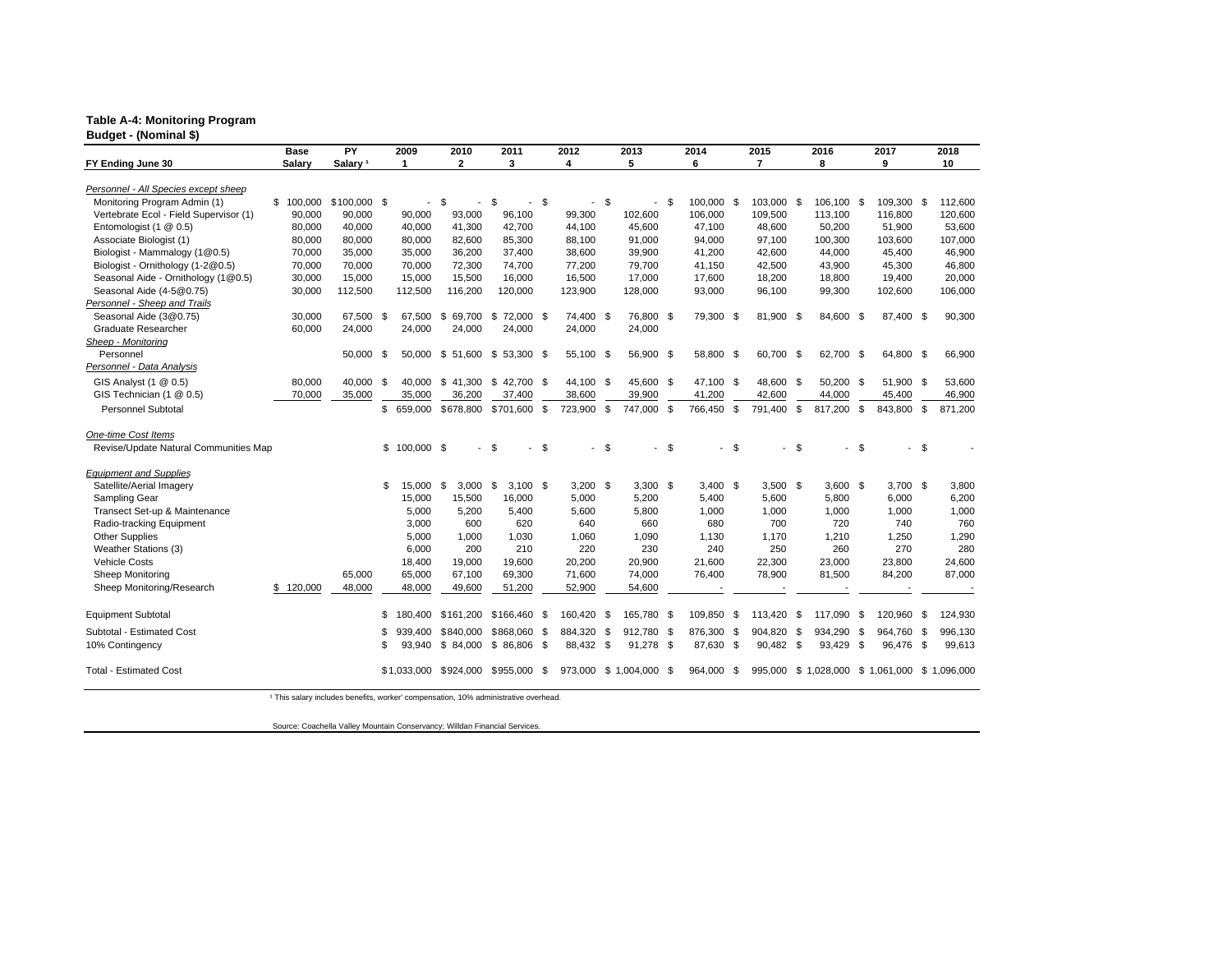**Table A-4: Monitoring Program**
**Budget - (Nominal $)**

| FY Ending June 30 | Base Salary | PY Salary [1] | 2009<br>1 | 2010<br>2 | 2011<br>3 | 2012<br>4 | 2013<br>5 | 2014<br>6 | 2015<br>7 | 2016<br>8 | 2017<br>9 | 2018<br>10 |
|---|---|---|---|---|---|---|---|---|---|---|---|---|
| *Personnel - All Species except sheep* | | | | | | | | | | | | |
| Monitoring Program Admin (1) | $ 100,000 | $100,000 | $ - | $ - | $ - | $ - | $ - | $ 100,000 | $ 103,000 | $ 106,100 | $ 109,300 | $ 112,600 |
| Vertebrate Ecol - Field Supervisor (1) | 90,000 | 90,000 | 90,000 | 93,000 | 96,100 | 99,300 | 102,600 | 106,000 | 109,500 | 113,100 | 116,800 | 120,600 |
| Entomologist (1 @ 0.5) | 80,000 | 40,000 | 40,000 | 41,300 | 42,700 | 44,100 | 45,600 | 47,100 | 48,600 | 50,200 | 51,900 | 53,600 |
| Associate Biologist (1) | 80,000 | 80,000 | 80,000 | 82,600 | 85,300 | 88,100 | 91,000 | 94,000 | 97,100 | 100,300 | 103,600 | 107,000 |
| Biologist - Mammalogy (1@0.5) | 70,000 | 35,000 | 35,000 | 36,200 | 37,400 | 38,600 | 39,900 | 41,200 | 42,600 | 44,000 | 45,400 | 46,900 |
| Biologist - Ornithology (1-2@0.5) | 70,000 | 70,000 | 70,000 | 72,300 | 74,700 | 77,200 | 79,700 | 41,150 | 42,500 | 43,900 | 45,300 | 46,800 |
| Seasonal Aide - Ornithology (1@0.5) | 30,000 | 15,000 | 15,000 | 15,500 | 16,000 | 16,500 | 17,000 | 17,600 | 18,200 | 18,800 | 19,400 | 20,000 |
| Seasonal Aide (4-5@0.75) | 30,000 | 112,500 | 112,500 | 116,200 | 120,000 | 123,900 | 128,000 | 93,000 | 96,100 | 99,300 | 102,600 | 106,000 |
| *Personnel - Sheep and Trails* | | | | | | | | | | | | |
| Seasonal Aide (3@0.75) | 30,000 | 67,500 | $ 67,500 | $ 69,700 | $ 72,000 | $ 74,400 | $ 76,800 | $ 79,300 | $ 81,900 | $ 84,600 | $ 87,400 | $ 90,300 |
| Graduate Researcher | 60,000 | 24,000 | 24,000 | 24,000 | 24,000 | 24,000 | 24,000 | | | | | |
| *Sheep - Monitoring* | | | | | | | | | | | | |
| Personnel | | 50,000 | $ 50,000 | $ 51,600 | $ 53,300 | $ 55,100 | $ 56,900 | $ 58,800 | $ 60,700 | $ 62,700 | $ 64,800 | $ 66,900 |
| *Personnel - Data Analysis* | | | | | | | | | | | | |
| GIS Analyst (1 @ 0.5) | 80,000 | 40,000 | $ 40,000 | $ 41,300 | $ 42,700 | $ 44,100 | $ 45,600 | $ 47,100 | $ 48,600 | $ 50,200 | $ 51,900 | $ 53,600 |
| GIS Technician (1 @ 0.5) | 70,000 | 35,000 | 35,000 | 36,200 | 37,400 | 38,600 | 39,900 | 41,200 | 42,600 | 44,000 | 45,400 | 46,900 |
| Personnel Subtotal | | | $ 659,000 | $678,800 | $701,600 | $ 723,900 | $ 747,000 | $ 766,450 | $ 791,400 | $ 817,200 | $ 843,800 | $ 871,200 |
| *One-time Cost Items* | | | | | | | | | | | | |
| Revise/Update Natural Communities Map | | | $ 100,000 | $ - | $ - | $ - | $ - | $ - | $ - | $ - | $ - | $ - |
| *Equipment and Supplies* | | | | | | | | | | | | |
| Satellite/Aerial Imagery | | | $ 15,000 | $ 3,000 | $ 3,100 | $ 3,200 | $ 3,300 | $ 3,400 | $ 3,500 | $ 3,600 | $ 3,700 | $ 3,800 |
| Sampling Gear | | | 15,000 | 15,500 | 16,000 | 5,000 | 5,200 | 5,400 | 5,600 | 5,800 | 6,000 | 6,200 |
| Transect Set-up & Maintenance | | | 5,000 | 5,200 | 5,400 | 5,600 | 5,800 | 1,000 | 1,000 | 1,000 | 1,000 | 1,000 |
| Radio-tracking Equipment | | | 3,000 | 600 | 620 | 640 | 660 | 680 | 700 | 720 | 740 | 760 |
| Other Supplies | | | 5,000 | 1,000 | 1,030 | 1,060 | 1,090 | 1,130 | 1,170 | 1,210 | 1,250 | 1,290 |
| Weather Stations (3) | | | 6,000 | 200 | 210 | 220 | 230 | 240 | 250 | 260 | 270 | 280 |
| Vehicle Costs | | | 18,400 | 19,000 | 19,600 | 20,200 | 20,900 | 21,600 | 22,300 | 23,000 | 23,800 | 24,600 |
| Sheep Monitoring | | 65,000 | 65,000 | 67,100 | 69,300 | 71,600 | 74,000 | 76,400 | 78,900 | 81,500 | 84,200 | 87,000 |
| Sheep Monitoring/Research | $ 120,000 | 48,000 | 48,000 | 49,600 | 51,200 | 52,900 | 54,600 | - | - | - | - | - |
| Equipment Subtotal | | | $ 180,400 | $161,200 | $166,460 | $ 160,420 | $ 165,780 | $ 109,850 | $ 113,420 | $ 117,090 | $ 120,960 | $ 124,930 |
| Subtotal - Estimated Cost | | | $ 939,400 | $840,000 | $868,060 | $ 884,320 | $ 912,780 | $ 876,300 | $ 904,820 | $ 934,290 | $ 964,760 | $ 996,130 |
| 10% Contingency | | | $ 93,940 | $ 84,000 | $ 86,806 | $ 88,432 | $ 91,278 | $ 87,630 | $ 90,482 | $ 93,429 | $ 96,476 | $ 99,613 |
| Total - Estimated Cost | | | $1,033,000 | $924,000 | $955,000 | $ 973,000 | $ 1,004,000 | $ 964,000 | $ 995,000 | $ 1,028,000 | $ 1,061,000 | $ 1,096,000 |

[1] This salary includes benefits, worker' compensation, 10% administrative overhead.

Source: Coachella Valley Mountain Conservancy; Willdan Financial Services.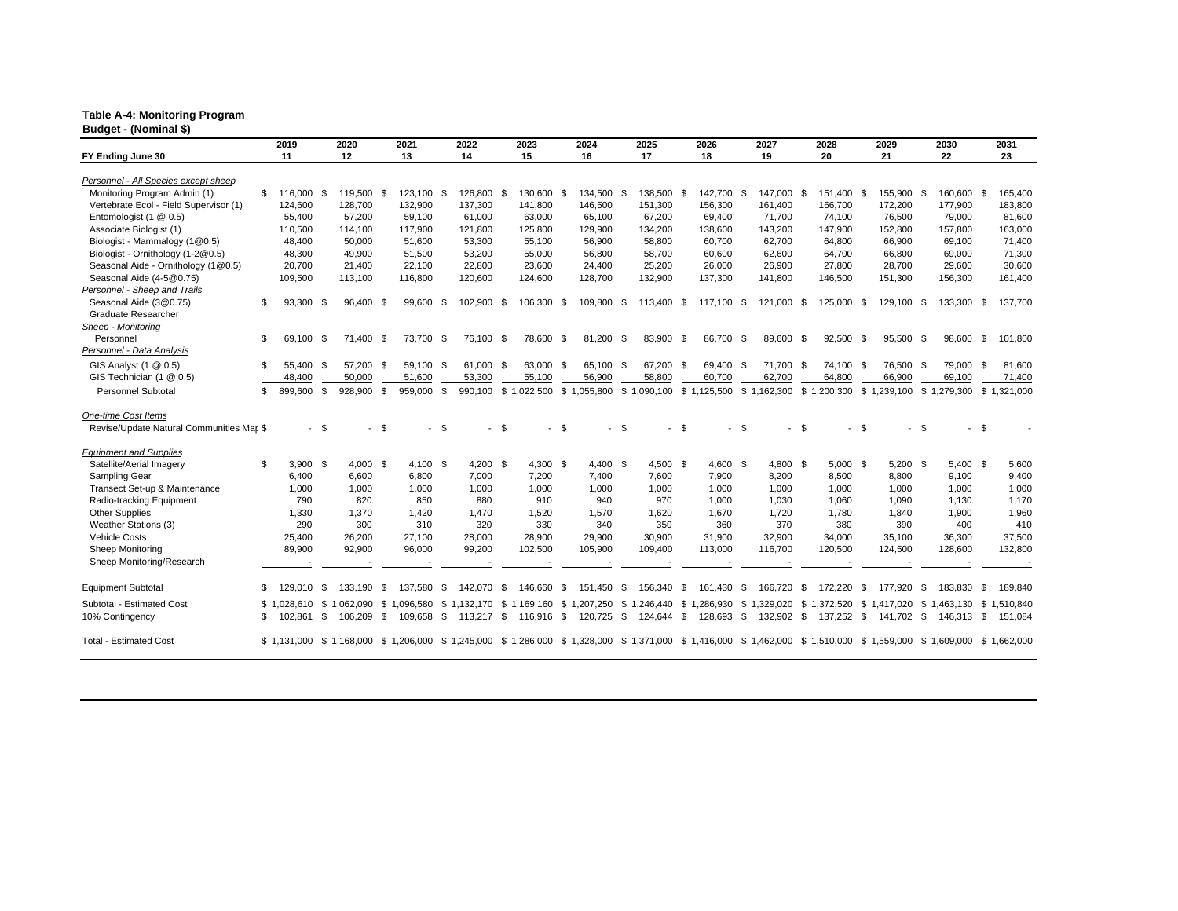**Table A-4: Monitoring Program**
**Budget - (Nominal $)**

| FY Ending June 30 | 2019<br>11 | 2020<br>12 | 2021<br>13 | 2022<br>14 | 2023<br>15 | 2024<br>16 | 2025<br>17 | 2026<br>18 | 2027<br>19 | 2028<br>20 | 2029<br>21 | 2030<br>22 | 2031<br>23 |
|---|---|---|---|---|---|---|---|---|---|---|---|---|---|
| *Personnel - All Species except sheep* | | | | | | | | | | | | | |
| Monitoring Program Admin (1) | $ 116,000 | $ 119,500 | $ 123,100 | $ 126,800 | $ 130,600 | $ 134,500 | $ 138,500 | $ 142,700 | $ 147,000 | $ 151,400 | $ 155,900 | $ 160,600 | $ 165,400 |
| Vertebrate Ecol - Field Supervisor (1) | 124,600 | 128,700 | 132,900 | 137,300 | 141,800 | 146,500 | 151,300 | 156,300 | 161,400 | 166,700 | 172,200 | 177,900 | 183,800 |
| Entomologist (1 @ 0.5) | 55,400 | 57,200 | 59,100 | 61,000 | 63,000 | 65,100 | 67,200 | 69,400 | 71,700 | 74,100 | 76,500 | 79,000 | 81,600 |
| Associate Biologist (1) | 110,500 | 114,100 | 117,900 | 121,800 | 125,800 | 129,900 | 134,200 | 138,600 | 143,200 | 147,900 | 152,800 | 157,800 | 163,000 |
| Biologist - Mammalogy (1@0.5) | 48,400 | 50,000 | 51,600 | 53,300 | 55,100 | 56,900 | 58,800 | 60,700 | 62,700 | 64,800 | 66,900 | 69,100 | 71,400 |
| Biologist - Ornithology (1-2@0.5) | 48,300 | 49,900 | 51,500 | 53,200 | 55,000 | 56,800 | 58,700 | 60,600 | 62,600 | 64,700 | 66,800 | 69,000 | 71,300 |
| Seasonal Aide - Ornithology (1@0.5) | 20,700 | 21,400 | 22,100 | 22,800 | 23,600 | 24,400 | 25,200 | 26,000 | 26,900 | 27,800 | 28,700 | 29,600 | 30,600 |
| Seasonal Aide (4-5@0.75) | 109,500 | 113,100 | 116,800 | 120,600 | 124,600 | 128,700 | 132,900 | 137,300 | 141,800 | 146,500 | 151,300 | 156,300 | 161,400 |
| *Personnel - Sheep and Trails* | | | | | | | | | | | | | |
| Seasonal Aide (3@0.75) | $ 93,300 | $ 96,400 | $ 99,600 | $ 102,900 | $ 106,300 | $ 109,800 | $ 113,400 | $ 117,100 | $ 121,000 | $ 125,000 | $ 129,100 | $ 133,300 | $ 137,700 |
| Graduate Researcher | | | | | | | | | | | | | |
| *Sheep - Monitoring* | | | | | | | | | | | | | |
| Personnel | $ 69,100 | $ 71,400 | $ 73,700 | $ 76,100 | $ 78,600 | $ 81,200 | $ 83,900 | $ 86,700 | $ 89,600 | $ 92,500 | $ 95,500 | $ 98,600 | $ 101,800 |
| *Personnel - Data Analysis* | | | | | | | | | | | | | |
| GIS Analyst (1 @ 0.5) | $ 55,400 | $ 57,200 | $ 59,100 | $ 61,000 | $ 63,000 | $ 65,100 | $ 67,200 | $ 69,400 | $ 71,700 | $ 74,100 | $ 76,500 | $ 79,000 | $ 81,600 |
| GIS Technician (1 @ 0.5) | 48,400 | 50,000 | 51,600 | 53,300 | 55,100 | 56,900 | 58,800 | 60,700 | 62,700 | 64,800 | 66,900 | 69,100 | 71,400 |
| Personnel Subtotal | $ 899,600 | $ 928,900 | $ 959,000 | $ 990,100 | $ 1,022,500 | $ 1,055,800 | $ 1,090,100 | $ 1,125,500 | $ 1,162,300 | $ 1,200,300 | $ 1,239,100 | $ 1,279,300 | $ 1,321,000 |
| *One-time Cost Items* | | | | | | | | | | | | | |
| Revise/Update Natural Communities Map | $ - | $ - | $ - | $ - | $ - | $ - | $ - | $ - | $ - | $ - | $ - | $ - | $ - |
| *Equipment and Supplies* | | | | | | | | | | | | | |
| Satellite/Aerial Imagery | $ 3,900 | $ 4,000 | $ 4,100 | $ 4,200 | $ 4,300 | $ 4,400 | $ 4,500 | $ 4,600 | $ 4,800 | $ 5,000 | $ 5,200 | $ 5,400 | $ 5,600 |
| Sampling Gear | 6,400 | 6,600 | 6,800 | 7,000 | 7,200 | 7,400 | 7,600 | 7,900 | 8,200 | 8,500 | 8,800 | 9,100 | 9,400 |
| Transect Set-up & Maintenance | 1,000 | 1,000 | 1,000 | 1,000 | 1,000 | 1,000 | 1,000 | 1,000 | 1,000 | 1,000 | 1,000 | 1,000 | 1,000 |
| Radio-tracking Equipment | 790 | 820 | 850 | 880 | 910 | 940 | 970 | 1,000 | 1,030 | 1,060 | 1,090 | 1,130 | 1,170 |
| Other Supplies | 1,330 | 1,370 | 1,420 | 1,470 | 1,520 | 1,570 | 1,620 | 1,670 | 1,720 | 1,780 | 1,840 | 1,900 | 1,960 |
| Weather Stations (3) | 290 | 300 | 310 | 320 | 330 | 340 | 350 | 360 | 370 | 380 | 390 | 400 | 410 |
| Vehicle Costs | 25,400 | 26,200 | 27,100 | 28,000 | 28,900 | 29,900 | 30,900 | 31,900 | 32,900 | 34,000 | 35,100 | 36,300 | 37,500 |
| Sheep Monitoring | 89,900 | 92,900 | 96,000 | 99,200 | 102,500 | 105,900 | 109,400 | 113,000 | 116,700 | 120,500 | 124,500 | 128,600 | 132,800 |
| Sheep Monitoring/Research | - | - | - | - | - | - | - | - | - | - | - | - | - |
| Equipment Subtotal | $ 129,010 | $ 133,190 | $ 137,580 | $ 142,070 | $ 146,660 | $ 151,450 | $ 156,340 | $ 161,430 | $ 166,720 | $ 172,220 | $ 177,920 | $ 183,830 | $ 189,840 |
| Subtotal - Estimated Cost | $ 1,028,610 | $ 1,062,090 | $ 1,096,580 | $ 1,132,170 | $ 1,169,160 | $ 1,207,250 | $ 1,246,440 | $ 1,286,930 | $ 1,329,020 | $ 1,372,520 | $ 1,417,020 | $ 1,463,130 | $ 1,510,840 |
| 10% Contingency | $ 102,861 | $ 106,209 | $ 109,658 | $ 113,217 | $ 116,916 | $ 120,725 | $ 124,644 | $ 128,693 | $ 132,902 | $ 137,252 | $ 141,702 | $ 146,313 | $ 151,084 |
| Total - Estimated Cost | $ 1,131,000 | $ 1,168,000 | $ 1,206,000 | $ 1,245,000 | $ 1,286,000 | $ 1,328,000 | $ 1,371,000 | $ 1,416,000 | $ 1,462,000 | $ 1,510,000 | $ 1,559,000 | $ 1,609,000 | $ 1,662,000 |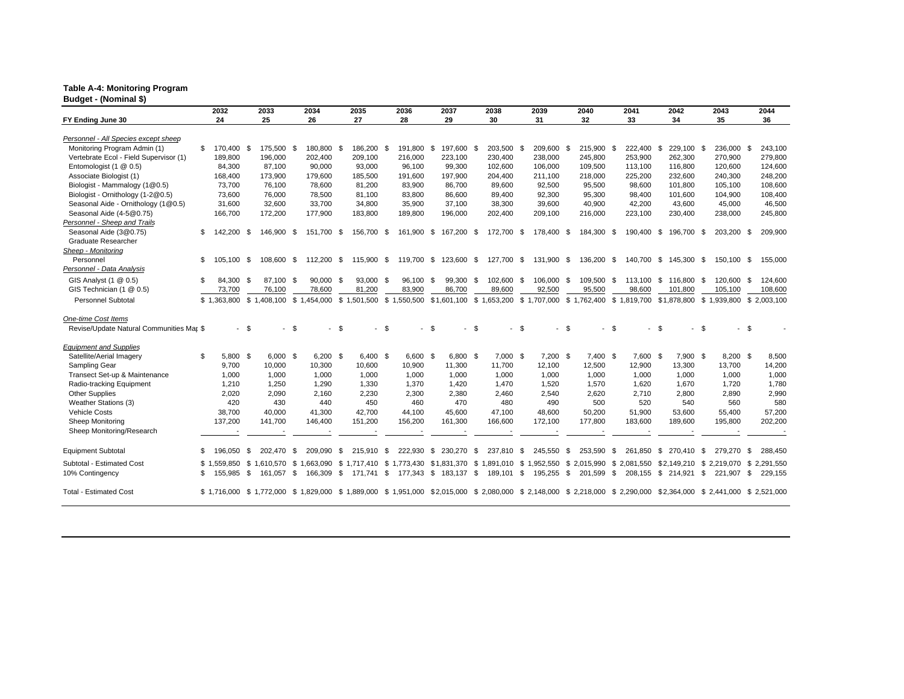**Table A-4: Monitoring Program**
**Budget - (Nominal $)**

| FY Ending June 30 | 2032<br>24 | 2033<br>25 | 2034<br>26 | 2035<br>27 | 2036<br>28 | 2037<br>29 | 2038<br>30 | 2039<br>31 | 2040<br>32 | 2041<br>33 | 2042<br>34 | 2043<br>35 | 2044<br>36 |
|---|---|---|---|---|---|---|---|---|---|---|---|---|---|
| *Personnel - All Species except sheep* | | | | | | | | | | | | | |
| Monitoring Program Admin (1) | $ 170,400 | $ 175,500 | $ 180,800 | $ 186,200 | $ 191,800 | $ 197,600 | $ 203,500 | $ 209,600 | $ 215,900 | $ 222,400 | $ 229,100 | $ 236,000 | $ 243,100 |
| Vertebrate Ecol - Field Supervisor (1) | 189,800 | 196,000 | 202,400 | 209,100 | 216,000 | 223,100 | 230,400 | 238,000 | 245,800 | 253,900 | 262,300 | 270,900 | 279,800 |
| Entomologist (1 @ 0.5) | 84,300 | 87,100 | 90,000 | 93,000 | 96,100 | 99,300 | 102,600 | 106,000 | 109,500 | 113,100 | 116,800 | 120,600 | 124,600 |
| Associate Biologist (1) | 168,400 | 173,900 | 179,600 | 185,500 | 191,600 | 197,900 | 204,400 | 211,100 | 218,000 | 225,200 | 232,600 | 240,300 | 248,200 |
| Biologist - Mammalogy (1@0.5) | 73,700 | 76,100 | 78,600 | 81,200 | 83,900 | 86,700 | 89,600 | 92,500 | 95,500 | 98,600 | 101,800 | 105,100 | 108,600 |
| Biologist - Ornithology (1-2@0.5) | 73,600 | 76,000 | 78,500 | 81,100 | 83,800 | 86,600 | 89,400 | 92,300 | 95,300 | 98,400 | 101,600 | 104,900 | 108,400 |
| Seasonal Aide - Ornithology (1@0.5) | 31,600 | 32,600 | 33,700 | 34,800 | 35,900 | 37,100 | 38,300 | 39,600 | 40,900 | 42,200 | 43,600 | 45,000 | 46,500 |
| Seasonal Aide (4-5@0.75) | 166,700 | 172,200 | 177,900 | 183,800 | 189,800 | 196,000 | 202,400 | 209,100 | 216,000 | 223,100 | 230,400 | 238,000 | 245,800 |
| *Personnel - Sheep and Trails* | | | | | | | | | | | | | |
| Seasonal Aide (3@0.75) | $ 142,200 | $ 146,900 | $ 151,700 | $ 156,700 | $ 161,900 | $ 167,200 | $ 172,700 | $ 178,400 | $ 184,300 | $ 190,400 | $ 196,700 | $ 203,200 | $ 209,900 |
| Graduate Researcher | | | | | | | | | | | | | |
| *Sheep - Monitoring* | | | | | | | | | | | | | |
| Personnel | $ 105,100 | $ 108,600 | $ 112,200 | $ 115,900 | $ 119,700 | $ 123,600 | $ 127,700 | $ 131,900 | $ 136,200 | $ 140,700 | $ 145,300 | $ 150,100 | $ 155,000 |
| *Personnel - Data Analysis* | | | | | | | | | | | | | |
| GIS Analyst (1 @ 0.5) | $ 84,300 | $ 87,100 | $ 90,000 | $ 93,000 | $ 96,100 | $ 99,300 | $ 102,600 | $ 106,000 | $ 109,500 | $ 113,100 | $ 116,800 | $ 120,600 | $ 124,600 |
| GIS Technician (1 @ 0.5) | 73,700 | 76,100 | 78,600 | 81,200 | 83,900 | 86,700 | 89,600 | 92,500 | 95,500 | 98,600 | 101,800 | 105,100 | 108,600 |
| Personnel Subtotal | $ 1,363,800 | $ 1,408,100 | $ 1,454,000 | $ 1,501,500 | $ 1,550,500 | $1,601,100 | $ 1,653,200 | $ 1,707,000 | $ 1,762,400 | $ 1,819,700 | $1,878,800 | $ 1,939,800 | $ 2,003,100 |
| *One-time Cost Items* | | | | | | | | | | | | | |
| Revise/Update Natural Communities Map | $ - | $ - | $ - | $ - | $ - | $ - | $ - | $ - | $ - | $ - | $ - | $ - | $ - |
| *Equipment and Supplies* | | | | | | | | | | | | | |
| Satellite/Aerial Imagery | $ 5,800 | $ 6,000 | $ 6,200 | $ 6,400 | $ 6,600 | $ 6,800 | $ 7,000 | $ 7,200 | $ 7,400 | $ 7,600 | $ 7,900 | $ 8,200 | $ 8,500 |
| Sampling Gear | 9,700 | 10,000 | 10,300 | 10,600 | 10,900 | 11,300 | 11,700 | 12,100 | 12,500 | 12,900 | 13,300 | 13,700 | 14,200 |
| Transect Set-up & Maintenance | 1,000 | 1,000 | 1,000 | 1,000 | 1,000 | 1,000 | 1,000 | 1,000 | 1,000 | 1,000 | 1,000 | 1,000 | 1,000 |
| Radio-tracking Equipment | 1,210 | 1,250 | 1,290 | 1,330 | 1,370 | 1,420 | 1,470 | 1,520 | 1,570 | 1,620 | 1,670 | 1,720 | 1,780 |
| Other Supplies | 2,020 | 2,090 | 2,160 | 2,230 | 2,300 | 2,380 | 2,460 | 2,540 | 2,620 | 2,710 | 2,800 | 2,890 | 2,990 |
| Weather Stations (3) | 420 | 430 | 440 | 450 | 460 | 470 | 480 | 490 | 500 | 520 | 540 | 560 | 580 |
| Vehicle Costs | 38,700 | 40,000 | 41,300 | 42,700 | 44,100 | 45,600 | 47,100 | 48,600 | 50,200 | 51,900 | 53,600 | 55,400 | 57,200 |
| Sheep Monitoring | 137,200 | 141,700 | 146,400 | 151,200 | 156,200 | 161,300 | 166,600 | 172,100 | 177,800 | 183,600 | 189,600 | 195,800 | 202,200 |
| Sheep Monitoring/Research | - | - | - | - | - | - | - | - | - | - | - | - | - |
| Equipment Subtotal | $ 196,050 | $ 202,470 | $ 209,090 | $ 215,910 | $ 222,930 | $ 230,270 | $ 237,810 | $ 245,550 | $ 253,590 | $ 261,850 | $ 270,410 | $ 279,270 | $ 288,450 |
| Subtotal - Estimated Cost | $ 1,559,850 | $ 1,610,570 | $ 1,663,090 | $ 1,717,410 | $ 1,773,430 | $1,831,370 | $ 1,891,010 | $ 1,952,550 | $ 2,015,990 | $ 2,081,550 | $2,149,210 | $ 2,219,070 | $ 2,291,550 |
| 10% Contingency | $ 155,985 | $ 161,057 | $ 166,309 | $ 171,741 | $ 177,343 | $ 183,137 | $ 189,101 | $ 195,255 | $ 201,599 | $ 208,155 | $ 214,921 | $ 221,907 | $ 229,155 |
| Total - Estimated Cost | $ 1,716,000 | $ 1,772,000 | $ 1,829,000 | $ 1,889,000 | $ 1,951,000 | $2,015,000 | $ 2,080,000 | $ 2,148,000 | $ 2,218,000 | $ 2,290,000 | $2,364,000 | $ 2,441,000 | $ 2,521,000 |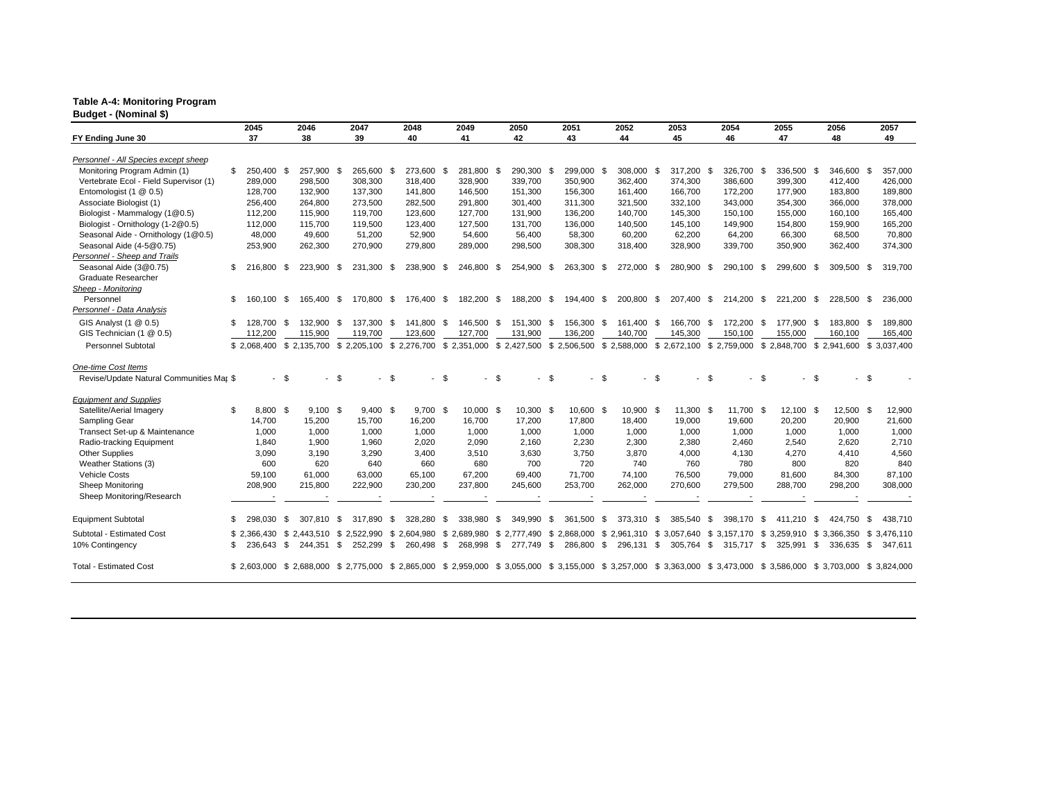**Table A-4: Monitoring Program**
**Budget - (Nominal $)**

| FY Ending June 30 | 2045<br>37 | 2046<br>38 | 2047<br>39 | 2048<br>40 | 2049<br>41 | 2050<br>42 | 2051<br>43 | 2052<br>44 | 2053<br>45 | 2054<br>46 | 2055<br>47 | 2056<br>48 | 2057<br>49 |
|---|---|---|---|---|---|---|---|---|---|---|---|---|---|
| *Personnel - All Species except sheep* | | | | | | | | | | | | | |
| Monitoring Program Admin (1) | $ 250,400 | $ 257,900 | $ 265,600 | $ 273,600 | $ 281,800 | $ 290,300 | $ 299,000 | $ 308,000 | $ 317,200 | $ 326,700 | $ 336,500 | $ 346,600 | $ 357,000 |
| Vertebrate Ecol - Field Supervisor (1) | 289,000 | 298,500 | 308,300 | 318,400 | 328,900 | 339,700 | 350,900 | 362,400 | 374,300 | 386,600 | 399,300 | 412,400 | 426,000 |
| Entomologist (1 @ 0.5) | 128,700 | 132,900 | 137,300 | 141,800 | 146,500 | 151,300 | 156,300 | 161,400 | 166,700 | 172,200 | 177,900 | 183,800 | 189,800 |
| Associate Biologist (1) | 256,400 | 264,800 | 273,500 | 282,500 | 291,800 | 301,400 | 311,300 | 321,500 | 332,100 | 343,000 | 354,300 | 366,000 | 378,000 |
| Biologist - Mammalogy (1@0.5) | 112,200 | 115,900 | 119,700 | 123,600 | 127,700 | 131,900 | 136,200 | 140,700 | 145,300 | 150,100 | 155,000 | 160,100 | 165,400 |
| Biologist - Ornithology (1-2@0.5) | 112,000 | 115,700 | 119,500 | 123,400 | 127,500 | 131,700 | 136,000 | 140,500 | 145,100 | 149,900 | 154,800 | 159,900 | 165,200 |
| Seasonal Aide - Ornithology (1@0.5) | 48,000 | 49,600 | 51,200 | 52,900 | 54,600 | 56,400 | 58,300 | 60,200 | 62,200 | 64,200 | 66,300 | 68,500 | 70,800 |
| Seasonal Aide (4-5@0.75) | 253,900 | 262,300 | 270,900 | 279,800 | 289,000 | 298,500 | 308,300 | 318,400 | 328,900 | 339,700 | 350,900 | 362,400 | 374,300 |
| *Personnel - Sheep and Trails* | | | | | | | | | | | | | |
| Seasonal Aide (3@0.75) | $ 216,800 | $ 223,900 | $ 231,300 | $ 238,900 | $ 246,800 | $ 254,900 | $ 263,300 | $ 272,000 | $ 280,900 | $ 290,100 | $ 299,600 | $ 309,500 | $ 319,700 |
| Graduate Researcher | | | | | | | | | | | | | |
| *Sheep - Monitoring* | | | | | | | | | | | | | |
| Personnel | $ 160,100 | $ 165,400 | $ 170,800 | $ 176,400 | $ 182,200 | $ 188,200 | $ 194,400 | $ 200,800 | $ 207,400 | $ 214,200 | $ 221,200 | $ 228,500 | $ 236,000 |
| *Personnel - Data Analysis* | | | | | | | | | | | | | |
| GIS Analyst (1 @ 0.5) | $ 128,700 | $ 132,900 | $ 137,300 | $ 141,800 | $ 146,500 | $ 151,300 | $ 156,300 | $ 161,400 | $ 166,700 | $ 172,200 | $ 177,900 | $ 183,800 | $ 189,800 |
| GIS Technician (1 @ 0.5) | 112,200 | 115,900 | 119,700 | 123,600 | 127,700 | 131,900 | 136,200 | 140,700 | 145,300 | 150,100 | 155,000 | 160,100 | 165,400 |
| Personnel Subtotal | $ 2,068,400 | $ 2,135,700 | $ 2,205,100 | $ 2,276,700 | $ 2,351,000 | $ 2,427,500 | $ 2,506,500 | $ 2,588,000 | $ 2,672,100 | $ 2,759,000 | $ 2,848,700 | $ 2,941,600 | $ 3,037,400 |
| *One-time Cost Items* | | | | | | | | | | | | | |
| Revise/Update Natural Communities Map | $ - | $ - | $ - | $ - | $ - | $ - | $ - | $ - | $ - | $ - | $ - | $ - | $ - |
| *Equipment and Supplies* | | | | | | | | | | | | | |
| Satellite/Aerial Imagery | $ 8,800 | $ 9,100 | $ 9,400 | $ 9,700 | $ 10,000 | $ 10,300 | $ 10,600 | $ 10,900 | $ 11,300 | $ 11,700 | $ 12,100 | $ 12,500 | $ 12,900 |
| Sampling Gear | 14,700 | 15,200 | 15,700 | 16,200 | 16,700 | 17,200 | 17,800 | 18,400 | 19,000 | 19,600 | 20,200 | 20,900 | 21,600 |
| Transect Set-up & Maintenance | 1,000 | 1,000 | 1,000 | 1,000 | 1,000 | 1,000 | 1,000 | 1,000 | 1,000 | 1,000 | 1,000 | 1,000 | 1,000 |
| Radio-tracking Equipment | 1,840 | 1,900 | 1,960 | 2,020 | 2,090 | 2,160 | 2,230 | 2,300 | 2,380 | 2,460 | 2,540 | 2,620 | 2,710 |
| Other Supplies | 3,090 | 3,190 | 3,290 | 3,400 | 3,510 | 3,630 | 3,750 | 3,870 | 4,000 | 4,130 | 4,270 | 4,410 | 4,560 |
| Weather Stations (3) | 600 | 620 | 640 | 660 | 680 | 700 | 720 | 740 | 760 | 780 | 800 | 820 | 840 |
| Vehicle Costs | 59,100 | 61,000 | 63,000 | 65,100 | 67,200 | 69,400 | 71,700 | 74,100 | 76,500 | 79,000 | 81,600 | 84,300 | 87,100 |
| Sheep Monitoring | 208,900 | 215,800 | 222,900 | 230,200 | 237,800 | 245,600 | 253,700 | 262,000 | 270,600 | 279,500 | 288,700 | 298,200 | 308,000 |
| Sheep Monitoring/Research | - | - | - | - | - | - | - | - | - | - | - | - | - |
| Equipment Subtotal | $ 298,030 | $ 307,810 | $ 317,890 | $ 328,280 | $ 338,980 | $ 349,990 | $ 361,500 | $ 373,310 | $ 385,540 | $ 398,170 | $ 411,210 | $ 424,750 | $ 438,710 |
| Subtotal - Estimated Cost | $ 2,366,430 | $ 2,443,510 | $ 2,522,990 | $ 2,604,980 | $ 2,689,980 | $ 2,777,490 | $ 2,868,000 | $ 2,961,310 | $ 3,057,640 | $ 3,157,170 | $ 3,259,910 | $ 3,366,350 | $ 3,476,110 |
| 10% Contingency | $ 236,643 | $ 244,351 | $ 252,299 | $ 260,498 | $ 268,998 | $ 277,749 | $ 286,800 | $ 296,131 | $ 305,764 | $ 315,717 | $ 325,991 | $ 336,635 | $ 347,611 |
| Total - Estimated Cost | $ 2,603,000 | $ 2,688,000 | $ 2,775,000 | $ 2,865,000 | $ 2,959,000 | $ 3,055,000 | $ 3,155,000 | $ 3,257,000 | $ 3,363,000 | $ 3,473,000 | $ 3,586,000 | $ 3,703,000 | $ 3,824,000 |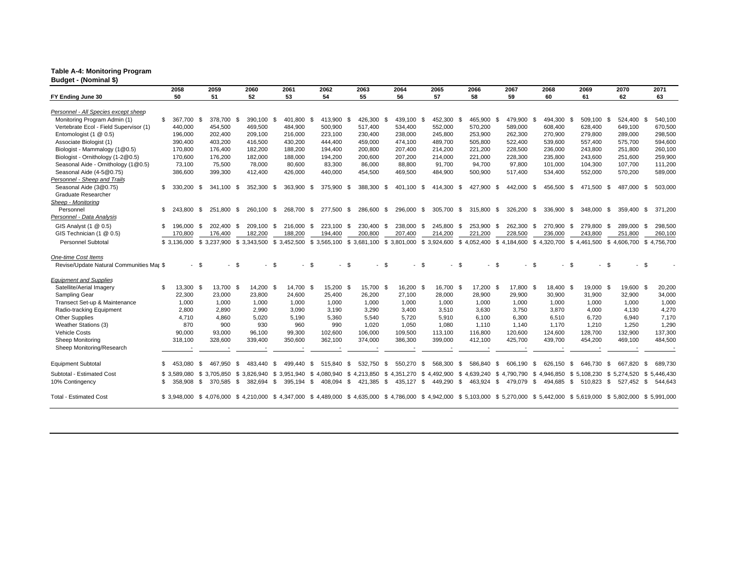**Table A-4: Monitoring Program**
**Budget - (Nominal $)**

| FY Ending June 30 | 2058<br>50 | 2059<br>51 | 2060<br>52 | 2061<br>53 | 2062<br>54 | 2063<br>55 | 2064<br>56 | 2065<br>57 | 2066<br>58 | 2067<br>59 | 2068<br>60 | 2069<br>61 | 2070<br>62 | 2071<br>63 |
|---|---|---|---|---|---|---|---|---|---|---|---|---|---|---|
| *Personnel - All Species except sheep* | | | | | | | | | | | | | | |
| Monitoring Program Admin (1) | $ 367,700 | $ 378,700 | $ 390,100 | $ 401,800 | $ 413,900 | $ 426,300 | $ 439,100 | $ 452,300 | $ 465,900 | $ 479,900 | $ 494,300 | $ 509,100 | $ 524,400 | $ 540,100 |
| Vertebrate Ecol - Field Supervisor (1) | 440,000 | 454,500 | 469,500 | 484,900 | 500,900 | 517,400 | 534,400 | 552,000 | 570,200 | 589,000 | 608,400 | 628,400 | 649,100 | 670,500 |
| Entomologist (1 @ 0.5) | 196,000 | 202,400 | 209,100 | 216,000 | 223,100 | 230,400 | 238,000 | 245,800 | 253,900 | 262,300 | 270,900 | 279,800 | 289,000 | 298,500 |
| Associate Biologist (1) | 390,400 | 403,200 | 416,500 | 430,200 | 444,400 | 459,000 | 474,100 | 489,700 | 505,800 | 522,400 | 539,600 | 557,400 | 575,700 | 594,600 |
| Biologist - Mammalogy (1@0.5) | 170,800 | 176,400 | 182,200 | 188,200 | 194,400 | 200,800 | 207,400 | 214,200 | 221,200 | 228,500 | 236,000 | 243,800 | 251,800 | 260,100 |
| Biologist - Ornithology (1-2@0.5) | 170,600 | 176,200 | 182,000 | 188,000 | 194,200 | 200,600 | 207,200 | 214,000 | 221,000 | 228,300 | 235,800 | 243,600 | 251,600 | 259,900 |
| Seasonal Aide - Ornithology (1@0.5) | 73,100 | 75,500 | 78,000 | 80,600 | 83,300 | 86,000 | 88,800 | 91,700 | 94,700 | 97,800 | 101,000 | 104,300 | 107,700 | 111,200 |
| Seasonal Aide (4-5@0.75) | 386,600 | 399,300 | 412,400 | 426,000 | 440,000 | 454,500 | 469,500 | 484,900 | 500,900 | 517,400 | 534,400 | 552,000 | 570,200 | 589,000 |
| *Personnel - Sheep and Trails* | | | | | | | | | | | | | | |
| Seasonal Aide (3@0.75) | $ 330,200 | $ 341,100 | $ 352,300 | $ 363,900 | $ 375,900 | $ 388,300 | $ 401,100 | $ 414,300 | $ 427,900 | $ 442,000 | $ 456,500 | $ 471,500 | $ 487,000 | $ 503,000 |
| Graduate Researcher | | | | | | | | | | | | | | |
| *Sheep - Monitoring* | | | | | | | | | | | | | | |
| Personnel | $ 243,800 | $ 251,800 | $ 260,100 | $ 268,700 | $ 277,500 | $ 286,600 | $ 296,000 | $ 305,700 | $ 315,800 | $ 326,200 | $ 336,900 | $ 348,000 | $ 359,400 | $ 371,200 |
| *Personnel - Data Analysis* | | | | | | | | | | | | | | |
| GIS Analyst (1 @ 0.5) | $ 196,000 | $ 202,400 | $ 209,100 | $ 216,000 | $ 223,100 | $ 230,400 | $ 238,000 | $ 245,800 | $ 253,900 | $ 262,300 | $ 270,900 | $ 279,800 | $ 289,000 | $ 298,500 |
| GIS Technician (1 @ 0.5) | 170,800 | 176,400 | 182,200 | 188,200 | 194,400 | 200,800 | 207,400 | 214,200 | 221,200 | 228,500 | 236,000 | 243,800 | 251,800 | 260,100 |
| Personnel Subtotal | $ 3,136,000 | $ 3,237,900 | $ 3,343,500 | $ 3,452,500 | $ 3,565,100 | $ 3,681,100 | $ 3,801,000 | $ 3,924,600 | $ 4,052,400 | $ 4,184,600 | $ 4,320,700 | $ 4,461,500 | $ 4,606,700 | $ 4,756,700 |
| *One-time Cost Items* | | | | | | | | | | | | | | |
| Revise/Update Natural Communities Map | $ - | $ - | $ - | $ - | $ - | $ - | $ - | $ - | $ - | $ - | $ - | $ - | $ - | $ - |
| *Equipment and Supplies* | | | | | | | | | | | | | | |
| Satellite/Aerial Imagery | $ 13,300 | $ 13,700 | $ 14,200 | $ 14,700 | $ 15,200 | $ 15,700 | $ 16,200 | $ 16,700 | $ 17,200 | $ 17,800 | $ 18,400 | $ 19,000 | $ 19,600 | $ 20,200 |
| Sampling Gear | 22,300 | 23,000 | 23,800 | 24,600 | 25,400 | 26,200 | 27,100 | 28,000 | 28,900 | 29,900 | 30,900 | 31,900 | 32,900 | 34,000 |
| Transect Set-up & Maintenance | 1,000 | 1,000 | 1,000 | 1,000 | 1,000 | 1,000 | 1,000 | 1,000 | 1,000 | 1,000 | 1,000 | 1,000 | 1,000 | 1,000 |
| Radio-tracking Equipment | 2,800 | 2,890 | 2,990 | 3,090 | 3,190 | 3,290 | 3,400 | 3,510 | 3,630 | 3,750 | 3,870 | 4,000 | 4,130 | 4,270 |
| Other Supplies | 4,710 | 4,860 | 5,020 | 5,190 | 5,360 | 5,540 | 5,720 | 5,910 | 6,100 | 6,300 | 6,510 | 6,720 | 6,940 | 7,170 |
| Weather Stations (3) | 870 | 900 | 930 | 960 | 990 | 1,020 | 1,050 | 1,080 | 1,110 | 1,140 | 1,170 | 1,210 | 1,250 | 1,290 |
| Vehicle Costs | 90,000 | 93,000 | 96,100 | 99,300 | 102,600 | 106,000 | 109,500 | 113,100 | 116,800 | 120,600 | 124,600 | 128,700 | 132,900 | 137,300 |
| Sheep Monitoring | 318,100 | 328,600 | 339,400 | 350,600 | 362,100 | 374,000 | 386,300 | 399,000 | 412,100 | 425,700 | 439,700 | 454,200 | 469,100 | 484,500 |
| Sheep Monitoring/Research | - | - | - | - | - | - | - | - | - | - | - | - | - | - |
| Equipment Subtotal | $ 453,080 | $ 467,950 | $ 483,440 | $ 499,440 | $ 515,840 | $ 532,750 | $ 550,270 | $ 568,300 | $ 586,840 | $ 606,190 | $ 626,150 | $ 646,730 | $ 667,820 | $ 689,730 |
| Subtotal - Estimated Cost | $ 3,589,080 | $ 3,705,850 | $ 3,826,940 | $ 3,951,940 | $ 4,080,940 | $ 4,213,850 | $ 4,351,270 | $ 4,492,900 | $ 4,639,240 | $ 4,790,790 | $ 4,946,850 | $ 5,108,230 | $ 5,274,520 | $ 5,446,430 |
| 10% Contingency | $ 358,908 | $ 370,585 | $ 382,694 | $ 395,194 | $ 408,094 | $ 421,385 | $ 435,127 | $ 449,290 | $ 463,924 | $ 479,079 | $ 494,685 | $ 510,823 | $ 527,452 | $ 544,643 |
| Total - Estimated Cost | $ 3,948,000 | $ 4,076,000 | $ 4,210,000 | $ 4,347,000 | $ 4,489,000 | $ 4,635,000 | $ 4,786,000 | $ 4,942,000 | $ 5,103,000 | $ 5,270,000 | $ 5,442,000 | $ 5,619,000 | $ 5,802,000 | $ 5,991,000 |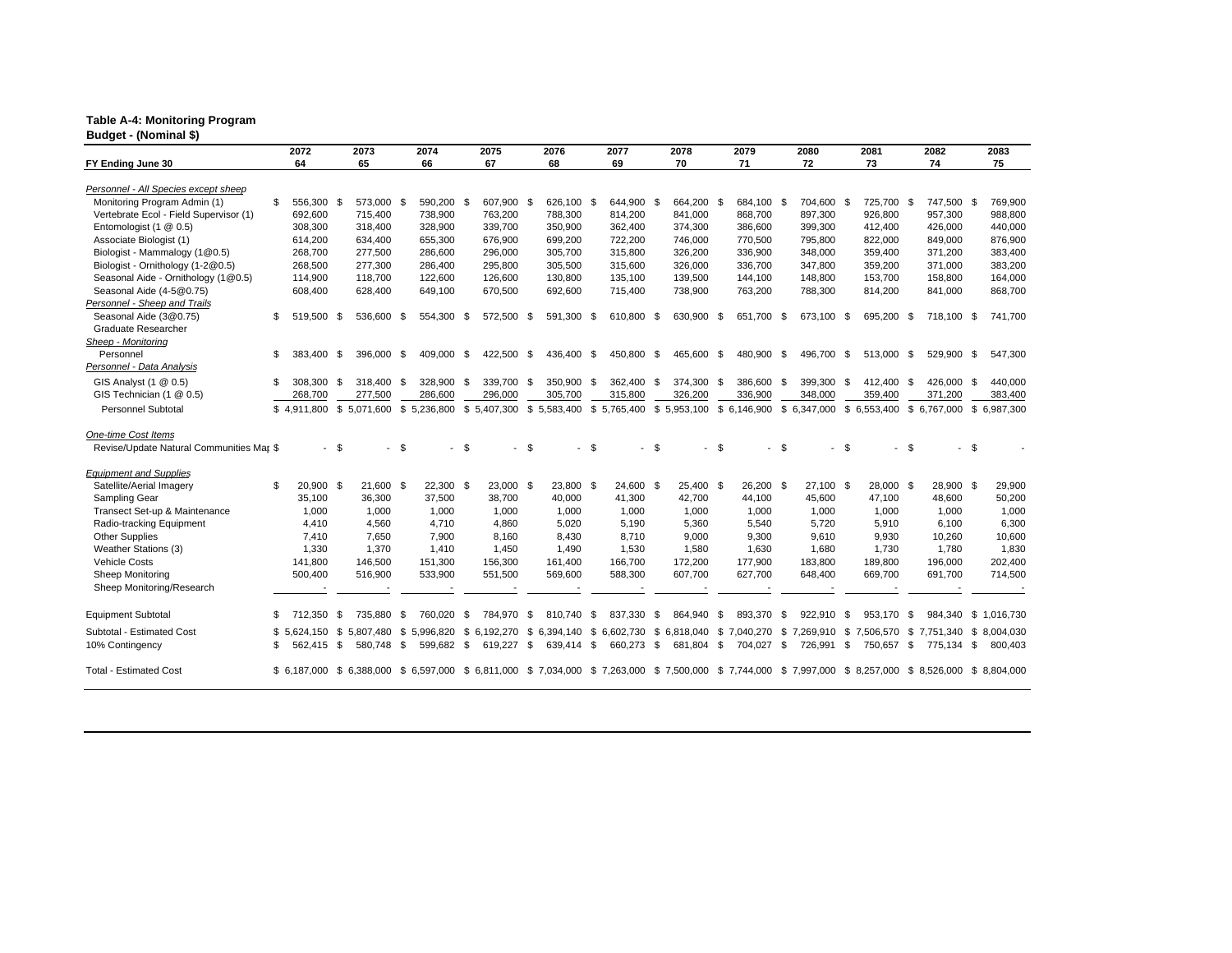**Table A-4: Monitoring Program**
**Budget - (Nominal $)**

| FY Ending June 30 | 2072<br>64 | 2073<br>65 | 2074<br>66 | 2075<br>67 | 2076<br>68 | 2077<br>69 | 2078<br>70 | 2079<br>71 | 2080<br>72 | 2081<br>73 | 2082<br>74 | 2083<br>75 |
|---|---|---|---|---|---|---|---|---|---|---|---|---|
| *Personnel - All Species except sheep* | | | | | | | | | | | | |
| Monitoring Program Admin (1) | $ 556,300 | $ 573,000 | $ 590,200 | $ 607,900 | $ 626,100 | $ 644,900 | $ 664,200 | $ 684,100 | $ 704,600 | $ 725,700 | $ 747,500 | $ 769,900 |
| Vertebrate Ecol - Field Supervisor (1) | 692,600 | 715,400 | 738,900 | 763,200 | 788,300 | 814,200 | 841,000 | 868,700 | 897,300 | 926,800 | 957,300 | 988,800 |
| Entomologist (1 @ 0.5) | 308,300 | 318,400 | 328,900 | 339,700 | 350,900 | 362,400 | 374,300 | 386,600 | 399,300 | 412,400 | 426,000 | 440,000 |
| Associate Biologist (1) | 614,200 | 634,400 | 655,300 | 676,900 | 699,200 | 722,200 | 746,000 | 770,500 | 795,800 | 822,000 | 849,000 | 876,900 |
| Biologist - Mammalogy (1@0.5) | 268,700 | 277,500 | 286,600 | 296,000 | 305,700 | 315,800 | 326,200 | 336,900 | 348,000 | 359,400 | 371,200 | 383,400 |
| Biologist - Ornithology (1-2@0.5) | 268,500 | 277,300 | 286,400 | 295,800 | 305,500 | 315,600 | 326,000 | 336,700 | 347,800 | 359,200 | 371,000 | 383,200 |
| Seasonal Aide - Ornithology (1@0.5) | 114,900 | 118,700 | 122,600 | 126,600 | 130,800 | 135,100 | 139,500 | 144,100 | 148,800 | 153,700 | 158,800 | 164,000 |
| Seasonal Aide (4-5@0.75) | 608,400 | 628,400 | 649,100 | 670,500 | 692,600 | 715,400 | 738,900 | 763,200 | 788,300 | 814,200 | 841,000 | 868,700 |
| *Personnel - Sheep and Trails* | | | | | | | | | | | | |
| Seasonal Aide (3@0.75) | $ 519,500 | $ 536,600 | $ 554,300 | $ 572,500 | $ 591,300 | $ 610,800 | $ 630,900 | $ 651,700 | $ 673,100 | $ 695,200 | $ 718,100 | $ 741,700 |
| Graduate Researcher | | | | | | | | | | | | |
| *Sheep - Monitoring* | | | | | | | | | | | | |
| Personnel | $ 383,400 | $ 396,000 | $ 409,000 | $ 422,500 | $ 436,400 | $ 450,800 | $ 465,600 | $ 480,900 | $ 496,700 | $ 513,000 | $ 529,900 | $ 547,300 |
| *Personnel - Data Analysis* | | | | | | | | | | | | |
| GIS Analyst (1 @ 0.5) | $ 308,300 | $ 318,400 | $ 328,900 | $ 339,700 | $ 350,900 | $ 362,400 | $ 374,300 | $ 386,600 | $ 399,300 | $ 412,400 | $ 426,000 | $ 440,000 |
| GIS Technician (1 @ 0.5) | 268,700 | 277,500 | 286,600 | 296,000 | 305,700 | 315,800 | 326,200 | 336,900 | 348,000 | 359,400 | 371,200 | 383,400 |
| Personnel Subtotal | $ 4,911,800 | $ 5,071,600 | $ 5,236,800 | $ 5,407,300 | $ 5,583,400 | $ 5,765,400 | $ 5,953,100 | $ 6,146,900 | $ 6,347,000 | $ 6,553,400 | $ 6,767,000 | $ 6,987,300 |
| *One-time Cost Items* | | | | | | | | | | | | |
| Revise/Update Natural Communities Map | $ - | $ - | $ - | $ - | $ - | $ - | $ - | $ - | $ - | $ - | $ - | $ - |
| *Equipment and Supplies* | | | | | | | | | | | | |
| Satellite/Aerial Imagery | $ 20,900 | $ 21,600 | $ 22,300 | $ 23,000 | $ 23,800 | $ 24,600 | $ 25,400 | $ 26,200 | $ 27,100 | $ 28,000 | $ 28,900 | $ 29,900 |
| Sampling Gear | 35,100 | 36,300 | 37,500 | 38,700 | 40,000 | 41,300 | 42,700 | 44,100 | 45,600 | 47,100 | 48,600 | 50,200 |
| Transect Set-up & Maintenance | 1,000 | 1,000 | 1,000 | 1,000 | 1,000 | 1,000 | 1,000 | 1,000 | 1,000 | 1,000 | 1,000 | 1,000 |
| Radio-tracking Equipment | 4,410 | 4,560 | 4,710 | 4,860 | 5,020 | 5,190 | 5,360 | 5,540 | 5,720 | 5,910 | 6,100 | 6,300 |
| Other Supplies | 7,410 | 7,650 | 7,900 | 8,160 | 8,430 | 8,710 | 9,000 | 9,300 | 9,610 | 9,930 | 10,260 | 10,600 |
| Weather Stations (3) | 1,330 | 1,370 | 1,410 | 1,450 | 1,490 | 1,530 | 1,580 | 1,630 | 1,680 | 1,730 | 1,780 | 1,830 |
| Vehicle Costs | 141,800 | 146,500 | 151,300 | 156,300 | 161,400 | 166,700 | 172,200 | 177,900 | 183,800 | 189,800 | 196,000 | 202,400 |
| Sheep Monitoring | 500,400 | 516,900 | 533,900 | 551,500 | 569,600 | 588,300 | 607,700 | 627,700 | 648,400 | 669,700 | 691,700 | 714,500 |
| Sheep Monitoring/Research | - | - | - | - | - | - | - | - | - | - | - | - |
| Equipment Subtotal | $ 712,350 | $ 735,880 | $ 760,020 | $ 784,970 | $ 810,740 | $ 837,330 | $ 864,940 | $ 893,370 | $ 922,910 | $ 953,170 | $ 984,340 | $ 1,016,730 |
| Subtotal - Estimated Cost | $ 5,624,150 | $ 5,807,480 | $ 5,996,820 | $ 6,192,270 | $ 6,394,140 | $ 6,602,730 | $ 6,818,040 | $ 7,040,270 | $ 7,269,910 | $ 7,506,570 | $ 7,751,340 | $ 8,004,030 |
| 10% Contingency | $ 562,415 | $ 580,748 | $ 599,682 | $ 619,227 | $ 639,414 | $ 660,273 | $ 681,804 | $ 704,027 | $ 726,991 | $ 750,657 | $ 775,134 | $ 800,403 |
| Total - Estimated Cost | $ 6,187,000 | $ 6,388,000 | $ 6,597,000 | $ 6,811,000 | $ 7,034,000 | $ 7,263,000 | $ 7,500,000 | $ 7,744,000 | $ 7,997,000 | $ 8,257,000 | $ 8,526,000 | $ 8,804,000 |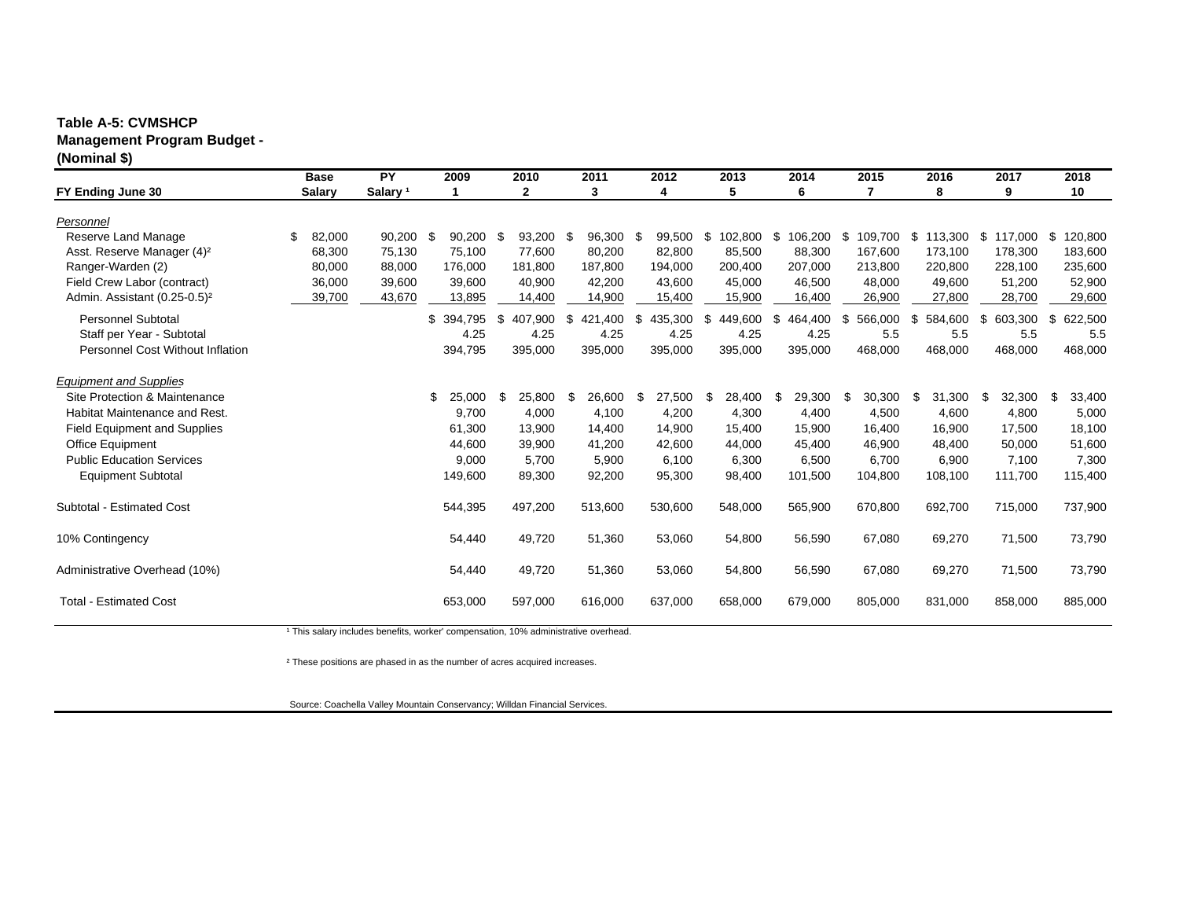**Table A-5: CVMSHCP Management Program Budget - (Nominal $)**

| FY Ending June 30 | Base Salary | PY Salary [1] | 2009 1 | 2010 2 | 2011 3 | 2012 4 | 2013 5 | 2014 6 | 2015 7 | 2016 8 | 2017 9 | 2018 10 |
|---|---|---|---|---|---|---|---|---|---|---|---|---|
| *Personnel* | | | | | | | | | | | | |
| Reserve Land Manage | $ 82,000 | 90,200 | $ 90,200 | $ 93,200 | $ 96,300 | $ 99,500 | $ 102,800 | $ 106,200 | $ 109,700 | $ 113,300 | $ 117,000 | $ 120,800 |
| Asst. Reserve Manager (4)[2] | 68,300 | 75,130 | 75,100 | 77,600 | 80,200 | 82,800 | 85,500 | 88,300 | 167,600 | 173,100 | 178,300 | 183,600 |
| Ranger-Warden (2) | 80,000 | 88,000 | 176,000 | 181,800 | 187,800 | 194,000 | 200,400 | 207,000 | 213,800 | 220,800 | 228,100 | 235,600 |
| Field Crew Labor (contract) | 36,000 | 39,600 | 39,600 | 40,900 | 42,200 | 43,600 | 45,000 | 46,500 | 48,000 | 49,600 | 51,200 | 52,900 |
| Admin. Assistant (0.25-0.5)[2] | 39,700 | 43,670 | 13,895 | 14,400 | 14,900 | 15,400 | 15,900 | 16,400 | 26,900 | 27,800 | 28,700 | 29,600 |
| Personnel Subtotal | | | $ 394,795 | $ 407,900 | $ 421,400 | $ 435,300 | $ 449,600 | $ 464,400 | $ 566,000 | $ 584,600 | $ 603,300 | $ 622,500 |
| Staff per Year - Subtotal | | | 4.25 | 4.25 | 4.25 | 4.25 | 4.25 | 4.25 | 5.5 | 5.5 | 5.5 | 5.5 |
| Personnel Cost Without Inflation | | | 394,795 | 395,000 | 395,000 | 395,000 | 395,000 | 395,000 | 468,000 | 468,000 | 468,000 | 468,000 |
| *Equipment and Supplies* | | | | | | | | | | | | |
| Site Protection & Maintenance | | | $ 25,000 | $ 25,800 | $ 26,600 | $ 27,500 | $ 28,400 | $ 29,300 | $ 30,300 | $ 31,300 | $ 32,300 | $ 33,400 |
| Habitat Maintenance and Rest. | | | 9,700 | 4,000 | 4,100 | 4,200 | 4,300 | 4,400 | 4,500 | 4,600 | 4,800 | 5,000 |
| Field Equipment and Supplies | | | 61,300 | 13,900 | 14,400 | 14,900 | 15,400 | 15,900 | 16,400 | 16,900 | 17,500 | 18,100 |
| Office Equipment | | | 44,600 | 39,900 | 41,200 | 42,600 | 44,000 | 45,400 | 46,900 | 48,400 | 50,000 | 51,600 |
| Public Education Services | | | 9,000 | 5,700 | 5,900 | 6,100 | 6,300 | 6,500 | 6,700 | 6,900 | 7,100 | 7,300 |
| Equipment Subtotal | | | 149,600 | 89,300 | 92,200 | 95,300 | 98,400 | 101,500 | 104,800 | 108,100 | 111,700 | 115,400 |
| Subtotal - Estimated Cost | | | 544,395 | 497,200 | 513,600 | 530,600 | 548,000 | 565,900 | 670,800 | 692,700 | 715,000 | 737,900 |
| 10% Contingency | | | 54,440 | 49,720 | 51,360 | 53,060 | 54,800 | 56,590 | 67,080 | 69,270 | 71,500 | 73,790 |
| Administrative Overhead (10%) | | | 54,440 | 49,720 | 51,360 | 53,060 | 54,800 | 56,590 | 67,080 | 69,270 | 71,500 | 73,790 |
| Total - Estimated Cost | | | 653,000 | 597,000 | 616,000 | 637,000 | 658,000 | 679,000 | 805,000 | 831,000 | 858,000 | 885,000 |

[1] This salary includes benefits, worker' compensation, 10% administrative overhead.

[2] These positions are phased in as the number of acres acquired increases.

Source: Coachella Valley Mountain Conservancy; Willdan Financial Services.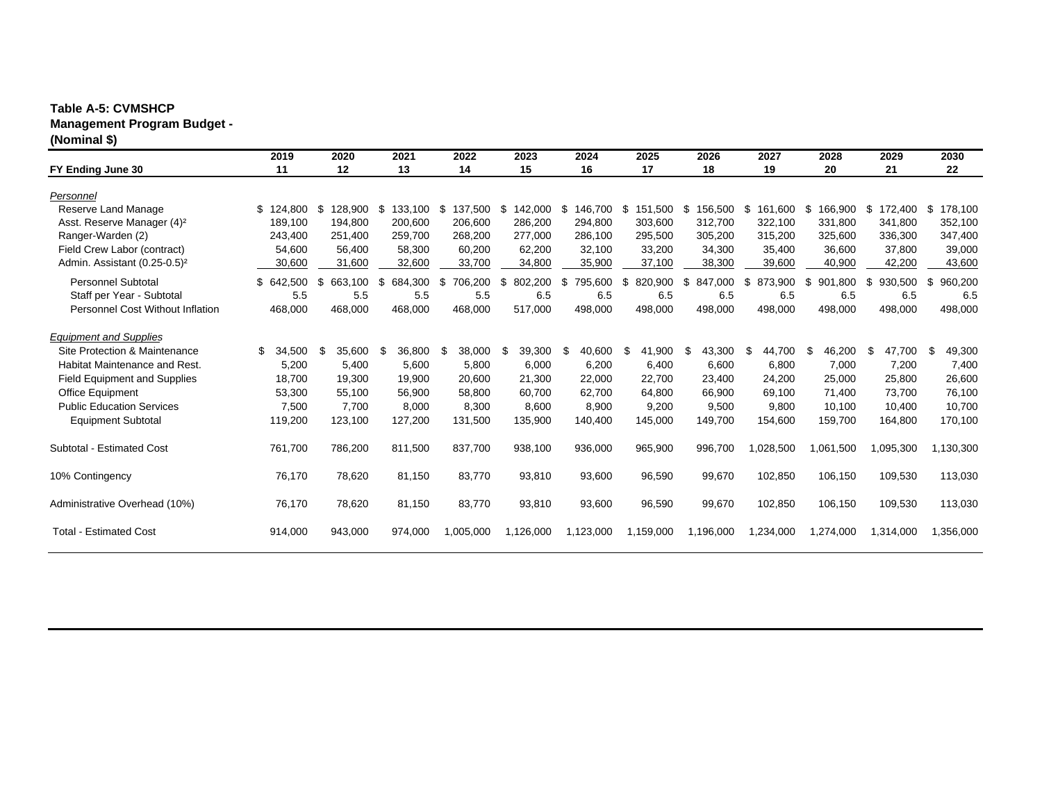**Table A-5: CVMSHCP Management Program Budget - (Nominal $)**

| FY Ending June 30 | 2019 11 | 2020 12 | 2021 13 | 2022 14 | 2023 15 | 2024 16 | 2025 17 | 2026 18 | 2027 19 | 2028 20 | 2029 21 | 2030 22 |
|---|---|---|---|---|---|---|---|---|---|---|---|---|
| *Personnel* | | | | | | | | | | | | |
| Reserve Land Manage | $ 124,800 | $ 128,900 | $ 133,100 | $ 137,500 | $ 142,000 | $ 146,700 | $ 151,500 | $ 156,500 | $ 161,600 | $ 166,900 | $ 172,400 | $ 178,100 |
| Asst. Reserve Manager (4)[2] | 189,100 | 194,800 | 200,600 | 206,600 | 286,200 | 294,800 | 303,600 | 312,700 | 322,100 | 331,800 | 341,800 | 352,100 |
| Ranger-Warden (2) | 243,400 | 251,400 | 259,700 | 268,200 | 277,000 | 286,100 | 295,500 | 305,200 | 315,200 | 325,600 | 336,300 | 347,400 |
| Field Crew Labor (contract) | 54,600 | 56,400 | 58,300 | 60,200 | 62,200 | 32,100 | 33,200 | 34,300 | 35,400 | 36,600 | 37,800 | 39,000 |
| Admin. Assistant (0.25-0.5)[2] | 30,600 | 31,600 | 32,600 | 33,700 | 34,800 | 35,900 | 37,100 | 38,300 | 39,600 | 40,900 | 42,200 | 43,600 |
| Personnel Subtotal | $ 642,500 | $ 663,100 | $ 684,300 | $ 706,200 | $ 802,200 | $ 795,600 | $ 820,900 | $ 847,000 | $ 873,900 | $ 901,800 | $ 930,500 | $ 960,200 |
| Staff per Year - Subtotal | 5.5 | 5.5 | 5.5 | 5.5 | 6.5 | 6.5 | 6.5 | 6.5 | 6.5 | 6.5 | 6.5 | 6.5 |
| Personnel Cost Without Inflation | 468,000 | 468,000 | 468,000 | 468,000 | 517,000 | 498,000 | 498,000 | 498,000 | 498,000 | 498,000 | 498,000 | 498,000 |
| *Equipment and Supplies* | | | | | | | | | | | | |
| Site Protection & Maintenance | $ 34,500 | $ 35,600 | $ 36,800 | $ 38,000 | $ 39,300 | $ 40,600 | $ 41,900 | $ 43,300 | $ 44,700 | $ 46,200 | $ 47,700 | $ 49,300 |
| Habitat Maintenance and Rest. | 5,200 | 5,400 | 5,600 | 5,800 | 6,000 | 6,200 | 6,400 | 6,600 | 6,800 | 7,000 | 7,200 | 7,400 |
| Field Equipment and Supplies | 18,700 | 19,300 | 19,900 | 20,600 | 21,300 | 22,000 | 22,700 | 23,400 | 24,200 | 25,000 | 25,800 | 26,600 |
| Office Equipment | 53,300 | 55,100 | 56,900 | 58,800 | 60,700 | 62,700 | 64,800 | 66,900 | 69,100 | 71,400 | 73,700 | 76,100 |
| Public Education Services | 7,500 | 7,700 | 8,000 | 8,300 | 8,600 | 8,900 | 9,200 | 9,500 | 9,800 | 10,100 | 10,400 | 10,700 |
| Equipment Subtotal | 119,200 | 123,100 | 127,200 | 131,500 | 135,900 | 140,400 | 145,000 | 149,700 | 154,600 | 159,700 | 164,800 | 170,100 |
| Subtotal - Estimated Cost | 761,700 | 786,200 | 811,500 | 837,700 | 938,100 | 936,000 | 965,900 | 996,700 | 1,028,500 | 1,061,500 | 1,095,300 | 1,130,300 |
| 10% Contingency | 76,170 | 78,620 | 81,150 | 83,770 | 93,810 | 93,600 | 96,590 | 99,670 | 102,850 | 106,150 | 109,530 | 113,030 |
| Administrative Overhead (10%) | 76,170 | 78,620 | 81,150 | 83,770 | 93,810 | 93,600 | 96,590 | 99,670 | 102,850 | 106,150 | 109,530 | 113,030 |
| Total - Estimated Cost | 914,000 | 943,000 | 974,000 | 1,005,000 | 1,126,000 | 1,123,000 | 1,159,000 | 1,196,000 | 1,234,000 | 1,274,000 | 1,314,000 | 1,356,000 |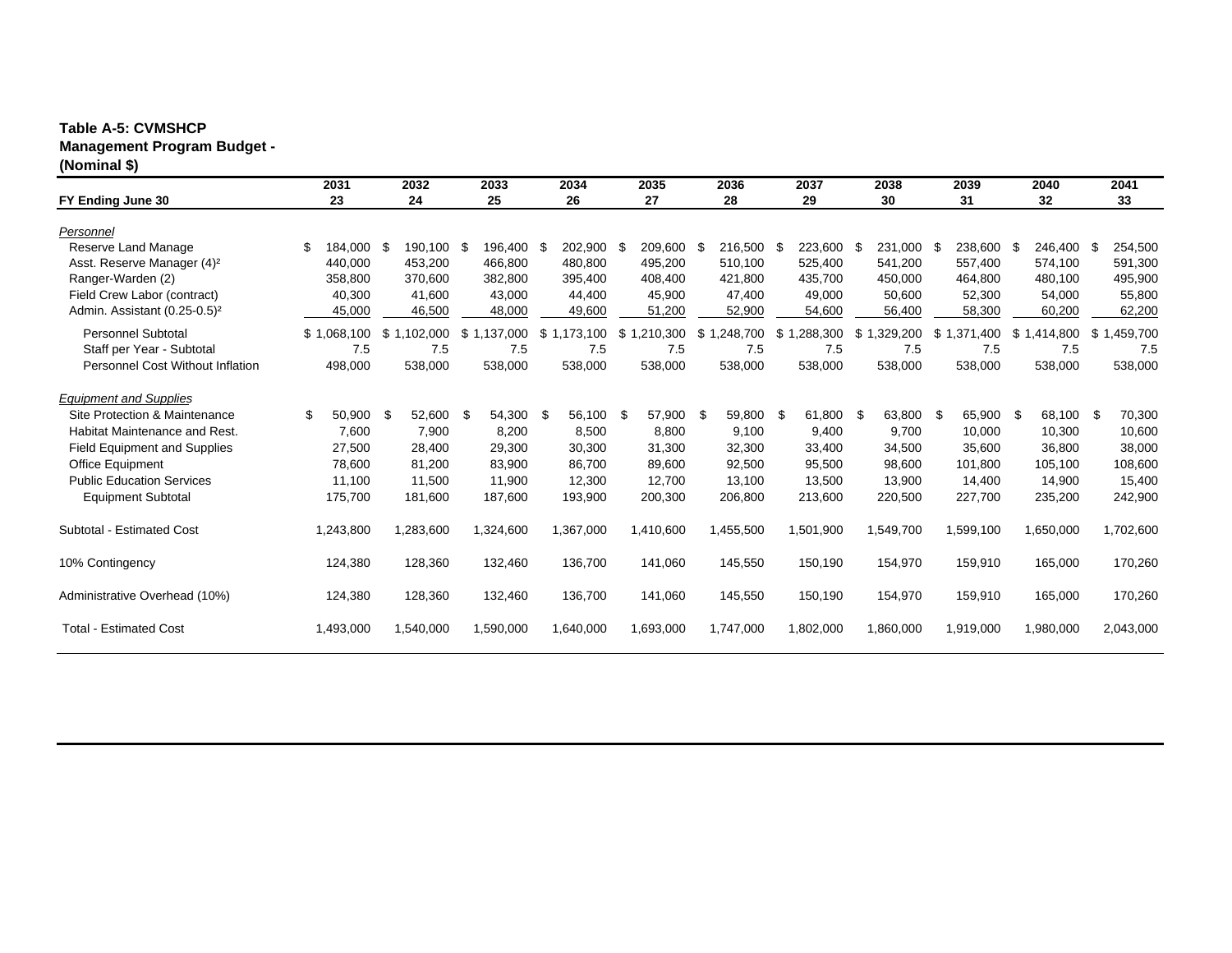**Table A-5: CVMSHCP Management Program Budget - (Nominal $)**

| FY Ending June 30 | 2031<br>23 | 2032<br>24 | 2033<br>25 | 2034<br>26 | 2035<br>27 | 2036<br>28 | 2037<br>29 | 2038<br>30 | 2039<br>31 | 2040<br>32 | 2041<br>33 |
|---|---|---|---|---|---|---|---|---|---|---|---|
| *Personnel* | | | | | | | | | | | |
| Reserve Land Manage | $ 184,000 | $ 190,100 | $ 196,400 | $ 202,900 | $ 209,600 | $ 216,500 | $ 223,600 | $ 231,000 | $ 238,600 | $ 246,400 | $ 254,500 |
| Asst. Reserve Manager (4)² | 440,000 | 453,200 | 466,800 | 480,800 | 495,200 | 510,100 | 525,400 | 541,200 | 557,400 | 574,100 | 591,300 |
| Ranger-Warden (2) | 358,800 | 370,600 | 382,800 | 395,400 | 408,400 | 421,800 | 435,700 | 450,000 | 464,800 | 480,100 | 495,900 |
| Field Crew Labor (contract) | 40,300 | 41,600 | 43,000 | 44,400 | 45,900 | 47,400 | 49,000 | 50,600 | 52,300 | 54,000 | 55,800 |
| Admin. Assistant (0.25-0.5)² | 45,000 | 46,500 | 48,000 | 49,600 | 51,200 | 52,900 | 54,600 | 56,400 | 58,300 | 60,200 | 62,200 |
| Personnel Subtotal | $ 1,068,100 | $ 1,102,000 | $ 1,137,000 | $ 1,173,100 | $ 1,210,300 | $ 1,248,700 | $ 1,288,300 | $ 1,329,200 | $ 1,371,400 | $ 1,414,800 | $ 1,459,700 |
| Staff per Year - Subtotal | 7.5 | 7.5 | 7.5 | 7.5 | 7.5 | 7.5 | 7.5 | 7.5 | 7.5 | 7.5 | 7.5 |
| Personnel Cost Without Inflation | 498,000 | 538,000 | 538,000 | 538,000 | 538,000 | 538,000 | 538,000 | 538,000 | 538,000 | 538,000 | 538,000 |
| *Equipment and Supplies* | | | | | | | | | | | |
| Site Protection & Maintenance | $ 50,900 | $ 52,600 | $ 54,300 | $ 56,100 | $ 57,900 | $ 59,800 | $ 61,800 | $ 63,800 | $ 65,900 | $ 68,100 | $ 70,300 |
| Habitat Maintenance and Rest. | 7,600 | 7,900 | 8,200 | 8,500 | 8,800 | 9,100 | 9,400 | 9,700 | 10,000 | 10,300 | 10,600 |
| Field Equipment and Supplies | 27,500 | 28,400 | 29,300 | 30,300 | 31,300 | 32,300 | 33,400 | 34,500 | 35,600 | 36,800 | 38,000 |
| Office Equipment | 78,600 | 81,200 | 83,900 | 86,700 | 89,600 | 92,500 | 95,500 | 98,600 | 101,800 | 105,100 | 108,600 |
| Public Education Services | 11,100 | 11,500 | 11,900 | 12,300 | 12,700 | 13,100 | 13,500 | 13,900 | 14,400 | 14,900 | 15,400 |
| Equipment Subtotal | 175,700 | 181,600 | 187,600 | 193,900 | 200,300 | 206,800 | 213,600 | 220,500 | 227,700 | 235,200 | 242,900 |
| Subtotal - Estimated Cost | 1,243,800 | 1,283,600 | 1,324,600 | 1,367,000 | 1,410,600 | 1,455,500 | 1,501,900 | 1,549,700 | 1,599,100 | 1,650,000 | 1,702,600 |
| 10% Contingency | 124,380 | 128,360 | 132,460 | 136,700 | 141,060 | 145,550 | 150,190 | 154,970 | 159,910 | 165,000 | 170,260 |
| Administrative Overhead (10%) | 124,380 | 128,360 | 132,460 | 136,700 | 141,060 | 145,550 | 150,190 | 154,970 | 159,910 | 165,000 | 170,260 |
| Total - Estimated Cost | 1,493,000 | 1,540,000 | 1,590,000 | 1,640,000 | 1,693,000 | 1,747,000 | 1,802,000 | 1,860,000 | 1,919,000 | 1,980,000 | 2,043,000 |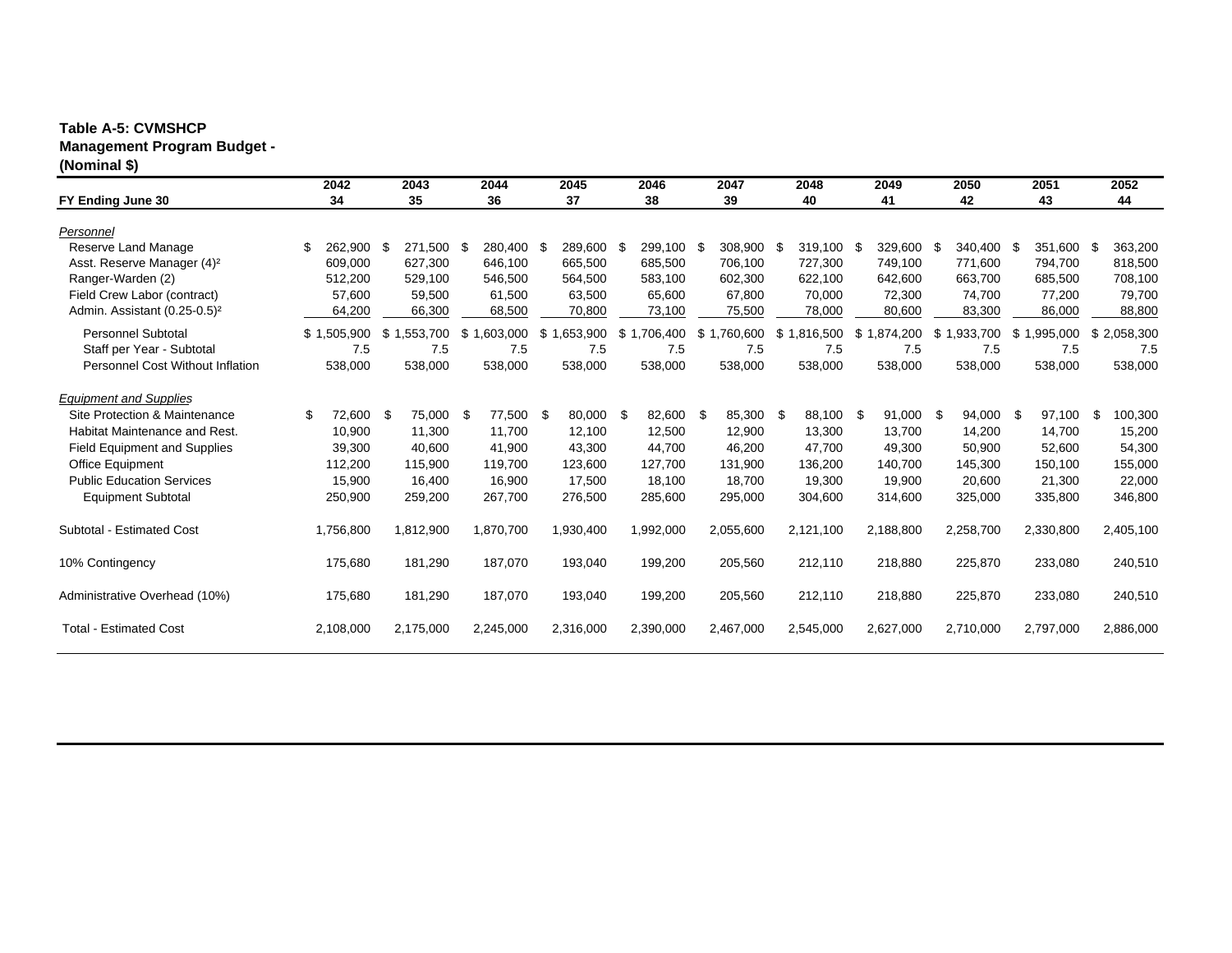**Table A-5: CVMSHCP Management Program Budget - (Nominal $)**

| FY Ending June 30 | 2042<br>34 | 2043<br>35 | 2044<br>36 | 2045<br>37 | 2046<br>38 | 2047<br>39 | 2048<br>40 | 2049<br>41 | 2050<br>42 | 2051<br>43 | 2052<br>44 |
|---|---|---|---|---|---|---|---|---|---|---|---|
| *Personnel* | | | | | | | | | | | |
| Reserve Land Manage | $ 262,900 | $ 271,500 | $ 280,400 | $ 289,600 | $ 299,100 | $ 308,900 | $ 319,100 | $ 329,600 | $ 340,400 | $ 351,600 | $ 363,200 |
| Asst. Reserve Manager (4)² | 609,000 | 627,300 | 646,100 | 665,500 | 685,500 | 706,100 | 727,300 | 749,100 | 771,600 | 794,700 | 818,500 |
| Ranger-Warden (2) | 512,200 | 529,100 | 546,500 | 564,500 | 583,100 | 602,300 | 622,100 | 642,600 | 663,700 | 685,500 | 708,100 |
| Field Crew Labor (contract) | 57,600 | 59,500 | 61,500 | 63,500 | 65,600 | 67,800 | 70,000 | 72,300 | 74,700 | 77,200 | 79,700 |
| Admin. Assistant (0.25-0.5)² | 64,200 | 66,300 | 68,500 | 70,800 | 73,100 | 75,500 | 78,000 | 80,600 | 83,300 | 86,000 | 88,800 |
| Personnel Subtotal | $ 1,505,900 | $ 1,553,700 | $ 1,603,000 | $ 1,653,900 | $ 1,706,400 | $ 1,760,600 | $ 1,816,500 | $ 1,874,200 | $ 1,933,700 | $ 1,995,000 | $ 2,058,300 |
| Staff per Year - Subtotal | 7.5 | 7.5 | 7.5 | 7.5 | 7.5 | 7.5 | 7.5 | 7.5 | 7.5 | 7.5 | 7.5 |
| Personnel Cost Without Inflation | 538,000 | 538,000 | 538,000 | 538,000 | 538,000 | 538,000 | 538,000 | 538,000 | 538,000 | 538,000 | 538,000 |
| *Equipment and Supplies* | | | | | | | | | | | |
| Site Protection & Maintenance | $ 72,600 | $ 75,000 | $ 77,500 | $ 80,000 | $ 82,600 | $ 85,300 | $ 88,100 | $ 91,000 | $ 94,000 | $ 97,100 | $ 100,300 |
| Habitat Maintenance and Rest. | 10,900 | 11,300 | 11,700 | 12,100 | 12,500 | 12,900 | 13,300 | 13,700 | 14,200 | 14,700 | 15,200 |
| Field Equipment and Supplies | 39,300 | 40,600 | 41,900 | 43,300 | 44,700 | 46,200 | 47,700 | 49,300 | 50,900 | 52,600 | 54,300 |
| Office Equipment | 112,200 | 115,900 | 119,700 | 123,600 | 127,700 | 131,900 | 136,200 | 140,700 | 145,300 | 150,100 | 155,000 |
| Public Education Services | 15,900 | 16,400 | 16,900 | 17,500 | 18,100 | 18,700 | 19,300 | 19,900 | 20,600 | 21,300 | 22,000 |
| Equipment Subtotal | 250,900 | 259,200 | 267,700 | 276,500 | 285,600 | 295,000 | 304,600 | 314,600 | 325,000 | 335,800 | 346,800 |
| Subtotal - Estimated Cost | 1,756,800 | 1,812,900 | 1,870,700 | 1,930,400 | 1,992,000 | 2,055,600 | 2,121,100 | 2,188,800 | 2,258,700 | 2,330,800 | 2,405,100 |
| 10% Contingency | 175,680 | 181,290 | 187,070 | 193,040 | 199,200 | 205,560 | 212,110 | 218,880 | 225,870 | 233,080 | 240,510 |
| Administrative Overhead (10%) | 175,680 | 181,290 | 187,070 | 193,040 | 199,200 | 205,560 | 212,110 | 218,880 | 225,870 | 233,080 | 240,510 |
| Total - Estimated Cost | 2,108,000 | 2,175,000 | 2,245,000 | 2,316,000 | 2,390,000 | 2,467,000 | 2,545,000 | 2,627,000 | 2,710,000 | 2,797,000 | 2,886,000 |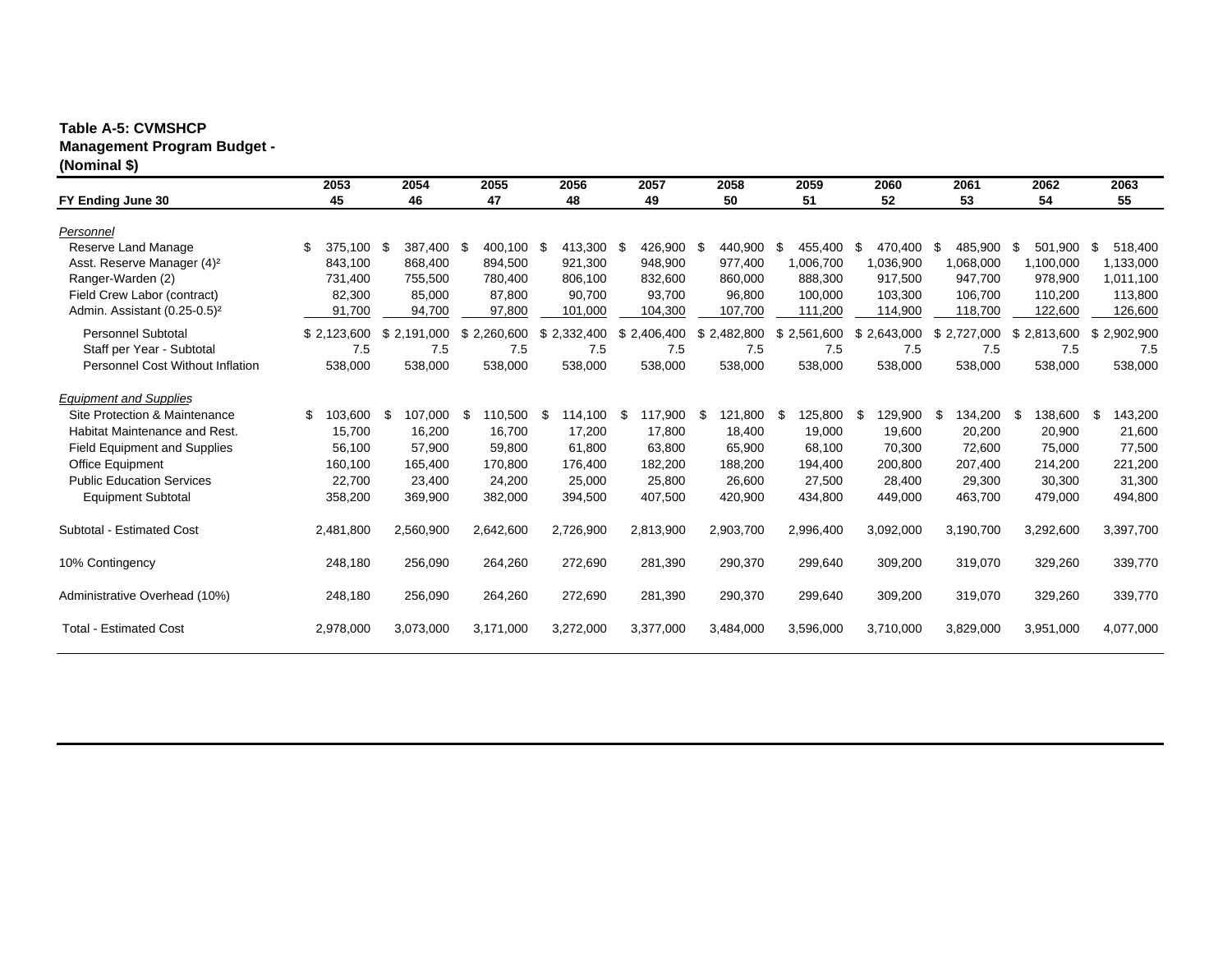**Table A-5: CVMSHCP Management Program Budget - (Nominal $)**

| FY Ending June 30 | 2053<br>45 | 2054<br>46 | 2055<br>47 | 2056<br>48 | 2057<br>49 | 2058<br>50 | 2059<br>51 | 2060<br>52 | 2061<br>53 | 2062<br>54 | 2063<br>55 |
|---|---|---|---|---|---|---|---|---|---|---|---|
| *Personnel* | | | | | | | | | | | |
| Reserve Land Manage | $ 375,100 | $ 387,400 | $ 400,100 | $ 413,300 | $ 426,900 | $ 440,900 | $ 455,400 | $ 470,400 | $ 485,900 | $ 501,900 | $ 518,400 |
| Asst. Reserve Manager (4)² | 843,100 | 868,400 | 894,500 | 921,300 | 948,900 | 977,400 | 1,006,700 | 1,036,900 | 1,068,000 | 1,100,000 | 1,133,000 |
| Ranger-Warden (2) | 731,400 | 755,500 | 780,400 | 806,100 | 832,600 | 860,000 | 888,300 | 917,500 | 947,700 | 978,900 | 1,011,100 |
| Field Crew Labor (contract) | 82,300 | 85,000 | 87,800 | 90,700 | 93,700 | 96,800 | 100,000 | 103,300 | 106,700 | 110,200 | 113,800 |
| Admin. Assistant (0.25-0.5)² | 91,700 | 94,700 | 97,800 | 101,000 | 104,300 | 107,700 | 111,200 | 114,900 | 118,700 | 122,600 | 126,600 |
| Personnel Subtotal | $ 2,123,600 | $ 2,191,000 | $ 2,260,600 | $ 2,332,400 | $ 2,406,400 | $ 2,482,800 | $ 2,561,600 | $ 2,643,000 | $ 2,727,000 | $ 2,813,600 | $ 2,902,900 |
| Staff per Year - Subtotal | 7.5 | 7.5 | 7.5 | 7.5 | 7.5 | 7.5 | 7.5 | 7.5 | 7.5 | 7.5 | 7.5 |
| Personnel Cost Without Inflation | 538,000 | 538,000 | 538,000 | 538,000 | 538,000 | 538,000 | 538,000 | 538,000 | 538,000 | 538,000 | 538,000 |
| *Equipment and Supplies* | | | | | | | | | | | |
| Site Protection & Maintenance | $ 103,600 | $ 107,000 | $ 110,500 | $ 114,100 | $ 117,900 | $ 121,800 | $ 125,800 | $ 129,900 | $ 134,200 | $ 138,600 | $ 143,200 |
| Habitat Maintenance and Rest. | 15,700 | 16,200 | 16,700 | 17,200 | 17,800 | 18,400 | 19,000 | 19,600 | 20,200 | 20,900 | 21,600 |
| Field Equipment and Supplies | 56,100 | 57,900 | 59,800 | 61,800 | 63,800 | 65,900 | 68,100 | 70,300 | 72,600 | 75,000 | 77,500 |
| Office Equipment | 160,100 | 165,400 | 170,800 | 176,400 | 182,200 | 188,200 | 194,400 | 200,800 | 207,400 | 214,200 | 221,200 |
| Public Education Services | 22,700 | 23,400 | 24,200 | 25,000 | 25,800 | 26,600 | 27,500 | 28,400 | 29,300 | 30,300 | 31,300 |
| Equipment Subtotal | 358,200 | 369,900 | 382,000 | 394,500 | 407,500 | 420,900 | 434,800 | 449,000 | 463,700 | 479,000 | 494,800 |
| Subtotal - Estimated Cost | 2,481,800 | 2,560,900 | 2,642,600 | 2,726,900 | 2,813,900 | 2,903,700 | 2,996,400 | 3,092,000 | 3,190,700 | 3,292,600 | 3,397,700 |
| 10% Contingency | 248,180 | 256,090 | 264,260 | 272,690 | 281,390 | 290,370 | 299,640 | 309,200 | 319,070 | 329,260 | 339,770 |
| Administrative Overhead (10%) | 248,180 | 256,090 | 264,260 | 272,690 | 281,390 | 290,370 | 299,640 | 309,200 | 319,070 | 329,260 | 339,770 |
| Total - Estimated Cost | 2,978,000 | 3,073,000 | 3,171,000 | 3,272,000 | 3,377,000 | 3,484,000 | 3,596,000 | 3,710,000 | 3,829,000 | 3,951,000 | 4,077,000 |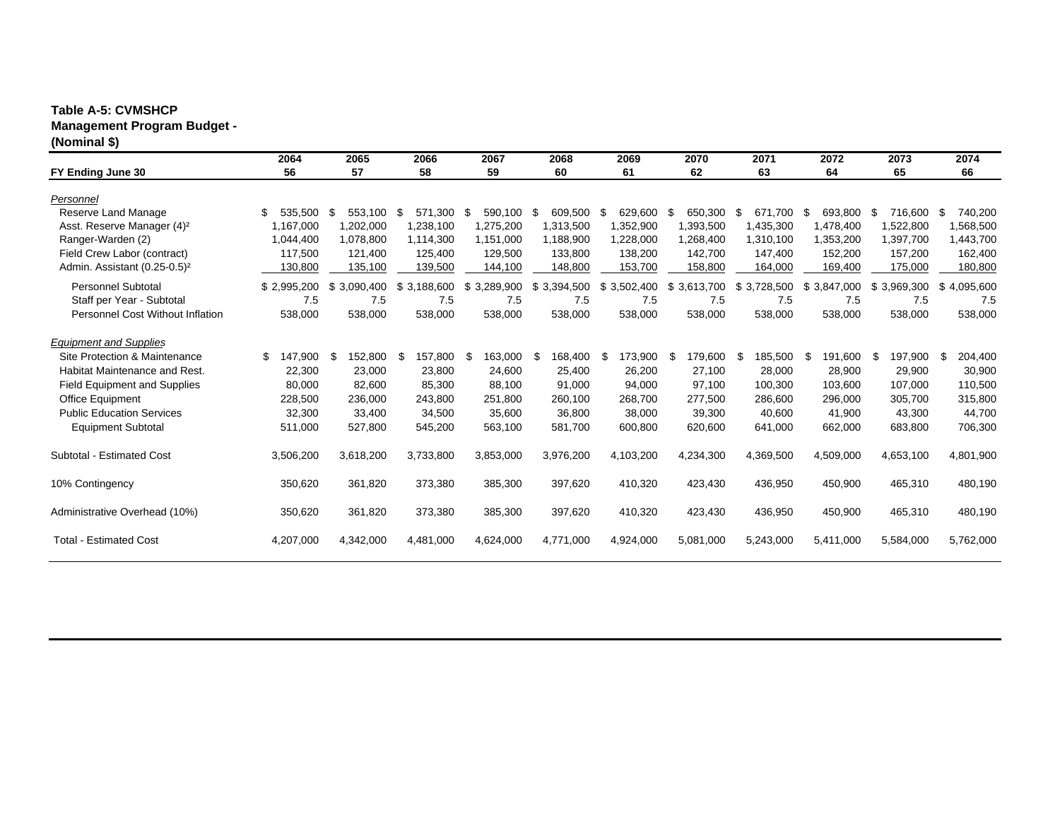**Table A-5: CVMSHCP**
**Management Program Budget -**
**(Nominal $)**

| FY Ending June 30 | 2064<br>56 | 2065<br>57 | 2066<br>58 | 2067<br>59 | 2068<br>60 | 2069<br>61 | 2070<br>62 | 2071<br>63 | 2072<br>64 | 2073<br>65 | 2074<br>66 |
|---|---|---|---|---|---|---|---|---|---|---|---|
| *Personnel* | | | | | | | | | | | |
| Reserve Land Manage | $ 535,500 | $ 553,100 | $ 571,300 | $ 590,100 | $ 609,500 | $ 629,600 | $ 650,300 | $ 671,700 | $ 693,800 | $ 716,600 | $ 740,200 |
| Asst. Reserve Manager (4)² | 1,167,000 | 1,202,000 | 1,238,100 | 1,275,200 | 1,313,500 | 1,352,900 | 1,393,500 | 1,435,300 | 1,478,400 | 1,522,800 | 1,568,500 |
| Ranger-Warden (2) | 1,044,400 | 1,078,800 | 1,114,300 | 1,151,000 | 1,188,900 | 1,228,000 | 1,268,400 | 1,310,100 | 1,353,200 | 1,397,700 | 1,443,700 |
| Field Crew Labor (contract) | 117,500 | 121,400 | 125,400 | 129,500 | 133,800 | 138,200 | 142,700 | 147,400 | 152,200 | 157,200 | 162,400 |
| Admin. Assistant (0.25-0.5)² | 130,800 | 135,100 | 139,500 | 144,100 | 148,800 | 153,700 | 158,800 | 164,000 | 169,400 | 175,000 | 180,800 |
| Personnel Subtotal | $ 2,995,200 | $ 3,090,400 | $ 3,188,600 | $ 3,289,900 | $ 3,394,500 | $ 3,502,400 | $ 3,613,700 | $ 3,728,500 | $ 3,847,000 | $ 3,969,300 | $ 4,095,600 |
| Staff per Year - Subtotal | 7.5 | 7.5 | 7.5 | 7.5 | 7.5 | 7.5 | 7.5 | 7.5 | 7.5 | 7.5 | 7.5 |
| Personnel Cost Without Inflation | 538,000 | 538,000 | 538,000 | 538,000 | 538,000 | 538,000 | 538,000 | 538,000 | 538,000 | 538,000 | 538,000 |
| *Equipment and Supplies* | | | | | | | | | | | |
| Site Protection & Maintenance | $ 147,900 | $ 152,800 | $ 157,800 | $ 163,000 | $ 168,400 | $ 173,900 | $ 179,600 | $ 185,500 | $ 191,600 | $ 197,900 | $ 204,400 |
| Habitat Maintenance and Rest. | 22,300 | 23,000 | 23,800 | 24,600 | 25,400 | 26,200 | 27,100 | 28,000 | 28,900 | 29,900 | 30,900 |
| Field Equipment and Supplies | 80,000 | 82,600 | 85,300 | 88,100 | 91,000 | 94,000 | 97,100 | 100,300 | 103,600 | 107,000 | 110,500 |
| Office Equipment | 228,500 | 236,000 | 243,800 | 251,800 | 260,100 | 268,700 | 277,500 | 286,600 | 296,000 | 305,700 | 315,800 |
| Public Education Services | 32,300 | 33,400 | 34,500 | 35,600 | 36,800 | 38,000 | 39,300 | 40,600 | 41,900 | 43,300 | 44,700 |
| Equipment Subtotal | 511,000 | 527,800 | 545,200 | 563,100 | 581,700 | 600,800 | 620,600 | 641,000 | 662,000 | 683,800 | 706,300 |
| Subtotal - Estimated Cost | 3,506,200 | 3,618,200 | 3,733,800 | 3,853,000 | 3,976,200 | 4,103,200 | 4,234,300 | 4,369,500 | 4,509,000 | 4,653,100 | 4,801,900 |
| 10% Contingency | 350,620 | 361,820 | 373,380 | 385,300 | 397,620 | 410,320 | 423,430 | 436,950 | 450,900 | 465,310 | 480,190 |
| Administrative Overhead (10%) | 350,620 | 361,820 | 373,380 | 385,300 | 397,620 | 410,320 | 423,430 | 436,950 | 450,900 | 465,310 | 480,190 |
| Total - Estimated Cost | 4,207,000 | 4,342,000 | 4,481,000 | 4,624,000 | 4,771,000 | 4,924,000 | 5,081,000 | 5,243,000 | 5,411,000 | 5,584,000 | 5,762,000 |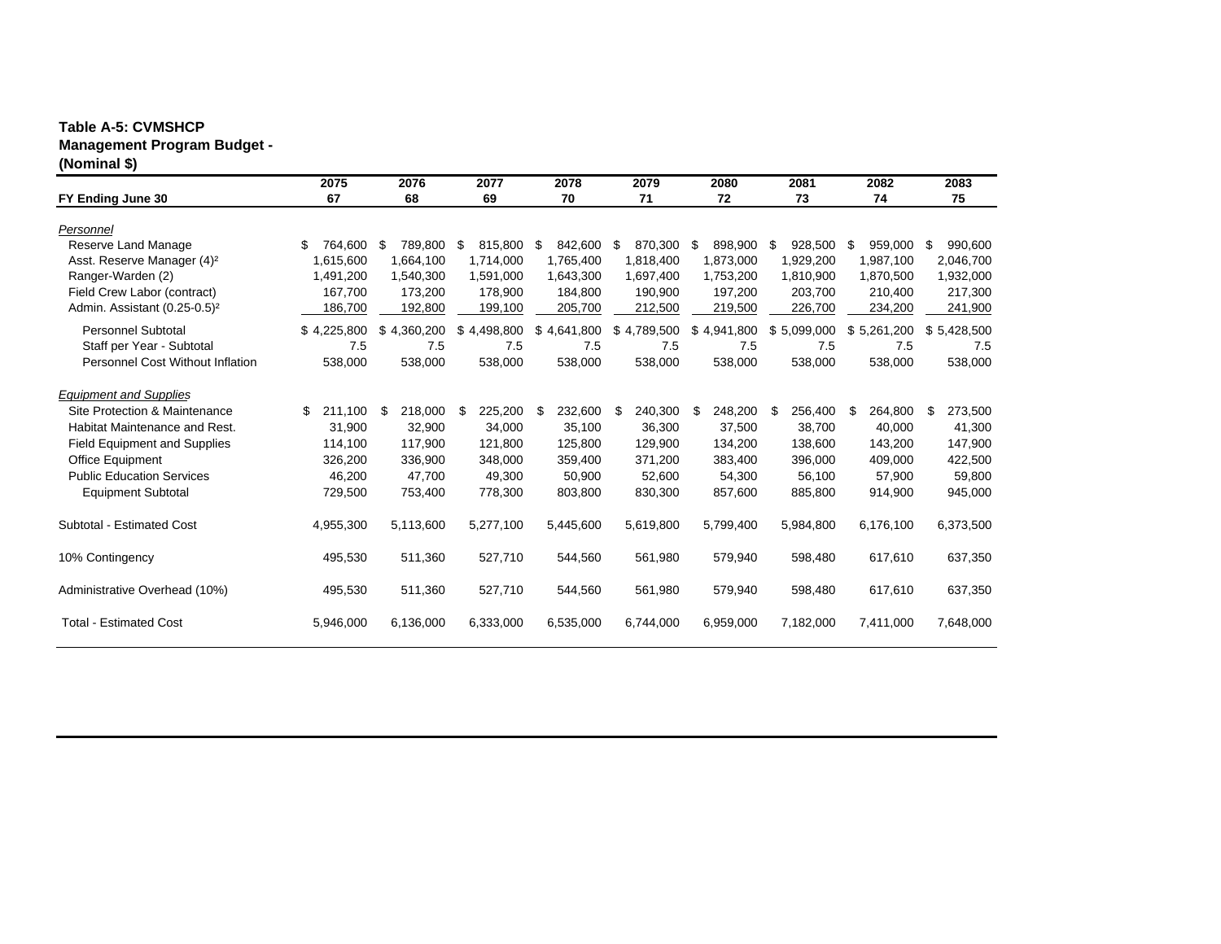**Table A-5: CVMSHCP Management Program Budget - (Nominal $)**

| FY Ending June 30 | 2075<br>67 | 2076<br>68 | 2077<br>69 | 2078<br>70 | 2079<br>71 | 2080<br>72 | 2081<br>73 | 2082<br>74 | 2083<br>75 |
|---|---|---|---|---|---|---|---|---|---|
| *Personnel* | | | | | | | | | |
| Reserve Land Manage | $ 764,600 | $ 789,800 | $ 815,800 | $ 842,600 | $ 870,300 | $ 898,900 | $ 928,500 | $ 959,000 | $ 990,600 |
| Asst. Reserve Manager (4)² | 1,615,600 | 1,664,100 | 1,714,000 | 1,765,400 | 1,818,400 | 1,873,000 | 1,929,200 | 1,987,100 | 2,046,700 |
| Ranger-Warden (2) | 1,491,200 | 1,540,300 | 1,591,000 | 1,643,300 | 1,697,400 | 1,753,200 | 1,810,900 | 1,870,500 | 1,932,000 |
| Field Crew Labor (contract) | 167,700 | 173,200 | 178,900 | 184,800 | 190,900 | 197,200 | 203,700 | 210,400 | 217,300 |
| Admin. Assistant (0.25-0.5)² | 186,700 | 192,800 | 199,100 | 205,700 | 212,500 | 219,500 | 226,700 | 234,200 | 241,900 |
| Personnel Subtotal | $ 4,225,800 | $ 4,360,200 | $ 4,498,800 | $ 4,641,800 | $ 4,789,500 | $ 4,941,800 | $ 5,099,000 | $ 5,261,200 | $ 5,428,500 |
| Staff per Year - Subtotal | 7.5 | 7.5 | 7.5 | 7.5 | 7.5 | 7.5 | 7.5 | 7.5 | 7.5 |
| Personnel Cost Without Inflation | 538,000 | 538,000 | 538,000 | 538,000 | 538,000 | 538,000 | 538,000 | 538,000 | 538,000 |
| *Equipment and Supplies* | | | | | | | | | |
| Site Protection & Maintenance | $ 211,100 | $ 218,000 | $ 225,200 | $ 232,600 | $ 240,300 | $ 248,200 | $ 256,400 | $ 264,800 | $ 273,500 |
| Habitat Maintenance and Rest. | 31,900 | 32,900 | 34,000 | 35,100 | 36,300 | 37,500 | 38,700 | 40,000 | 41,300 |
| Field Equipment and Supplies | 114,100 | 117,900 | 121,800 | 125,800 | 129,900 | 134,200 | 138,600 | 143,200 | 147,900 |
| Office Equipment | 326,200 | 336,900 | 348,000 | 359,400 | 371,200 | 383,400 | 396,000 | 409,000 | 422,500 |
| Public Education Services | 46,200 | 47,700 | 49,300 | 50,900 | 52,600 | 54,300 | 56,100 | 57,900 | 59,800 |
| Equipment Subtotal | 729,500 | 753,400 | 778,300 | 803,800 | 830,300 | 857,600 | 885,800 | 914,900 | 945,000 |
| Subtotal - Estimated Cost | 4,955,300 | 5,113,600 | 5,277,100 | 5,445,600 | 5,619,800 | 5,799,400 | 5,984,800 | 6,176,100 | 6,373,500 |
| 10% Contingency | 495,530 | 511,360 | 527,710 | 544,560 | 561,980 | 579,940 | 598,480 | 617,610 | 637,350 |
| Administrative Overhead (10%) | 495,530 | 511,360 | 527,710 | 544,560 | 561,980 | 579,940 | 598,480 | 617,610 | 637,350 |
| Total - Estimated Cost | 5,946,000 | 6,136,000 | 6,333,000 | 6,535,000 | 6,744,000 | 6,959,000 | 7,182,000 | 7,411,000 | 7,648,000 |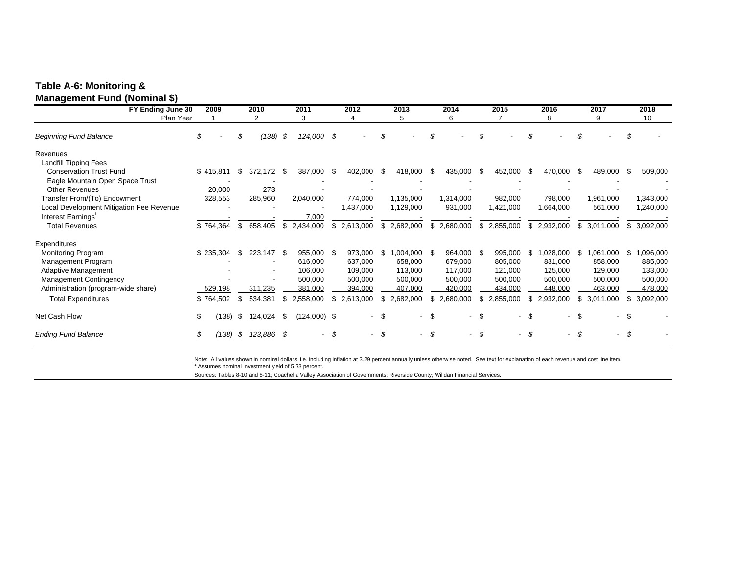**Table A-6: Monitoring & Management Fund (Nominal $)**

| FY Ending June 30 | 2009 | 2010 | 2011 | 2012 | 2013 | 2014 | 2015 | 2016 | 2017 | 2018 |
|---|---|---|---|---|---|---|---|---|---|---|
| Plan Year | 1 | 2 | 3 | 4 | 5 | 6 | 7 | 8 | 9 | 10 |
| *Beginning Fund Balance* | *$ -* | *$ (138)* | *$ 124,000* | *$ -* | *$ -* | *$ -* | *$ -* | *$ -* | *$ -* | *$ -* |
| Revenues | | | | | | | | | | |
| Landfill Tipping Fees | | | | | | | | | | |
| Conservation Trust Fund | $ 415,811 | $ 372,172 | $ 387,000 | $ 402,000 | $ 418,000 | $ 435,000 | $ 452,000 | $ 470,000 | $ 489,000 | $ 509,000 |
| Eagle Mountain Open Space Trust | - | - | - | - | - | - | - | - | - | - |
| Other Revenues | 20,000 | 273 | - | - | - | - | - | - | - | - |
| Transfer From/(To) Endowment | 328,553 | 285,960 | 2,040,000 | 774,000 | 1,135,000 | 1,314,000 | 982,000 | 798,000 | 1,961,000 | 1,343,000 |
| Local Development Mitigation Fee Revenue | - | - | - | 1,437,000 | 1,129,000 | 931,000 | 1,421,000 | 1,664,000 | 561,000 | 1,240,000 |
| Interest Earnings[1] | - | - | 7,000 | - | - | - | - | - | - | - |
| Total Revenues | $ 764,364 | $ 658,405 | $ 2,434,000 | $ 2,613,000 | $ 2,682,000 | $ 2,680,000 | $ 2,855,000 | $ 2,932,000 | $ 3,011,000 | $ 3,092,000 |
| Expenditures | | | | | | | | | | |
| Monitoring Program | $ 235,304 | $ 223,147 | $ 955,000 | $ 973,000 | $ 1,004,000 | $ 964,000 | $ 995,000 | $ 1,028,000 | $ 1,061,000 | $ 1,096,000 |
| Management Program | - | - | 616,000 | 637,000 | 658,000 | 679,000 | 805,000 | 831,000 | 858,000 | 885,000 |
| Adaptive Management | - | - | 106,000 | 109,000 | 113,000 | 117,000 | 121,000 | 125,000 | 129,000 | 133,000 |
| Management Contingency | - | - | 500,000 | 500,000 | 500,000 | 500,000 | 500,000 | 500,000 | 500,000 | 500,000 |
| Administration (program-wide share) | 529,198 | 311,235 | 381,000 | 394,000 | 407,000 | 420,000 | 434,000 | 448,000 | 463,000 | 478,000 |
| Total Expenditures | $ 764,502 | $ 534,381 | $ 2,558,000 | $ 2,613,000 | $ 2,682,000 | $ 2,680,000 | $ 2,855,000 | $ 2,932,000 | $ 3,011,000 | $ 3,092,000 |
| Net Cash Flow | $ (138) | $ 124,024 | $ (124,000) | $ - | $ - | $ - | $ - | $ - | $ - | $ - |
| *Ending Fund Balance* | *$ (138)* | *$ 123,886* | *$ -* | *$ -* | *$ -* | *$ -* | *$ -* | *$ -* | *$ -* | *$ -* |

Note: All values shown in nominal dollars, i.e. including inflation at 3.29 percent annually unless otherwise noted. See text for explanation of each revenue and cost line item.
[1] Assumes nominal investment yield of 5.73 percent.

Sources: Tables 8-10 and 8-11; Coachella Valley Association of Governments; Riverside County; Willdan Financial Services.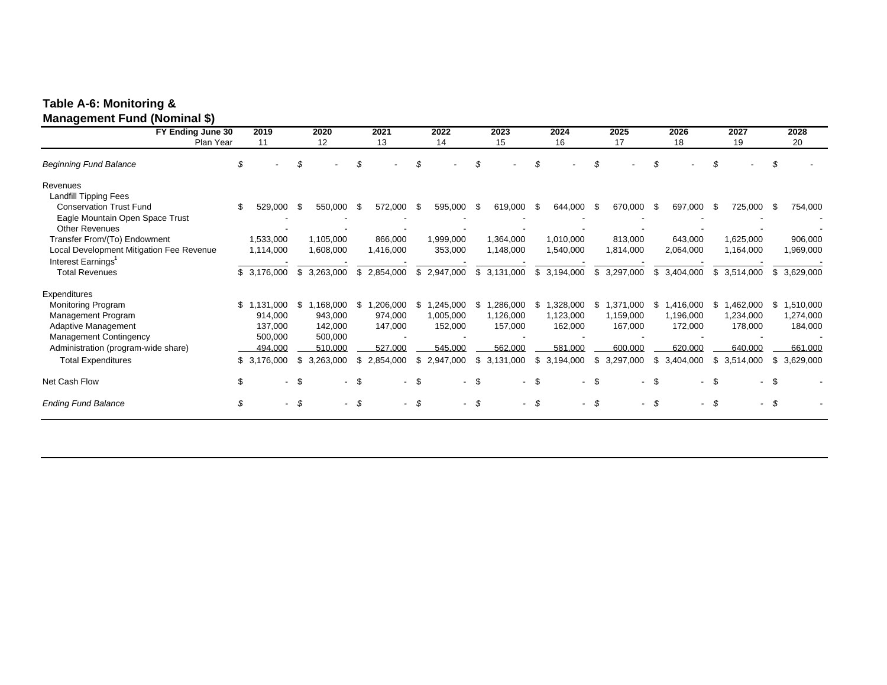**Table A-6: Monitoring & Management Fund (Nominal $)**

| FY Ending June 30 | 2019 | 2020 | 2021 | 2022 | 2023 | 2024 | 2025 | 2026 | 2027 | 2028 |
|---|---|---|---|---|---|---|---|---|---|---|
| Plan Year | 11 | 12 | 13 | 14 | 15 | 16 | 17 | 18 | 19 | 20 |
| *Beginning Fund Balance* | *$ -* | *$ -* | *$ -* | *$ -* | *$ -* | *$ -* | *$ -* | *$ -* | *$ -* | *$ -* |
| Revenues | | | | | | | | | | |
| Landfill Tipping Fees | | | | | | | | | | |
| Conservation Trust Fund | $ 529,000 | $ 550,000 | $ 572,000 | $ 595,000 | $ 619,000 | $ 644,000 | $ 670,000 | $ 697,000 | $ 725,000 | $ 754,000 |
| Eagle Mountain Open Space Trust | - | - | - | - | - | - | - | - | - | - |
| Other Revenues | - | - | - | - | - | - | - | - | - | - |
| Transfer From/(To) Endowment | 1,533,000 | 1,105,000 | 866,000 | 1,999,000 | 1,364,000 | 1,010,000 | 813,000 | 643,000 | 1,625,000 | 906,000 |
| Local Development Mitigation Fee Revenue | 1,114,000 | 1,608,000 | 1,416,000 | 353,000 | 1,148,000 | 1,540,000 | 1,814,000 | 2,064,000 | 1,164,000 | 1,969,000 |
| Interest Earnings[1] | - | - | - | - | - | - | - | - | - | - |
| Total Revenues | $ 3,176,000 | $ 3,263,000 | $ 2,854,000 | $ 2,947,000 | $ 3,131,000 | $ 3,194,000 | $ 3,297,000 | $ 3,404,000 | $ 3,514,000 | $ 3,629,000 |
| Expenditures | | | | | | | | | | |
| Monitoring Program | $ 1,131,000 | $ 1,168,000 | $ 1,206,000 | $ 1,245,000 | $ 1,286,000 | $ 1,328,000 | $ 1,371,000 | $ 1,416,000 | $ 1,462,000 | $ 1,510,000 |
| Management Program | 914,000 | 943,000 | 974,000 | 1,005,000 | 1,126,000 | 1,123,000 | 1,159,000 | 1,196,000 | 1,234,000 | 1,274,000 |
| Adaptive Management | 137,000 | 142,000 | 147,000 | 152,000 | 157,000 | 162,000 | 167,000 | 172,000 | 178,000 | 184,000 |
| Management Contingency | 500,000 | 500,000 | - | - | - | - | - | - | - | - |
| Administration (program-wide share) | 494,000 | 510,000 | 527,000 | 545,000 | 562,000 | 581,000 | 600,000 | 620,000 | 640,000 | 661,000 |
| Total Expenditures | $ 3,176,000 | $ 3,263,000 | $ 2,854,000 | $ 2,947,000 | $ 3,131,000 | $ 3,194,000 | $ 3,297,000 | $ 3,404,000 | $ 3,514,000 | $ 3,629,000 |
| Net Cash Flow | $ - | $ - | $ - | $ - | $ - | $ - | $ - | $ - | $ - | $ - |
| *Ending Fund Balance* | *$ -* | *$ -* | *$ -* | *$ -* | *$ -* | *$ -* | *$ -* | *$ -* | *$ -* | *$ -* |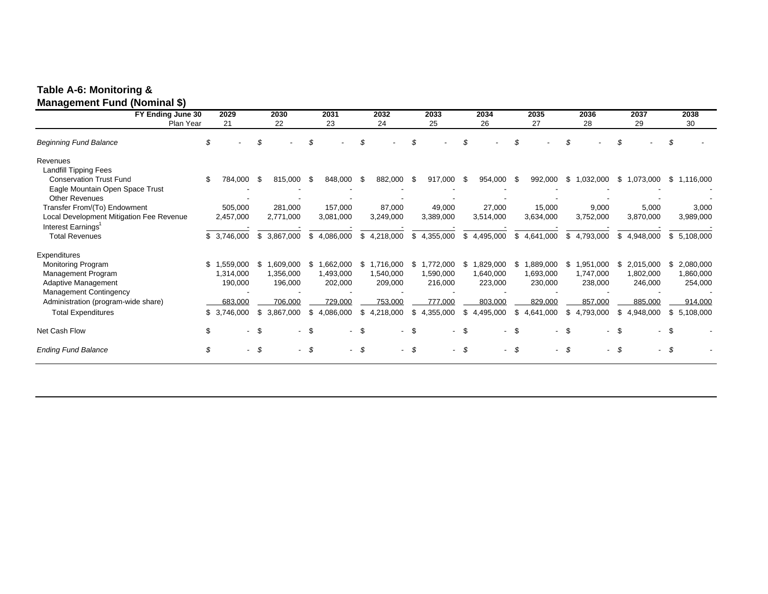**Table A-6: Monitoring & Management Fund (Nominal $)**

| FY Ending June 30 | 2029 | 2030 | 2031 | 2032 | 2033 | 2034 | 2035 | 2036 | 2037 | 2038 |
|---|---|---|---|---|---|---|---|---|---|---|
| Plan Year | 21 | 22 | 23 | 24 | 25 | 26 | 27 | 28 | 29 | 30 |
| *Beginning Fund Balance* | *$ -* | *$ -* | *$ -* | *$ -* | *$ -* | *$ -* | *$ -* | *$ -* | *$ -* | *$ -* |
| Revenues | | | | | | | | | | |
| Landfill Tipping Fees | | | | | | | | | | |
| Conservation Trust Fund | $ 784,000 | $ 815,000 | $ 848,000 | $ 882,000 | $ 917,000 | $ 954,000 | $ 992,000 | $ 1,032,000 | $ 1,073,000 | $ 1,116,000 |
| Eagle Mountain Open Space Trust | - | - | - | - | - | - | - | - | - | - |
| Other Revenues | - | - | - | - | - | - | - | - | - | - |
| Transfer From/(To) Endowment | 505,000 | 281,000 | 157,000 | 87,000 | 49,000 | 27,000 | 15,000 | 9,000 | 5,000 | 3,000 |
| Local Development Mitigation Fee Revenue | 2,457,000 | 2,771,000 | 3,081,000 | 3,249,000 | 3,389,000 | 3,514,000 | 3,634,000 | 3,752,000 | 3,870,000 | 3,989,000 |
| Interest Earnings[1] | - | - | - | - | - | - | - | - | - | - |
| Total Revenues | $ 3,746,000 | $ 3,867,000 | $ 4,086,000 | $ 4,218,000 | $ 4,355,000 | $ 4,495,000 | $ 4,641,000 | $ 4,793,000 | $ 4,948,000 | $ 5,108,000 |
| Expenditures | | | | | | | | | | |
| Monitoring Program | $ 1,559,000 | $ 1,609,000 | $ 1,662,000 | $ 1,716,000 | $ 1,772,000 | $ 1,829,000 | $ 1,889,000 | $ 1,951,000 | $ 2,015,000 | $ 2,080,000 |
| Management Program | 1,314,000 | 1,356,000 | 1,493,000 | 1,540,000 | 1,590,000 | 1,640,000 | 1,693,000 | 1,747,000 | 1,802,000 | 1,860,000 |
| Adaptive Management | 190,000 | 196,000 | 202,000 | 209,000 | 216,000 | 223,000 | 230,000 | 238,000 | 246,000 | 254,000 |
| Management Contingency | - | - | - | - | - | - | - | - | - | - |
| Administration (program-wide share) | 683,000 | 706,000 | 729,000 | 753,000 | 777,000 | 803,000 | 829,000 | 857,000 | 885,000 | 914,000 |
| Total Expenditures | $ 3,746,000 | $ 3,867,000 | $ 4,086,000 | $ 4,218,000 | $ 4,355,000 | $ 4,495,000 | $ 4,641,000 | $ 4,793,000 | $ 4,948,000 | $ 5,108,000 |
| Net Cash Flow | $ - | $ - | $ - | $ - | $ - | $ - | $ - | $ - | $ - | $ - |
| *Ending Fund Balance* | *$ -* | *$ -* | *$ -* | *$ -* | *$ -* | *$ -* | *$ -* | *$ -* | *$ -* | *$ -* |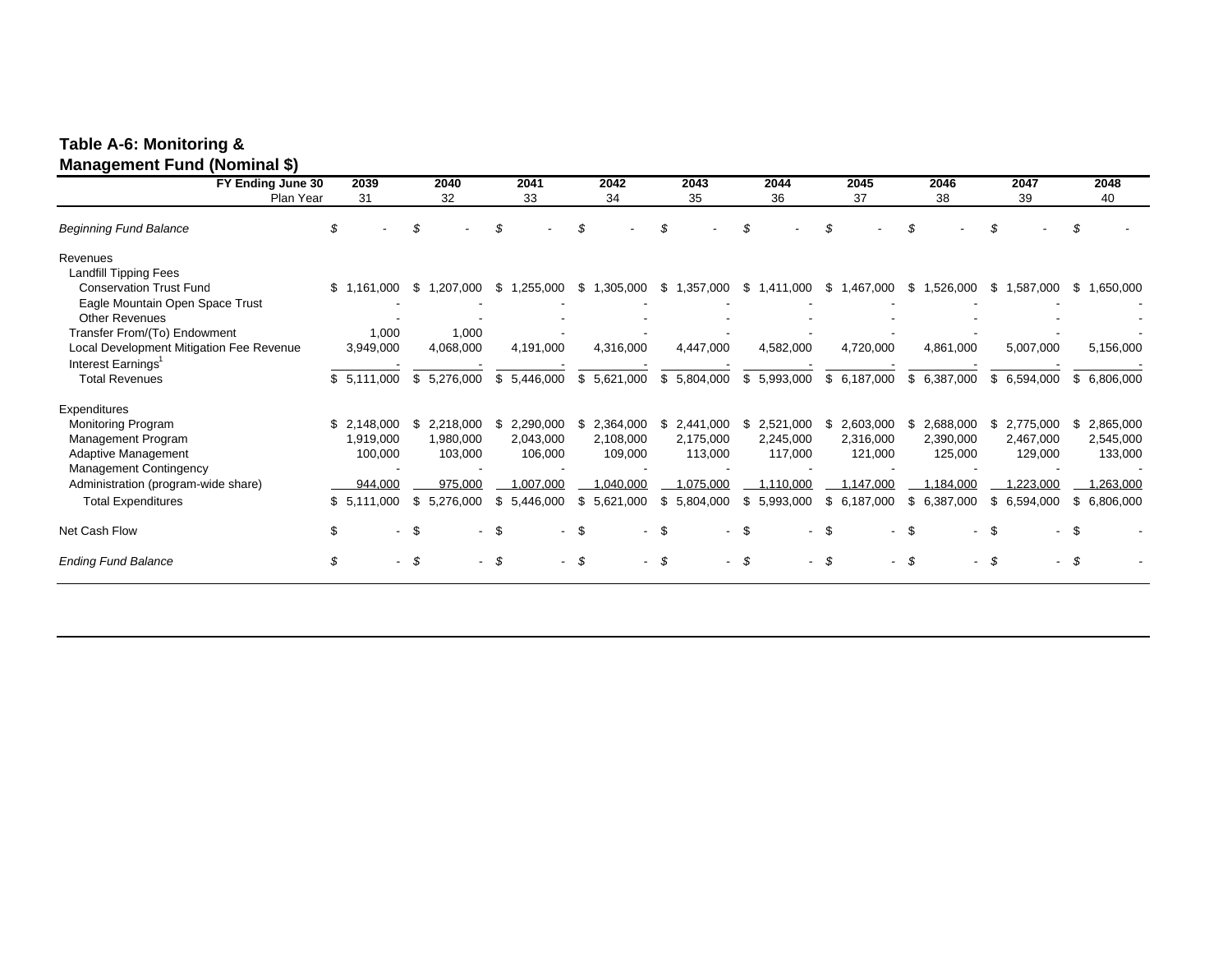**Table A-6: Monitoring & Management Fund (Nominal $)**

| FY Ending June 30 | 2039 | 2040 | 2041 | 2042 | 2043 | 2044 | 2045 | 2046 | 2047 | 2048 |
|---|---|---|---|---|---|---|---|---|---|---|
| Plan Year | 31 | 32 | 33 | 34 | 35 | 36 | 37 | 38 | 39 | 40 |
| *Beginning Fund Balance* | *$ -* | *$ -* | *$ -* | *$ -* | *$ -* | *$ -* | *$ -* | *$ -* | *$ -* | *$ -* |
| Revenues | | | | | | | | | | |
| Landfill Tipping Fees | | | | | | | | | | |
| Conservation Trust Fund | $ 1,161,000 | $ 1,207,000 | $ 1,255,000 | $ 1,305,000 | $ 1,357,000 | $ 1,411,000 | $ 1,467,000 | $ 1,526,000 | $ 1,587,000 | $ 1,650,000 |
| Eagle Mountain Open Space Trust | - | - | - | - | - | - | - | - | - | - |
| Other Revenues | - | - | - | - | - | - | - | - | - | - |
| Transfer From/(To) Endowment | 1,000 | 1,000 | - | - | - | - | - | - | - | - |
| Local Development Mitigation Fee Revenue | 3,949,000 | 4,068,000 | 4,191,000 | 4,316,000 | 4,447,000 | 4,582,000 | 4,720,000 | 4,861,000 | 5,007,000 | 5,156,000 |
| Interest Earnings[1] | - | - | - | - | - | - | - | - | - | - |
| Total Revenues | $ 5,111,000 | $ 5,276,000 | $ 5,446,000 | $ 5,621,000 | $ 5,804,000 | $ 5,993,000 | $ 6,187,000 | $ 6,387,000 | $ 6,594,000 | $ 6,806,000 |
| Expenditures | | | | | | | | | | |
| Monitoring Program | $ 2,148,000 | $ 2,218,000 | $ 2,290,000 | $ 2,364,000 | $ 2,441,000 | $ 2,521,000 | $ 2,603,000 | $ 2,688,000 | $ 2,775,000 | $ 2,865,000 |
| Management Program | 1,919,000 | 1,980,000 | 2,043,000 | 2,108,000 | 2,175,000 | 2,245,000 | 2,316,000 | 2,390,000 | 2,467,000 | 2,545,000 |
| Adaptive Management | 100,000 | 103,000 | 106,000 | 109,000 | 113,000 | 117,000 | 121,000 | 125,000 | 129,000 | 133,000 |
| Management Contingency | - | - | - | - | - | - | - | - | - | - |
| Administration (program-wide share) | 944,000 | 975,000 | 1,007,000 | 1,040,000 | 1,075,000 | 1,110,000 | 1,147,000 | 1,184,000 | 1,223,000 | 1,263,000 |
| Total Expenditures | $ 5,111,000 | $ 5,276,000 | $ 5,446,000 | $ 5,621,000 | $ 5,804,000 | $ 5,993,000 | $ 6,187,000 | $ 6,387,000 | $ 6,594,000 | $ 6,806,000 |
| Net Cash Flow | $ - | $ - | $ - | $ - | $ - | $ - | $ - | $ - | $ - | $ - |
| *Ending Fund Balance* | *$ -* | *$ -* | *$ -* | *$ -* | *$ -* | *$ -* | *$ -* | *$ -* | *$ -* | *$ -* |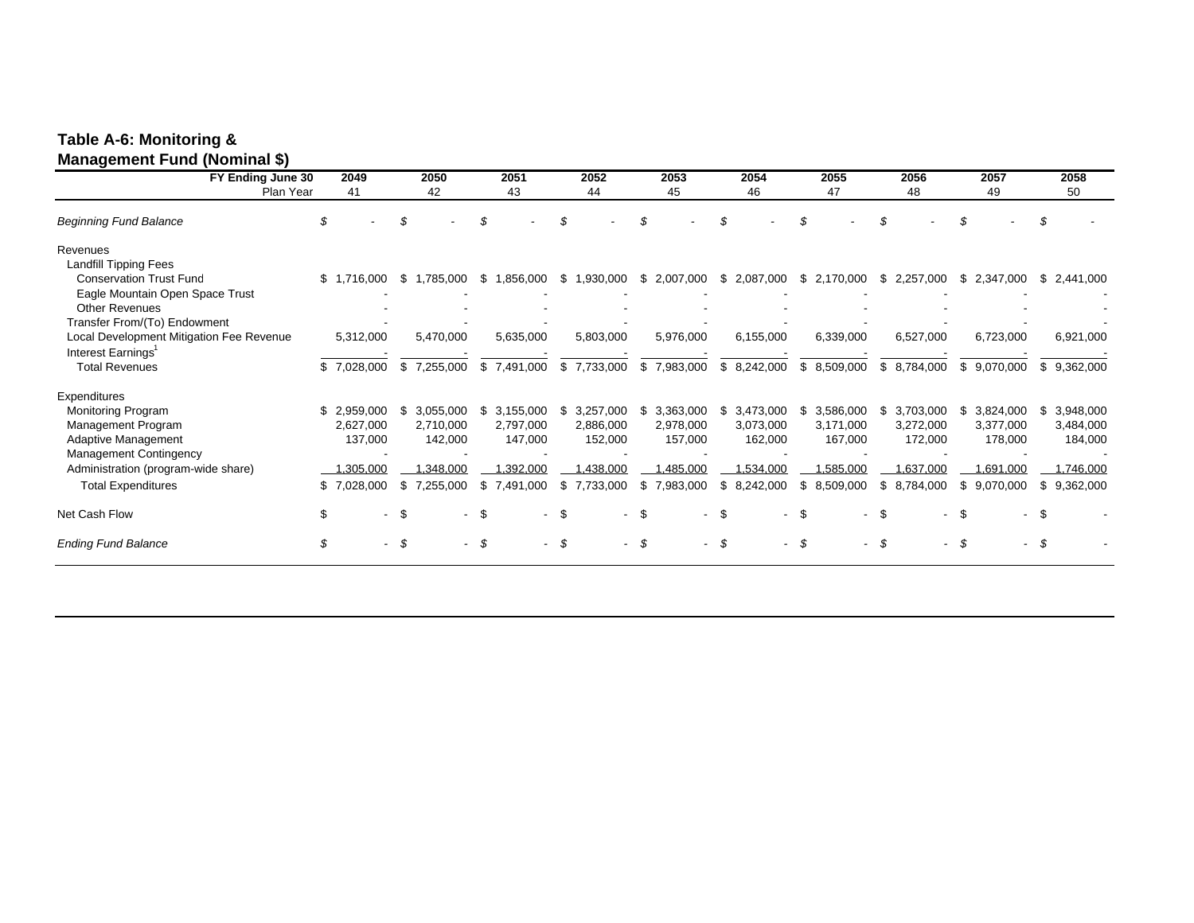**Table A-6: Monitoring & Management Fund (Nominal $)**

| FY Ending June 30 | 2049 | 2050 | 2051 | 2052 | 2053 | 2054 | 2055 | 2056 | 2057 | 2058 |
|---|---|---|---|---|---|---|---|---|---|---|
| Plan Year | 41 | 42 | 43 | 44 | 45 | 46 | 47 | 48 | 49 | 50 |
| *Beginning Fund Balance* | *$ -* | *$ -* | *$ -* | *$ -* | *$ -* | *$ -* | *$ -* | *$ -* | *$ -* | *$ -* |
| Revenues | | | | | | | | | | |
| Landfill Tipping Fees | | | | | | | | | | |
| Conservation Trust Fund | $ 1,716,000 | $ 1,785,000 | $ 1,856,000 | $ 1,930,000 | $ 2,007,000 | $ 2,087,000 | $ 2,170,000 | $ 2,257,000 | $ 2,347,000 | $ 2,441,000 |
| Eagle Mountain Open Space Trust | - | - | - | - | - | - | - | - | - | - |
| Other Revenues | - | - | - | - | - | - | - | - | - | - |
| Transfer From/(To) Endowment | - | - | - | - | - | - | - | - | - | - |
| Local Development Mitigation Fee Revenue | 5,312,000 | 5,470,000 | 5,635,000 | 5,803,000 | 5,976,000 | 6,155,000 | 6,339,000 | 6,527,000 | 6,723,000 | 6,921,000 |
| Interest Earnings[1] | - | - | - | - | - | - | - | - | - | - |
| Total Revenues | $ 7,028,000 | $ 7,255,000 | $ 7,491,000 | $ 7,733,000 | $ 7,983,000 | $ 8,242,000 | $ 8,509,000 | $ 8,784,000 | $ 9,070,000 | $ 9,362,000 |
| Expenditures | | | | | | | | | | |
| Monitoring Program | $ 2,959,000 | $ 3,055,000 | $ 3,155,000 | $ 3,257,000 | $ 3,363,000 | $ 3,473,000 | $ 3,586,000 | $ 3,703,000 | $ 3,824,000 | $ 3,948,000 |
| Management Program | 2,627,000 | 2,710,000 | 2,797,000 | 2,886,000 | 2,978,000 | 3,073,000 | 3,171,000 | 3,272,000 | 3,377,000 | 3,484,000 |
| Adaptive Management | 137,000 | 142,000 | 147,000 | 152,000 | 157,000 | 162,000 | 167,000 | 172,000 | 178,000 | 184,000 |
| Management Contingency | - | - | - | - | - | - | - | - | - | - |
| Administration (program-wide share) | 1,305,000 | 1,348,000 | 1,392,000 | 1,438,000 | 1,485,000 | 1,534,000 | 1,585,000 | 1,637,000 | 1,691,000 | 1,746,000 |
| Total Expenditures | $ 7,028,000 | $ 7,255,000 | $ 7,491,000 | $ 7,733,000 | $ 7,983,000 | $ 8,242,000 | $ 8,509,000 | $ 8,784,000 | $ 9,070,000 | $ 9,362,000 |
| Net Cash Flow | $ - | $ - | $ - | $ - | $ - | $ - | $ - | $ - | $ - | $ - |
| *Ending Fund Balance* | *$ -* | *$ -* | *$ -* | *$ -* | *$ -* | *$ -* | *$ -* | *$ -* | *$ -* | *$ -* |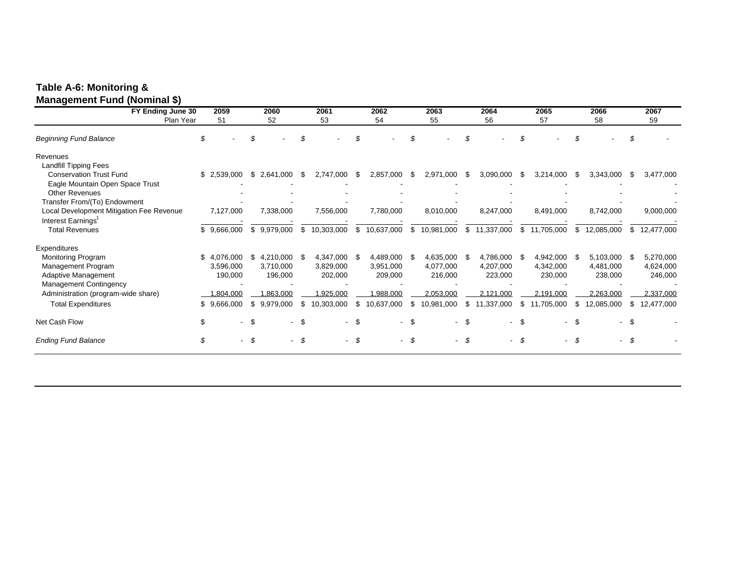**Table A-6: Monitoring & Management Fund (Nominal $)**

| FY Ending June 30 | 2059 | 2060 | 2061 | 2062 | 2063 | 2064 | 2065 | 2066 | 2067 |
|---|---|---|---|---|---|---|---|---|---|
| Plan Year | 51 | 52 | 53 | 54 | 55 | 56 | 57 | 58 | 59 |
| *Beginning Fund Balance* | *$ -* | *$ -* | *$ -* | *$ -* | *$ -* | *$ -* | *$ -* | *$ -* | *$ -* |
| Revenues | | | | | | | | | |
| Landfill Tipping Fees | | | | | | | | | |
| Conservation Trust Fund | $ 2,539,000 | $ 2,641,000 | $ 2,747,000 | $ 2,857,000 | $ 2,971,000 | $ 3,090,000 | $ 3,214,000 | $ 3,343,000 | $ 3,477,000 |
| Eagle Mountain Open Space Trust | - | - | - | - | - | - | - | - | - |
| Other Revenues | - | - | - | - | - | - | - | - | - |
| Transfer From/(To) Endowment | - | - | - | - | - | - | - | - | - |
| Local Development Mitigation Fee Revenue | 7,127,000 | 7,338,000 | 7,556,000 | 7,780,000 | 8,010,000 | 8,247,000 | 8,491,000 | 8,742,000 | 9,000,000 |
| Interest Earnings[1] | - | - | - | - | - | - | - | - | - |
| Total Revenues | $ 9,666,000 | $ 9,979,000 | $ 10,303,000 | $ 10,637,000 | $ 10,981,000 | $ 11,337,000 | $ 11,705,000 | $ 12,085,000 | $ 12,477,000 |
| Expenditures | | | | | | | | | |
| Monitoring Program | $ 4,076,000 | $ 4,210,000 | $ 4,347,000 | $ 4,489,000 | $ 4,635,000 | $ 4,786,000 | $ 4,942,000 | $ 5,103,000 | $ 5,270,000 |
| Management Program | 3,596,000 | 3,710,000 | 3,829,000 | 3,951,000 | 4,077,000 | 4,207,000 | 4,342,000 | 4,481,000 | 4,624,000 |
| Adaptive Management | 190,000 | 196,000 | 202,000 | 209,000 | 216,000 | 223,000 | 230,000 | 238,000 | 246,000 |
| Management Contingency | - | - | - | - | - | - | - | - | - |
| Administration (program-wide share) | 1,804,000 | 1,863,000 | 1,925,000 | 1,988,000 | 2,053,000 | 2,121,000 | 2,191,000 | 2,263,000 | 2,337,000 |
| Total Expenditures | $ 9,666,000 | $ 9,979,000 | $ 10,303,000 | $ 10,637,000 | $ 10,981,000 | $ 11,337,000 | $ 11,705,000 | $ 12,085,000 | $ 12,477,000 |
| Net Cash Flow | $ - | $ - | $ - | $ - | $ - | $ - | $ - | $ - | $ - |
| *Ending Fund Balance* | *$ -* | *$ -* | *$ -* | *$ -* | *$ -* | *$ -* | *$ -* | *$ -* | *$ -* |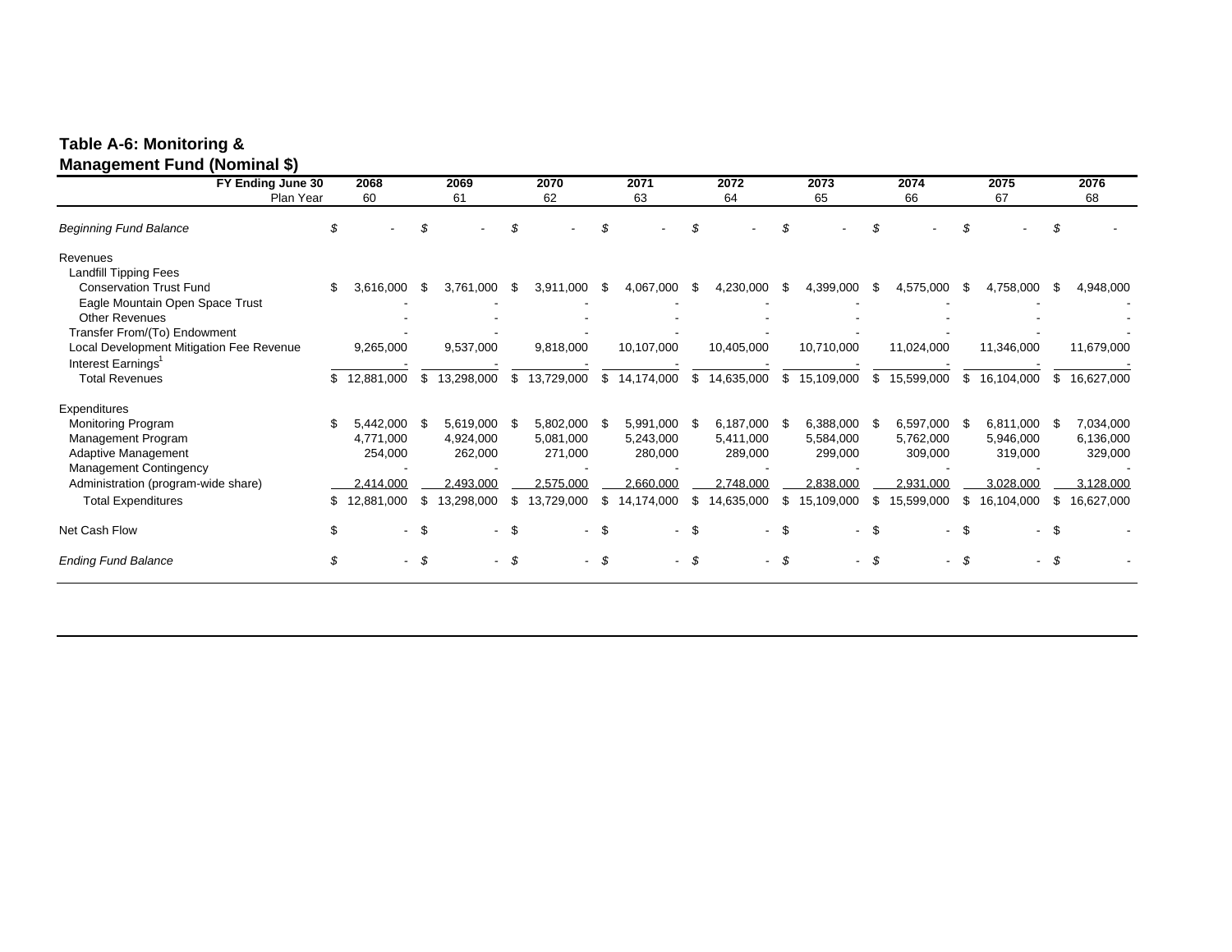**Table A-6: Monitoring & Management Fund (Nominal $)**

| FY Ending June 30 | 2068 | 2069 | 2070 | 2071 | 2072 | 2073 | 2074 | 2075 | 2076 |
|---|---|---|---|---|---|---|---|---|---|
| Plan Year | 60 | 61 | 62 | 63 | 64 | 65 | 66 | 67 | 68 |
| *Beginning Fund Balance* | *$ -* | *$ -* | *$ -* | *$ -* | *$ -* | *$ -* | *$ -* | *$ -* | *$ -* |
| Revenues | | | | | | | | | |
| Landfill Tipping Fees | | | | | | | | | |
| Conservation Trust Fund | $ 3,616,000 | $ 3,761,000 | $ 3,911,000 | $ 4,067,000 | $ 4,230,000 | $ 4,399,000 | $ 4,575,000 | $ 4,758,000 | $ 4,948,000 |
| Eagle Mountain Open Space Trust | - | - | - | - | - | - | - | - | - |
| Other Revenues | - | - | - | - | - | - | - | - | - |
| Transfer From/(To) Endowment | - | - | - | - | - | - | - | - | - |
| Local Development Mitigation Fee Revenue | 9,265,000 | 9,537,000 | 9,818,000 | 10,107,000 | 10,405,000 | 10,710,000 | 11,024,000 | 11,346,000 | 11,679,000 |
| Interest Earnings[1] | - | - | - | - | - | - | - | - | - |
| Total Revenues | $ 12,881,000 | $ 13,298,000 | $ 13,729,000 | $ 14,174,000 | $ 14,635,000 | $ 15,109,000 | $ 15,599,000 | $ 16,104,000 | $ 16,627,000 |
| Expenditures | | | | | | | | | |
| Monitoring Program | $ 5,442,000 | $ 5,619,000 | $ 5,802,000 | $ 5,991,000 | $ 6,187,000 | $ 6,388,000 | $ 6,597,000 | $ 6,811,000 | $ 7,034,000 |
| Management Program | 4,771,000 | 4,924,000 | 5,081,000 | 5,243,000 | 5,411,000 | 5,584,000 | 5,762,000 | 5,946,000 | 6,136,000 |
| Adaptive Management | 254,000 | 262,000 | 271,000 | 280,000 | 289,000 | 299,000 | 309,000 | 319,000 | 329,000 |
| Management Contingency | - | - | - | - | - | - | - | - | - |
| Administration (program-wide share) | 2,414,000 | 2,493,000 | 2,575,000 | 2,660,000 | 2,748,000 | 2,838,000 | 2,931,000 | 3,028,000 | 3,128,000 |
| Total Expenditures | $ 12,881,000 | $ 13,298,000 | $ 13,729,000 | $ 14,174,000 | $ 14,635,000 | $ 15,109,000 | $ 15,599,000 | $ 16,104,000 | $ 16,627,000 |
| Net Cash Flow | $ - | $ - | $ - | $ - | $ - | $ - | $ - | $ - | $ - |
| *Ending Fund Balance* | *$ -* | *$ -* | *$ -* | *$ -* | *$ -* | *$ -* | *$ -* | *$ -* | *$ -* |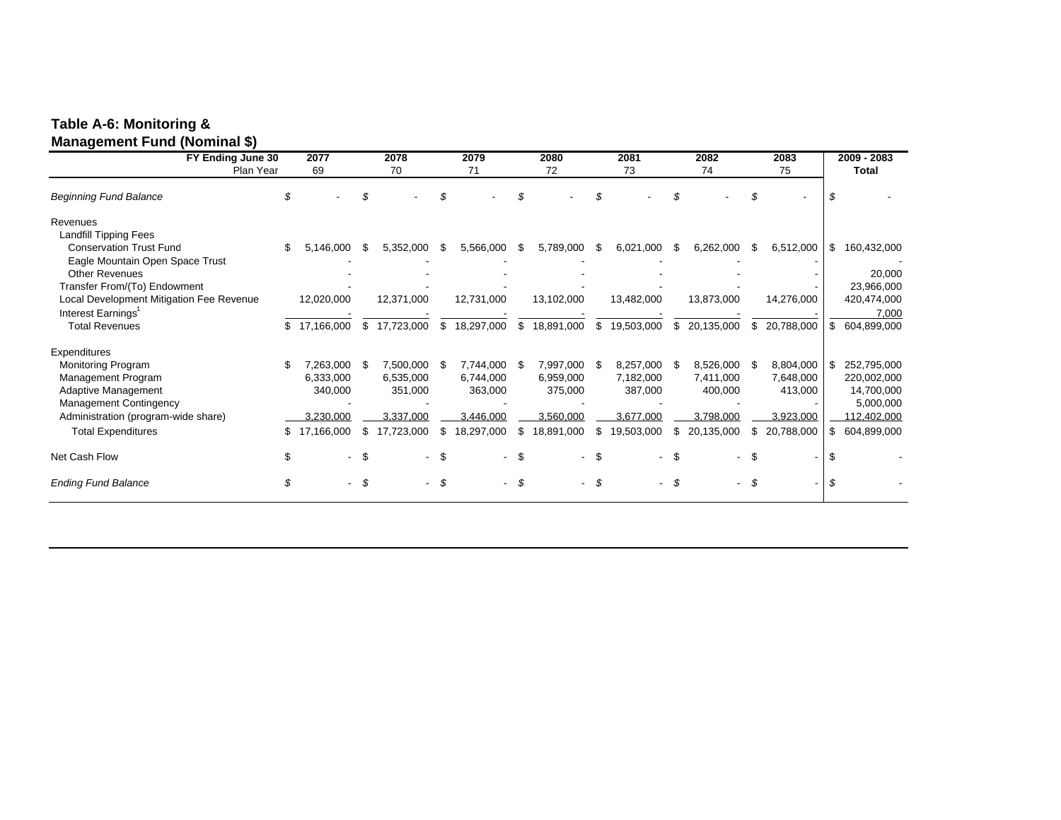**Table A-6: Monitoring & Management Fund (Nominal $)**

| FY Ending June 30 | 2077 | 2078 | 2079 | 2080 | 2081 | 2082 | 2083 | 2009 - 2083 |
|---|---|---|---|---|---|---|---|---|
| Plan Year | 69 | 70 | 71 | 72 | 73 | 74 | 75 | Total |
| *Beginning Fund Balance* | *$ -* | *$ -* | *$ -* | *$ -* | *$ -* | *$ -* | *$ -* | *$ -* |
| Revenues | | | | | | | | |
| Landfill Tipping Fees | | | | | | | | |
| Conservation Trust Fund | $ 5,146,000 | $ 5,352,000 | $ 5,566,000 | $ 5,789,000 | $ 6,021,000 | $ 6,262,000 | $ 6,512,000 | $ 160,432,000 |
| Eagle Mountain Open Space Trust | - | - | - | - | - | - | - | - |
| Other Revenues | - | - | - | - | - | - | - | 20,000 |
| Transfer From/(To) Endowment | - | - | - | - | - | - | - | 23,966,000 |
| Local Development Mitigation Fee Revenue | 12,020,000 | 12,371,000 | 12,731,000 | 13,102,000 | 13,482,000 | 13,873,000 | 14,276,000 | 420,474,000 |
| Interest Earnings[1] | - | - | - | - | - | - | - | 7,000 |
| Total Revenues | $ 17,166,000 | $ 17,723,000 | $ 18,297,000 | $ 18,891,000 | $ 19,503,000 | $ 20,135,000 | $ 20,788,000 | $ 604,899,000 |
| Expenditures | | | | | | | | |
| Monitoring Program | $ 7,263,000 | $ 7,500,000 | $ 7,744,000 | $ 7,997,000 | $ 8,257,000 | $ 8,526,000 | $ 8,804,000 | $ 252,795,000 |
| Management Program | 6,333,000 | 6,535,000 | 6,744,000 | 6,959,000 | 7,182,000 | 7,411,000 | 7,648,000 | 220,002,000 |
| Adaptive Management | 340,000 | 351,000 | 363,000 | 375,000 | 387,000 | 400,000 | 413,000 | 14,700,000 |
| Management Contingency | - | - | - | - | - | - | - | 5,000,000 |
| Administration (program-wide share) | 3,230,000 | 3,337,000 | 3,446,000 | 3,560,000 | 3,677,000 | 3,798,000 | 3,923,000 | 112,402,000 |
| Total Expenditures | $ 17,166,000 | $ 17,723,000 | $ 18,297,000 | $ 18,891,000 | $ 19,503,000 | $ 20,135,000 | $ 20,788,000 | $ 604,899,000 |
| Net Cash Flow | $ - | $ - | $ - | $ - | $ - | $ - | $ - | $ - |
| *Ending Fund Balance* | *$ -* | *$ -* | *$ -* | *$ -* | *$ -* | *$ -* | *$ -* | *$ -* |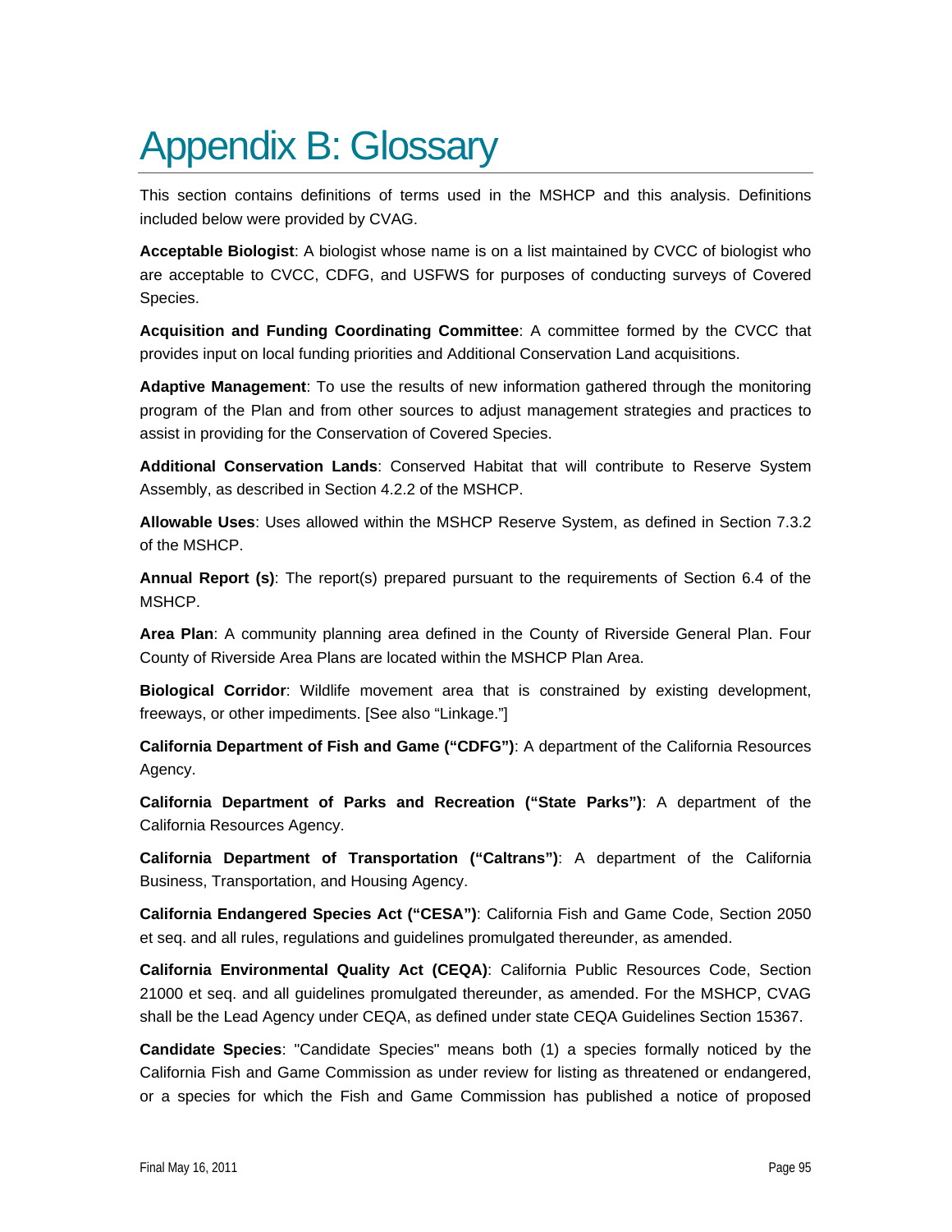# Appendix B: Glossary

This section contains definitions of terms used in the MSHCP and this analysis. Definitions included below were provided by CVAG.

**Acceptable Biologist**: A biologist whose name is on a list maintained by CVCC of biologist who are acceptable to CVCC, CDFG, and USFWS for purposes of conducting surveys of Covered Species.

**Acquisition and Funding Coordinating Committee**: A committee formed by the CVCC that provides input on local funding priorities and Additional Conservation Land acquisitions.

**Adaptive Management**: To use the results of new information gathered through the monitoring program of the Plan and from other sources to adjust management strategies and practices to assist in providing for the Conservation of Covered Species.

**Additional Conservation Lands**: Conserved Habitat that will contribute to Reserve System Assembly, as described in Section 4.2.2 of the MSHCP.

**Allowable Uses**: Uses allowed within the MSHCP Reserve System, as defined in Section 7.3.2 of the MSHCP.

**Annual Report (s)**: The report(s) prepared pursuant to the requirements of Section 6.4 of the MSHCP.

**Area Plan**: A community planning area defined in the County of Riverside General Plan. Four County of Riverside Area Plans are located within the MSHCP Plan Area.

**Biological Corridor**: Wildlife movement area that is constrained by existing development, freeways, or other impediments. [See also "Linkage."]

**California Department of Fish and Game ("CDFG")**: A department of the California Resources Agency.

**California Department of Parks and Recreation ("State Parks")**: A department of the California Resources Agency.

**California Department of Transportation ("Caltrans")**: A department of the California Business, Transportation, and Housing Agency.

**California Endangered Species Act ("CESA")**: California Fish and Game Code, Section 2050 et seq. and all rules, regulations and guidelines promulgated thereunder, as amended.

**California Environmental Quality Act (CEQA)**: California Public Resources Code, Section 21000 et seq. and all guidelines promulgated thereunder, as amended. For the MSHCP, CVAG shall be the Lead Agency under CEQA, as defined under state CEQA Guidelines Section 15367.

**Candidate Species**: "Candidate Species" means both (1) a species formally noticed by the California Fish and Game Commission as under review for listing as threatened or endangered, or a species for which the Fish and Game Commission has published a notice of proposed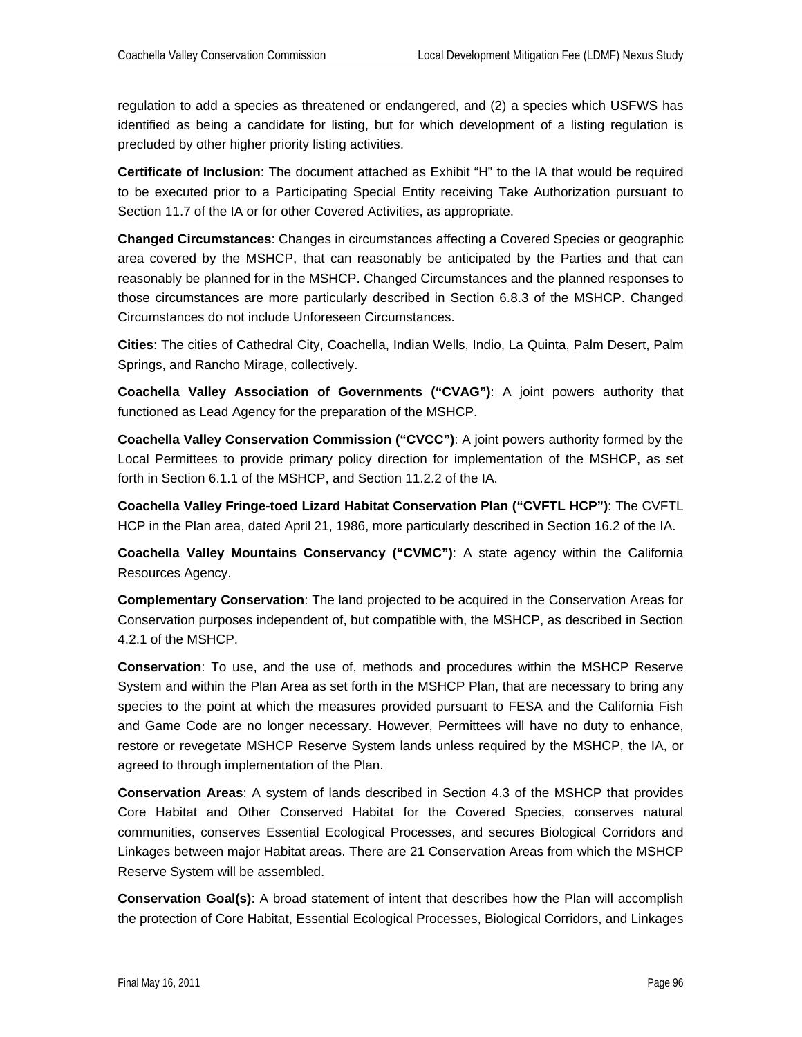regulation to add a species as threatened or endangered, and (2) a species which USFWS has identified as being a candidate for listing, but for which development of a listing regulation is precluded by other higher priority listing activities.

**Certificate of Inclusion**: The document attached as Exhibit "H" to the IA that would be required to be executed prior to a Participating Special Entity receiving Take Authorization pursuant to Section 11.7 of the IA or for other Covered Activities, as appropriate.

**Changed Circumstances**: Changes in circumstances affecting a Covered Species or geographic area covered by the MSHCP, that can reasonably be anticipated by the Parties and that can reasonably be planned for in the MSHCP. Changed Circumstances and the planned responses to those circumstances are more particularly described in Section 6.8.3 of the MSHCP. Changed Circumstances do not include Unforeseen Circumstances.

**Cities**: The cities of Cathedral City, Coachella, Indian Wells, Indio, La Quinta, Palm Desert, Palm Springs, and Rancho Mirage, collectively.

**Coachella Valley Association of Governments ("CVAG")**: A joint powers authority that functioned as Lead Agency for the preparation of the MSHCP.

**Coachella Valley Conservation Commission ("CVCC")**: A joint powers authority formed by the Local Permittees to provide primary policy direction for implementation of the MSHCP, as set forth in Section 6.1.1 of the MSHCP, and Section 11.2.2 of the IA.

**Coachella Valley Fringe-toed Lizard Habitat Conservation Plan ("CVFTL HCP")**: The CVFTL HCP in the Plan area, dated April 21, 1986, more particularly described in Section 16.2 of the IA.

**Coachella Valley Mountains Conservancy ("CVMC")**: A state agency within the California Resources Agency.

**Complementary Conservation**: The land projected to be acquired in the Conservation Areas for Conservation purposes independent of, but compatible with, the MSHCP, as described in Section 4.2.1 of the MSHCP.

**Conservation**: To use, and the use of, methods and procedures within the MSHCP Reserve System and within the Plan Area as set forth in the MSHCP Plan, that are necessary to bring any species to the point at which the measures provided pursuant to FESA and the California Fish and Game Code are no longer necessary. However, Permittees will have no duty to enhance, restore or revegetate MSHCP Reserve System lands unless required by the MSHCP, the IA, or agreed to through implementation of the Plan.

**Conservation Areas**: A system of lands described in Section 4.3 of the MSHCP that provides Core Habitat and Other Conserved Habitat for the Covered Species, conserves natural communities, conserves Essential Ecological Processes, and secures Biological Corridors and Linkages between major Habitat areas. There are 21 Conservation Areas from which the MSHCP Reserve System will be assembled.

**Conservation Goal(s)**: A broad statement of intent that describes how the Plan will accomplish the protection of Core Habitat, Essential Ecological Processes, Biological Corridors, and Linkages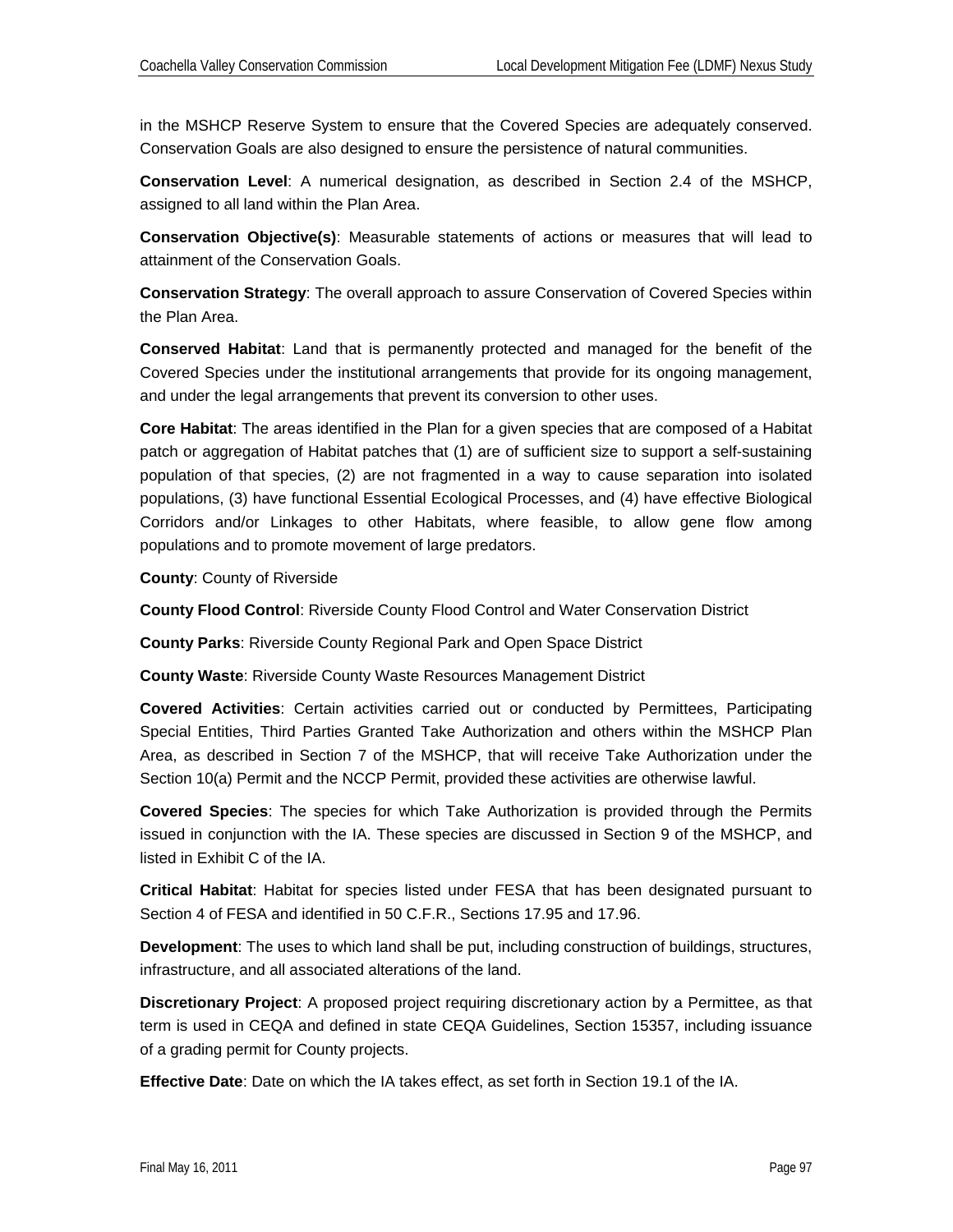in the MSHCP Reserve System to ensure that the Covered Species are adequately conserved. Conservation Goals are also designed to ensure the persistence of natural communities.

**Conservation Level**: A numerical designation, as described in Section 2.4 of the MSHCP, assigned to all land within the Plan Area.

**Conservation Objective(s)**: Measurable statements of actions or measures that will lead to attainment of the Conservation Goals.

**Conservation Strategy**: The overall approach to assure Conservation of Covered Species within the Plan Area.

**Conserved Habitat**: Land that is permanently protected and managed for the benefit of the Covered Species under the institutional arrangements that provide for its ongoing management, and under the legal arrangements that prevent its conversion to other uses.

**Core Habitat**: The areas identified in the Plan for a given species that are composed of a Habitat patch or aggregation of Habitat patches that (1) are of sufficient size to support a self-sustaining population of that species, (2) are not fragmented in a way to cause separation into isolated populations, (3) have functional Essential Ecological Processes, and (4) have effective Biological Corridors and/or Linkages to other Habitats, where feasible, to allow gene flow among populations and to promote movement of large predators.

**County**: County of Riverside

**County Flood Control**: Riverside County Flood Control and Water Conservation District

**County Parks**: Riverside County Regional Park and Open Space District

**County Waste**: Riverside County Waste Resources Management District

**Covered Activities**: Certain activities carried out or conducted by Permittees, Participating Special Entities, Third Parties Granted Take Authorization and others within the MSHCP Plan Area, as described in Section 7 of the MSHCP, that will receive Take Authorization under the Section 10(a) Permit and the NCCP Permit, provided these activities are otherwise lawful.

**Covered Species**: The species for which Take Authorization is provided through the Permits issued in conjunction with the IA. These species are discussed in Section 9 of the MSHCP, and listed in Exhibit C of the IA.

**Critical Habitat**: Habitat for species listed under FESA that has been designated pursuant to Section 4 of FESA and identified in 50 C.F.R., Sections 17.95 and 17.96.

**Development**: The uses to which land shall be put, including construction of buildings, structures, infrastructure, and all associated alterations of the land.

**Discretionary Project**: A proposed project requiring discretionary action by a Permittee, as that term is used in CEQA and defined in state CEQA Guidelines, Section 15357, including issuance of a grading permit for County projects.

**Effective Date**: Date on which the IA takes effect, as set forth in Section 19.1 of the IA.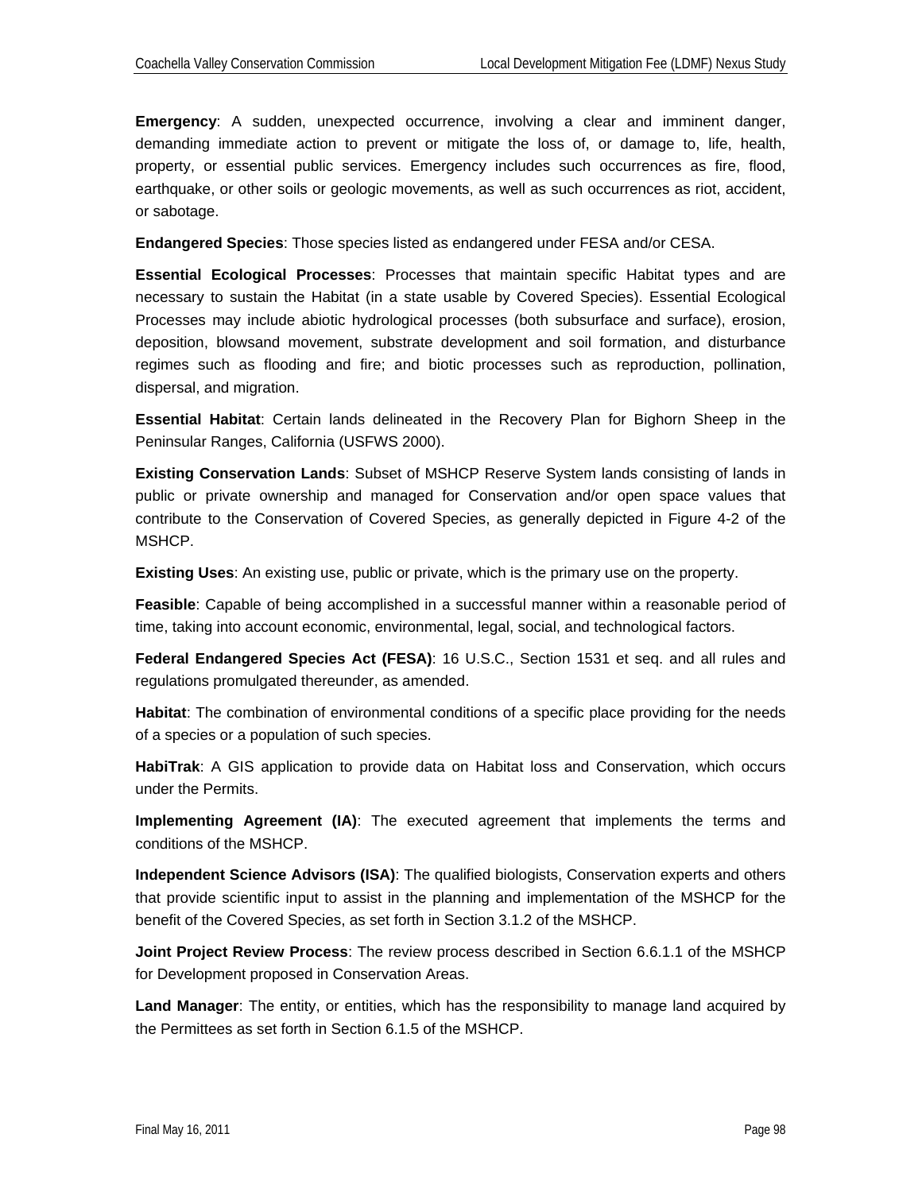**Emergency**: A sudden, unexpected occurrence, involving a clear and imminent danger, demanding immediate action to prevent or mitigate the loss of, or damage to, life, health, property, or essential public services. Emergency includes such occurrences as fire, flood, earthquake, or other soils or geologic movements, as well as such occurrences as riot, accident, or sabotage.

**Endangered Species**: Those species listed as endangered under FESA and/or CESA.

**Essential Ecological Processes**: Processes that maintain specific Habitat types and are necessary to sustain the Habitat (in a state usable by Covered Species). Essential Ecological Processes may include abiotic hydrological processes (both subsurface and surface), erosion, deposition, blowsand movement, substrate development and soil formation, and disturbance regimes such as flooding and fire; and biotic processes such as reproduction, pollination, dispersal, and migration.

**Essential Habitat**: Certain lands delineated in the Recovery Plan for Bighorn Sheep in the Peninsular Ranges, California (USFWS 2000).

**Existing Conservation Lands**: Subset of MSHCP Reserve System lands consisting of lands in public or private ownership and managed for Conservation and/or open space values that contribute to the Conservation of Covered Species, as generally depicted in Figure 4-2 of the MSHCP.

**Existing Uses**: An existing use, public or private, which is the primary use on the property.

**Feasible**: Capable of being accomplished in a successful manner within a reasonable period of time, taking into account economic, environmental, legal, social, and technological factors.

**Federal Endangered Species Act (FESA)**: 16 U.S.C., Section 1531 et seq. and all rules and regulations promulgated thereunder, as amended.

**Habitat**: The combination of environmental conditions of a specific place providing for the needs of a species or a population of such species.

**HabiTrak**: A GIS application to provide data on Habitat loss and Conservation, which occurs under the Permits.

**Implementing Agreement (IA)**: The executed agreement that implements the terms and conditions of the MSHCP.

**Independent Science Advisors (ISA)**: The qualified biologists, Conservation experts and others that provide scientific input to assist in the planning and implementation of the MSHCP for the benefit of the Covered Species, as set forth in Section 3.1.2 of the MSHCP.

**Joint Project Review Process**: The review process described in Section 6.6.1.1 of the MSHCP for Development proposed in Conservation Areas.

**Land Manager**: The entity, or entities, which has the responsibility to manage land acquired by the Permittees as set forth in Section 6.1.5 of the MSHCP.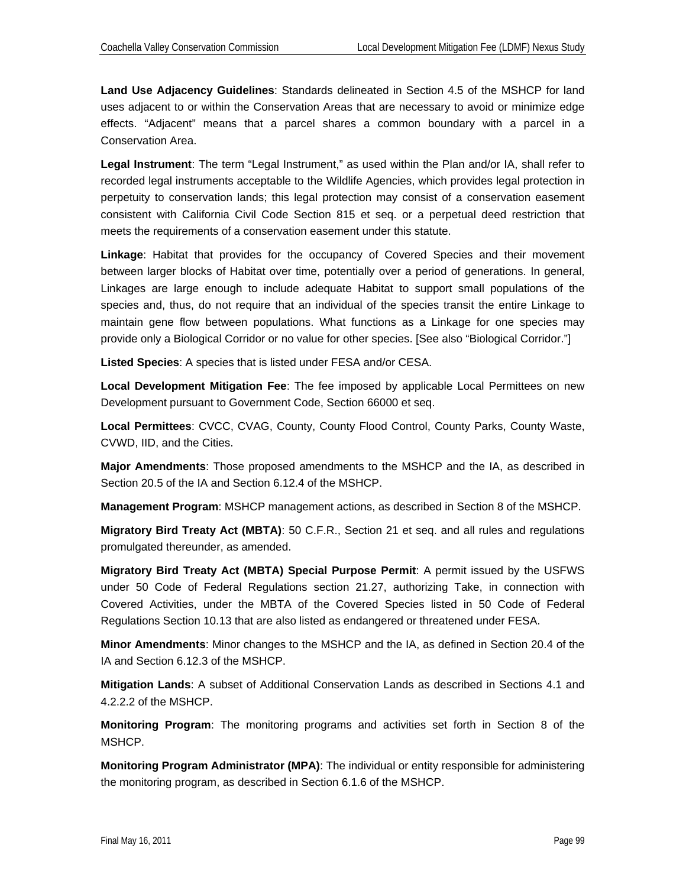**Land Use Adjacency Guidelines**: Standards delineated in Section 4.5 of the MSHCP for land uses adjacent to or within the Conservation Areas that are necessary to avoid or minimize edge effects. "Adjacent" means that a parcel shares a common boundary with a parcel in a Conservation Area.

**Legal Instrument**: The term "Legal Instrument," as used within the Plan and/or IA, shall refer to recorded legal instruments acceptable to the Wildlife Agencies, which provides legal protection in perpetuity to conservation lands; this legal protection may consist of a conservation easement consistent with California Civil Code Section 815 et seq. or a perpetual deed restriction that meets the requirements of a conservation easement under this statute.

**Linkage**: Habitat that provides for the occupancy of Covered Species and their movement between larger blocks of Habitat over time, potentially over a period of generations. In general, Linkages are large enough to include adequate Habitat to support small populations of the species and, thus, do not require that an individual of the species transit the entire Linkage to maintain gene flow between populations. What functions as a Linkage for one species may provide only a Biological Corridor or no value for other species. [See also "Biological Corridor."]

**Listed Species**: A species that is listed under FESA and/or CESA.

**Local Development Mitigation Fee**: The fee imposed by applicable Local Permittees on new Development pursuant to Government Code, Section 66000 et seq.

**Local Permittees**: CVCC, CVAG, County, County Flood Control, County Parks, County Waste, CVWD, IID, and the Cities.

**Major Amendments**: Those proposed amendments to the MSHCP and the IA, as described in Section 20.5 of the IA and Section 6.12.4 of the MSHCP.

**Management Program**: MSHCP management actions, as described in Section 8 of the MSHCP.

**Migratory Bird Treaty Act (MBTA)**: 50 C.F.R., Section 21 et seq. and all rules and regulations promulgated thereunder, as amended.

**Migratory Bird Treaty Act (MBTA) Special Purpose Permit**: A permit issued by the USFWS under 50 Code of Federal Regulations section 21.27, authorizing Take, in connection with Covered Activities, under the MBTA of the Covered Species listed in 50 Code of Federal Regulations Section 10.13 that are also listed as endangered or threatened under FESA.

**Minor Amendments**: Minor changes to the MSHCP and the IA, as defined in Section 20.4 of the IA and Section 6.12.3 of the MSHCP.

**Mitigation Lands**: A subset of Additional Conservation Lands as described in Sections 4.1 and 4.2.2.2 of the MSHCP.

**Monitoring Program**: The monitoring programs and activities set forth in Section 8 of the MSHCP.

**Monitoring Program Administrator (MPA)**: The individual or entity responsible for administering the monitoring program, as described in Section 6.1.6 of the MSHCP.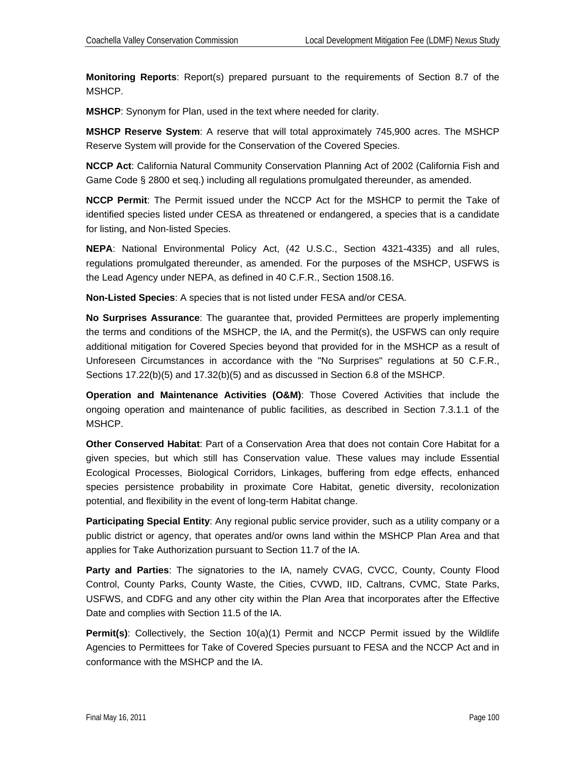**Monitoring Reports**: Report(s) prepared pursuant to the requirements of Section 8.7 of the MSHCP.

**MSHCP**: Synonym for Plan, used in the text where needed for clarity.

**MSHCP Reserve System**: A reserve that will total approximately 745,900 acres. The MSHCP Reserve System will provide for the Conservation of the Covered Species.

**NCCP Act**: California Natural Community Conservation Planning Act of 2002 (California Fish and Game Code § 2800 et seq.) including all regulations promulgated thereunder, as amended.

**NCCP Permit**: The Permit issued under the NCCP Act for the MSHCP to permit the Take of identified species listed under CESA as threatened or endangered, a species that is a candidate for listing, and Non-listed Species.

**NEPA**: National Environmental Policy Act, (42 U.S.C., Section 4321-4335) and all rules, regulations promulgated thereunder, as amended. For the purposes of the MSHCP, USFWS is the Lead Agency under NEPA, as defined in 40 C.F.R., Section 1508.16.

**Non-Listed Species**: A species that is not listed under FESA and/or CESA.

**No Surprises Assurance**: The guarantee that, provided Permittees are properly implementing the terms and conditions of the MSHCP, the IA, and the Permit(s), the USFWS can only require additional mitigation for Covered Species beyond that provided for in the MSHCP as a result of Unforeseen Circumstances in accordance with the "No Surprises" regulations at 50 C.F.R., Sections 17.22(b)(5) and 17.32(b)(5) and as discussed in Section 6.8 of the MSHCP.

**Operation and Maintenance Activities (O&M)**: Those Covered Activities that include the ongoing operation and maintenance of public facilities, as described in Section 7.3.1.1 of the MSHCP.

**Other Conserved Habitat**: Part of a Conservation Area that does not contain Core Habitat for a given species, but which still has Conservation value. These values may include Essential Ecological Processes, Biological Corridors, Linkages, buffering from edge effects, enhanced species persistence probability in proximate Core Habitat, genetic diversity, recolonization potential, and flexibility in the event of long-term Habitat change.

**Participating Special Entity**: Any regional public service provider, such as a utility company or a public district or agency, that operates and/or owns land within the MSHCP Plan Area and that applies for Take Authorization pursuant to Section 11.7 of the IA.

**Party and Parties**: The signatories to the IA, namely CVAG, CVCC, County, County Flood Control, County Parks, County Waste, the Cities, CVWD, IID, Caltrans, CVMC, State Parks, USFWS, and CDFG and any other city within the Plan Area that incorporates after the Effective Date and complies with Section 11.5 of the IA.

**Permit(s)**: Collectively, the Section 10(a)(1) Permit and NCCP Permit issued by the Wildlife Agencies to Permittees for Take of Covered Species pursuant to FESA and the NCCP Act and in conformance with the MSHCP and the IA.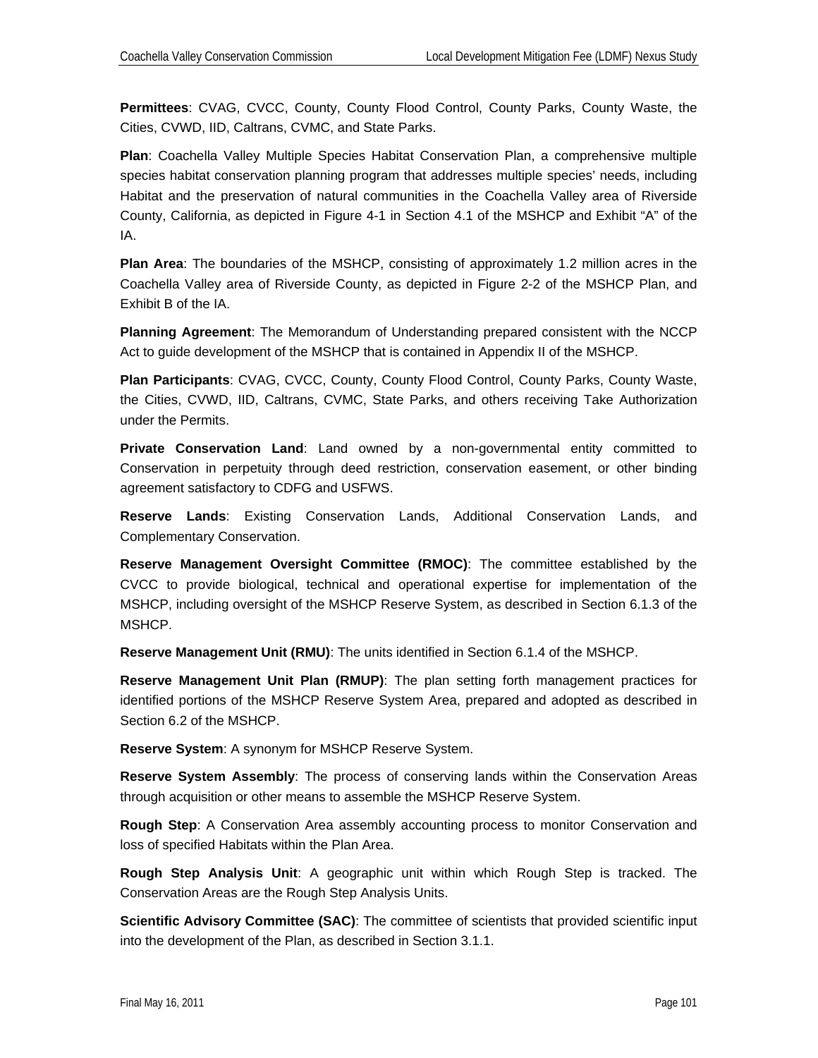**Permittees**: CVAG, CVCC, County, County Flood Control, County Parks, County Waste, the Cities, CVWD, IID, Caltrans, CVMC, and State Parks.

**Plan**: Coachella Valley Multiple Species Habitat Conservation Plan, a comprehensive multiple species habitat conservation planning program that addresses multiple species' needs, including Habitat and the preservation of natural communities in the Coachella Valley area of Riverside County, California, as depicted in Figure 4-1 in Section 4.1 of the MSHCP and Exhibit "A" of the IA.

**Plan Area**: The boundaries of the MSHCP, consisting of approximately 1.2 million acres in the Coachella Valley area of Riverside County, as depicted in Figure 2-2 of the MSHCP Plan, and Exhibit B of the IA.

**Planning Agreement**: The Memorandum of Understanding prepared consistent with the NCCP Act to guide development of the MSHCP that is contained in Appendix II of the MSHCP.

**Plan Participants**: CVAG, CVCC, County, County Flood Control, County Parks, County Waste, the Cities, CVWD, IID, Caltrans, CVMC, State Parks, and others receiving Take Authorization under the Permits.

**Private Conservation Land**: Land owned by a non-governmental entity committed to Conservation in perpetuity through deed restriction, conservation easement, or other binding agreement satisfactory to CDFG and USFWS.

**Reserve Lands**: Existing Conservation Lands, Additional Conservation Lands, and Complementary Conservation.

**Reserve Management Oversight Committee (RMOC)**: The committee established by the CVCC to provide biological, technical and operational expertise for implementation of the MSHCP, including oversight of the MSHCP Reserve System, as described in Section 6.1.3 of the MSHCP.

**Reserve Management Unit (RMU)**: The units identified in Section 6.1.4 of the MSHCP.

**Reserve Management Unit Plan (RMUP)**: The plan setting forth management practices for identified portions of the MSHCP Reserve System Area, prepared and adopted as described in Section 6.2 of the MSHCP.

**Reserve System**: A synonym for MSHCP Reserve System.

**Reserve System Assembly**: The process of conserving lands within the Conservation Areas through acquisition or other means to assemble the MSHCP Reserve System.

**Rough Step**: A Conservation Area assembly accounting process to monitor Conservation and loss of specified Habitats within the Plan Area.

**Rough Step Analysis Unit**: A geographic unit within which Rough Step is tracked. The Conservation Areas are the Rough Step Analysis Units.

**Scientific Advisory Committee (SAC)**: The committee of scientists that provided scientific input into the development of the Plan, as described in Section 3.1.1.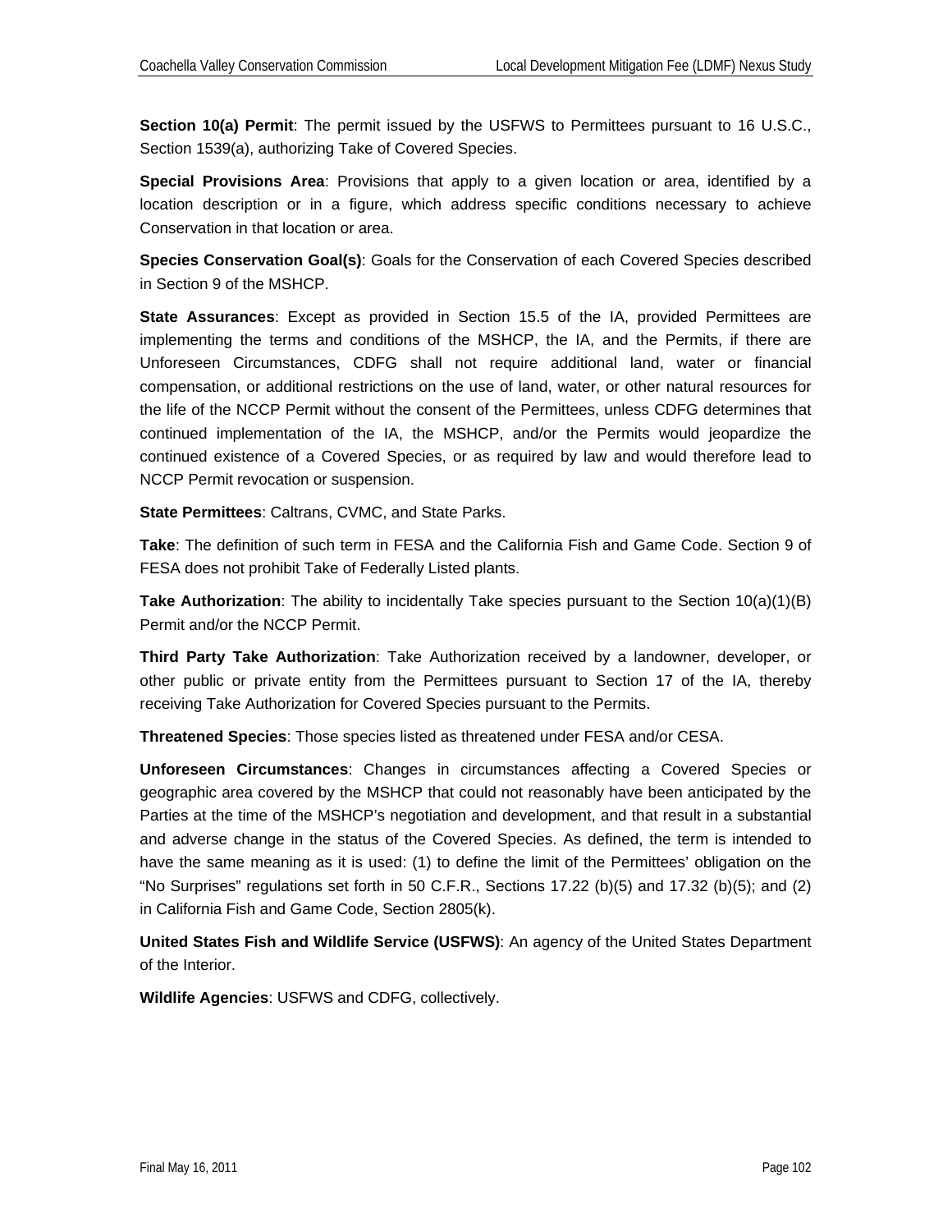**Section 10(a) Permit**: The permit issued by the USFWS to Permittees pursuant to 16 U.S.C., Section 1539(a), authorizing Take of Covered Species.

**Special Provisions Area**: Provisions that apply to a given location or area, identified by a location description or in a figure, which address specific conditions necessary to achieve Conservation in that location or area.

**Species Conservation Goal(s)**: Goals for the Conservation of each Covered Species described in Section 9 of the MSHCP.

**State Assurances**: Except as provided in Section 15.5 of the IA, provided Permittees are implementing the terms and conditions of the MSHCP, the IA, and the Permits, if there are Unforeseen Circumstances, CDFG shall not require additional land, water or financial compensation, or additional restrictions on the use of land, water, or other natural resources for the life of the NCCP Permit without the consent of the Permittees, unless CDFG determines that continued implementation of the IA, the MSHCP, and/or the Permits would jeopardize the continued existence of a Covered Species, or as required by law and would therefore lead to NCCP Permit revocation or suspension.

**State Permittees**: Caltrans, CVMC, and State Parks.

**Take**: The definition of such term in FESA and the California Fish and Game Code. Section 9 of FESA does not prohibit Take of Federally Listed plants.

**Take Authorization**: The ability to incidentally Take species pursuant to the Section 10(a)(1)(B) Permit and/or the NCCP Permit.

**Third Party Take Authorization**: Take Authorization received by a landowner, developer, or other public or private entity from the Permittees pursuant to Section 17 of the IA, thereby receiving Take Authorization for Covered Species pursuant to the Permits.

**Threatened Species**: Those species listed as threatened under FESA and/or CESA.

**Unforeseen Circumstances**: Changes in circumstances affecting a Covered Species or geographic area covered by the MSHCP that could not reasonably have been anticipated by the Parties at the time of the MSHCP's negotiation and development, and that result in a substantial and adverse change in the status of the Covered Species. As defined, the term is intended to have the same meaning as it is used: (1) to define the limit of the Permittees' obligation on the "No Surprises" regulations set forth in 50 C.F.R., Sections 17.22 (b)(5) and 17.32 (b)(5); and (2) in California Fish and Game Code, Section 2805(k).

**United States Fish and Wildlife Service (USFWS)**: An agency of the United States Department of the Interior.

**Wildlife Agencies**: USFWS and CDFG, collectively.